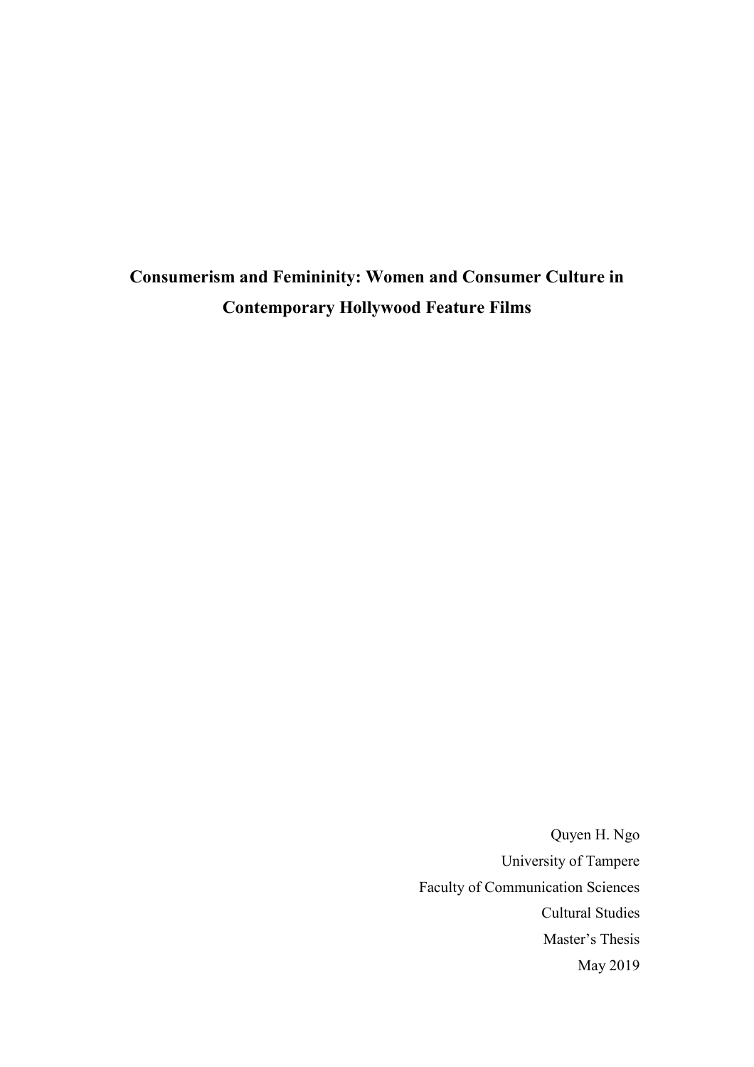# Consumerism and Femininity: Women and Consumer Culture in Contemporary Hollywood Feature Films

Quyen H. Ngo

University of Tampere

Faculty of Communication Sciences

Cultural Studies

Master's Thesis

May 2019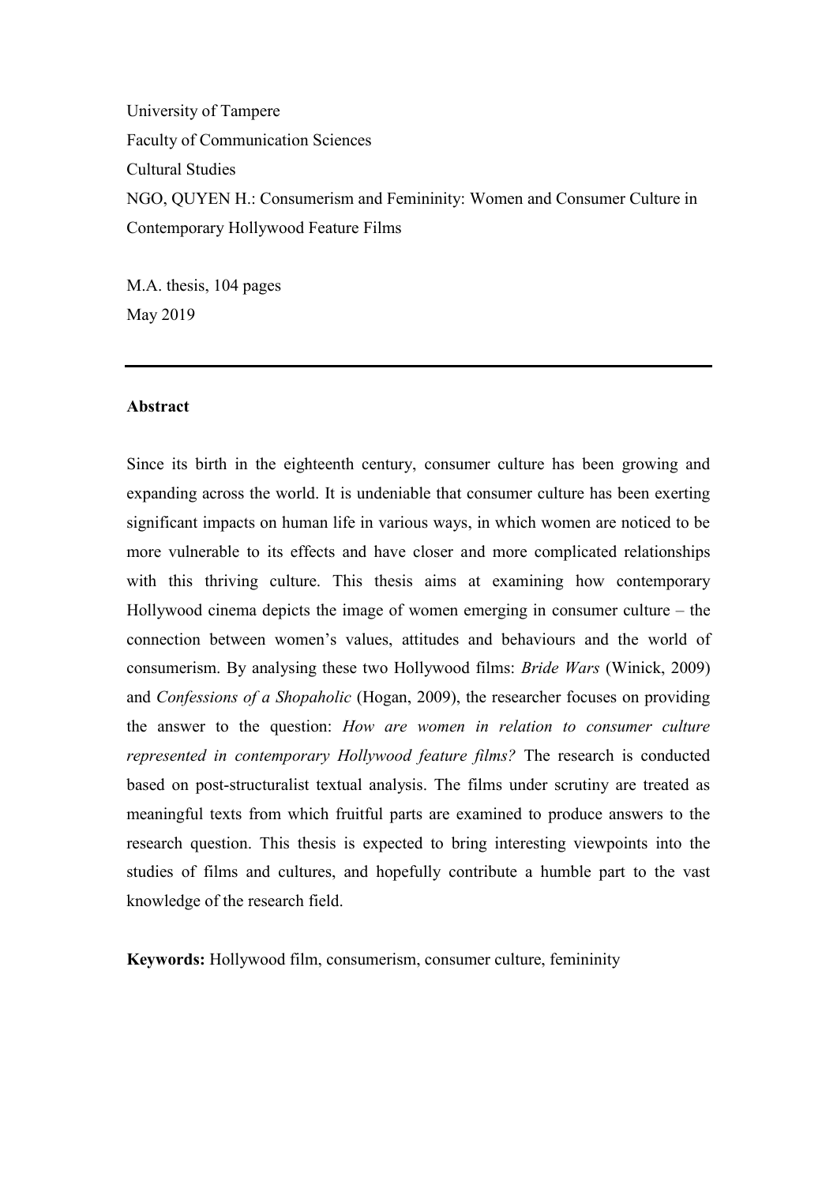University of Tampere

Faculty of Communication Sciences

Cultural Studies

NGO, QUYEN H.: Consumerism and Femininity: Women and Consumer Culture in Contemporary Hollywood Feature Films

M.A. thesis, 104 pages

May 2019

---

**Abstract**

Since its birth in the eighteenth century, consumer culture has been growing and expanding across the world. It is undeniable that consumer culture has been exerting significant impacts on human life in various ways, in which women are noticed to be more vulnerable to its effects and have closer and more complicated relationships with this thriving culture. This thesis aims at examining how contemporary Hollywood cinema depicts the image of women emerging in consumer culture – the connection between women's values, attitudes and behaviours and the world of consumerism. By analysing these two Hollywood films: *Bride Wars* (Winick, 2009) and *Confessions of a Shopaholic* (Hogan, 2009), the researcher focuses on providing the answer to the question: *How are women in relation to consumer culture represented in contemporary Hollywood feature films?* The research is conducted based on post-structuralist textual analysis. The films under scrutiny are treated as meaningful texts from which fruitful parts are examined to produce answers to the research question. This thesis is expected to bring interesting viewpoints into the studies of films and cultures, and hopefully contribute a humble part to the vast knowledge of the research field.

**Keywords:** Hollywood film, consumerism, consumer culture, femininity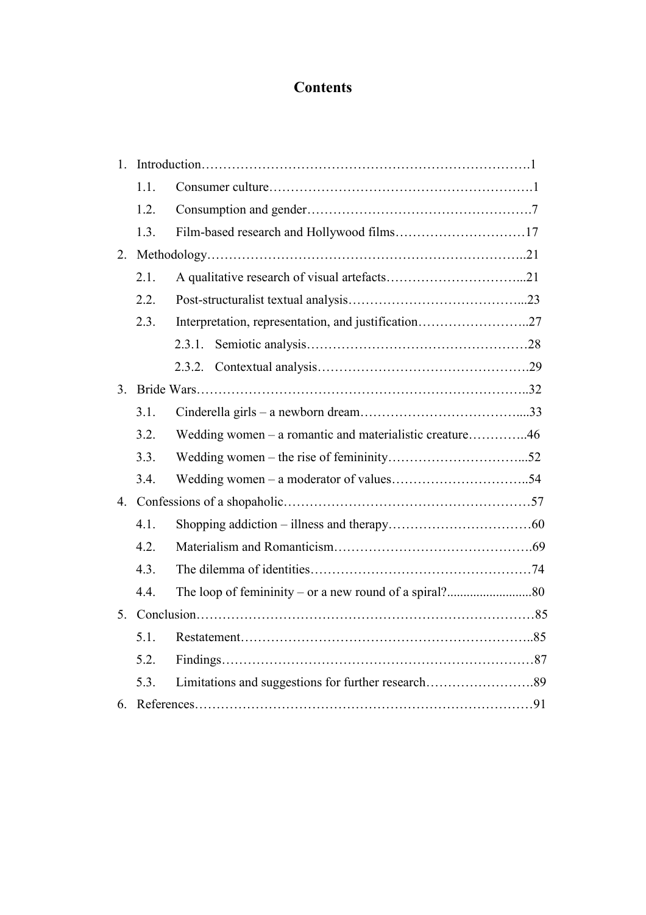# Contents

1. Introduction……………………………………………………………………….1
   - 1.1. Consumer culture…………………………………………………….1
   - 1.2. Consumption and gender…………………………………………….7
   - 1.3. Film-based research and Hollywood films…………………………17
2. Methodology……………………………………………………………………..21
   - 2.1. A qualitative research of visual artefacts…………………………...21
   - 2.2. Post-structuralist textual analysis…………………………………...23
   - 2.3. Interpretation, representation, and justification……………………..27
     - 2.3.1. Semiotic analysis…………………………………………….28
     - 2.3.2. Contextual analysis………………………………………….29
3. Bride Wars………………………………………………………………………..32
   - 3.1. Cinderella girls – a newborn dream……………………………….....33
   - 3.2. Wedding women – a romantic and materialistic creature…………..46
   - 3.3. Wedding women – the rise of femininity…………………………...52
   - 3.4. Wedding women – a moderator of values…………………………..54
4. Confessions of a shopaholic……………………………………………………57
   - 4.1. Shopping addiction – illness and therapy……………………………60
   - 4.2. Materialism and Romanticism……………………………………….69
   - 4.3. The dilemma of identities……………………………………………74
   - 4.4. The loop of femininity – or a new round of a spiral?.........................80
5. Conclusion……………………………………………………………………….85
   - 5.1. Restatement…………………………………………………………..85
   - 5.2. Findings……………………………………………………………….87
   - 5.3. Limitations and suggestions for further research…………………….89
6. References……………………………………………………………………….91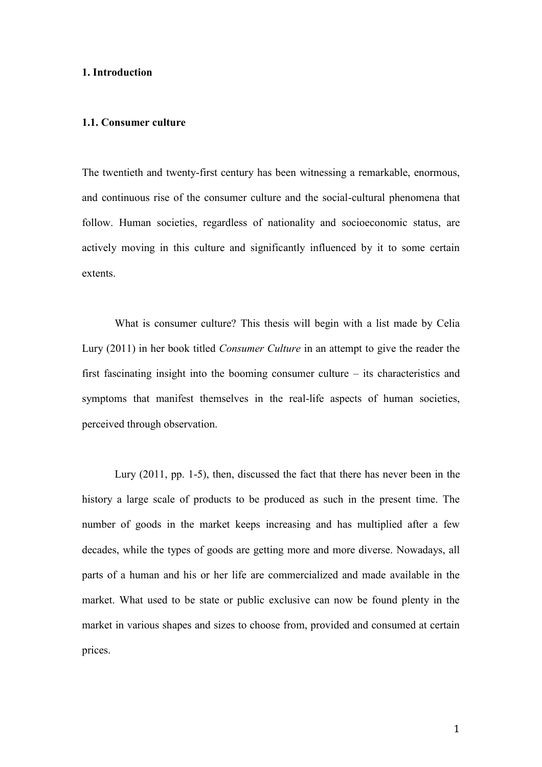# 1. Introduction

## 1.1. Consumer culture

The twentieth and twenty-first century has been witnessing a remarkable, enormous, and continuous rise of the consumer culture and the social-cultural phenomena that follow. Human societies, regardless of nationality and socioeconomic status, are actively moving in this culture and significantly influenced by it to some certain extents.

What is consumer culture? This thesis will begin with a list made by Celia Lury (2011) in her book titled *Consumer Culture* in an attempt to give the reader the first fascinating insight into the booming consumer culture – its characteristics and symptoms that manifest themselves in the real-life aspects of human societies, perceived through observation.

Lury (2011, pp. 1-5), then, discussed the fact that there has never been in the history a large scale of products to be produced as such in the present time. The number of goods in the market keeps increasing and has multiplied after a few decades, while the types of goods are getting more and more diverse. Nowadays, all parts of a human and his or her life are commercialized and made available in the market. What used to be state or public exclusive can now be found plenty in the market in various shapes and sizes to choose from, provided and consumed at certain prices.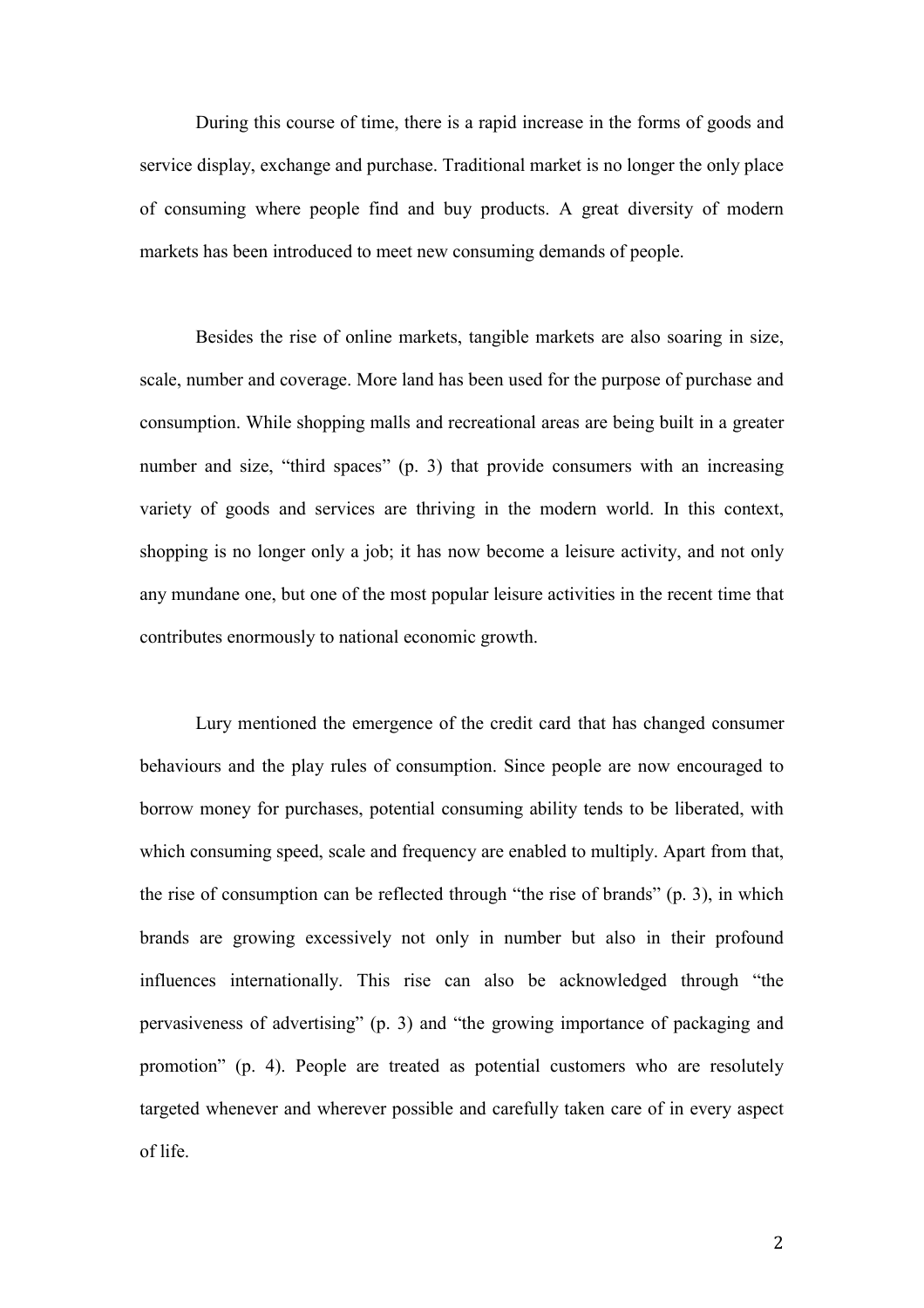During this course of time, there is a rapid increase in the forms of goods and service display, exchange and purchase. Traditional market is no longer the only place of consuming where people find and buy products. A great diversity of modern markets has been introduced to meet new consuming demands of people.

Besides the rise of online markets, tangible markets are also soaring in size, scale, number and coverage. More land has been used for the purpose of purchase and consumption. While shopping malls and recreational areas are being built in a greater number and size, "third spaces" (p. 3) that provide consumers with an increasing variety of goods and services are thriving in the modern world. In this context, shopping is no longer only a job; it has now become a leisure activity, and not only any mundane one, but one of the most popular leisure activities in the recent time that contributes enormously to national economic growth.

Lury mentioned the emergence of the credit card that has changed consumer behaviours and the play rules of consumption. Since people are now encouraged to borrow money for purchases, potential consuming ability tends to be liberated, with which consuming speed, scale and frequency are enabled to multiply. Apart from that, the rise of consumption can be reflected through "the rise of brands" (p. 3), in which brands are growing excessively not only in number but also in their profound influences internationally. This rise can also be acknowledged through "the pervasiveness of advertising" (p. 3) and "the growing importance of packaging and promotion" (p. 4). People are treated as potential customers who are resolutely targeted whenever and wherever possible and carefully taken care of in every aspect of life.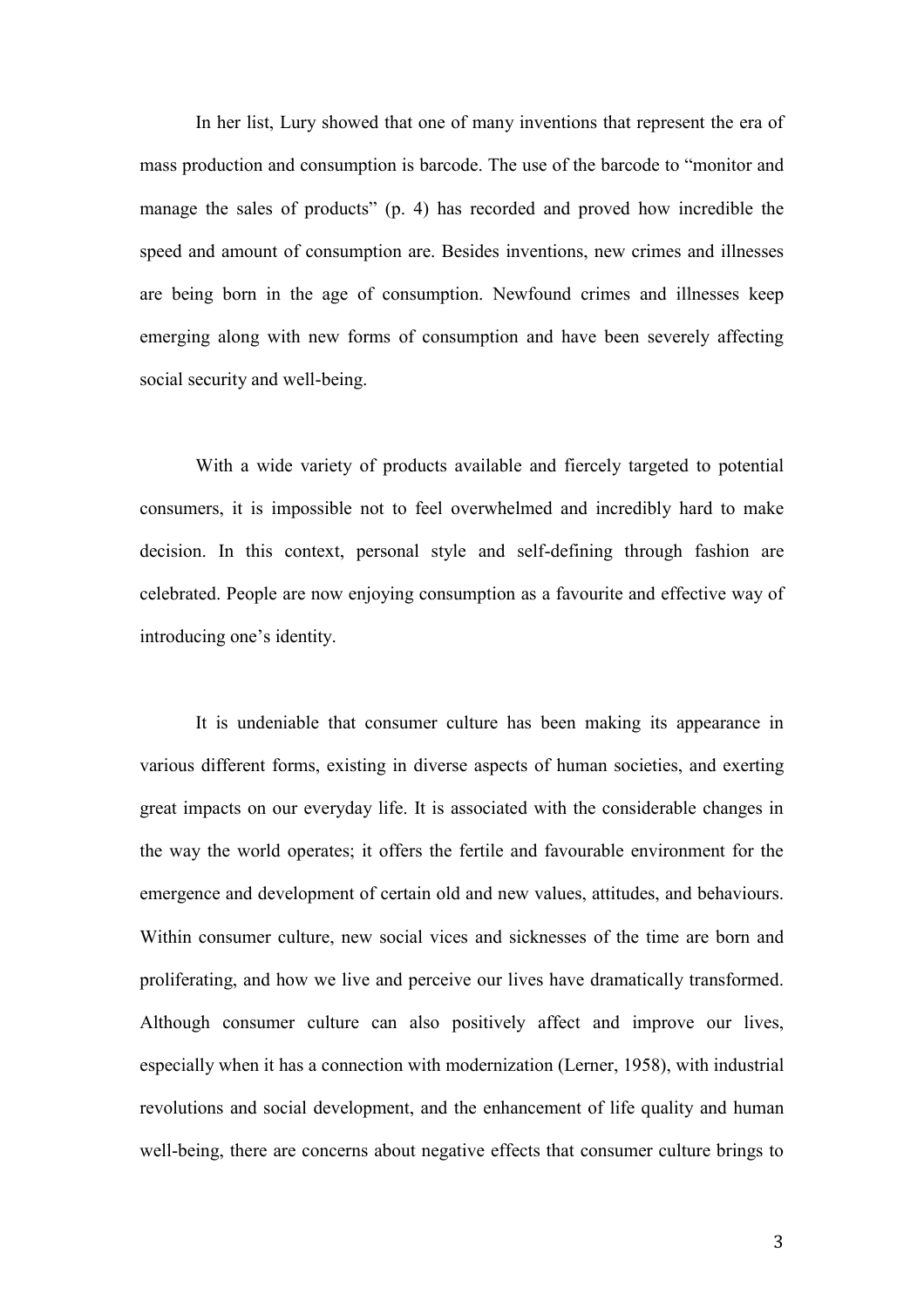In her list, Lury showed that one of many inventions that represent the era of mass production and consumption is barcode. The use of the barcode to "monitor and manage the sales of products" (p. 4) has recorded and proved how incredible the speed and amount of consumption are. Besides inventions, new crimes and illnesses are being born in the age of consumption. Newfound crimes and illnesses keep emerging along with new forms of consumption and have been severely affecting social security and well-being.

With a wide variety of products available and fiercely targeted to potential consumers, it is impossible not to feel overwhelmed and incredibly hard to make decision. In this context, personal style and self-defining through fashion are celebrated. People are now enjoying consumption as a favourite and effective way of introducing one's identity.

It is undeniable that consumer culture has been making its appearance in various different forms, existing in diverse aspects of human societies, and exerting great impacts on our everyday life. It is associated with the considerable changes in the way the world operates; it offers the fertile and favourable environment for the emergence and development of certain old and new values, attitudes, and behaviours. Within consumer culture, new social vices and sicknesses of the time are born and proliferating, and how we live and perceive our lives have dramatically transformed. Although consumer culture can also positively affect and improve our lives, especially when it has a connection with modernization (Lerner, 1958), with industrial revolutions and social development, and the enhancement of life quality and human well-being, there are concerns about negative effects that consumer culture brings to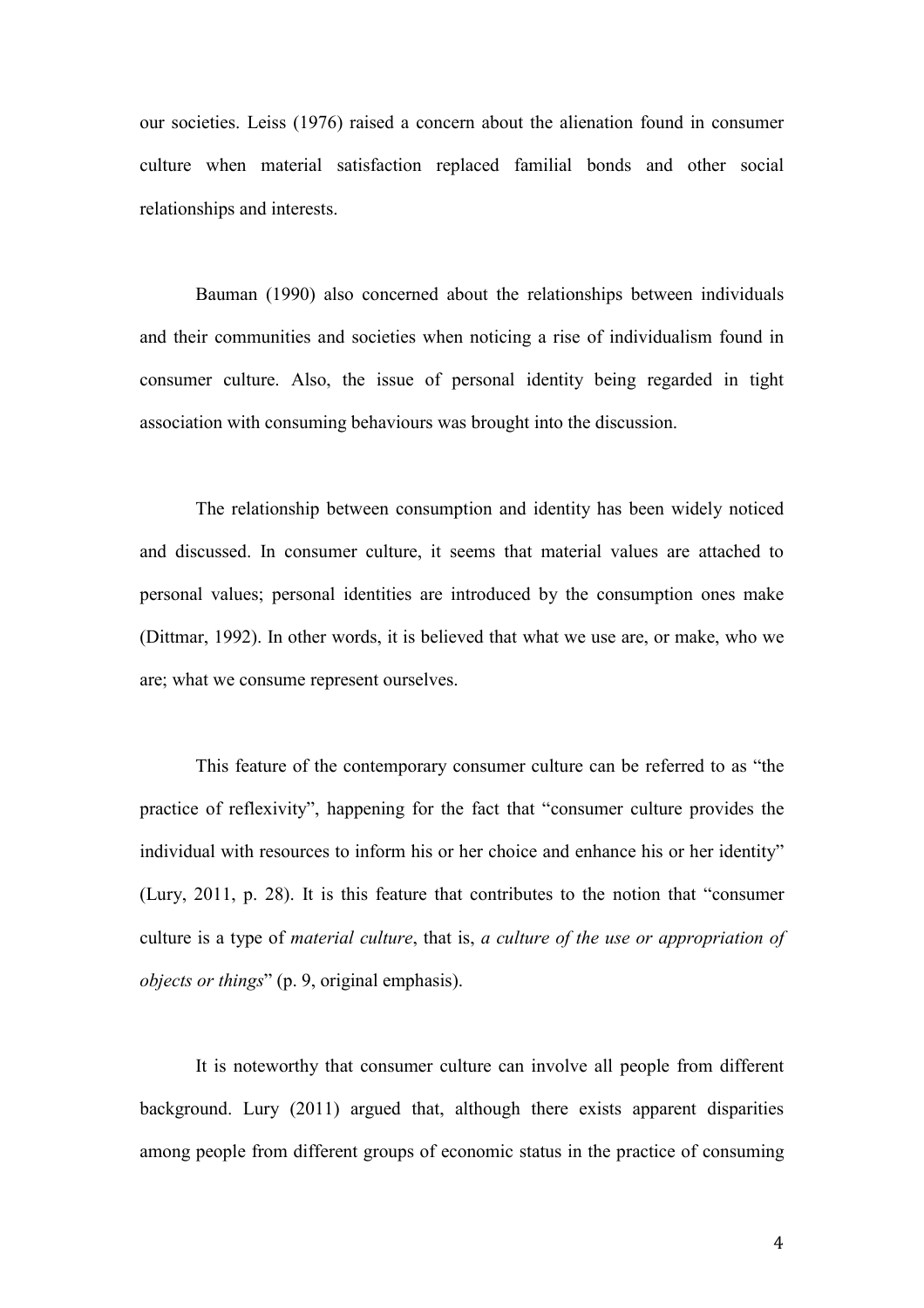our societies. Leiss (1976) raised a concern about the alienation found in consumer culture when material satisfaction replaced familial bonds and other social relationships and interests.

Bauman (1990) also concerned about the relationships between individuals and their communities and societies when noticing a rise of individualism found in consumer culture. Also, the issue of personal identity being regarded in tight association with consuming behaviours was brought into the discussion.

The relationship between consumption and identity has been widely noticed and discussed. In consumer culture, it seems that material values are attached to personal values; personal identities are introduced by the consumption ones make (Dittmar, 1992). In other words, it is believed that what we use are, or make, who we are; what we consume represent ourselves.

This feature of the contemporary consumer culture can be referred to as "the practice of reflexivity", happening for the fact that "consumer culture provides the individual with resources to inform his or her choice and enhance his or her identity" (Lury, 2011, p. 28). It is this feature that contributes to the notion that "consumer culture is a type of *material culture*, that is, *a culture of the use or appropriation of objects or things*" (p. 9, original emphasis).

It is noteworthy that consumer culture can involve all people from different background. Lury (2011) argued that, although there exists apparent disparities among people from different groups of economic status in the practice of consuming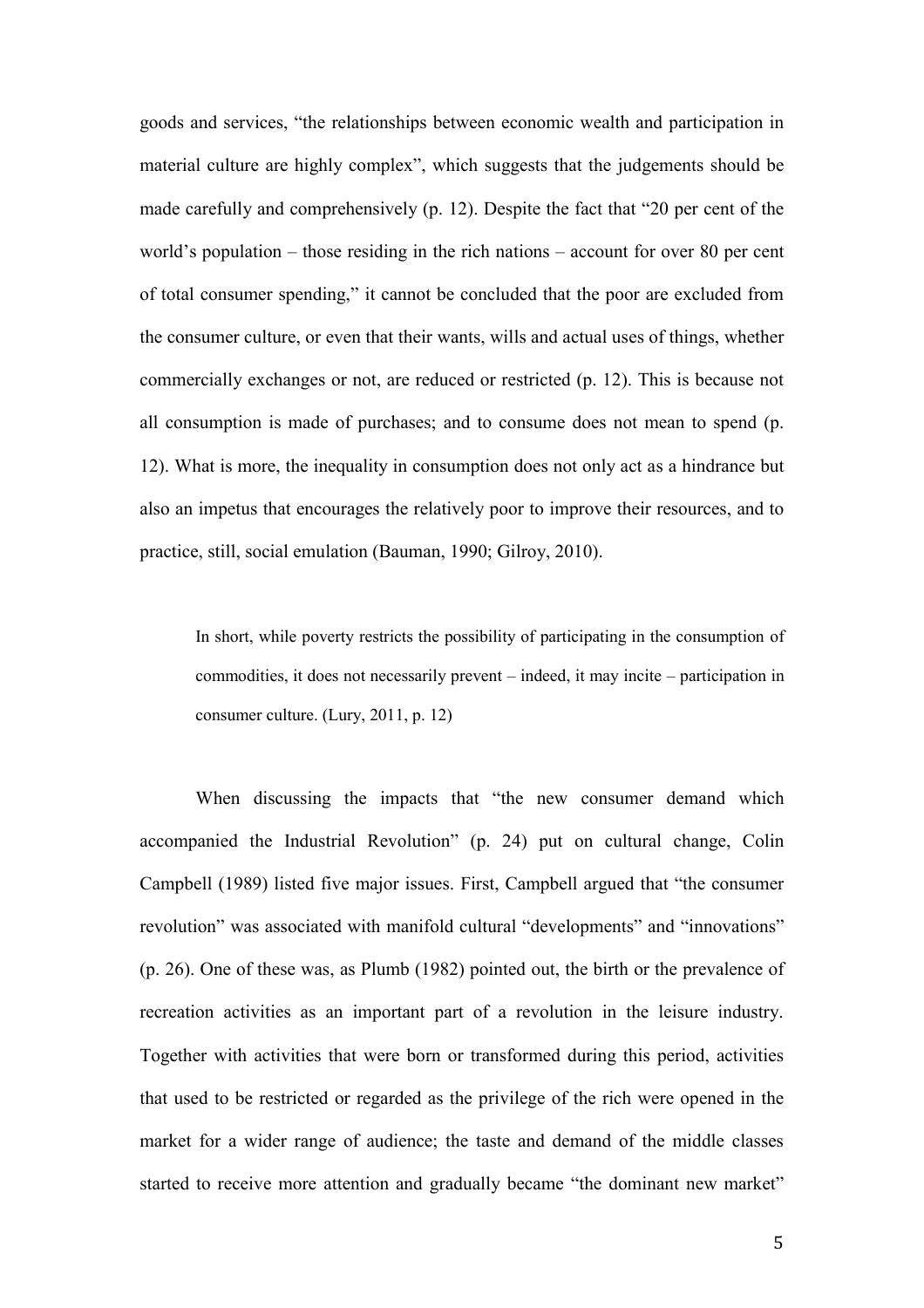goods and services, "the relationships between economic wealth and participation in material culture are highly complex", which suggests that the judgements should be made carefully and comprehensively (p. 12). Despite the fact that "20 per cent of the world's population – those residing in the rich nations – account for over 80 per cent of total consumer spending," it cannot be concluded that the poor are excluded from the consumer culture, or even that their wants, wills and actual uses of things, whether commercially exchanges or not, are reduced or restricted (p. 12). This is because not all consumption is made of purchases; and to consume does not mean to spend (p. 12). What is more, the inequality in consumption does not only act as a hindrance but also an impetus that encourages the relatively poor to improve their resources, and to practice, still, social emulation (Bauman, 1990; Gilroy, 2010).

> In short, while poverty restricts the possibility of participating in the consumption of commodities, it does not necessarily prevent – indeed, it may incite – participation in consumer culture. (Lury, 2011, p. 12)

When discussing the impacts that "the new consumer demand which accompanied the Industrial Revolution" (p. 24) put on cultural change, Colin Campbell (1989) listed five major issues. First, Campbell argued that "the consumer revolution" was associated with manifold cultural "developments" and "innovations" (p. 26). One of these was, as Plumb (1982) pointed out, the birth or the prevalence of recreation activities as an important part of a revolution in the leisure industry. Together with activities that were born or transformed during this period, activities that used to be restricted or regarded as the privilege of the rich were opened in the market for a wider range of audience; the taste and demand of the middle classes started to receive more attention and gradually became "the dominant new market"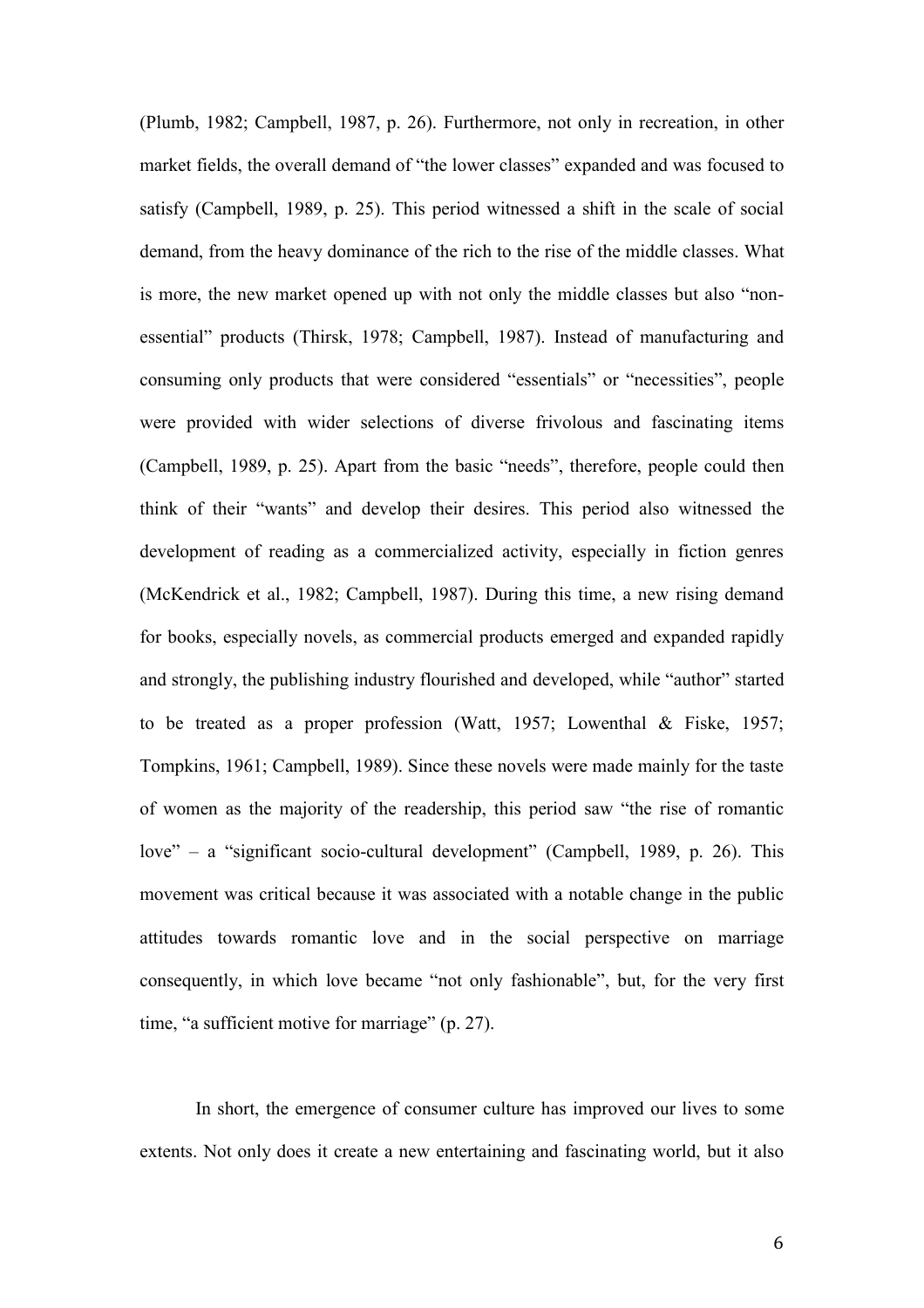(Plumb, 1982; Campbell, 1987, p. 26). Furthermore, not only in recreation, in other market fields, the overall demand of "the lower classes" expanded and was focused to satisfy (Campbell, 1989, p. 25). This period witnessed a shift in the scale of social demand, from the heavy dominance of the rich to the rise of the middle classes. What is more, the new market opened up with not only the middle classes but also "non-essential" products (Thirsk, 1978; Campbell, 1987). Instead of manufacturing and consuming only products that were considered "essentials" or "necessities", people were provided with wider selections of diverse frivolous and fascinating items (Campbell, 1989, p. 25). Apart from the basic "needs", therefore, people could then think of their "wants" and develop their desires. This period also witnessed the development of reading as a commercialized activity, especially in fiction genres (McKendrick et al., 1982; Campbell, 1987). During this time, a new rising demand for books, especially novels, as commercial products emerged and expanded rapidly and strongly, the publishing industry flourished and developed, while "author" started to be treated as a proper profession (Watt, 1957; Lowenthal & Fiske, 1957; Tompkins, 1961; Campbell, 1989). Since these novels were made mainly for the taste of women as the majority of the readership, this period saw "the rise of romantic love" – a "significant socio-cultural development" (Campbell, 1989, p. 26). This movement was critical because it was associated with a notable change in the public attitudes towards romantic love and in the social perspective on marriage consequently, in which love became "not only fashionable", but, for the very first time, "a sufficient motive for marriage" (p. 27).

In short, the emergence of consumer culture has improved our lives to some extents. Not only does it create a new entertaining and fascinating world, but it also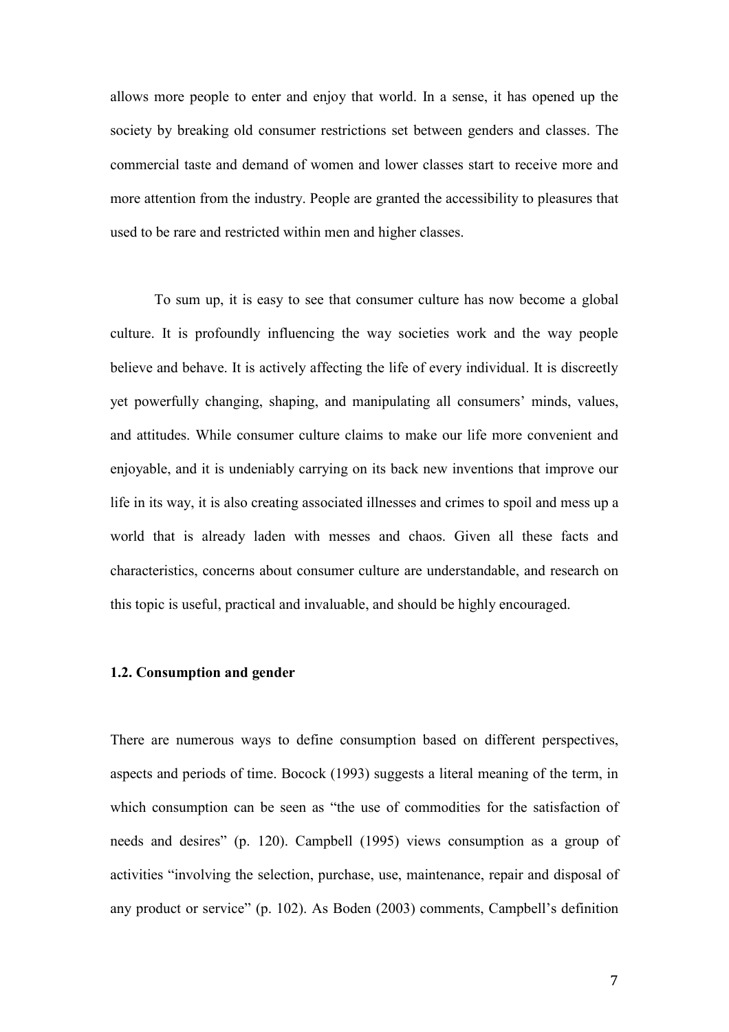allows more people to enter and enjoy that world. In a sense, it has opened up the society by breaking old consumer restrictions set between genders and classes. The commercial taste and demand of women and lower classes start to receive more and more attention from the industry. People are granted the accessibility to pleasures that used to be rare and restricted within men and higher classes.

To sum up, it is easy to see that consumer culture has now become a global culture. It is profoundly influencing the way societies work and the way people believe and behave. It is actively affecting the life of every individual. It is discreetly yet powerfully changing, shaping, and manipulating all consumers' minds, values, and attitudes. While consumer culture claims to make our life more convenient and enjoyable, and it is undeniably carrying on its back new inventions that improve our life in its way, it is also creating associated illnesses and crimes to spoil and mess up a world that is already laden with messes and chaos. Given all these facts and characteristics, concerns about consumer culture are understandable, and research on this topic is useful, practical and invaluable, and should be highly encouraged.

### 1.2. Consumption and gender

There are numerous ways to define consumption based on different perspectives, aspects and periods of time. Bocock (1993) suggests a literal meaning of the term, in which consumption can be seen as "the use of commodities for the satisfaction of needs and desires" (p. 120). Campbell (1995) views consumption as a group of activities "involving the selection, purchase, use, maintenance, repair and disposal of any product or service" (p. 102). As Boden (2003) comments, Campbell's definition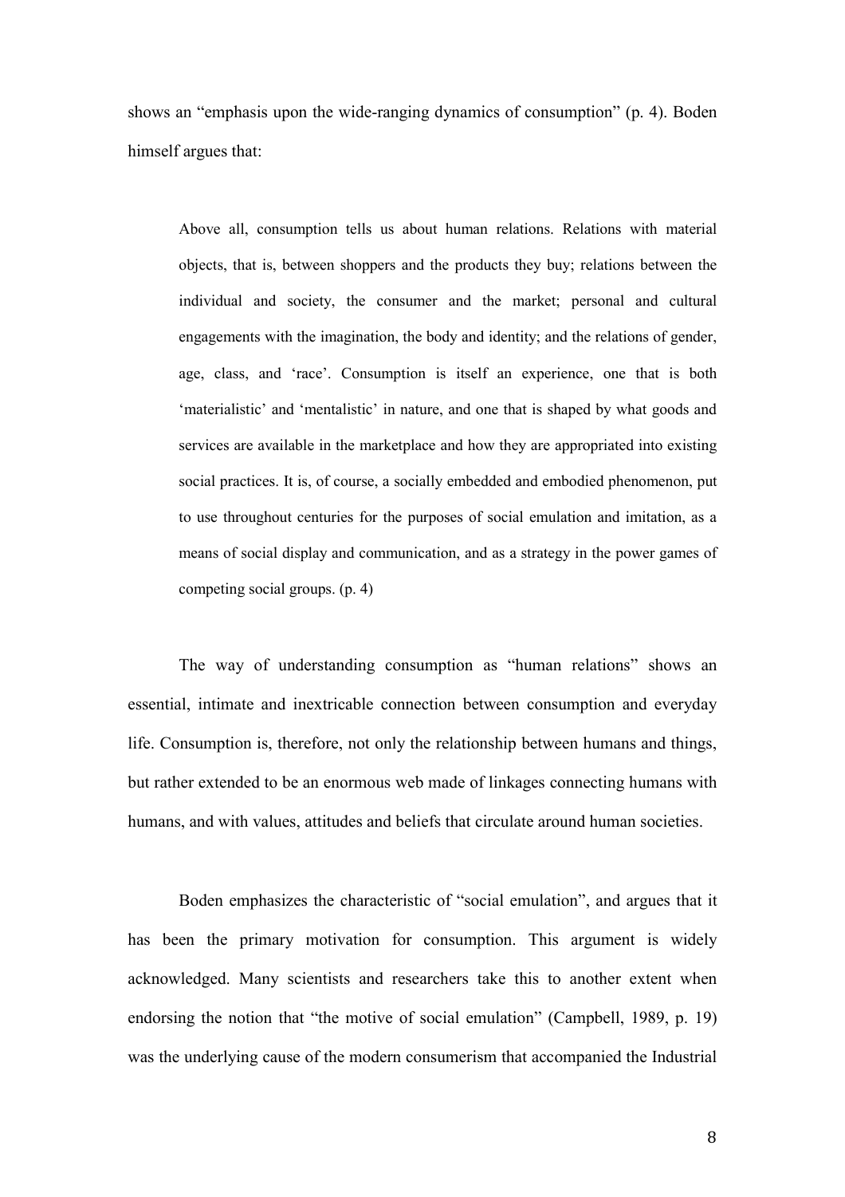shows an "emphasis upon the wide-ranging dynamics of consumption" (p. 4). Boden himself argues that:

> Above all, consumption tells us about human relations. Relations with material objects, that is, between shoppers and the products they buy; relations between the individual and society, the consumer and the market; personal and cultural engagements with the imagination, the body and identity; and the relations of gender, age, class, and 'race'. Consumption is itself an experience, one that is both 'materialistic' and 'mentalistic' in nature, and one that is shaped by what goods and services are available in the marketplace and how they are appropriated into existing social practices. It is, of course, a socially embedded and embodied phenomenon, put to use throughout centuries for the purposes of social emulation and imitation, as a means of social display and communication, and as a strategy in the power games of competing social groups. (p. 4)

The way of understanding consumption as "human relations" shows an essential, intimate and inextricable connection between consumption and everyday life. Consumption is, therefore, not only the relationship between humans and things, but rather extended to be an enormous web made of linkages connecting humans with humans, and with values, attitudes and beliefs that circulate around human societies.

Boden emphasizes the characteristic of "social emulation", and argues that it has been the primary motivation for consumption. This argument is widely acknowledged. Many scientists and researchers take this to another extent when endorsing the notion that "the motive of social emulation" (Campbell, 1989, p. 19) was the underlying cause of the modern consumerism that accompanied the Industrial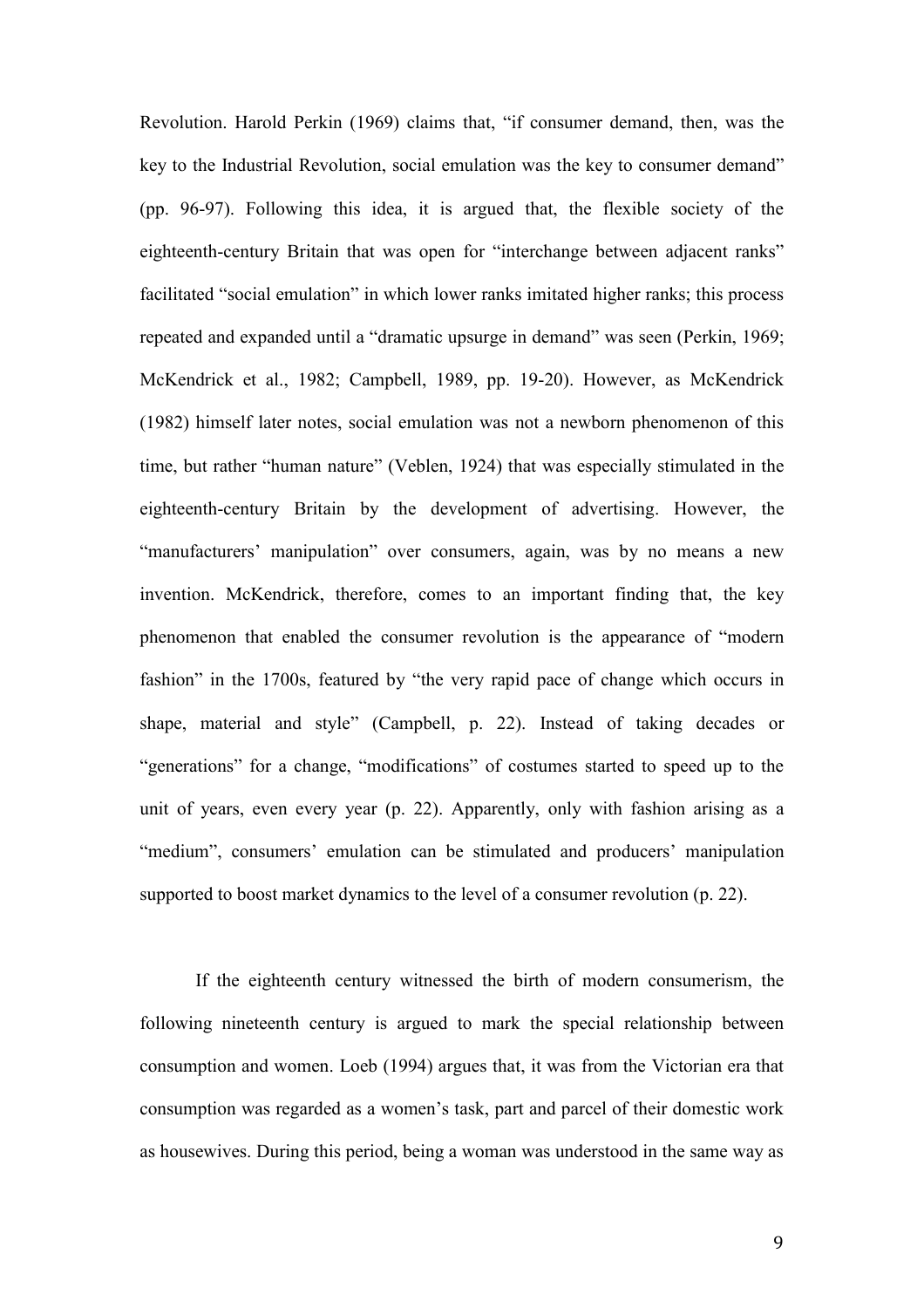Revolution. Harold Perkin (1969) claims that, "if consumer demand, then, was the key to the Industrial Revolution, social emulation was the key to consumer demand" (pp. 96-97). Following this idea, it is argued that, the flexible society of the eighteenth-century Britain that was open for "interchange between adjacent ranks" facilitated "social emulation" in which lower ranks imitated higher ranks; this process repeated and expanded until a "dramatic upsurge in demand" was seen (Perkin, 1969; McKendrick et al., 1982; Campbell, 1989, pp. 19-20). However, as McKendrick (1982) himself later notes, social emulation was not a newborn phenomenon of this time, but rather "human nature" (Veblen, 1924) that was especially stimulated in the eighteenth-century Britain by the development of advertising. However, the "manufacturers' manipulation" over consumers, again, was by no means a new invention. McKendrick, therefore, comes to an important finding that, the key phenomenon that enabled the consumer revolution is the appearance of "modern fashion" in the 1700s, featured by "the very rapid pace of change which occurs in shape, material and style" (Campbell, p. 22). Instead of taking decades or "generations" for a change, "modifications" of costumes started to speed up to the unit of years, even every year (p. 22). Apparently, only with fashion arising as a "medium", consumers' emulation can be stimulated and producers' manipulation supported to boost market dynamics to the level of a consumer revolution (p. 22).

If the eighteenth century witnessed the birth of modern consumerism, the following nineteenth century is argued to mark the special relationship between consumption and women. Loeb (1994) argues that, it was from the Victorian era that consumption was regarded as a women's task, part and parcel of their domestic work as housewives. During this period, being a woman was understood in the same way as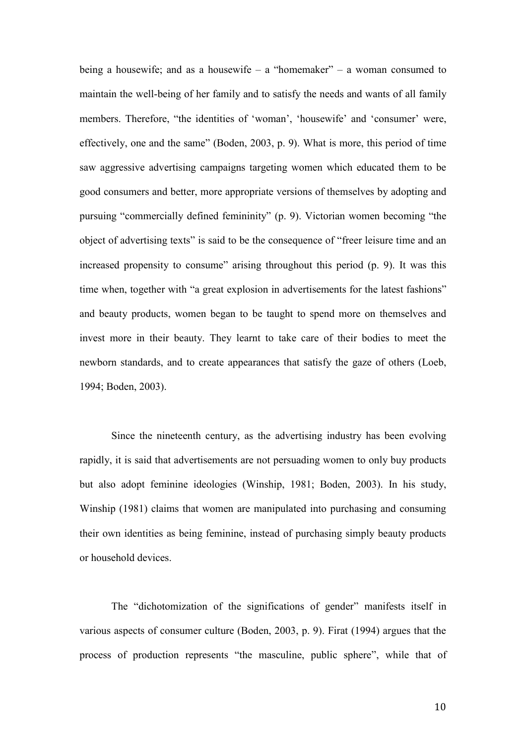being a housewife; and as a housewife – a "homemaker" – a woman consumed to maintain the well-being of her family and to satisfy the needs and wants of all family members. Therefore, "the identities of 'woman', 'housewife' and 'consumer' were, effectively, one and the same" (Boden, 2003, p. 9). What is more, this period of time saw aggressive advertising campaigns targeting women which educated them to be good consumers and better, more appropriate versions of themselves by adopting and pursuing "commercially defined femininity" (p. 9). Victorian women becoming "the object of advertising texts" is said to be the consequence of "freer leisure time and an increased propensity to consume" arising throughout this period (p. 9). It was this time when, together with "a great explosion in advertisements for the latest fashions" and beauty products, women began to be taught to spend more on themselves and invest more in their beauty. They learnt to take care of their bodies to meet the newborn standards, and to create appearances that satisfy the gaze of others (Loeb, 1994; Boden, 2003).

Since the nineteenth century, as the advertising industry has been evolving rapidly, it is said that advertisements are not persuading women to only buy products but also adopt feminine ideologies (Winship, 1981; Boden, 2003). In his study, Winship (1981) claims that women are manipulated into purchasing and consuming their own identities as being feminine, instead of purchasing simply beauty products or household devices.

The "dichotomization of the significations of gender" manifests itself in various aspects of consumer culture (Boden, 2003, p. 9). Firat (1994) argues that the process of production represents "the masculine, public sphere", while that of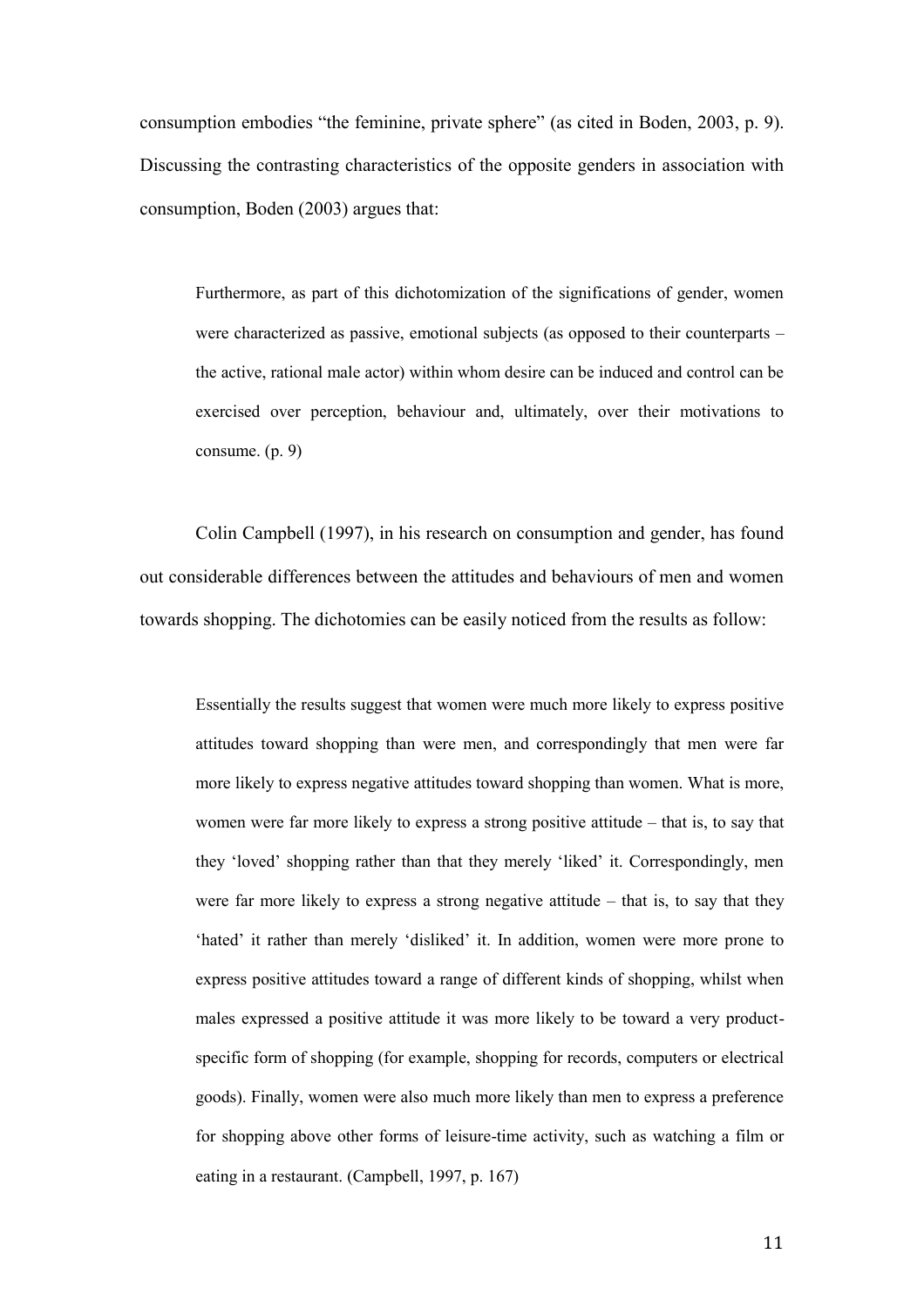consumption embodies "the feminine, private sphere" (as cited in Boden, 2003, p. 9). Discussing the contrasting characteristics of the opposite genders in association with consumption, Boden (2003) argues that:

> Furthermore, as part of this dichotomization of the significations of gender, women were characterized as passive, emotional subjects (as opposed to their counterparts – the active, rational male actor) within whom desire can be induced and control can be exercised over perception, behaviour and, ultimately, over their motivations to consume. (p. 9)

Colin Campbell (1997), in his research on consumption and gender, has found out considerable differences between the attitudes and behaviours of men and women towards shopping. The dichotomies can be easily noticed from the results as follow:

> Essentially the results suggest that women were much more likely to express positive attitudes toward shopping than were men, and correspondingly that men were far more likely to express negative attitudes toward shopping than women. What is more, women were far more likely to express a strong positive attitude – that is, to say that they 'loved' shopping rather than that they merely 'liked' it. Correspondingly, men were far more likely to express a strong negative attitude – that is, to say that they 'hated' it rather than merely 'disliked' it. In addition, women were more prone to express positive attitudes toward a range of different kinds of shopping, whilst when males expressed a positive attitude it was more likely to be toward a very product-specific form of shopping (for example, shopping for records, computers or electrical goods). Finally, women were also much more likely than men to express a preference for shopping above other forms of leisure-time activity, such as watching a film or eating in a restaurant. (Campbell, 1997, p. 167)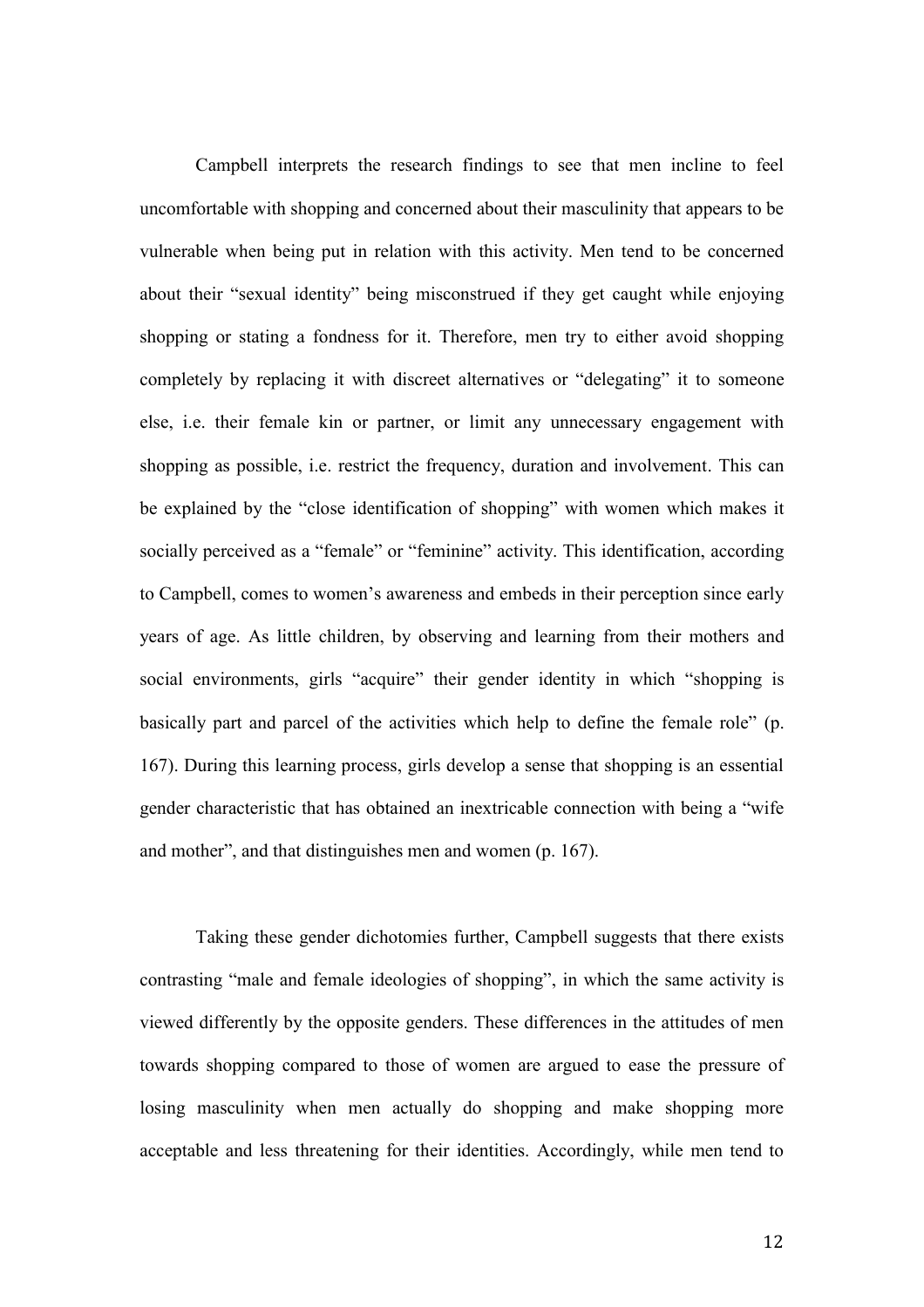Campbell interprets the research findings to see that men incline to feel uncomfortable with shopping and concerned about their masculinity that appears to be vulnerable when being put in relation with this activity. Men tend to be concerned about their "sexual identity" being misconstrued if they get caught while enjoying shopping or stating a fondness for it. Therefore, men try to either avoid shopping completely by replacing it with discreet alternatives or "delegating" it to someone else, i.e. their female kin or partner, or limit any unnecessary engagement with shopping as possible, i.e. restrict the frequency, duration and involvement. This can be explained by the "close identification of shopping" with women which makes it socially perceived as a "female" or "feminine" activity. This identification, according to Campbell, comes to women's awareness and embeds in their perception since early years of age. As little children, by observing and learning from their mothers and social environments, girls "acquire" their gender identity in which "shopping is basically part and parcel of the activities which help to define the female role" (p. 167). During this learning process, girls develop a sense that shopping is an essential gender characteristic that has obtained an inextricable connection with being a "wife and mother", and that distinguishes men and women (p. 167).

Taking these gender dichotomies further, Campbell suggests that there exists contrasting "male and female ideologies of shopping", in which the same activity is viewed differently by the opposite genders. These differences in the attitudes of men towards shopping compared to those of women are argued to ease the pressure of losing masculinity when men actually do shopping and make shopping more acceptable and less threatening for their identities. Accordingly, while men tend to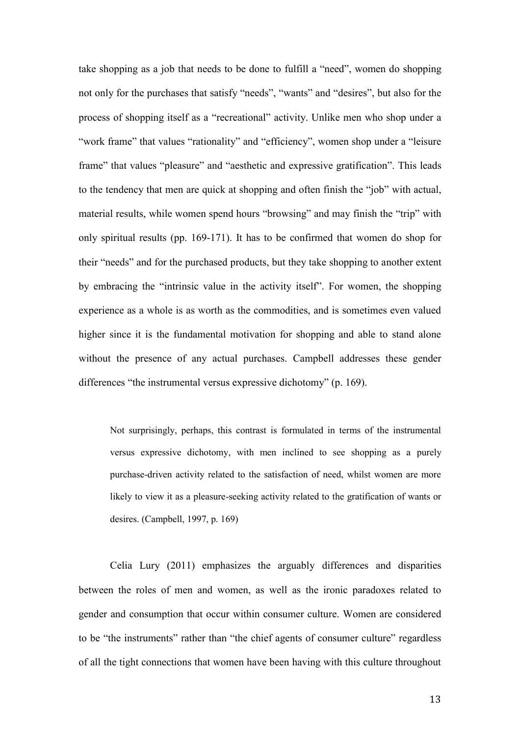take shopping as a job that needs to be done to fulfill a "need", women do shopping not only for the purchases that satisfy "needs", "wants" and "desires", but also for the process of shopping itself as a "recreational" activity. Unlike men who shop under a "work frame" that values "rationality" and "efficiency", women shop under a "leisure frame" that values "pleasure" and "aesthetic and expressive gratification". This leads to the tendency that men are quick at shopping and often finish the "job" with actual, material results, while women spend hours "browsing" and may finish the "trip" with only spiritual results (pp. 169-171). It has to be confirmed that women do shop for their "needs" and for the purchased products, but they take shopping to another extent by embracing the "intrinsic value in the activity itself". For women, the shopping experience as a whole is as worth as the commodities, and is sometimes even valued higher since it is the fundamental motivation for shopping and able to stand alone without the presence of any actual purchases. Campbell addresses these gender differences "the instrumental versus expressive dichotomy" (p. 169).

> Not surprisingly, perhaps, this contrast is formulated in terms of the instrumental versus expressive dichotomy, with men inclined to see shopping as a purely purchase-driven activity related to the satisfaction of need, whilst women are more likely to view it as a pleasure-seeking activity related to the gratification of wants or desires. (Campbell, 1997, p. 169)

Celia Lury (2011) emphasizes the arguably differences and disparities between the roles of men and women, as well as the ironic paradoxes related to gender and consumption that occur within consumer culture. Women are considered to be "the instruments" rather than "the chief agents of consumer culture" regardless of all the tight connections that women have been having with this culture throughout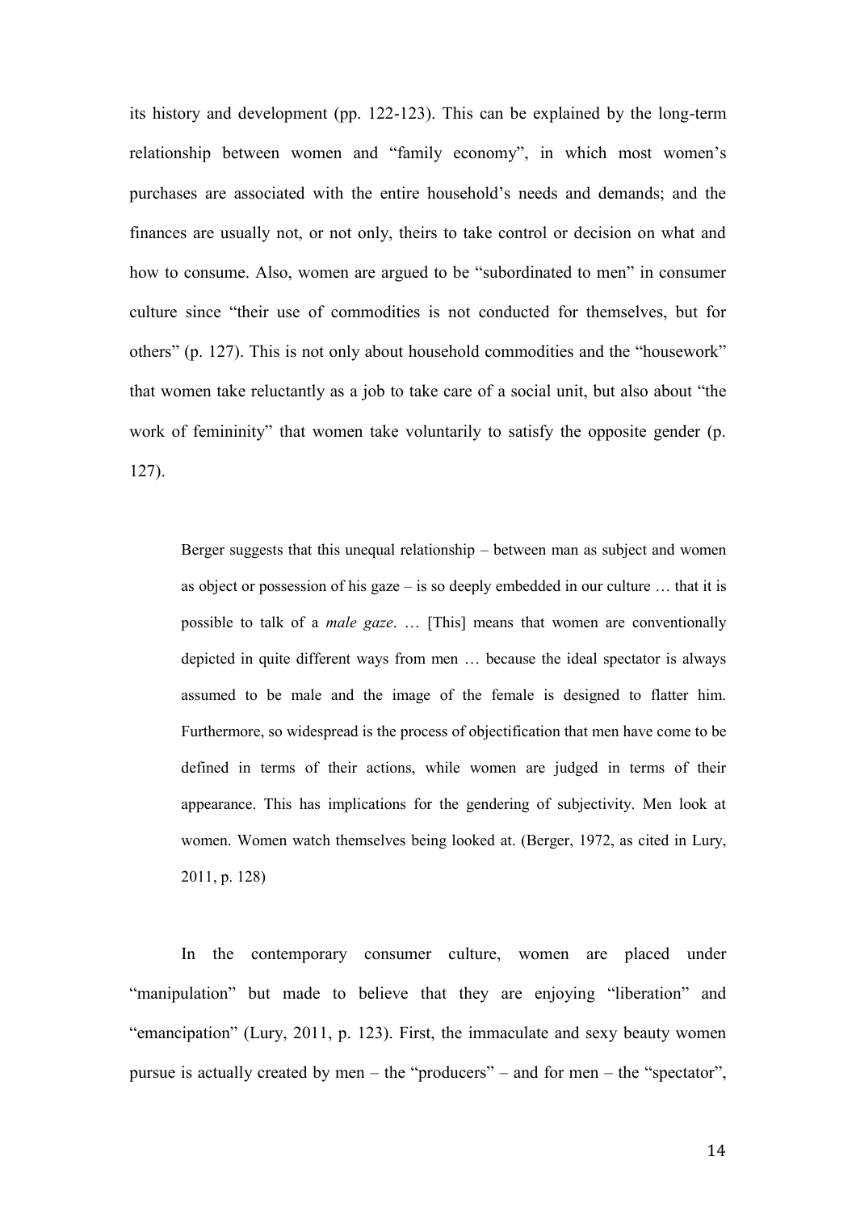its history and development (pp. 122-123). This can be explained by the long-term relationship between women and "family economy", in which most women's purchases are associated with the entire household's needs and demands; and the finances are usually not, or not only, theirs to take control or decision on what and how to consume. Also, women are argued to be "subordinated to men" in consumer culture since "their use of commodities is not conducted for themselves, but for others" (p. 127). This is not only about household commodities and the "housework" that women take reluctantly as a job to take care of a social unit, but also about "the work of femininity" that women take voluntarily to satisfy the opposite gender (p. 127).

> Berger suggests that this unequal relationship – between man as subject and women as object or possession of his gaze – is so deeply embedded in our culture … that it is possible to talk of a *male gaze*. … [This] means that women are conventionally depicted in quite different ways from men … because the ideal spectator is always assumed to be male and the image of the female is designed to flatter him. Furthermore, so widespread is the process of objectification that men have come to be defined in terms of their actions, while women are judged in terms of their appearance. This has implications for the gendering of subjectivity. Men look at women. Women watch themselves being looked at. (Berger, 1972, as cited in Lury, 2011, p. 128)

In the contemporary consumer culture, women are placed under "manipulation" but made to believe that they are enjoying "liberation" and "emancipation" (Lury, 2011, p. 123). First, the immaculate and sexy beauty women pursue is actually created by men – the "producers" – and for men – the "spectator",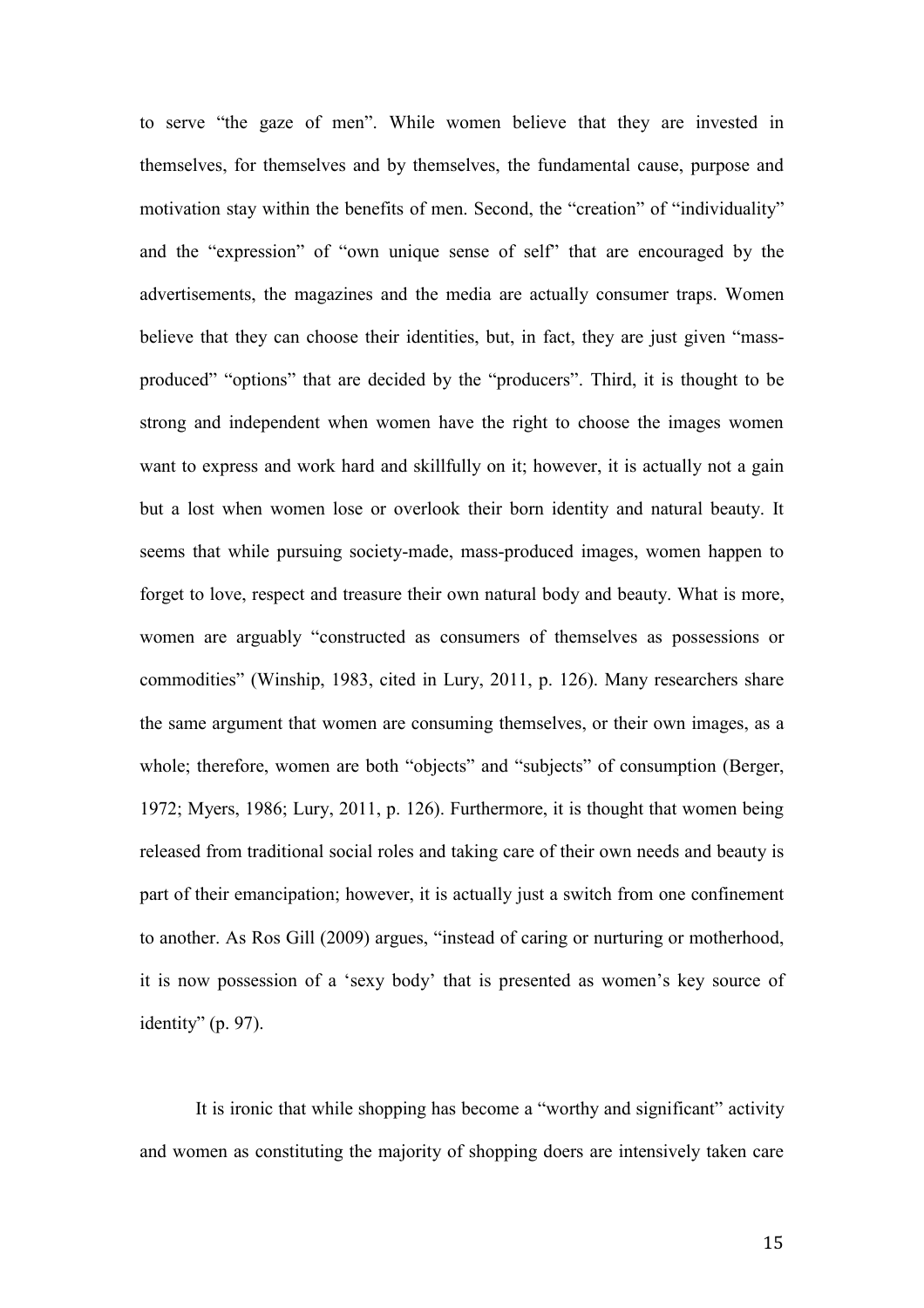to serve "the gaze of men". While women believe that they are invested in themselves, for themselves and by themselves, the fundamental cause, purpose and motivation stay within the benefits of men. Second, the "creation" of "individuality" and the "expression" of "own unique sense of self" that are encouraged by the advertisements, the magazines and the media are actually consumer traps. Women believe that they can choose their identities, but, in fact, they are just given "mass-produced" "options" that are decided by the "producers". Third, it is thought to be strong and independent when women have the right to choose the images women want to express and work hard and skillfully on it; however, it is actually not a gain but a lost when women lose or overlook their born identity and natural beauty. It seems that while pursuing society-made, mass-produced images, women happen to forget to love, respect and treasure their own natural body and beauty. What is more, women are arguably "constructed as consumers of themselves as possessions or commodities" (Winship, 1983, cited in Lury, 2011, p. 126). Many researchers share the same argument that women are consuming themselves, or their own images, as a whole; therefore, women are both "objects" and "subjects" of consumption (Berger, 1972; Myers, 1986; Lury, 2011, p. 126). Furthermore, it is thought that women being released from traditional social roles and taking care of their own needs and beauty is part of their emancipation; however, it is actually just a switch from one confinement to another. As Ros Gill (2009) argues, "instead of caring or nurturing or motherhood, it is now possession of a 'sexy body' that is presented as women's key source of identity" (p. 97).

It is ironic that while shopping has become a "worthy and significant" activity and women as constituting the majority of shopping doers are intensively taken care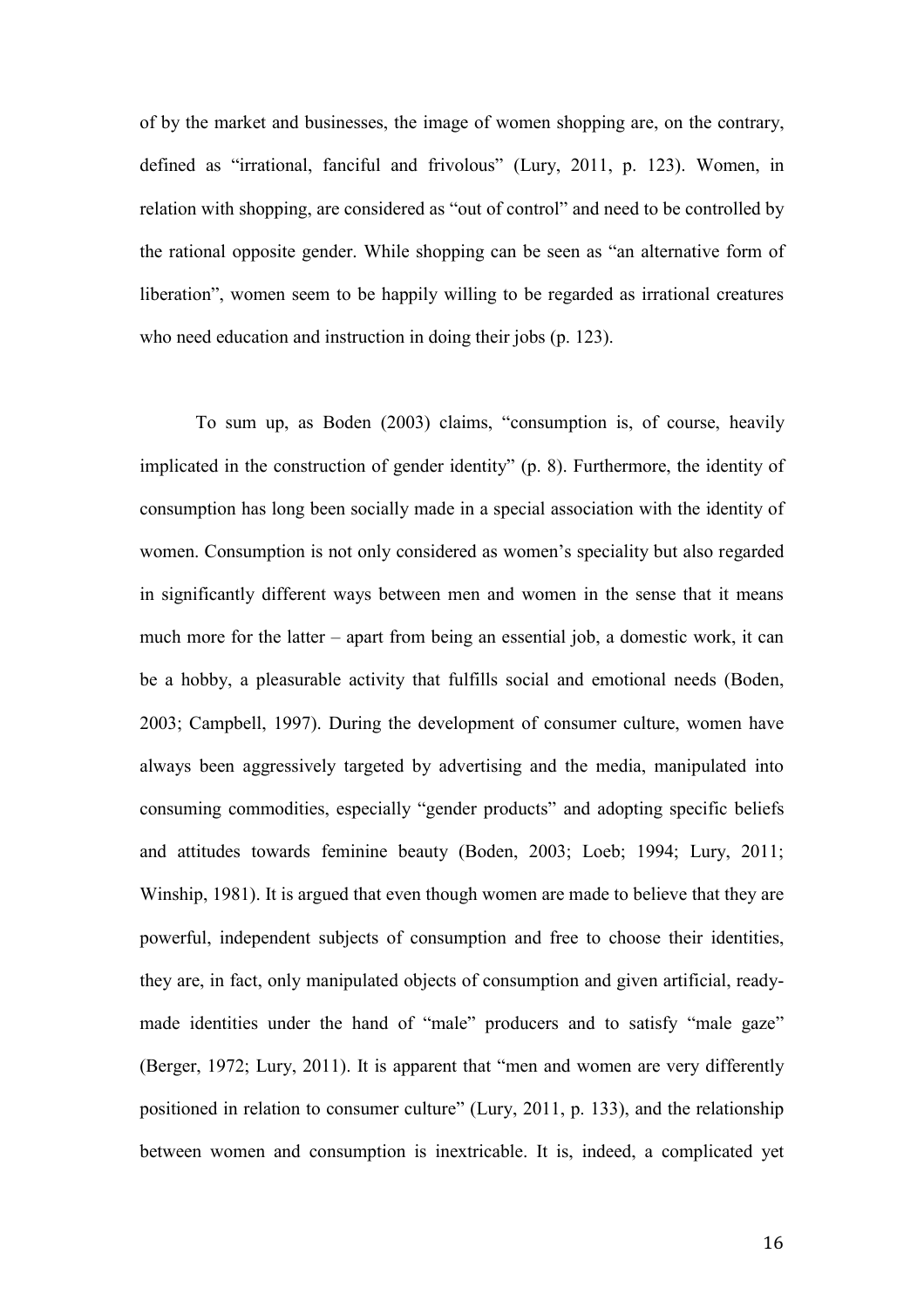of by the market and businesses, the image of women shopping are, on the contrary, defined as "irrational, fanciful and frivolous" (Lury, 2011, p. 123). Women, in relation with shopping, are considered as "out of control" and need to be controlled by the rational opposite gender. While shopping can be seen as "an alternative form of liberation", women seem to be happily willing to be regarded as irrational creatures who need education and instruction in doing their jobs (p. 123).

To sum up, as Boden (2003) claims, "consumption is, of course, heavily implicated in the construction of gender identity" (p. 8). Furthermore, the identity of consumption has long been socially made in a special association with the identity of women. Consumption is not only considered as women's speciality but also regarded in significantly different ways between men and women in the sense that it means much more for the latter – apart from being an essential job, a domestic work, it can be a hobby, a pleasurable activity that fulfills social and emotional needs (Boden, 2003; Campbell, 1997). During the development of consumer culture, women have always been aggressively targeted by advertising and the media, manipulated into consuming commodities, especially "gender products" and adopting specific beliefs and attitudes towards feminine beauty (Boden, 2003; Loeb; 1994; Lury, 2011; Winship, 1981). It is argued that even though women are made to believe that they are powerful, independent subjects of consumption and free to choose their identities, they are, in fact, only manipulated objects of consumption and given artificial, ready-made identities under the hand of "male" producers and to satisfy "male gaze" (Berger, 1972; Lury, 2011). It is apparent that "men and women are very differently positioned in relation to consumer culture" (Lury, 2011, p. 133), and the relationship between women and consumption is inextricable. It is, indeed, a complicated yet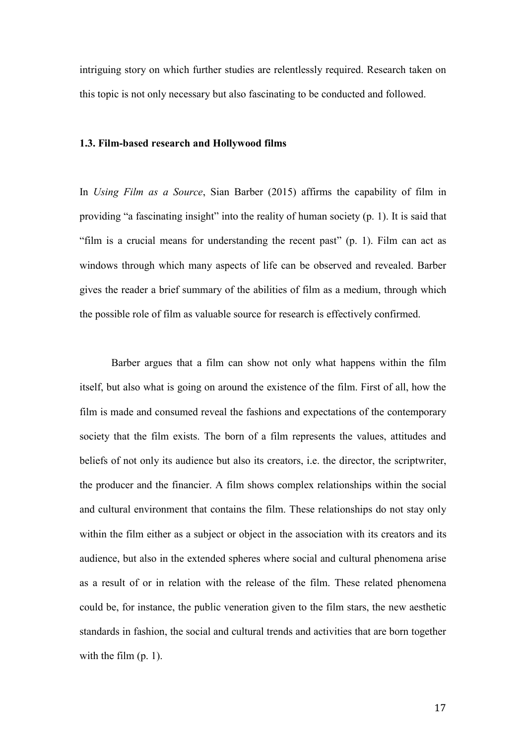intriguing story on which further studies are relentlessly required. Research taken on this topic is not only necessary but also fascinating to be conducted and followed.

### 1.3. Film-based research and Hollywood films

In *Using Film as a Source*, Sian Barber (2015) affirms the capability of film in providing "a fascinating insight" into the reality of human society (p. 1). It is said that "film is a crucial means for understanding the recent past" (p. 1). Film can act as windows through which many aspects of life can be observed and revealed. Barber gives the reader a brief summary of the abilities of film as a medium, through which the possible role of film as valuable source for research is effectively confirmed.

Barber argues that a film can show not only what happens within the film itself, but also what is going on around the existence of the film. First of all, how the film is made and consumed reveal the fashions and expectations of the contemporary society that the film exists. The born of a film represents the values, attitudes and beliefs of not only its audience but also its creators, i.e. the director, the scriptwriter, the producer and the financier. A film shows complex relationships within the social and cultural environment that contains the film. These relationships do not stay only within the film either as a subject or object in the association with its creators and its audience, but also in the extended spheres where social and cultural phenomena arise as a result of or in relation with the release of the film. These related phenomena could be, for instance, the public veneration given to the film stars, the new aesthetic standards in fashion, the social and cultural trends and activities that are born together with the film (p. 1).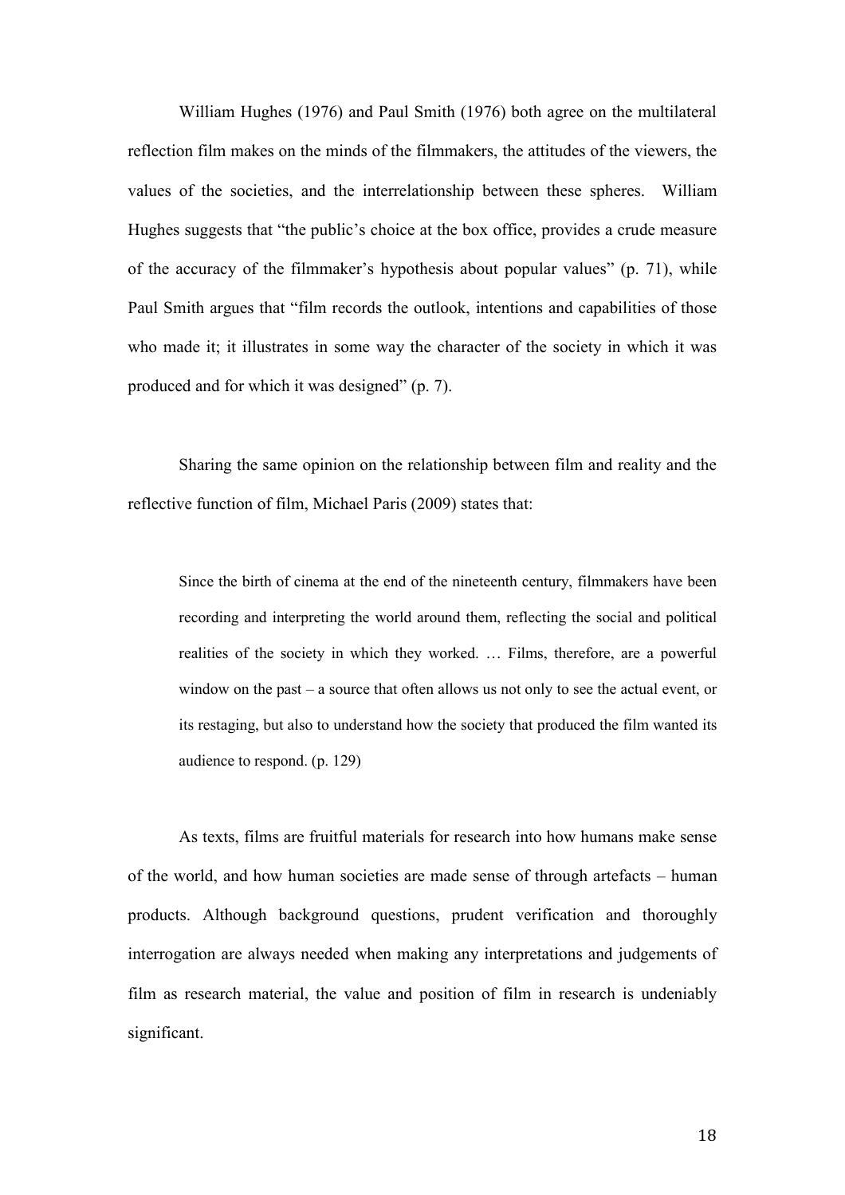William Hughes (1976) and Paul Smith (1976) both agree on the multilateral reflection film makes on the minds of the filmmakers, the attitudes of the viewers, the values of the societies, and the interrelationship between these spheres. William Hughes suggests that "the public's choice at the box office, provides a crude measure of the accuracy of the filmmaker's hypothesis about popular values" (p. 71), while Paul Smith argues that "film records the outlook, intentions and capabilities of those who made it; it illustrates in some way the character of the society in which it was produced and for which it was designed" (p. 7).

Sharing the same opinion on the relationship between film and reality and the reflective function of film, Michael Paris (2009) states that:

> Since the birth of cinema at the end of the nineteenth century, filmmakers have been recording and interpreting the world around them, reflecting the social and political realities of the society in which they worked. … Films, therefore, are a powerful window on the past – a source that often allows us not only to see the actual event, or its restaging, but also to understand how the society that produced the film wanted its audience to respond. (p. 129)

As texts, films are fruitful materials for research into how humans make sense of the world, and how human societies are made sense of through artefacts – human products. Although background questions, prudent verification and thoroughly interrogation are always needed when making any interpretations and judgements of film as research material, the value and position of film in research is undeniably significant.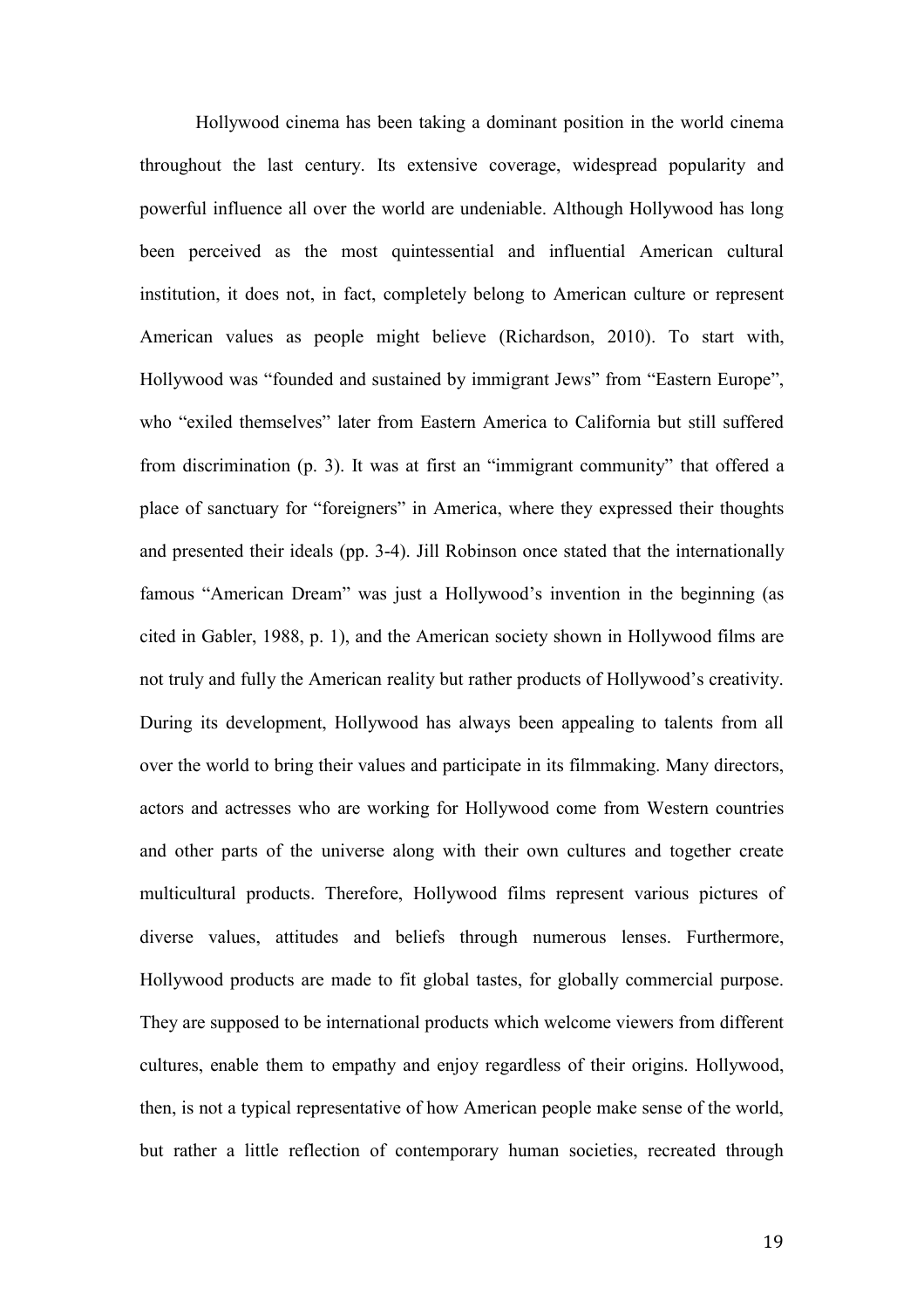Hollywood cinema has been taking a dominant position in the world cinema throughout the last century. Its extensive coverage, widespread popularity and powerful influence all over the world are undeniable. Although Hollywood has long been perceived as the most quintessential and influential American cultural institution, it does not, in fact, completely belong to American culture or represent American values as people might believe (Richardson, 2010). To start with, Hollywood was "founded and sustained by immigrant Jews" from "Eastern Europe", who "exiled themselves" later from Eastern America to California but still suffered from discrimination (p. 3). It was at first an "immigrant community" that offered a place of sanctuary for "foreigners" in America, where they expressed their thoughts and presented their ideals (pp. 3-4). Jill Robinson once stated that the internationally famous "American Dream" was just a Hollywood's invention in the beginning (as cited in Gabler, 1988, p. 1), and the American society shown in Hollywood films are not truly and fully the American reality but rather products of Hollywood's creativity. During its development, Hollywood has always been appealing to talents from all over the world to bring their values and participate in its filmmaking. Many directors, actors and actresses who are working for Hollywood come from Western countries and other parts of the universe along with their own cultures and together create multicultural products. Therefore, Hollywood films represent various pictures of diverse values, attitudes and beliefs through numerous lenses. Furthermore, Hollywood products are made to fit global tastes, for globally commercial purpose. They are supposed to be international products which welcome viewers from different cultures, enable them to empathy and enjoy regardless of their origins. Hollywood, then, is not a typical representative of how American people make sense of the world, but rather a little reflection of contemporary human societies, recreated through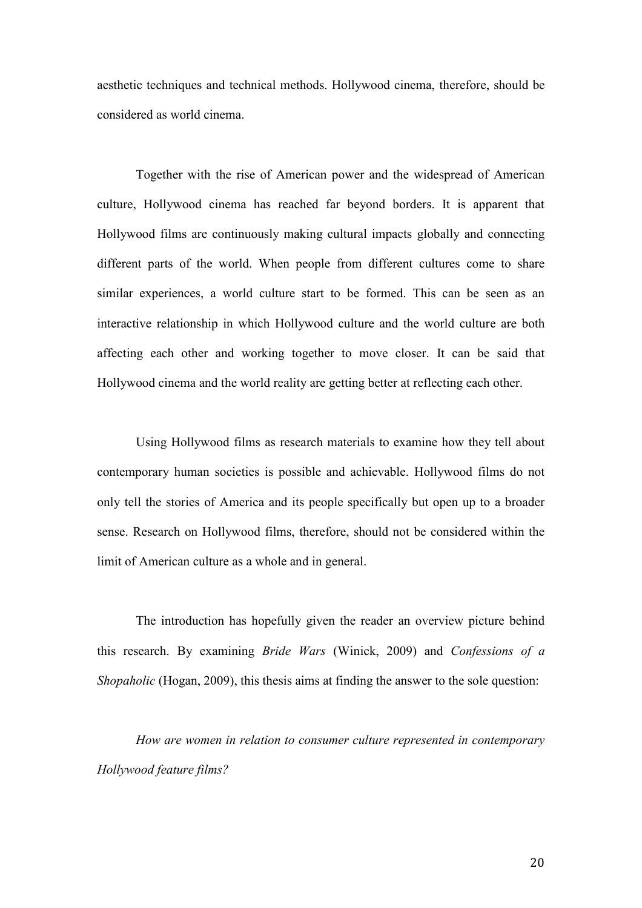aesthetic techniques and technical methods. Hollywood cinema, therefore, should be considered as world cinema.

Together with the rise of American power and the widespread of American culture, Hollywood cinema has reached far beyond borders. It is apparent that Hollywood films are continuously making cultural impacts globally and connecting different parts of the world. When people from different cultures come to share similar experiences, a world culture start to be formed. This can be seen as an interactive relationship in which Hollywood culture and the world culture are both affecting each other and working together to move closer. It can be said that Hollywood cinema and the world reality are getting better at reflecting each other.

Using Hollywood films as research materials to examine how they tell about contemporary human societies is possible and achievable. Hollywood films do not only tell the stories of America and its people specifically but open up to a broader sense. Research on Hollywood films, therefore, should not be considered within the limit of American culture as a whole and in general.

The introduction has hopefully given the reader an overview picture behind this research. By examining *Bride Wars* (Winick, 2009) and *Confessions of a Shopaholic* (Hogan, 2009), this thesis aims at finding the answer to the sole question:

*How are women in relation to consumer culture represented in contemporary Hollywood feature films?*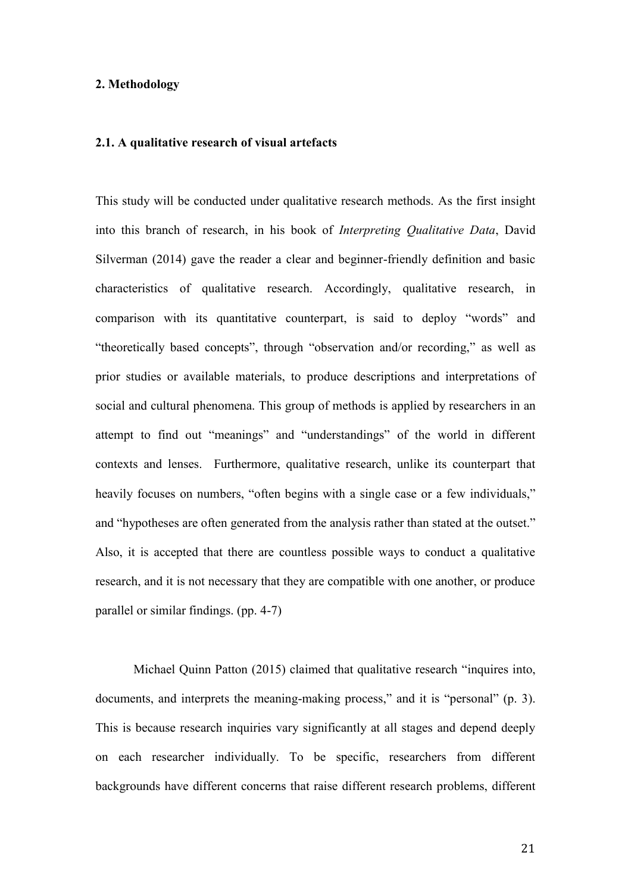## 2. Methodology

### 2.1. A qualitative research of visual artefacts

This study will be conducted under qualitative research methods. As the first insight into this branch of research, in his book of *Interpreting Qualitative Data*, David Silverman (2014) gave the reader a clear and beginner-friendly definition and basic characteristics of qualitative research. Accordingly, qualitative research, in comparison with its quantitative counterpart, is said to deploy "words" and "theoretically based concepts", through "observation and/or recording," as well as prior studies or available materials, to produce descriptions and interpretations of social and cultural phenomena. This group of methods is applied by researchers in an attempt to find out "meanings" and "understandings" of the world in different contexts and lenses. Furthermore, qualitative research, unlike its counterpart that heavily focuses on numbers, "often begins with a single case or a few individuals," and "hypotheses are often generated from the analysis rather than stated at the outset." Also, it is accepted that there are countless possible ways to conduct a qualitative research, and it is not necessary that they are compatible with one another, or produce parallel or similar findings. (pp. 4-7)

Michael Quinn Patton (2015) claimed that qualitative research "inquires into, documents, and interprets the meaning-making process," and it is "personal" (p. 3). This is because research inquiries vary significantly at all stages and depend deeply on each researcher individually. To be specific, researchers from different backgrounds have different concerns that raise different research problems, different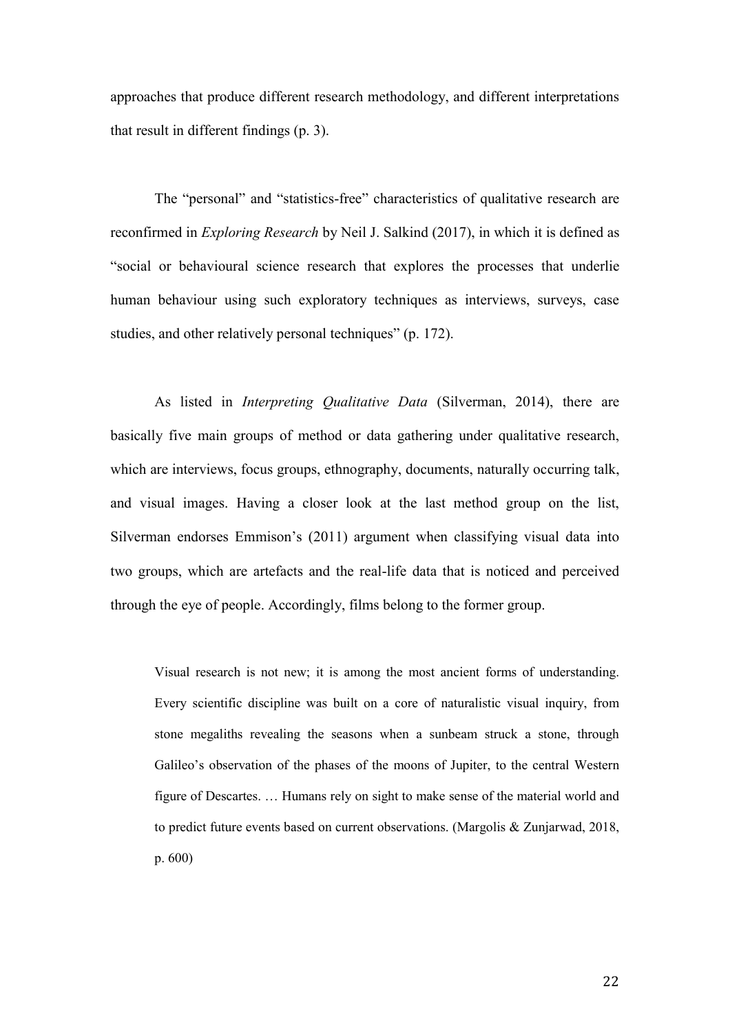approaches that produce different research methodology, and different interpretations that result in different findings (p. 3).

The "personal" and "statistics-free" characteristics of qualitative research are reconfirmed in *Exploring Research* by Neil J. Salkind (2017), in which it is defined as "social or behavioural science research that explores the processes that underlie human behaviour using such exploratory techniques as interviews, surveys, case studies, and other relatively personal techniques" (p. 172).

As listed in *Interpreting Qualitative Data* (Silverman, 2014), there are basically five main groups of method or data gathering under qualitative research, which are interviews, focus groups, ethnography, documents, naturally occurring talk, and visual images. Having a closer look at the last method group on the list, Silverman endorses Emmison's (2011) argument when classifying visual data into two groups, which are artefacts and the real-life data that is noticed and perceived through the eye of people. Accordingly, films belong to the former group.

> Visual research is not new; it is among the most ancient forms of understanding. Every scientific discipline was built on a core of naturalistic visual inquiry, from stone megaliths revealing the seasons when a sunbeam struck a stone, through Galileo's observation of the phases of the moons of Jupiter, to the central Western figure of Descartes. … Humans rely on sight to make sense of the material world and to predict future events based on current observations. (Margolis & Zunjarwad, 2018, p. 600)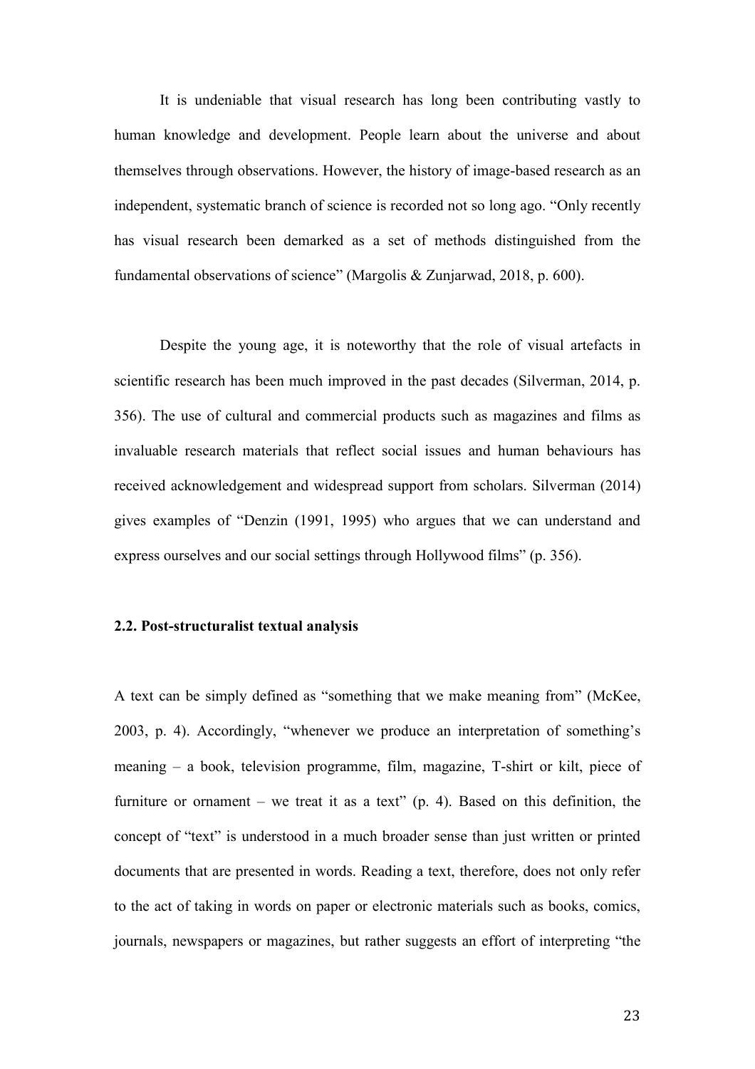It is undeniable that visual research has long been contributing vastly to human knowledge and development. People learn about the universe and about themselves through observations. However, the history of image-based research as an independent, systematic branch of science is recorded not so long ago. “Only recently has visual research been demarked as a set of methods distinguished from the fundamental observations of science” (Margolis & Zunjarwad, 2018, p. 600).

Despite the young age, it is noteworthy that the role of visual artefacts in scientific research has been much improved in the past decades (Silverman, 2014, p. 356). The use of cultural and commercial products such as magazines and films as invaluable research materials that reflect social issues and human behaviours has received acknowledgement and widespread support from scholars. Silverman (2014) gives examples of “Denzin (1991, 1995) who argues that we can understand and express ourselves and our social settings through Hollywood films” (p. 356).

### 2.2. Post-structuralist textual analysis

A text can be simply defined as “something that we make meaning from” (McKee, 2003, p. 4). Accordingly, “whenever we produce an interpretation of something’s meaning – a book, television programme, film, magazine, T-shirt or kilt, piece of furniture or ornament – we treat it as a text” (p. 4). Based on this definition, the concept of “text” is understood in a much broader sense than just written or printed documents that are presented in words. Reading a text, therefore, does not only refer to the act of taking in words on paper or electronic materials such as books, comics, journals, newspapers or magazines, but rather suggests an effort of interpreting “the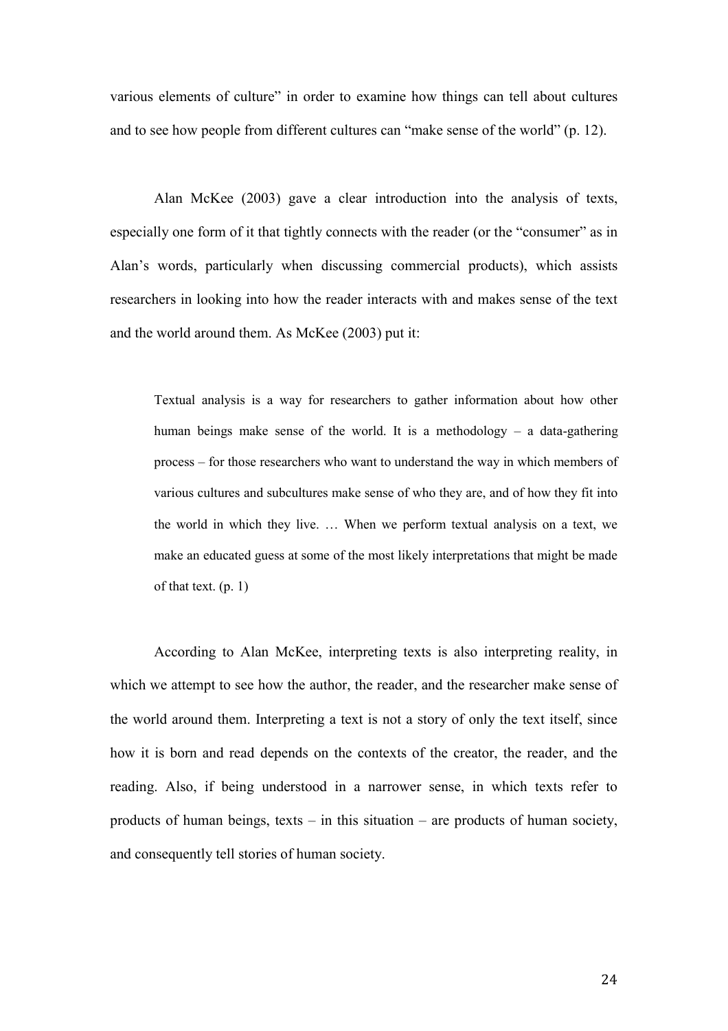various elements of culture" in order to examine how things can tell about cultures and to see how people from different cultures can "make sense of the world" (p. 12).

Alan McKee (2003) gave a clear introduction into the analysis of texts, especially one form of it that tightly connects with the reader (or the "consumer" as in Alan's words, particularly when discussing commercial products), which assists researchers in looking into how the reader interacts with and makes sense of the text and the world around them. As McKee (2003) put it:

> Textual analysis is a way for researchers to gather information about how other human beings make sense of the world. It is a methodology – a data-gathering process – for those researchers who want to understand the way in which members of various cultures and subcultures make sense of who they are, and of how they fit into the world in which they live. … When we perform textual analysis on a text, we make an educated guess at some of the most likely interpretations that might be made of that text. (p. 1)

According to Alan McKee, interpreting texts is also interpreting reality, in which we attempt to see how the author, the reader, and the researcher make sense of the world around them. Interpreting a text is not a story of only the text itself, since how it is born and read depends on the contexts of the creator, the reader, and the reading. Also, if being understood in a narrower sense, in which texts refer to products of human beings, texts – in this situation – are products of human society, and consequently tell stories of human society.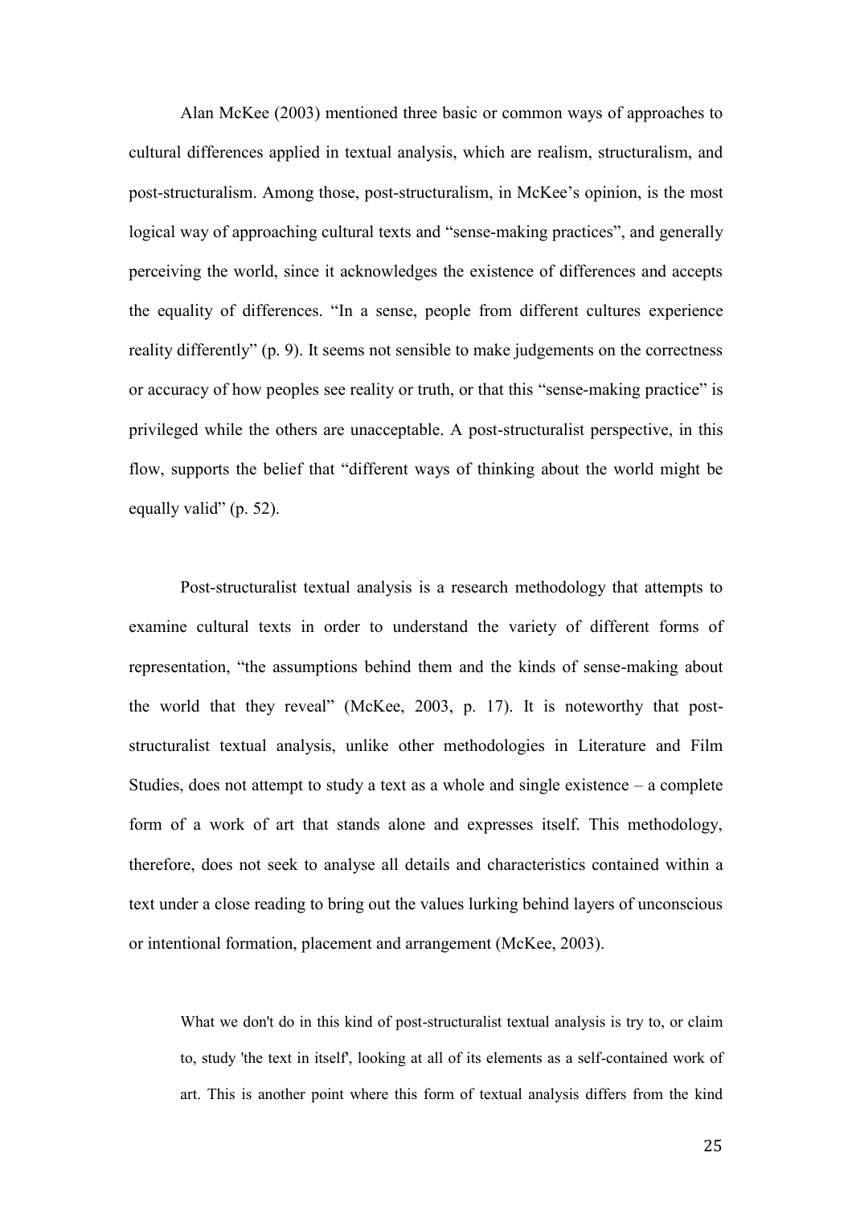Alan McKee (2003) mentioned three basic or common ways of approaches to cultural differences applied in textual analysis, which are realism, structuralism, and post-structuralism. Among those, post-structuralism, in McKee's opinion, is the most logical way of approaching cultural texts and "sense-making practices", and generally perceiving the world, since it acknowledges the existence of differences and accepts the equality of differences. "In a sense, people from different cultures experience reality differently" (p. 9). It seems not sensible to make judgements on the correctness or accuracy of how peoples see reality or truth, or that this "sense-making practice" is privileged while the others are unacceptable. A post-structuralist perspective, in this flow, supports the belief that "different ways of thinking about the world might be equally valid" (p. 52).

Post-structuralist textual analysis is a research methodology that attempts to examine cultural texts in order to understand the variety of different forms of representation, "the assumptions behind them and the kinds of sense-making about the world that they reveal" (McKee, 2003, p. 17). It is noteworthy that post-structuralist textual analysis, unlike other methodologies in Literature and Film Studies, does not attempt to study a text as a whole and single existence – a complete form of a work of art that stands alone and expresses itself. This methodology, therefore, does not seek to analyse all details and characteristics contained within a text under a close reading to bring out the values lurking behind layers of unconscious or intentional formation, placement and arrangement (McKee, 2003).

> What we don't do in this kind of post-structuralist textual analysis is try to, or claim to, study 'the text in itself', looking at all of its elements as a self-contained work of art. This is another point where this form of textual analysis differs from the kind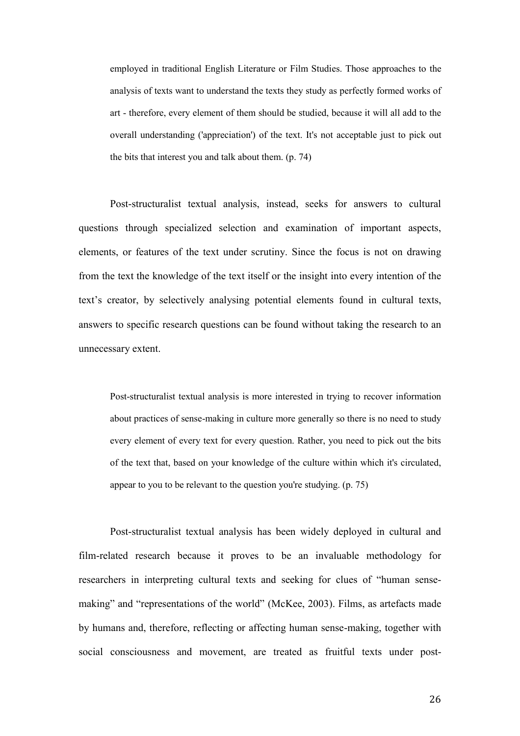> employed in traditional English Literature or Film Studies. Those approaches to the analysis of texts want to understand the texts they study as perfectly formed works of art - therefore, every element of them should be studied, because it will all add to the overall understanding ('appreciation') of the text. It's not acceptable just to pick out the bits that interest you and talk about them. (p. 74)

Post-structuralist textual analysis, instead, seeks for answers to cultural questions through specialized selection and examination of important aspects, elements, or features of the text under scrutiny. Since the focus is not on drawing from the text the knowledge of the text itself or the insight into every intention of the text's creator, by selectively analysing potential elements found in cultural texts, answers to specific research questions can be found without taking the research to an unnecessary extent.

> Post-structuralist textual analysis is more interested in trying to recover information about practices of sense-making in culture more generally so there is no need to study every element of every text for every question. Rather, you need to pick out the bits of the text that, based on your knowledge of the culture within which it's circulated, appear to you to be relevant to the question you're studying. (p. 75)

Post-structuralist textual analysis has been widely deployed in cultural and film-related research because it proves to be an invaluable methodology for researchers in interpreting cultural texts and seeking for clues of "human sense-making" and "representations of the world" (McKee, 2003). Films, as artefacts made by humans and, therefore, reflecting or affecting human sense-making, together with social consciousness and movement, are treated as fruitful texts under post-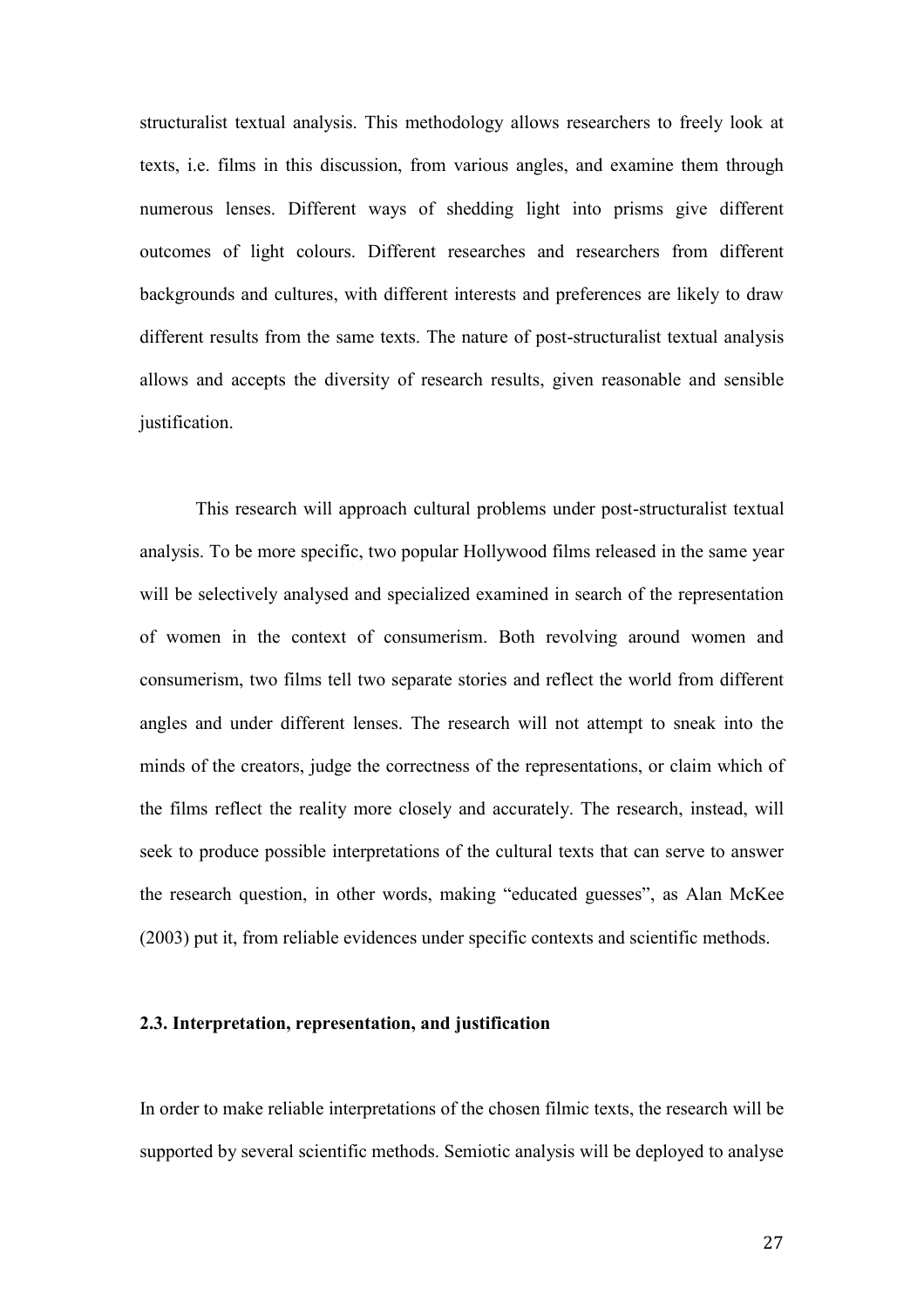structuralist textual analysis. This methodology allows researchers to freely look at texts, i.e. films in this discussion, from various angles, and examine them through numerous lenses. Different ways of shedding light into prisms give different outcomes of light colours. Different researches and researchers from different backgrounds and cultures, with different interests and preferences are likely to draw different results from the same texts. The nature of post-structuralist textual analysis allows and accepts the diversity of research results, given reasonable and sensible justification.

This research will approach cultural problems under post-structuralist textual analysis. To be more specific, two popular Hollywood films released in the same year will be selectively analysed and specialized examined in search of the representation of women in the context of consumerism. Both revolving around women and consumerism, two films tell two separate stories and reflect the world from different angles and under different lenses. The research will not attempt to sneak into the minds of the creators, judge the correctness of the representations, or claim which of the films reflect the reality more closely and accurately. The research, instead, will seek to produce possible interpretations of the cultural texts that can serve to answer the research question, in other words, making "educated guesses", as Alan McKee (2003) put it, from reliable evidences under specific contexts and scientific methods.

### 2.3. Interpretation, representation, and justification

In order to make reliable interpretations of the chosen filmic texts, the research will be supported by several scientific methods. Semiotic analysis will be deployed to analyse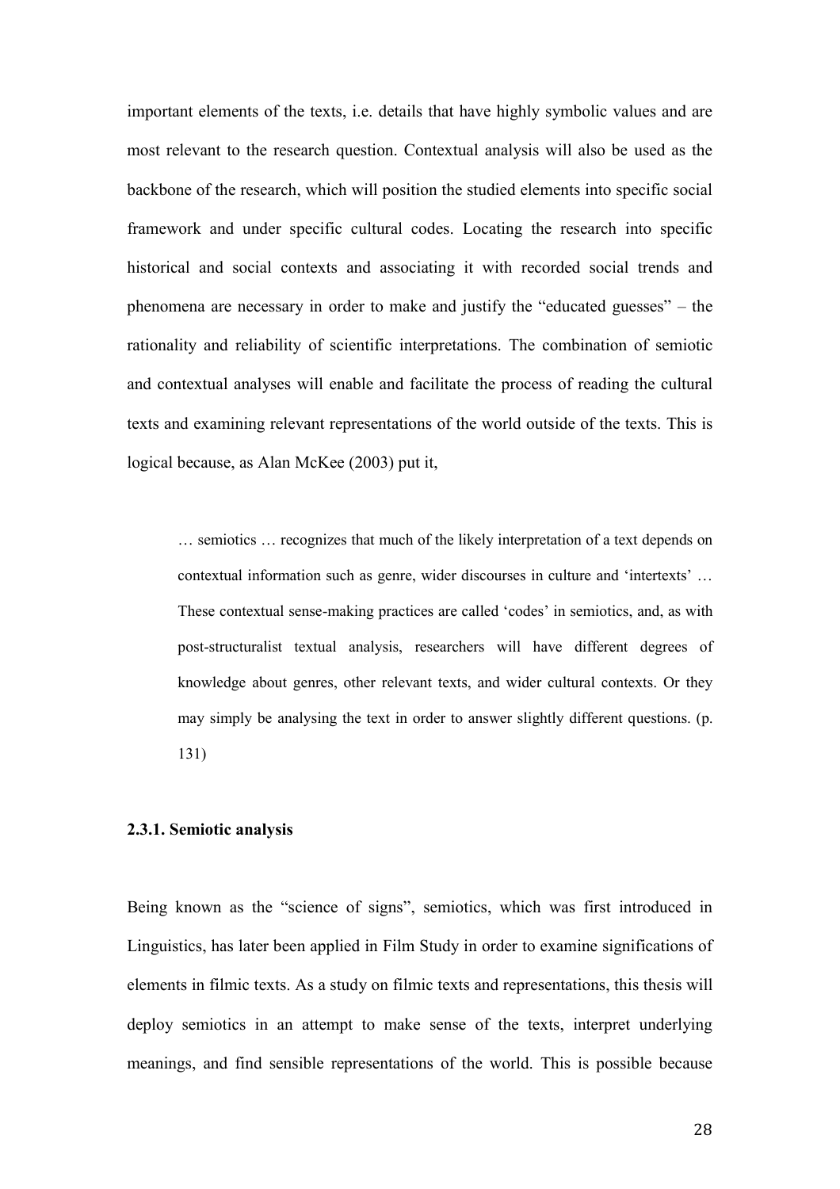important elements of the texts, i.e. details that have highly symbolic values and are most relevant to the research question. Contextual analysis will also be used as the backbone of the research, which will position the studied elements into specific social framework and under specific cultural codes. Locating the research into specific historical and social contexts and associating it with recorded social trends and phenomena are necessary in order to make and justify the "educated guesses" – the rationality and reliability of scientific interpretations. The combination of semiotic and contextual analyses will enable and facilitate the process of reading the cultural texts and examining relevant representations of the world outside of the texts. This is logical because, as Alan McKee (2003) put it,

> … semiotics … recognizes that much of the likely interpretation of a text depends on contextual information such as genre, wider discourses in culture and 'intertexts' … These contextual sense-making practices are called 'codes' in semiotics, and, as with post-structuralist textual analysis, researchers will have different degrees of knowledge about genres, other relevant texts, and wider cultural contexts. Or they may simply be analysing the text in order to answer slightly different questions. (p. 131)

### 2.3.1. Semiotic analysis

Being known as the "science of signs", semiotics, which was first introduced in Linguistics, has later been applied in Film Study in order to examine significations of elements in filmic texts. As a study on filmic texts and representations, this thesis will deploy semiotics in an attempt to make sense of the texts, interpret underlying meanings, and find sensible representations of the world. This is possible because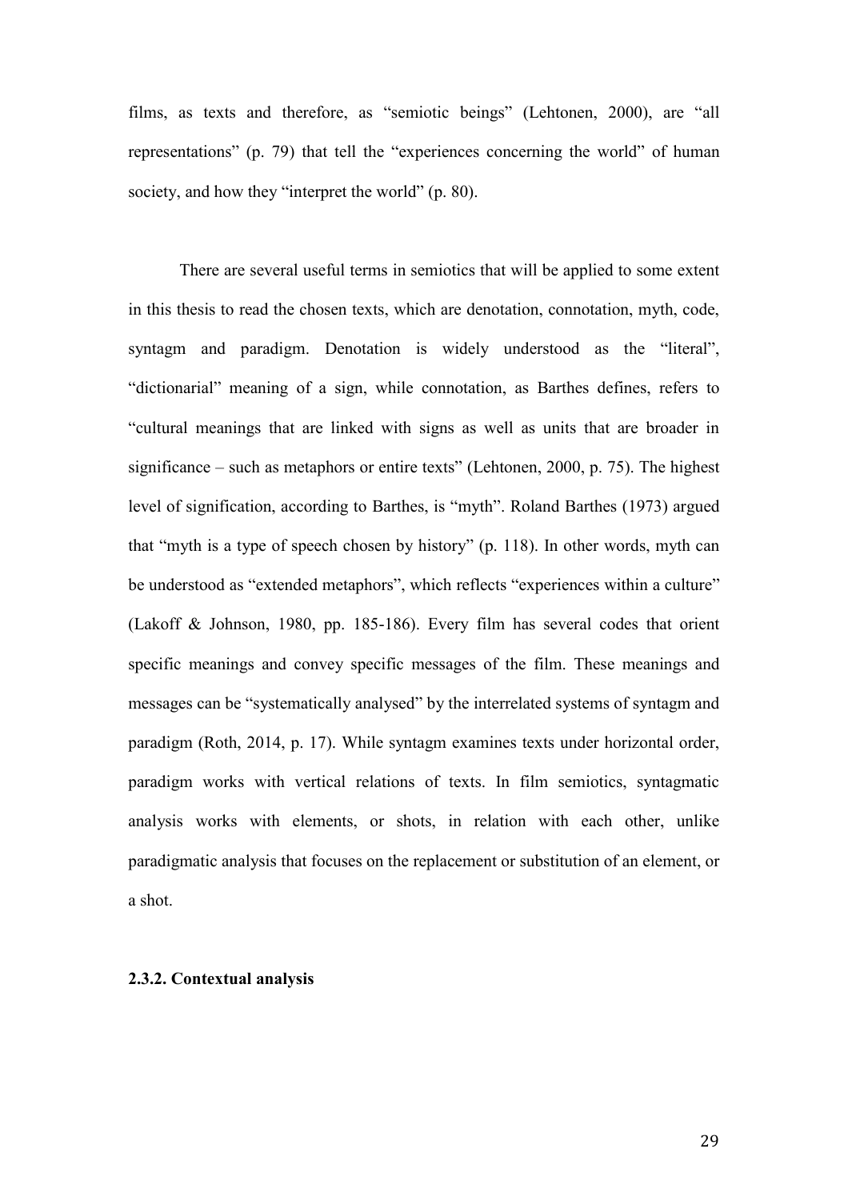films, as texts and therefore, as "semiotic beings" (Lehtonen, 2000), are "all representations" (p. 79) that tell the "experiences concerning the world" of human society, and how they "interpret the world" (p. 80).

There are several useful terms in semiotics that will be applied to some extent in this thesis to read the chosen texts, which are denotation, connotation, myth, code, syntagm and paradigm. Denotation is widely understood as the "literal", "dictionarial" meaning of a sign, while connotation, as Barthes defines, refers to "cultural meanings that are linked with signs as well as units that are broader in significance – such as metaphors or entire texts" (Lehtonen, 2000, p. 75). The highest level of signification, according to Barthes, is "myth". Roland Barthes (1973) argued that "myth is a type of speech chosen by history" (p. 118). In other words, myth can be understood as "extended metaphors", which reflects "experiences within a culture" (Lakoff & Johnson, 1980, pp. 185-186). Every film has several codes that orient specific meanings and convey specific messages of the film. These meanings and messages can be "systematically analysed" by the interrelated systems of syntagm and paradigm (Roth, 2014, p. 17). While syntagm examines texts under horizontal order, paradigm works with vertical relations of texts. In film semiotics, syntagmatic analysis works with elements, or shots, in relation with each other, unlike paradigmatic analysis that focuses on the replacement or substitution of an element, or a shot.

### 2.3.2. Contextual analysis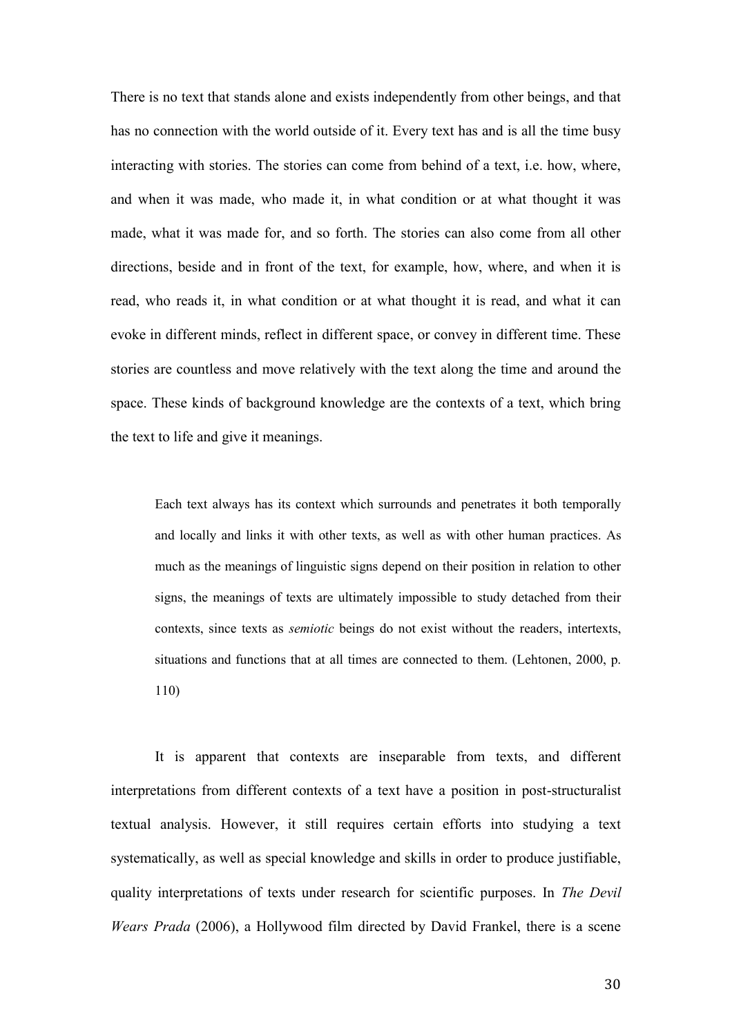There is no text that stands alone and exists independently from other beings, and that has no connection with the world outside of it. Every text has and is all the time busy interacting with stories. The stories can come from behind of a text, i.e. how, where, and when it was made, who made it, in what condition or at what thought it was made, what it was made for, and so forth. The stories can also come from all other directions, beside and in front of the text, for example, how, where, and when it is read, who reads it, in what condition or at what thought it is read, and what it can evoke in different minds, reflect in different space, or convey in different time. These stories are countless and move relatively with the text along the time and around the space. These kinds of background knowledge are the contexts of a text, which bring the text to life and give it meanings.

> Each text always has its context which surrounds and penetrates it both temporally and locally and links it with other texts, as well as with other human practices. As much as the meanings of linguistic signs depend on their position in relation to other signs, the meanings of texts are ultimately impossible to study detached from their contexts, since texts as *semiotic* beings do not exist without the readers, intertexts, situations and functions that at all times are connected to them. (Lehtonen, 2000, p. 110)

It is apparent that contexts are inseparable from texts, and different interpretations from different contexts of a text have a position in post-structuralist textual analysis. However, it still requires certain efforts into studying a text systematically, as well as special knowledge and skills in order to produce justifiable, quality interpretations of texts under research for scientific purposes. In *The Devil Wears Prada* (2006), a Hollywood film directed by David Frankel, there is a scene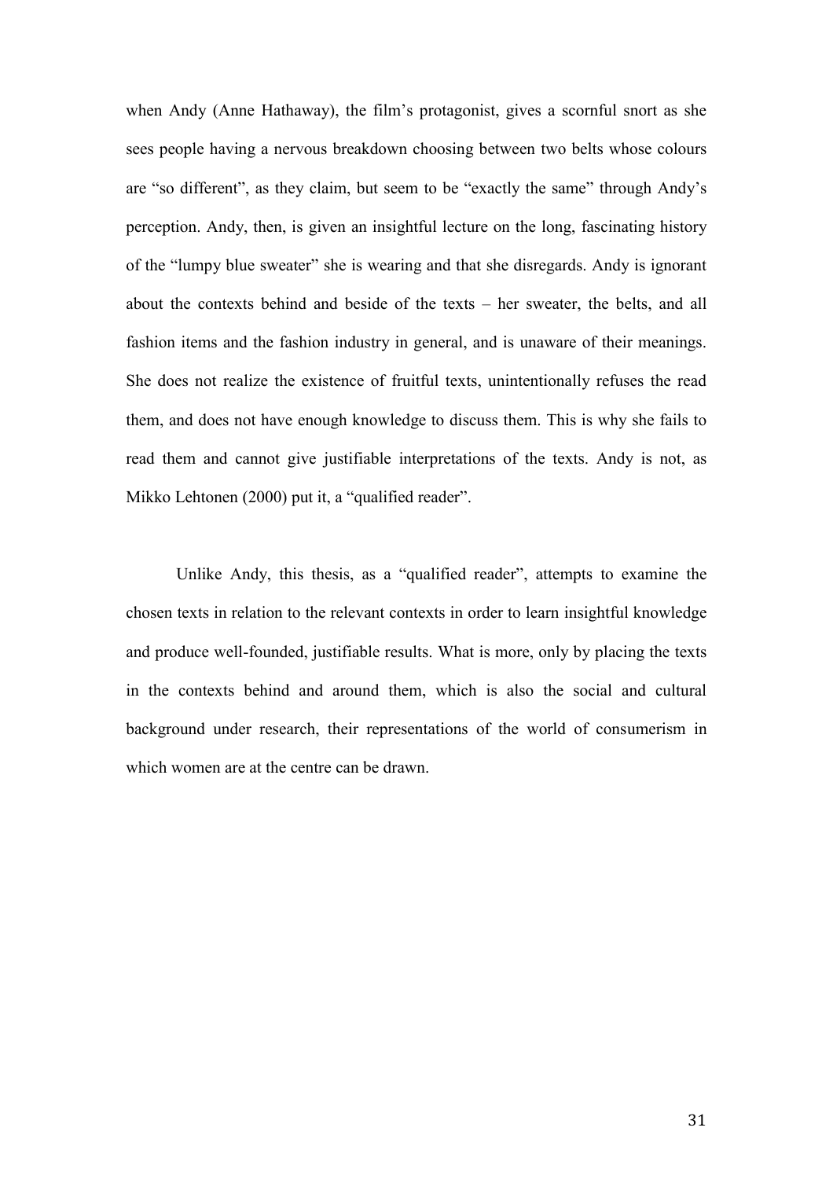when Andy (Anne Hathaway), the film's protagonist, gives a scornful snort as she sees people having a nervous breakdown choosing between two belts whose colours are "so different", as they claim, but seem to be "exactly the same" through Andy's perception. Andy, then, is given an insightful lecture on the long, fascinating history of the "lumpy blue sweater" she is wearing and that she disregards. Andy is ignorant about the contexts behind and beside of the texts – her sweater, the belts, and all fashion items and the fashion industry in general, and is unaware of their meanings. She does not realize the existence of fruitful texts, unintentionally refuses the read them, and does not have enough knowledge to discuss them. This is why she fails to read them and cannot give justifiable interpretations of the texts. Andy is not, as Mikko Lehtonen (2000) put it, a "qualified reader".

Unlike Andy, this thesis, as a "qualified reader", attempts to examine the chosen texts in relation to the relevant contexts in order to learn insightful knowledge and produce well-founded, justifiable results. What is more, only by placing the texts in the contexts behind and around them, which is also the social and cultural background under research, their representations of the world of consumerism in which women are at the centre can be drawn.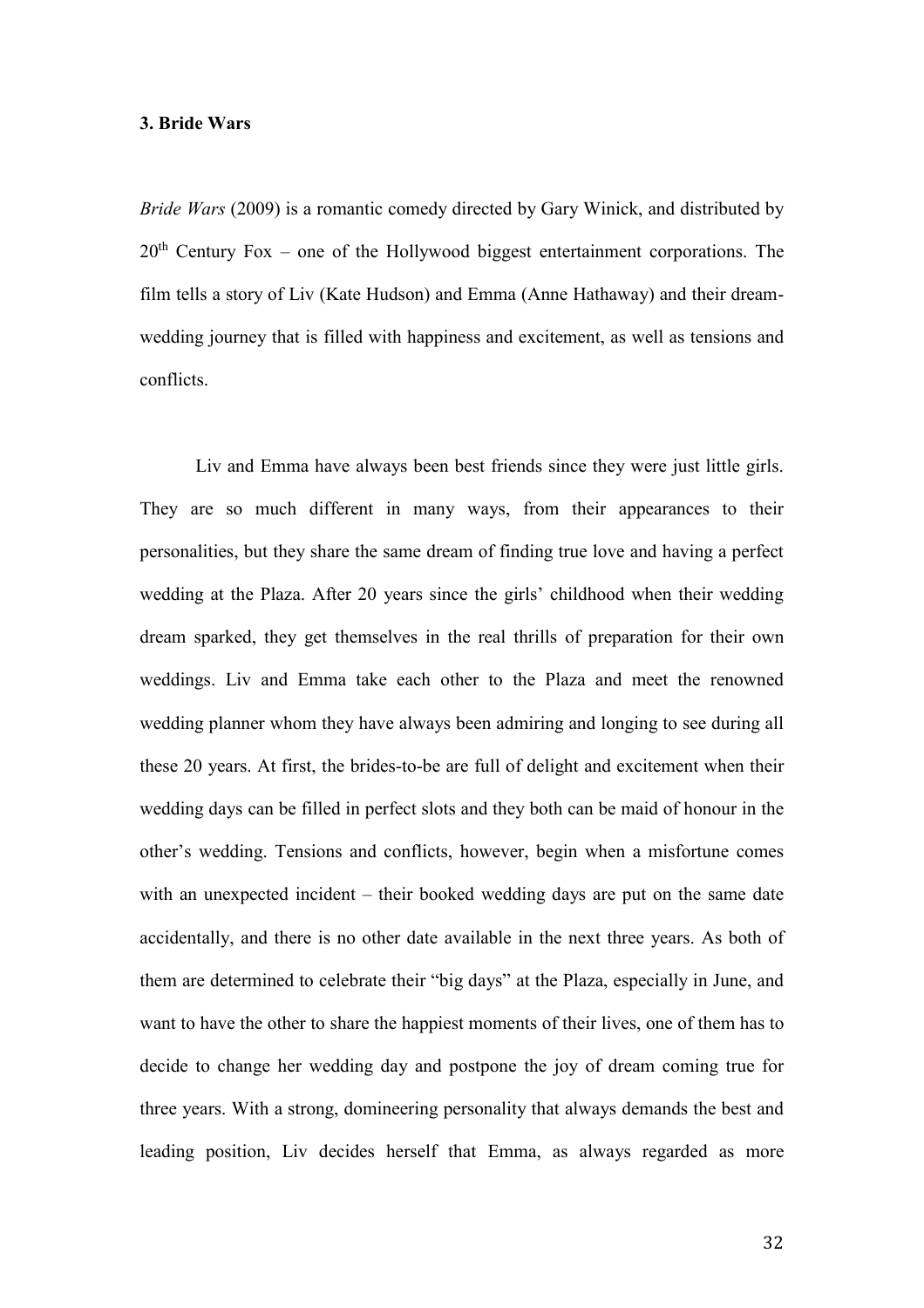**3. Bride Wars**

*Bride Wars* (2009) is a romantic comedy directed by Gary Winick, and distributed by 20th Century Fox – one of the Hollywood biggest entertainment corporations. The film tells a story of Liv (Kate Hudson) and Emma (Anne Hathaway) and their dream-wedding journey that is filled with happiness and excitement, as well as tensions and conflicts.

Liv and Emma have always been best friends since they were just little girls. They are so much different in many ways, from their appearances to their personalities, but they share the same dream of finding true love and having a perfect wedding at the Plaza. After 20 years since the girls' childhood when their wedding dream sparked, they get themselves in the real thrills of preparation for their own weddings. Liv and Emma take each other to the Plaza and meet the renowned wedding planner whom they have always been admiring and longing to see during all these 20 years. At first, the brides-to-be are full of delight and excitement when their wedding days can be filled in perfect slots and they both can be maid of honour in the other's wedding. Tensions and conflicts, however, begin when a misfortune comes with an unexpected incident – their booked wedding days are put on the same date accidentally, and there is no other date available in the next three years. As both of them are determined to celebrate their "big days" at the Plaza, especially in June, and want to have the other to share the happiest moments of their lives, one of them has to decide to change her wedding day and postpone the joy of dream coming true for three years. With a strong, domineering personality that always demands the best and leading position, Liv decides herself that Emma, as always regarded as more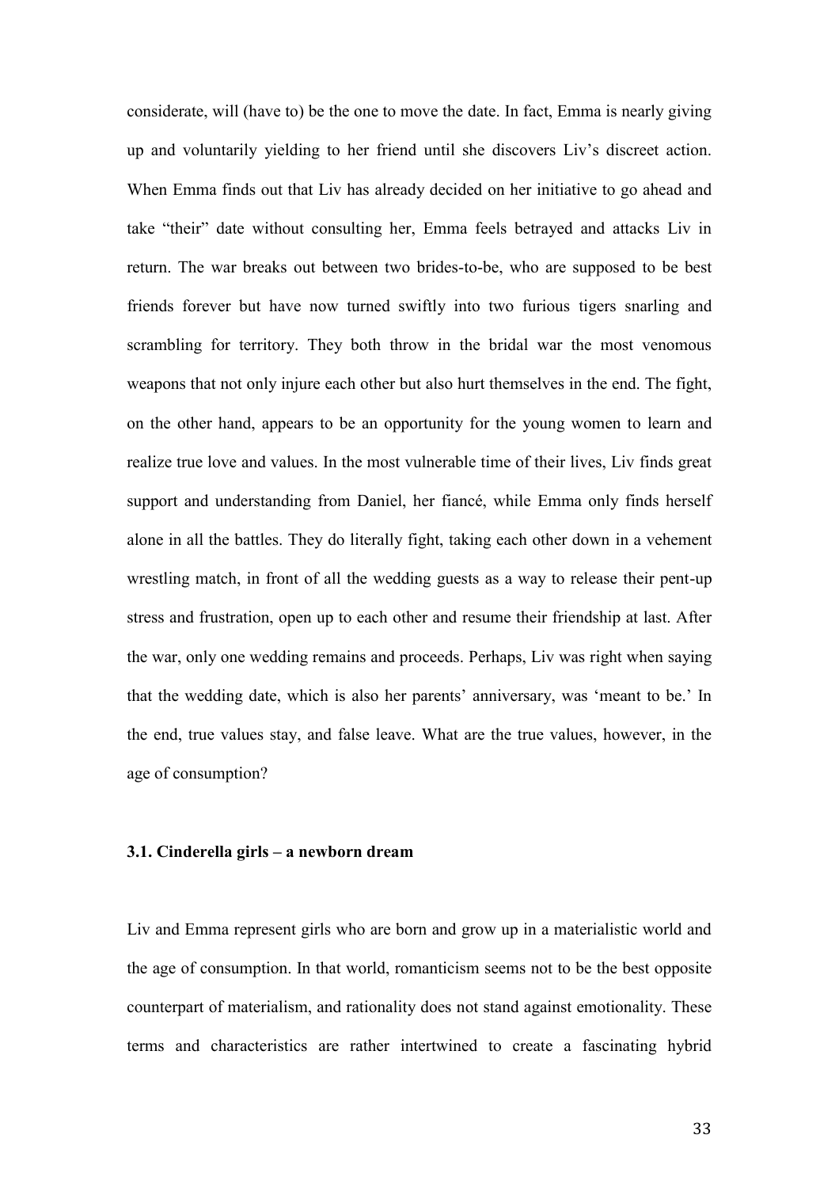considerate, will (have to) be the one to move the date. In fact, Emma is nearly giving up and voluntarily yielding to her friend until she discovers Liv's discreet action. When Emma finds out that Liv has already decided on her initiative to go ahead and take "their" date without consulting her, Emma feels betrayed and attacks Liv in return. The war breaks out between two brides-to-be, who are supposed to be best friends forever but have now turned swiftly into two furious tigers snarling and scrambling for territory. They both throw in the bridal war the most venomous weapons that not only injure each other but also hurt themselves in the end. The fight, on the other hand, appears to be an opportunity for the young women to learn and realize true love and values. In the most vulnerable time of their lives, Liv finds great support and understanding from Daniel, her fiancé, while Emma only finds herself alone in all the battles. They do literally fight, taking each other down in a vehement wrestling match, in front of all the wedding guests as a way to release their pent-up stress and frustration, open up to each other and resume their friendship at last. After the war, only one wedding remains and proceeds. Perhaps, Liv was right when saying that the wedding date, which is also her parents' anniversary, was 'meant to be.' In the end, true values stay, and false leave. What are the true values, however, in the age of consumption?

### 3.1. Cinderella girls – a newborn dream

Liv and Emma represent girls who are born and grow up in a materialistic world and the age of consumption. In that world, romanticism seems not to be the best opposite counterpart of materialism, and rationality does not stand against emotionality. These terms and characteristics are rather intertwined to create a fascinating hybrid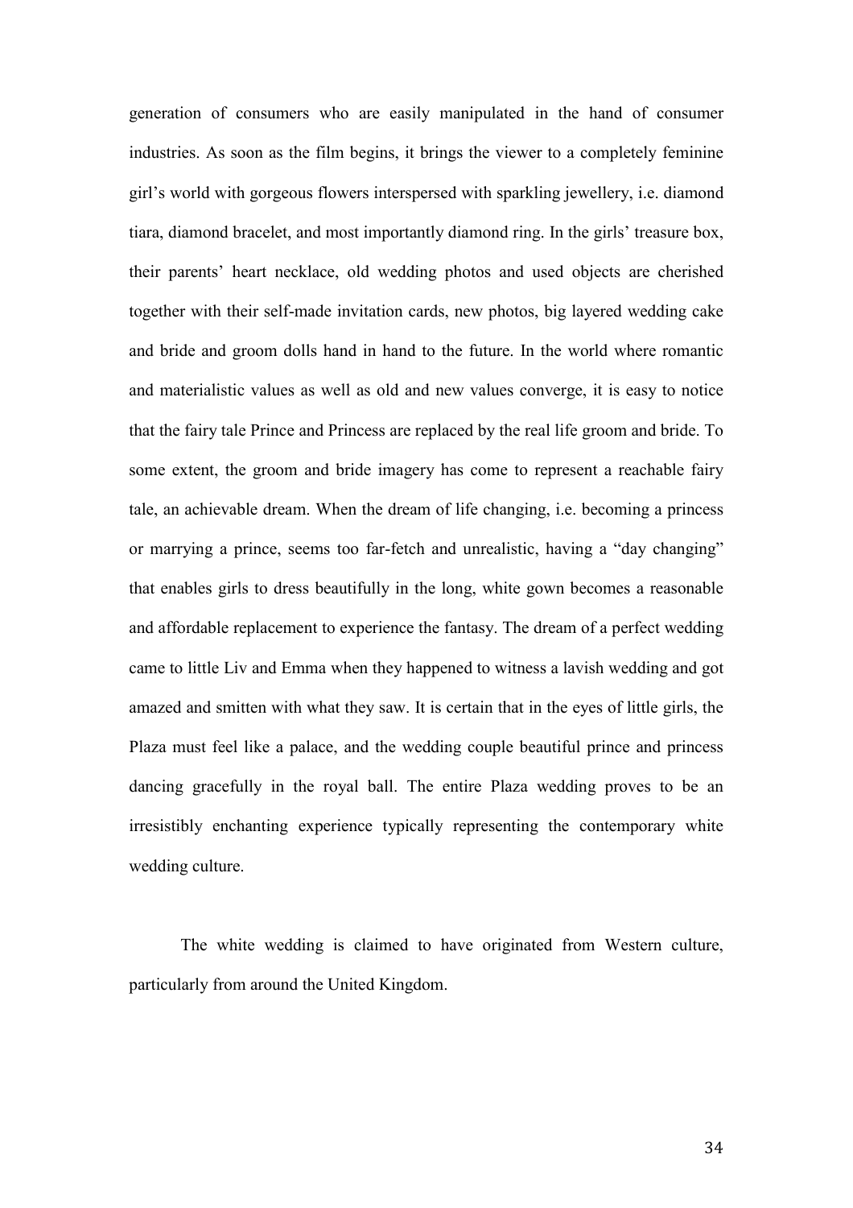generation of consumers who are easily manipulated in the hand of consumer industries. As soon as the film begins, it brings the viewer to a completely feminine girl's world with gorgeous flowers interspersed with sparkling jewellery, i.e. diamond tiara, diamond bracelet, and most importantly diamond ring. In the girls' treasure box, their parents' heart necklace, old wedding photos and used objects are cherished together with their self-made invitation cards, new photos, big layered wedding cake and bride and groom dolls hand in hand to the future. In the world where romantic and materialistic values as well as old and new values converge, it is easy to notice that the fairy tale Prince and Princess are replaced by the real life groom and bride. To some extent, the groom and bride imagery has come to represent a reachable fairy tale, an achievable dream. When the dream of life changing, i.e. becoming a princess or marrying a prince, seems too far-fetch and unrealistic, having a "day changing" that enables girls to dress beautifully in the long, white gown becomes a reasonable and affordable replacement to experience the fantasy. The dream of a perfect wedding came to little Liv and Emma when they happened to witness a lavish wedding and got amazed and smitten with what they saw. It is certain that in the eyes of little girls, the Plaza must feel like a palace, and the wedding couple beautiful prince and princess dancing gracefully in the royal ball. The entire Plaza wedding proves to be an irresistibly enchanting experience typically representing the contemporary white wedding culture.

The white wedding is claimed to have originated from Western culture, particularly from around the United Kingdom.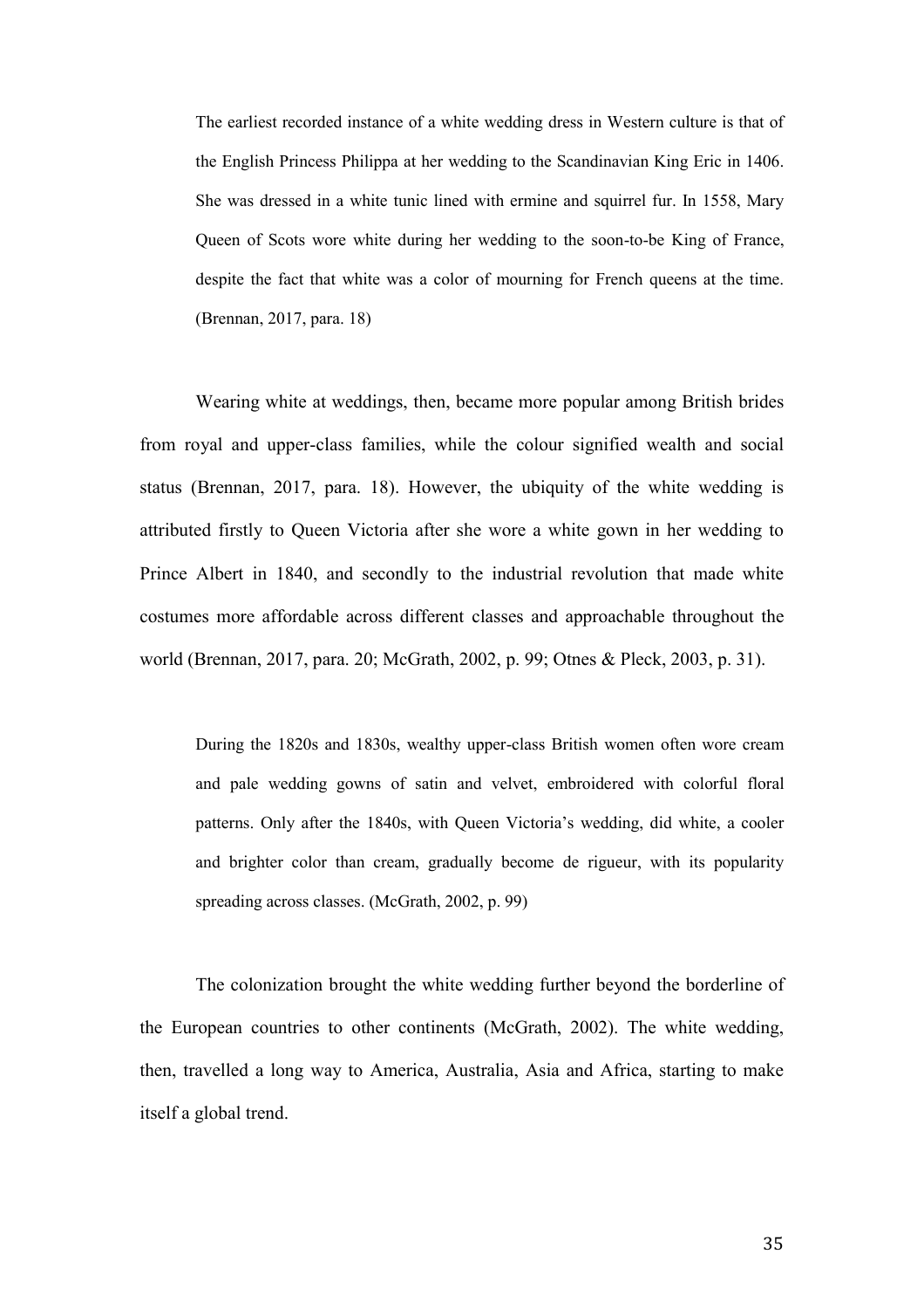> The earliest recorded instance of a white wedding dress in Western culture is that of the English Princess Philippa at her wedding to the Scandinavian King Eric in 1406. She was dressed in a white tunic lined with ermine and squirrel fur. In 1558, Mary Queen of Scots wore white during her wedding to the soon-to-be King of France, despite the fact that white was a color of mourning for French queens at the time. (Brennan, 2017, para. 18)

Wearing white at weddings, then, became more popular among British brides from royal and upper-class families, while the colour signified wealth and social status (Brennan, 2017, para. 18). However, the ubiquity of the white wedding is attributed firstly to Queen Victoria after she wore a white gown in her wedding to Prince Albert in 1840, and secondly to the industrial revolution that made white costumes more affordable across different classes and approachable throughout the world (Brennan, 2017, para. 20; McGrath, 2002, p. 99; Otnes & Pleck, 2003, p. 31).

> During the 1820s and 1830s, wealthy upper-class British women often wore cream and pale wedding gowns of satin and velvet, embroidered with colorful floral patterns. Only after the 1840s, with Queen Victoria's wedding, did white, a cooler and brighter color than cream, gradually become de rigueur, with its popularity spreading across classes. (McGrath, 2002, p. 99)

The colonization brought the white wedding further beyond the borderline of the European countries to other continents (McGrath, 2002). The white wedding, then, travelled a long way to America, Australia, Asia and Africa, starting to make itself a global trend.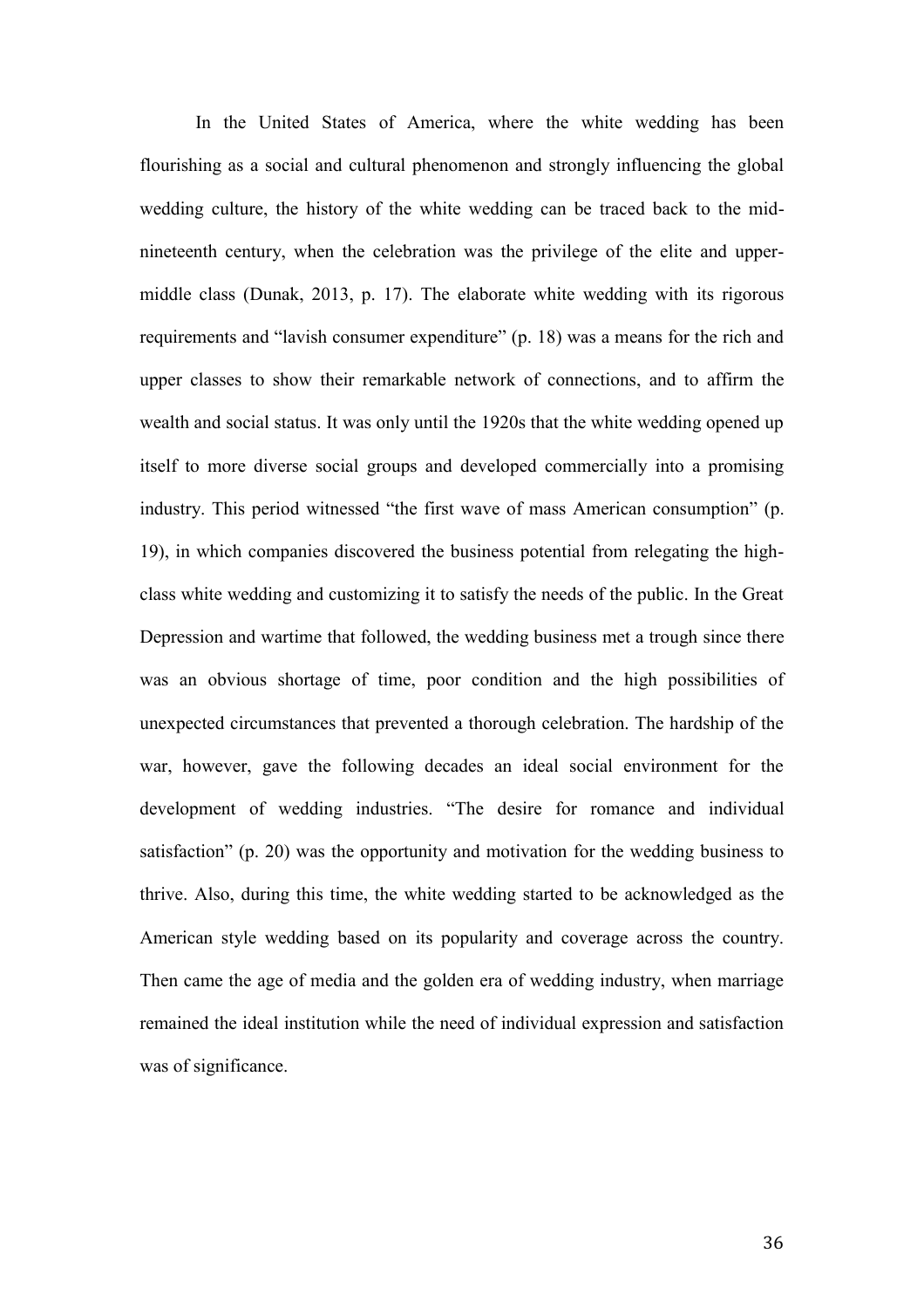In the United States of America, where the white wedding has been flourishing as a social and cultural phenomenon and strongly influencing the global wedding culture, the history of the white wedding can be traced back to the mid-nineteenth century, when the celebration was the privilege of the elite and upper-middle class (Dunak, 2013, p. 17). The elaborate white wedding with its rigorous requirements and "lavish consumer expenditure" (p. 18) was a means for the rich and upper classes to show their remarkable network of connections, and to affirm the wealth and social status. It was only until the 1920s that the white wedding opened up itself to more diverse social groups and developed commercially into a promising industry. This period witnessed "the first wave of mass American consumption" (p. 19), in which companies discovered the business potential from relegating the high-class white wedding and customizing it to satisfy the needs of the public. In the Great Depression and wartime that followed, the wedding business met a trough since there was an obvious shortage of time, poor condition and the high possibilities of unexpected circumstances that prevented a thorough celebration. The hardship of the war, however, gave the following decades an ideal social environment for the development of wedding industries. "The desire for romance and individual satisfaction" (p. 20) was the opportunity and motivation for the wedding business to thrive. Also, during this time, the white wedding started to be acknowledged as the American style wedding based on its popularity and coverage across the country. Then came the age of media and the golden era of wedding industry, when marriage remained the ideal institution while the need of individual expression and satisfaction was of significance.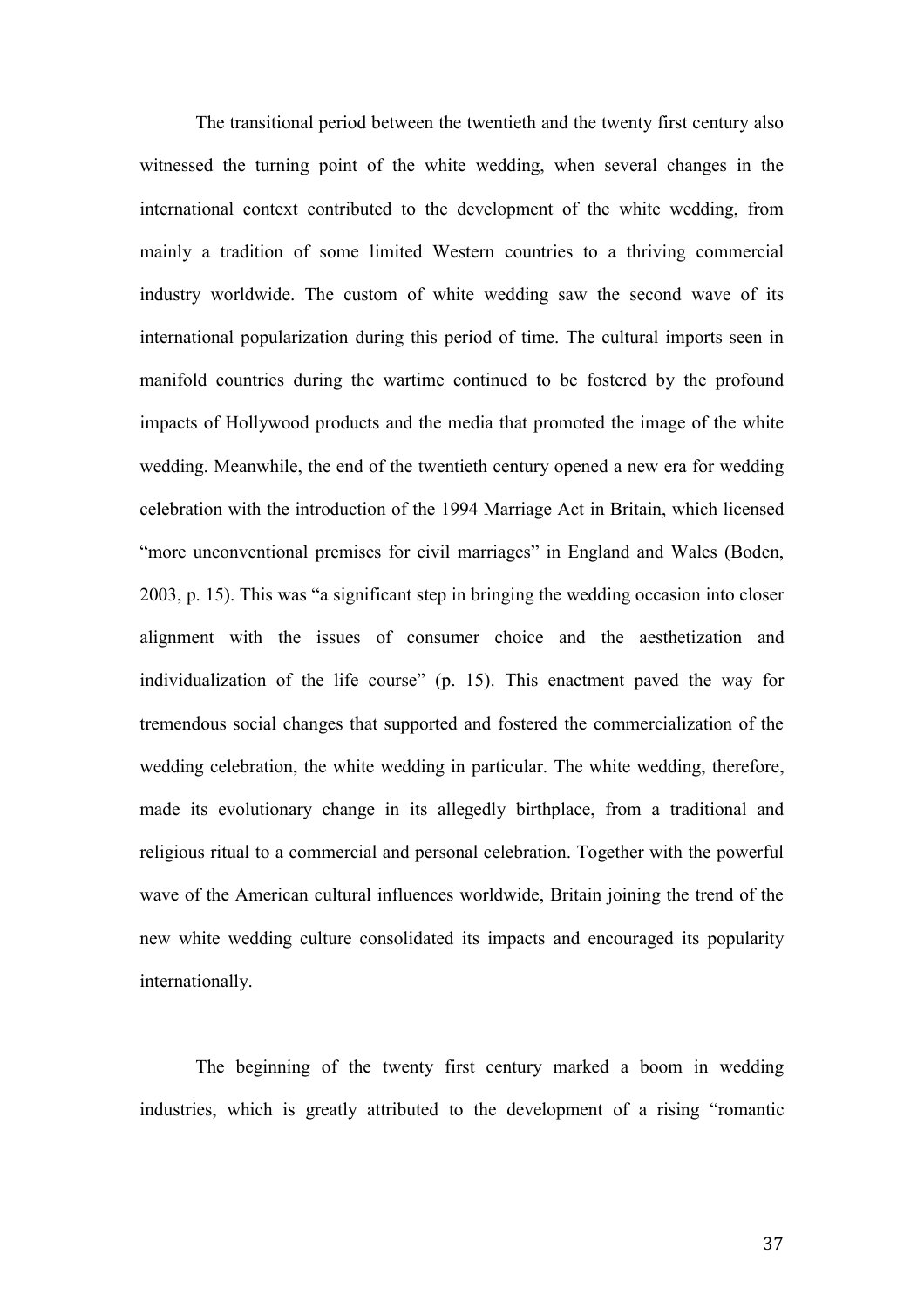The transitional period between the twentieth and the twenty first century also witnessed the turning point of the white wedding, when several changes in the international context contributed to the development of the white wedding, from mainly a tradition of some limited Western countries to a thriving commercial industry worldwide. The custom of white wedding saw the second wave of its international popularization during this period of time. The cultural imports seen in manifold countries during the wartime continued to be fostered by the profound impacts of Hollywood products and the media that promoted the image of the white wedding. Meanwhile, the end of the twentieth century opened a new era for wedding celebration with the introduction of the 1994 Marriage Act in Britain, which licensed "more unconventional premises for civil marriages" in England and Wales (Boden, 2003, p. 15). This was "a significant step in bringing the wedding occasion into closer alignment with the issues of consumer choice and the aesthetization and individualization of the life course" (p. 15). This enactment paved the way for tremendous social changes that supported and fostered the commercialization of the wedding celebration, the white wedding in particular. The white wedding, therefore, made its evolutionary change in its allegedly birthplace, from a traditional and religious ritual to a commercial and personal celebration. Together with the powerful wave of the American cultural influences worldwide, Britain joining the trend of the new white wedding culture consolidated its impacts and encouraged its popularity internationally.

The beginning of the twenty first century marked a boom in wedding industries, which is greatly attributed to the development of a rising "romantic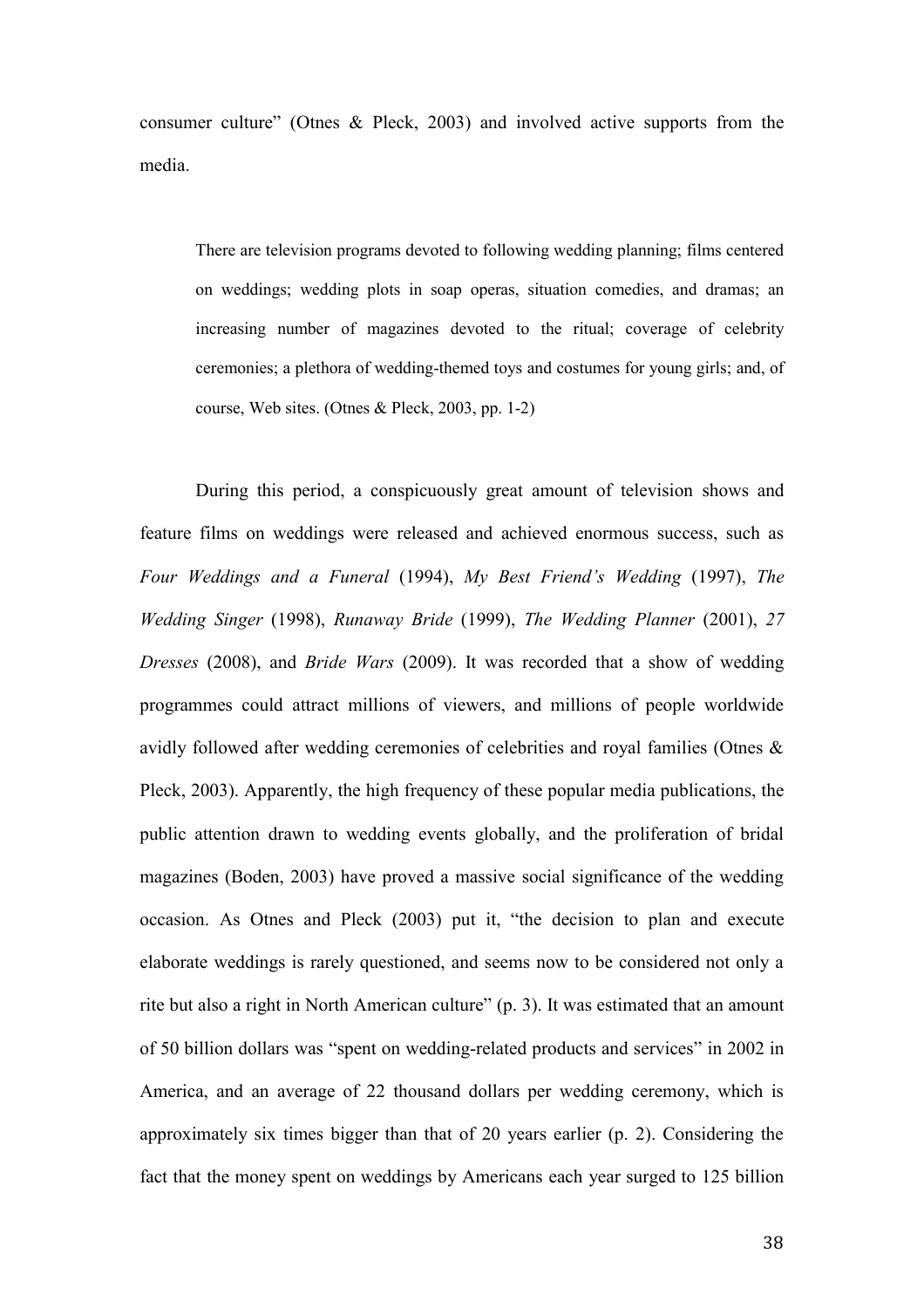consumer culture" (Otnes & Pleck, 2003) and involved active supports from the media.

> There are television programs devoted to following wedding planning; films centered on weddings; wedding plots in soap operas, situation comedies, and dramas; an increasing number of magazines devoted to the ritual; coverage of celebrity ceremonies; a plethora of wedding-themed toys and costumes for young girls; and, of course, Web sites. (Otnes & Pleck, 2003, pp. 1-2)

During this period, a conspicuously great amount of television shows and feature films on weddings were released and achieved enormous success, such as *Four Weddings and a Funeral* (1994), *My Best Friend's Wedding* (1997), *The Wedding Singer* (1998), *Runaway Bride* (1999), *The Wedding Planner* (2001), *27 Dresses* (2008), and *Bride Wars* (2009). It was recorded that a show of wedding programmes could attract millions of viewers, and millions of people worldwide avidly followed after wedding ceremonies of celebrities and royal families (Otnes & Pleck, 2003). Apparently, the high frequency of these popular media publications, the public attention drawn to wedding events globally, and the proliferation of bridal magazines (Boden, 2003) have proved a massive social significance of the wedding occasion. As Otnes and Pleck (2003) put it, "the decision to plan and execute elaborate weddings is rarely questioned, and seems now to be considered not only a rite but also a right in North American culture" (p. 3). It was estimated that an amount of 50 billion dollars was "spent on wedding-related products and services" in 2002 in America, and an average of 22 thousand dollars per wedding ceremony, which is approximately six times bigger than that of 20 years earlier (p. 2). Considering the fact that the money spent on weddings by Americans each year surged to 125 billion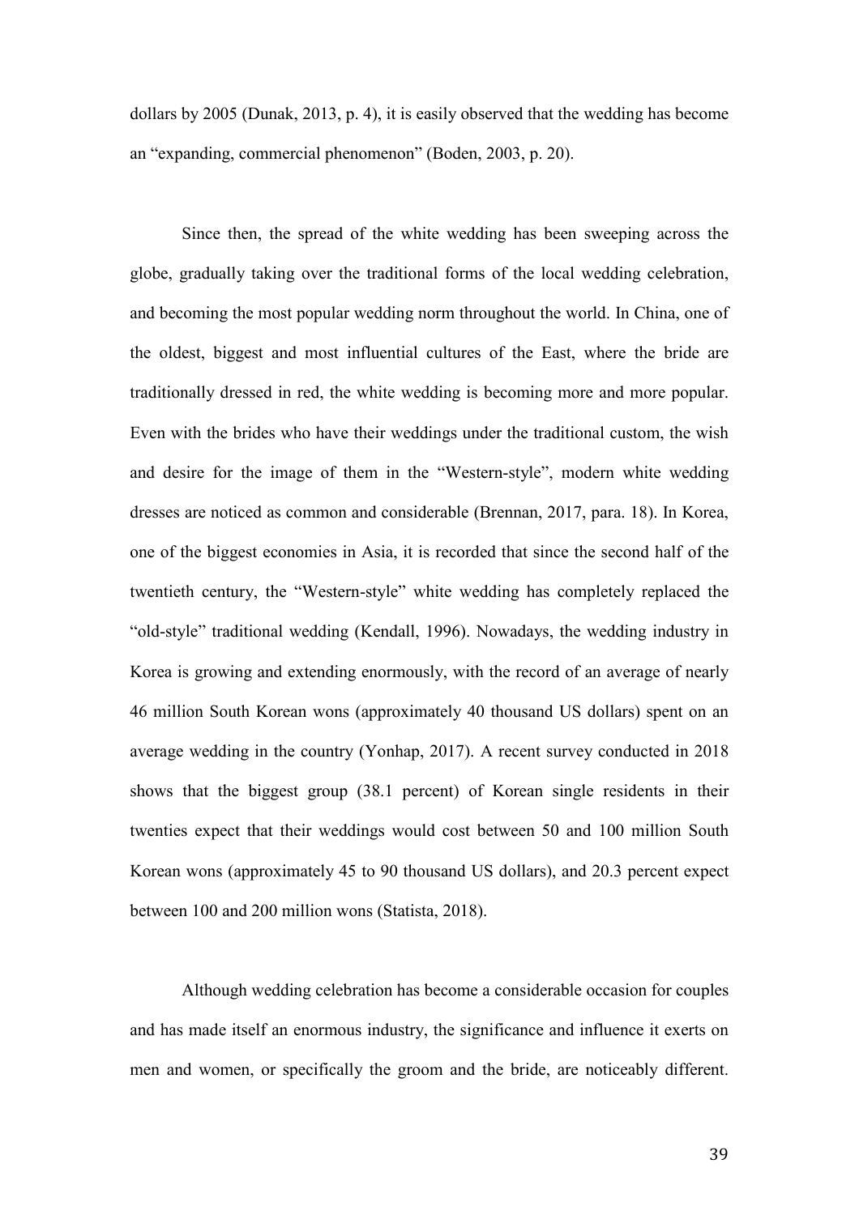dollars by 2005 (Dunak, 2013, p. 4), it is easily observed that the wedding has become an "expanding, commercial phenomenon" (Boden, 2003, p. 20).

Since then, the spread of the white wedding has been sweeping across the globe, gradually taking over the traditional forms of the local wedding celebration, and becoming the most popular wedding norm throughout the world. In China, one of the oldest, biggest and most influential cultures of the East, where the bride are traditionally dressed in red, the white wedding is becoming more and more popular. Even with the brides who have their weddings under the traditional custom, the wish and desire for the image of them in the "Western-style", modern white wedding dresses are noticed as common and considerable (Brennan, 2017, para. 18). In Korea, one of the biggest economies in Asia, it is recorded that since the second half of the twentieth century, the "Western-style" white wedding has completely replaced the "old-style" traditional wedding (Kendall, 1996). Nowadays, the wedding industry in Korea is growing and extending enormously, with the record of an average of nearly 46 million South Korean wons (approximately 40 thousand US dollars) spent on an average wedding in the country (Yonhap, 2017). A recent survey conducted in 2018 shows that the biggest group (38.1 percent) of Korean single residents in their twenties expect that their weddings would cost between 50 and 100 million South Korean wons (approximately 45 to 90 thousand US dollars), and 20.3 percent expect between 100 and 200 million wons (Statista, 2018).

Although wedding celebration has become a considerable occasion for couples and has made itself an enormous industry, the significance and influence it exerts on men and women, or specifically the groom and the bride, are noticeably different.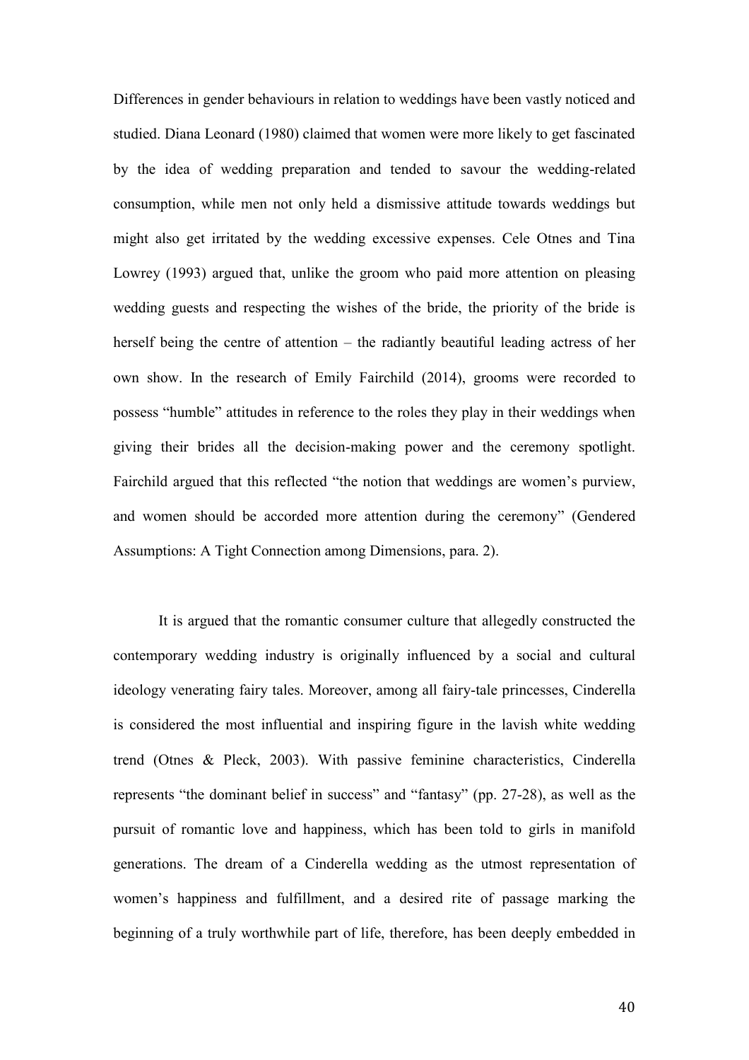Differences in gender behaviours in relation to weddings have been vastly noticed and studied. Diana Leonard (1980) claimed that women were more likely to get fascinated by the idea of wedding preparation and tended to savour the wedding-related consumption, while men not only held a dismissive attitude towards weddings but might also get irritated by the wedding excessive expenses. Cele Otnes and Tina Lowrey (1993) argued that, unlike the groom who paid more attention on pleasing wedding guests and respecting the wishes of the bride, the priority of the bride is herself being the centre of attention – the radiantly beautiful leading actress of her own show. In the research of Emily Fairchild (2014), grooms were recorded to possess "humble" attitudes in reference to the roles they play in their weddings when giving their brides all the decision-making power and the ceremony spotlight. Fairchild argued that this reflected "the notion that weddings are women's purview, and women should be accorded more attention during the ceremony" (Gendered Assumptions: A Tight Connection among Dimensions, para. 2).

It is argued that the romantic consumer culture that allegedly constructed the contemporary wedding industry is originally influenced by a social and cultural ideology venerating fairy tales. Moreover, among all fairy-tale princesses, Cinderella is considered the most influential and inspiring figure in the lavish white wedding trend (Otnes & Pleck, 2003). With passive feminine characteristics, Cinderella represents "the dominant belief in success" and "fantasy" (pp. 27-28), as well as the pursuit of romantic love and happiness, which has been told to girls in manifold generations. The dream of a Cinderella wedding as the utmost representation of women's happiness and fulfillment, and a desired rite of passage marking the beginning of a truly worthwhile part of life, therefore, has been deeply embedded in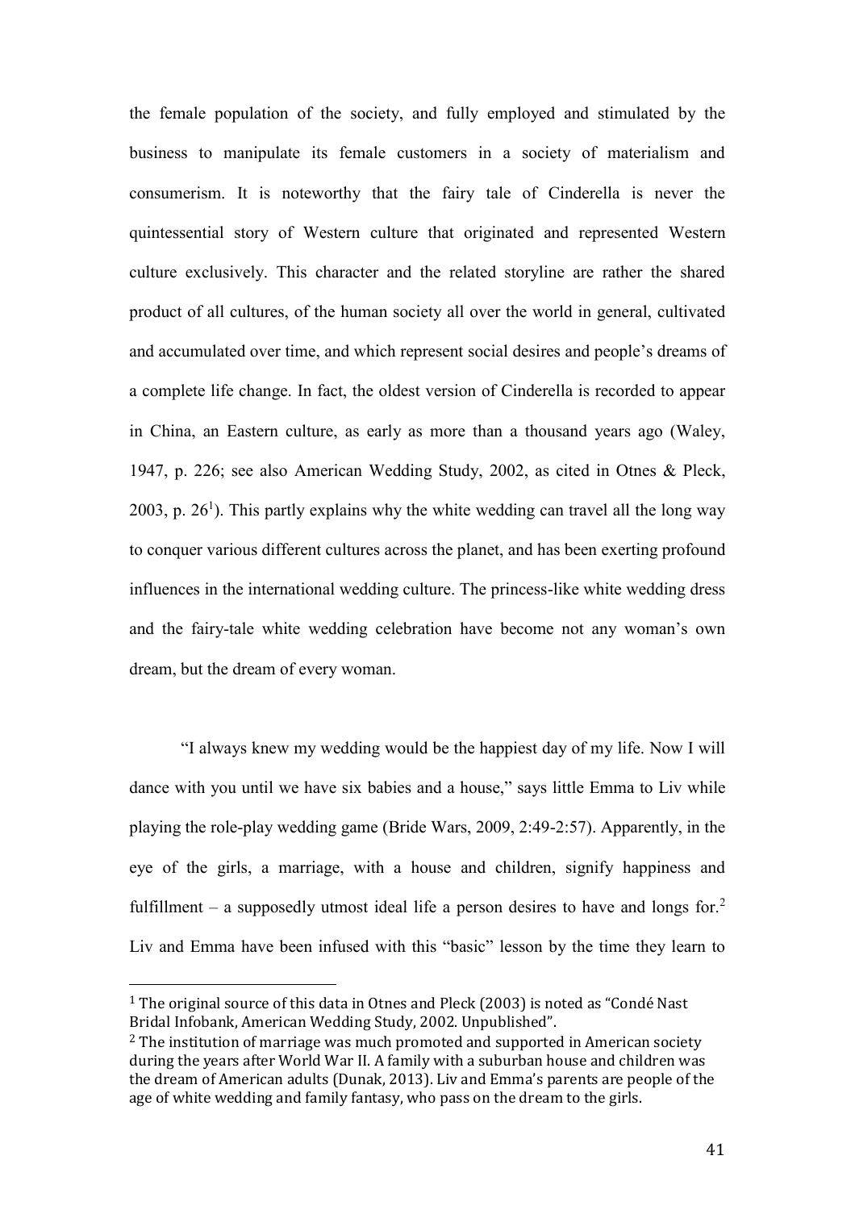the female population of the society, and fully employed and stimulated by the business to manipulate its female customers in a society of materialism and consumerism. It is noteworthy that the fairy tale of Cinderella is never the quintessential story of Western culture that originated and represented Western culture exclusively. This character and the related storyline are rather the shared product of all cultures, of the human society all over the world in general, cultivated and accumulated over time, and which represent social desires and people's dreams of a complete life change. In fact, the oldest version of Cinderella is recorded to appear in China, an Eastern culture, as early as more than a thousand years ago (Waley, 1947, p. 226; see also American Wedding Study, 2002, as cited in Otnes & Pleck, 2003, p. 26[1]). This partly explains why the white wedding can travel all the long way to conquer various different cultures across the planet, and has been exerting profound influences in the international wedding culture. The princess-like white wedding dress and the fairy-tale white wedding celebration have become not any woman's own dream, but the dream of every woman.

"I always knew my wedding would be the happiest day of my life. Now I will dance with you until we have six babies and a house," says little Emma to Liv while playing the role-play wedding game (Bride Wars, 2009, 2:49-2:57). Apparently, in the eye of the girls, a marriage, with a house and children, signify happiness and fulfillment – a supposedly utmost ideal life a person desires to have and longs for.[2] Liv and Emma have been infused with this "basic" lesson by the time they learn to

---

[1] The original source of this data in Otnes and Pleck (2003) is noted as "Condé Nast Bridal Infobank, American Wedding Study, 2002. Unpublished".

[2] The institution of marriage was much promoted and supported in American society during the years after World War II. A family with a suburban house and children was the dream of American adults (Dunak, 2013). Liv and Emma's parents are people of the age of white wedding and family fantasy, who pass on the dream to the girls.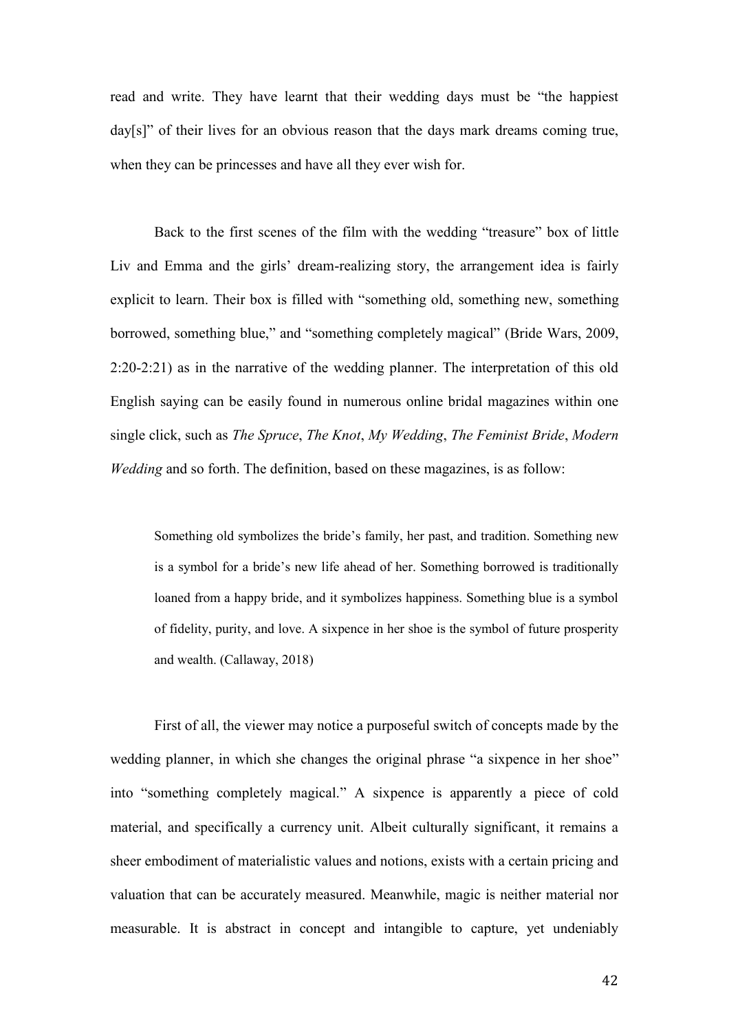read and write. They have learnt that their wedding days must be "the happiest day[s]" of their lives for an obvious reason that the days mark dreams coming true, when they can be princesses and have all they ever wish for.

Back to the first scenes of the film with the wedding "treasure" box of little Liv and Emma and the girls' dream-realizing story, the arrangement idea is fairly explicit to learn. Their box is filled with "something old, something new, something borrowed, something blue," and "something completely magical" (Bride Wars, 2009, 2:20-2:21) as in the narrative of the wedding planner. The interpretation of this old English saying can be easily found in numerous online bridal magazines within one single click, such as *The Spruce*, *The Knot*, *My Wedding*, *The Feminist Bride*, *Modern Wedding* and so forth. The definition, based on these magazines, is as follow:

> Something old symbolizes the bride's family, her past, and tradition. Something new is a symbol for a bride's new life ahead of her. Something borrowed is traditionally loaned from a happy bride, and it symbolizes happiness. Something blue is a symbol of fidelity, purity, and love. A sixpence in her shoe is the symbol of future prosperity and wealth. (Callaway, 2018)

First of all, the viewer may notice a purposeful switch of concepts made by the wedding planner, in which she changes the original phrase "a sixpence in her shoe" into "something completely magical." A sixpence is apparently a piece of cold material, and specifically a currency unit. Albeit culturally significant, it remains a sheer embodiment of materialistic values and notions, exists with a certain pricing and valuation that can be accurately measured. Meanwhile, magic is neither material nor measurable. It is abstract in concept and intangible to capture, yet undeniably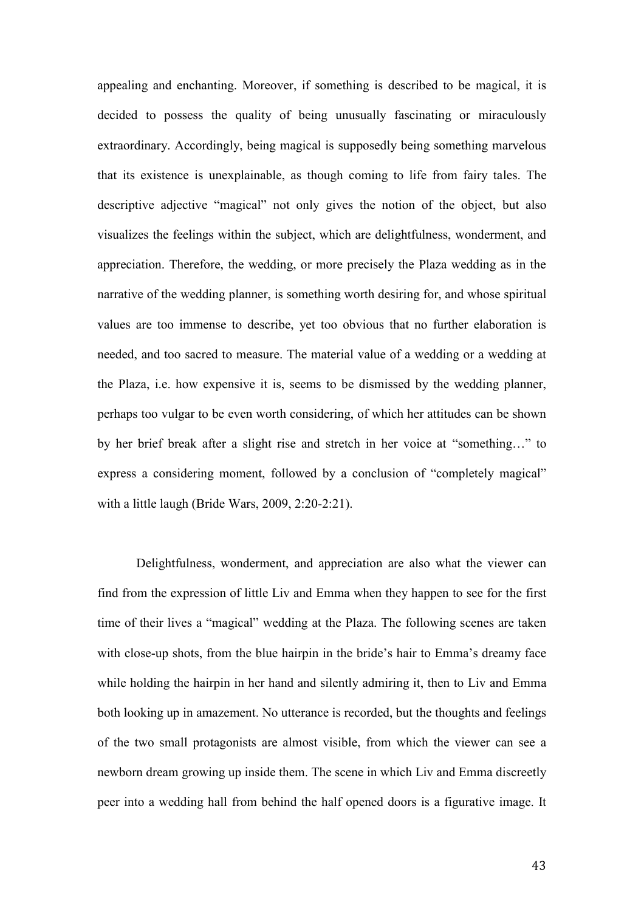appealing and enchanting. Moreover, if something is described to be magical, it is decided to possess the quality of being unusually fascinating or miraculously extraordinary. Accordingly, being magical is supposedly being something marvelous that its existence is unexplainable, as though coming to life from fairy tales. The descriptive adjective "magical" not only gives the notion of the object, but also visualizes the feelings within the subject, which are delightfulness, wonderment, and appreciation. Therefore, the wedding, or more precisely the Plaza wedding as in the narrative of the wedding planner, is something worth desiring for, and whose spiritual values are too immense to describe, yet too obvious that no further elaboration is needed, and too sacred to measure. The material value of a wedding or a wedding at the Plaza, i.e. how expensive it is, seems to be dismissed by the wedding planner, perhaps too vulgar to be even worth considering, of which her attitudes can be shown by her brief break after a slight rise and stretch in her voice at "something…" to express a considering moment, followed by a conclusion of "completely magical" with a little laugh (Bride Wars, 2009, 2:20-2:21).

Delightfulness, wonderment, and appreciation are also what the viewer can find from the expression of little Liv and Emma when they happen to see for the first time of their lives a "magical" wedding at the Plaza. The following scenes are taken with close-up shots, from the blue hairpin in the bride's hair to Emma's dreamy face while holding the hairpin in her hand and silently admiring it, then to Liv and Emma both looking up in amazement. No utterance is recorded, but the thoughts and feelings of the two small protagonists are almost visible, from which the viewer can see a newborn dream growing up inside them. The scene in which Liv and Emma discreetly peer into a wedding hall from behind the half opened doors is a figurative image. It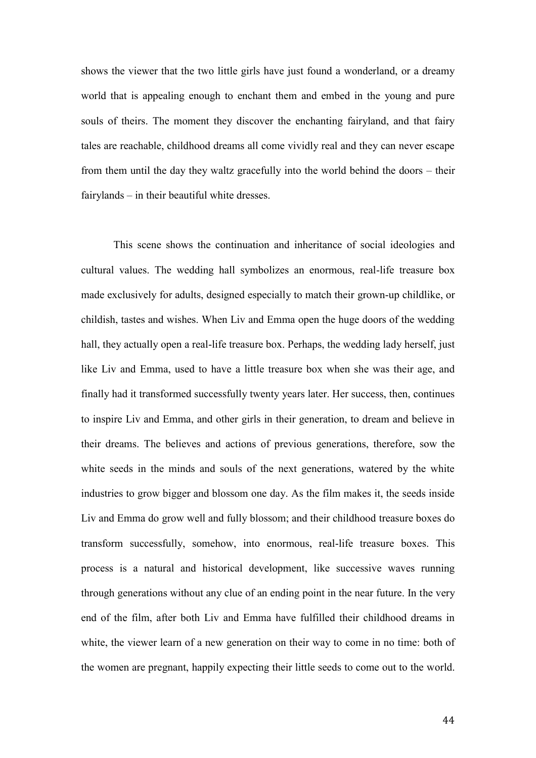shows the viewer that the two little girls have just found a wonderland, or a dreamy world that is appealing enough to enchant them and embed in the young and pure souls of theirs. The moment they discover the enchanting fairyland, and that fairy tales are reachable, childhood dreams all come vividly real and they can never escape from them until the day they waltz gracefully into the world behind the doors – their fairylands – in their beautiful white dresses.

This scene shows the continuation and inheritance of social ideologies and cultural values. The wedding hall symbolizes an enormous, real-life treasure box made exclusively for adults, designed especially to match their grown-up childlike, or childish, tastes and wishes. When Liv and Emma open the huge doors of the wedding hall, they actually open a real-life treasure box. Perhaps, the wedding lady herself, just like Liv and Emma, used to have a little treasure box when she was their age, and finally had it transformed successfully twenty years later. Her success, then, continues to inspire Liv and Emma, and other girls in their generation, to dream and believe in their dreams. The believes and actions of previous generations, therefore, sow the white seeds in the minds and souls of the next generations, watered by the white industries to grow bigger and blossom one day. As the film makes it, the seeds inside Liv and Emma do grow well and fully blossom; and their childhood treasure boxes do transform successfully, somehow, into enormous, real-life treasure boxes. This process is a natural and historical development, like successive waves running through generations without any clue of an ending point in the near future. In the very end of the film, after both Liv and Emma have fulfilled their childhood dreams in white, the viewer learn of a new generation on their way to come in no time: both of the women are pregnant, happily expecting their little seeds to come out to the world.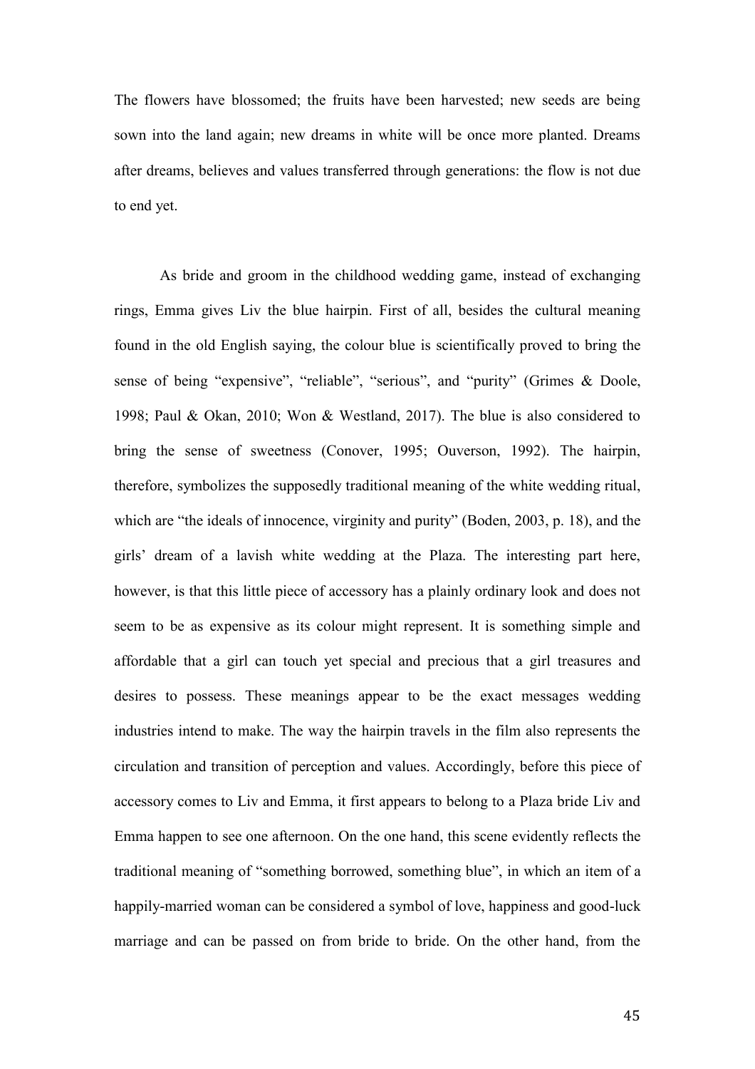The flowers have blossomed; the fruits have been harvested; new seeds are being sown into the land again; new dreams in white will be once more planted. Dreams after dreams, believes and values transferred through generations: the flow is not due to end yet.

As bride and groom in the childhood wedding game, instead of exchanging rings, Emma gives Liv the blue hairpin. First of all, besides the cultural meaning found in the old English saying, the colour blue is scientifically proved to bring the sense of being "expensive", "reliable", "serious", and "purity" (Grimes & Doole, 1998; Paul & Okan, 2010; Won & Westland, 2017). The blue is also considered to bring the sense of sweetness (Conover, 1995; Ouverson, 1992). The hairpin, therefore, symbolizes the supposedly traditional meaning of the white wedding ritual, which are "the ideals of innocence, virginity and purity" (Boden, 2003, p. 18), and the girls' dream of a lavish white wedding at the Plaza. The interesting part here, however, is that this little piece of accessory has a plainly ordinary look and does not seem to be as expensive as its colour might represent. It is something simple and affordable that a girl can touch yet special and precious that a girl treasures and desires to possess. These meanings appear to be the exact messages wedding industries intend to make. The way the hairpin travels in the film also represents the circulation and transition of perception and values. Accordingly, before this piece of accessory comes to Liv and Emma, it first appears to belong to a Plaza bride Liv and Emma happen to see one afternoon. On the one hand, this scene evidently reflects the traditional meaning of "something borrowed, something blue", in which an item of a happily-married woman can be considered a symbol of love, happiness and good-luck marriage and can be passed on from bride to bride. On the other hand, from the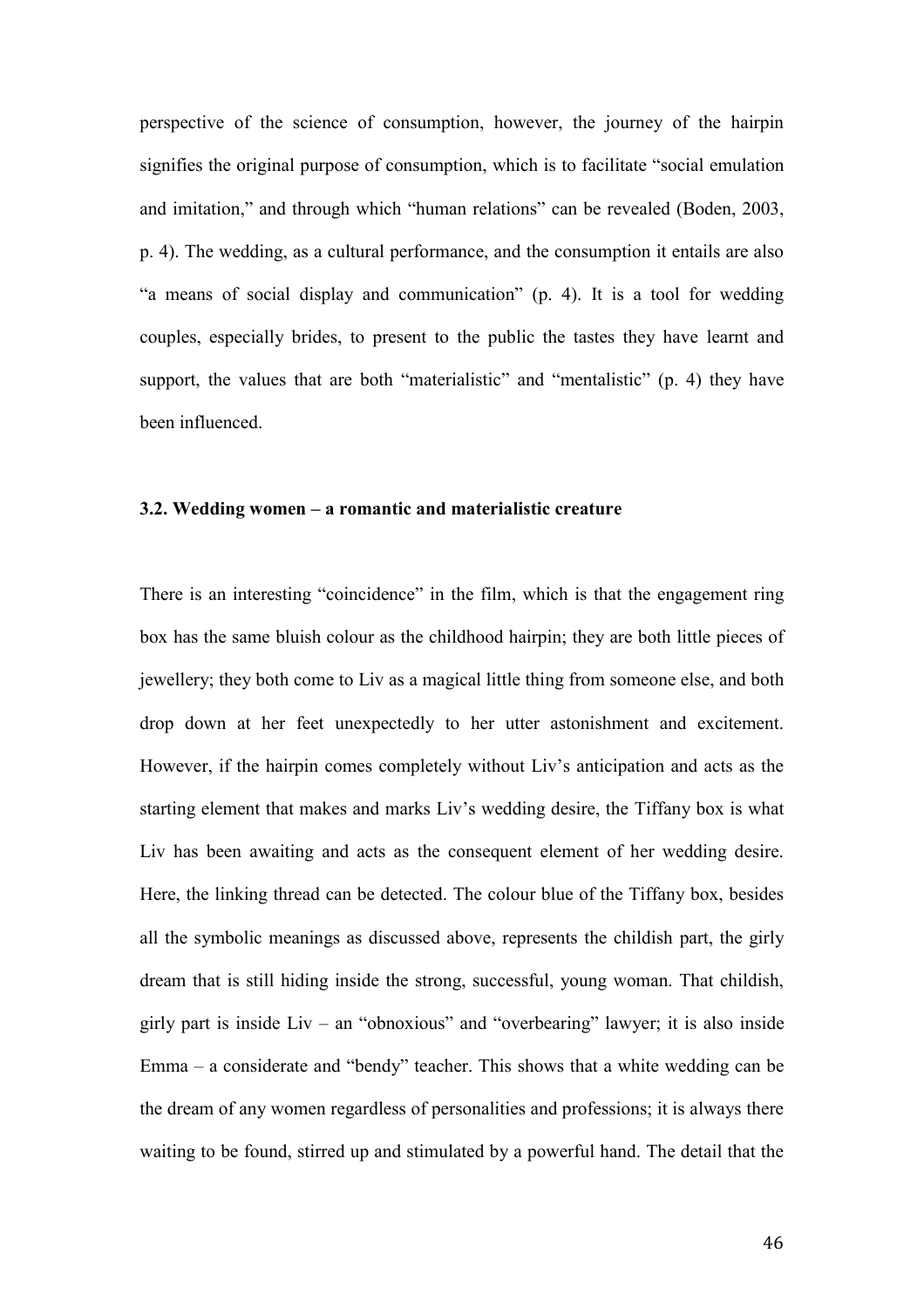perspective of the science of consumption, however, the journey of the hairpin signifies the original purpose of consumption, which is to facilitate "social emulation and imitation," and through which "human relations" can be revealed (Boden, 2003, p. 4). The wedding, as a cultural performance, and the consumption it entails are also "a means of social display and communication" (p. 4). It is a tool for wedding couples, especially brides, to present to the public the tastes they have learnt and support, the values that are both "materialistic" and "mentalistic" (p. 4) they have been influenced.

### 3.2. Wedding women – a romantic and materialistic creature

There is an interesting "coincidence" in the film, which is that the engagement ring box has the same bluish colour as the childhood hairpin; they are both little pieces of jewellery; they both come to Liv as a magical little thing from someone else, and both drop down at her feet unexpectedly to her utter astonishment and excitement. However, if the hairpin comes completely without Liv's anticipation and acts as the starting element that makes and marks Liv's wedding desire, the Tiffany box is what Liv has been awaiting and acts as the consequent element of her wedding desire. Here, the linking thread can be detected. The colour blue of the Tiffany box, besides all the symbolic meanings as discussed above, represents the childish part, the girly dream that is still hiding inside the strong, successful, young woman. That childish, girly part is inside Liv – an "obnoxious" and "overbearing" lawyer; it is also inside Emma – a considerate and "bendy" teacher. This shows that a white wedding can be the dream of any women regardless of personalities and professions; it is always there waiting to be found, stirred up and stimulated by a powerful hand. The detail that the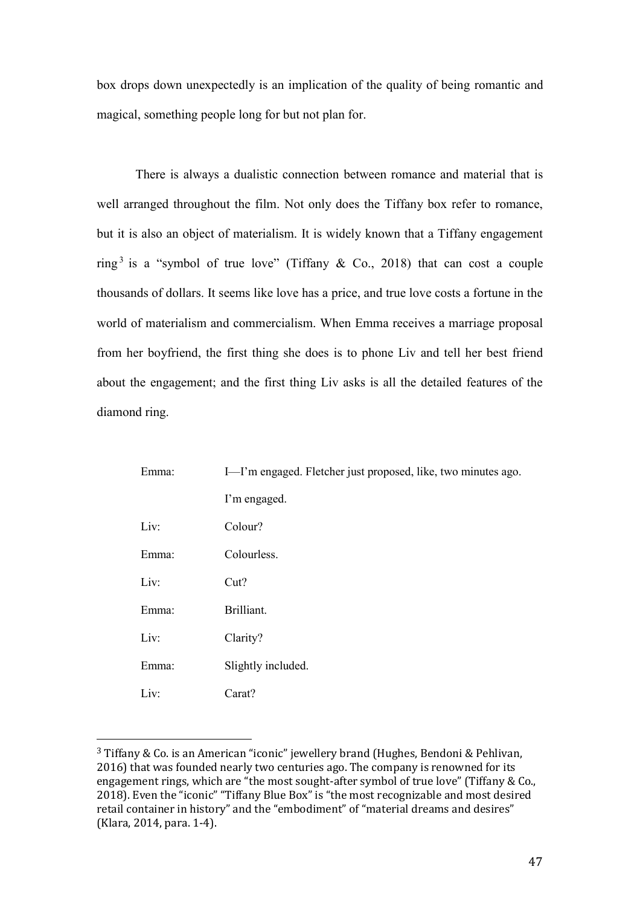box drops down unexpectedly is an implication of the quality of being romantic and magical, something people long for but not plan for.

There is always a dualistic connection between romance and material that is well arranged throughout the film. Not only does the Tiffany box refer to romance, but it is also an object of materialism. It is widely known that a Tiffany engagement ring[3] is a "symbol of true love" (Tiffany & Co., 2018) that can cost a couple thousands of dollars. It seems like love has a price, and true love costs a fortune in the world of materialism and commercialism. When Emma receives a marriage proposal from her boyfriend, the first thing she does is to phone Liv and tell her best friend about the engagement; and the first thing Liv asks is all the detailed features of the diamond ring.

| | |
|---|---|
| Emma: | I—I'm engaged. Fletcher just proposed, like, two minutes ago. I'm engaged. |
| Liv: | Colour? |
| Emma: | Colourless. |
| Liv: | Cut? |
| Emma: | Brilliant. |
| Liv: | Clarity? |
| Emma: | Slightly included. |
| Liv: | Carat? |

[3] Tiffany & Co. is an American "iconic" jewellery brand (Hughes, Bendoni & Pehlivan, 2016) that was founded nearly two centuries ago. The company is renowned for its engagement rings, which are "the most sought-after symbol of true love" (Tiffany & Co., 2018). Even the "iconic" "Tiffany Blue Box" is "the most recognizable and most desired retail container in history" and the "embodiment" of "material dreams and desires" (Klara, 2014, para. 1-4).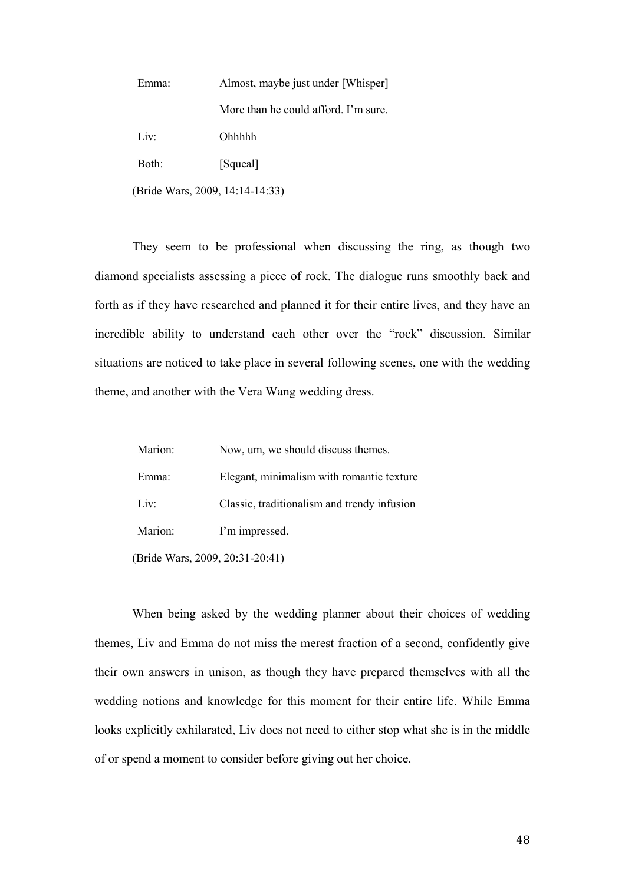| | |
|---|---|
| Emma: | Almost, maybe just under [Whisper] |
| | More than he could afford. I'm sure. |
| Liv: | Ohhhhh |
| Both: | [Squeal] |

(Bride Wars, 2009, 14:14-14:33)

They seem to be professional when discussing the ring, as though two diamond specialists assessing a piece of rock. The dialogue runs smoothly back and forth as if they have researched and planned it for their entire lives, and they have an incredible ability to understand each other over the "rock" discussion. Similar situations are noticed to take place in several following scenes, one with the wedding theme, and another with the Vera Wang wedding dress.

| | |
|---|---|
| Marion: | Now, um, we should discuss themes. |
| Emma: | Elegant, minimalism with romantic texture |
| Liv: | Classic, traditionalism and trendy infusion |
| Marion: | I'm impressed. |

(Bride Wars, 2009, 20:31-20:41)

When being asked by the wedding planner about their choices of wedding themes, Liv and Emma do not miss the merest fraction of a second, confidently give their own answers in unison, as though they have prepared themselves with all the wedding notions and knowledge for this moment for their entire life. While Emma looks explicitly exhilarated, Liv does not need to either stop what she is in the middle of or spend a moment to consider before giving out her choice.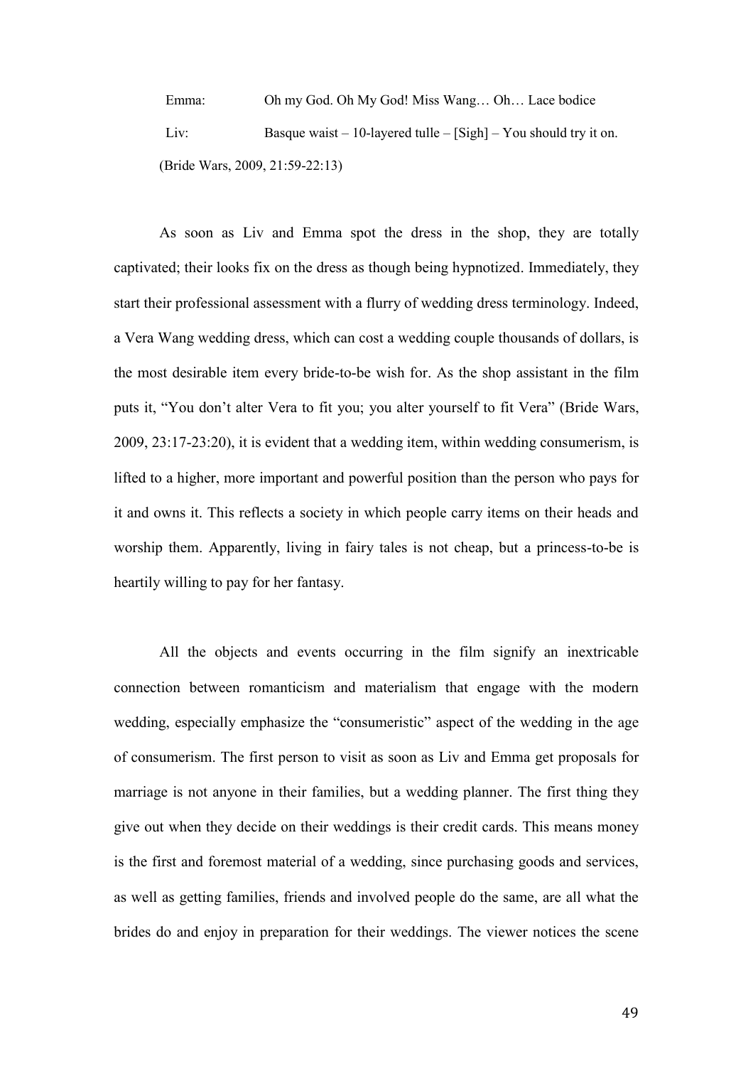Emma: Oh my God. Oh My God! Miss Wang… Oh… Lace bodice

Liv: Basque waist – 10-layered tulle – [Sigh] – You should try it on.

(Bride Wars, 2009, 21:59-22:13)

As soon as Liv and Emma spot the dress in the shop, they are totally captivated; their looks fix on the dress as though being hypnotized. Immediately, they start their professional assessment with a flurry of wedding dress terminology. Indeed, a Vera Wang wedding dress, which can cost a wedding couple thousands of dollars, is the most desirable item every bride-to-be wish for. As the shop assistant in the film puts it, "You don't alter Vera to fit you; you alter yourself to fit Vera" (Bride Wars, 2009, 23:17-23:20), it is evident that a wedding item, within wedding consumerism, is lifted to a higher, more important and powerful position than the person who pays for it and owns it. This reflects a society in which people carry items on their heads and worship them. Apparently, living in fairy tales is not cheap, but a princess-to-be is heartily willing to pay for her fantasy.

All the objects and events occurring in the film signify an inextricable connection between romanticism and materialism that engage with the modern wedding, especially emphasize the "consumeristic" aspect of the wedding in the age of consumerism. The first person to visit as soon as Liv and Emma get proposals for marriage is not anyone in their families, but a wedding planner. The first thing they give out when they decide on their weddings is their credit cards. This means money is the first and foremost material of a wedding, since purchasing goods and services, as well as getting families, friends and involved people do the same, are all what the brides do and enjoy in preparation for their weddings. The viewer notices the scene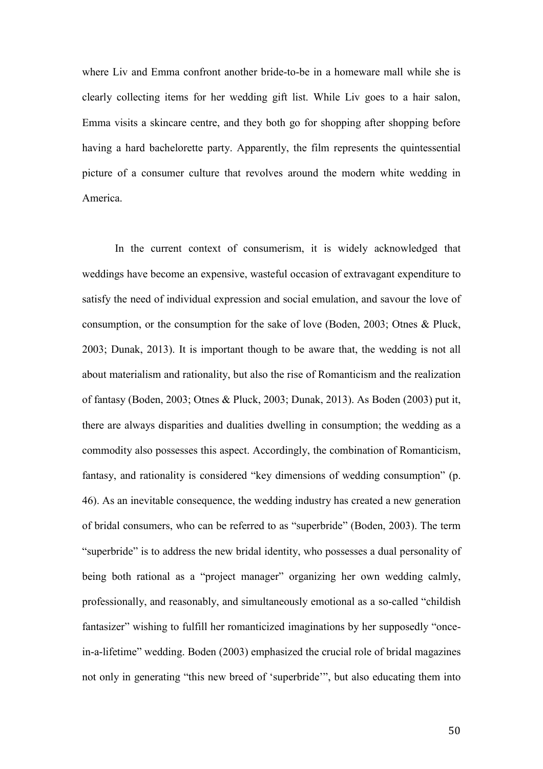where Liv and Emma confront another bride-to-be in a homeware mall while she is clearly collecting items for her wedding gift list. While Liv goes to a hair salon, Emma visits a skincare centre, and they both go for shopping after shopping before having a hard bachelorette party. Apparently, the film represents the quintessential picture of a consumer culture that revolves around the modern white wedding in America.

In the current context of consumerism, it is widely acknowledged that weddings have become an expensive, wasteful occasion of extravagant expenditure to satisfy the need of individual expression and social emulation, and savour the love of consumption, or the consumption for the sake of love (Boden, 2003; Otnes & Pluck, 2003; Dunak, 2013). It is important though to be aware that, the wedding is not all about materialism and rationality, but also the rise of Romanticism and the realization of fantasy (Boden, 2003; Otnes & Pluck, 2003; Dunak, 2013). As Boden (2003) put it, there are always disparities and dualities dwelling in consumption; the wedding as a commodity also possesses this aspect. Accordingly, the combination of Romanticism, fantasy, and rationality is considered "key dimensions of wedding consumption" (p. 46). As an inevitable consequence, the wedding industry has created a new generation of bridal consumers, who can be referred to as "superbride" (Boden, 2003). The term "superbride" is to address the new bridal identity, who possesses a dual personality of being both rational as a "project manager" organizing her own wedding calmly, professionally, and reasonably, and simultaneously emotional as a so-called "childish fantasizer" wishing to fulfill her romanticized imaginations by her supposedly "once-in-a-lifetime" wedding. Boden (2003) emphasized the crucial role of bridal magazines not only in generating "this new breed of 'superbride'", but also educating them into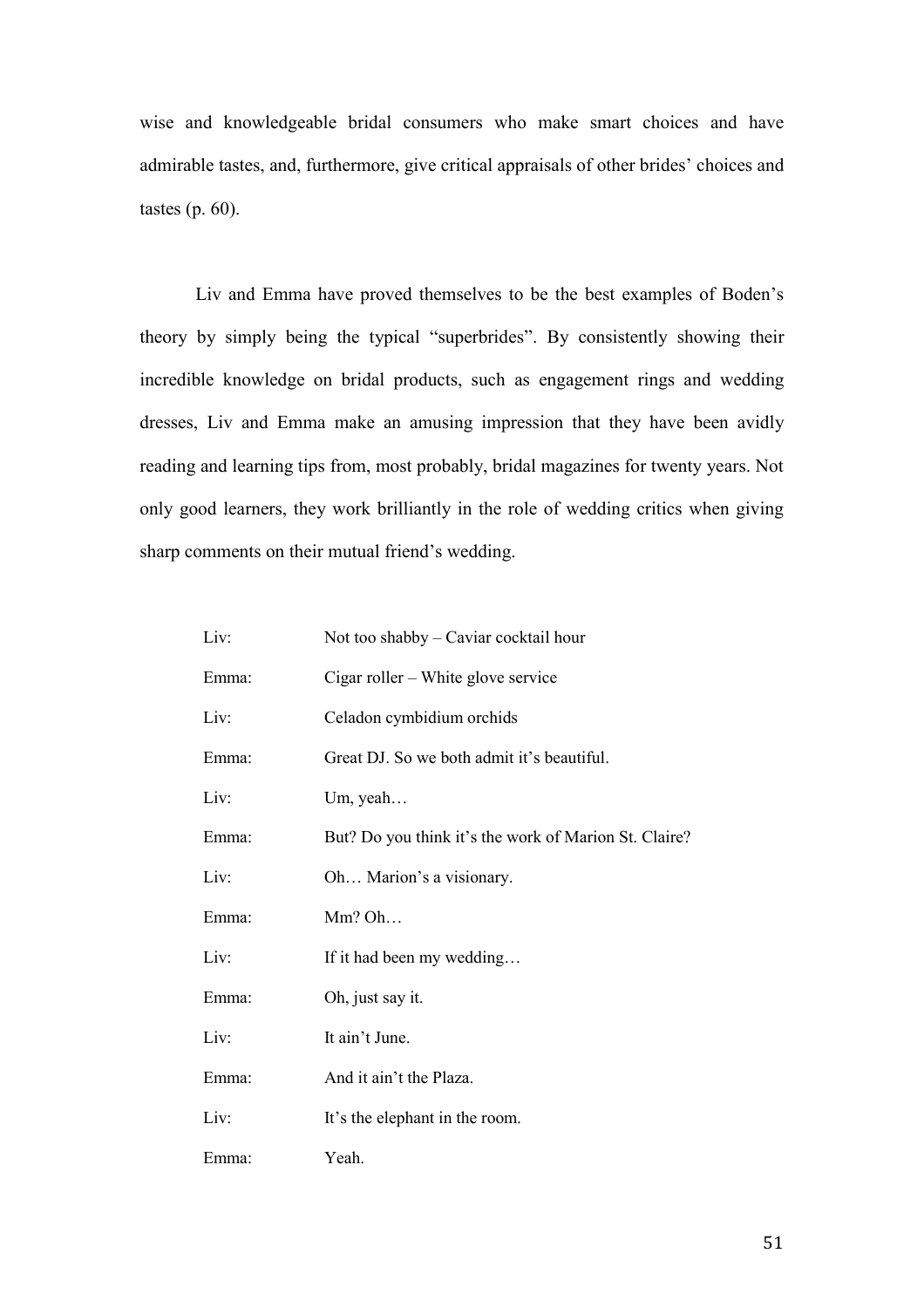wise and knowledgeable bridal consumers who make smart choices and have admirable tastes, and, furthermore, give critical appraisals of other brides' choices and tastes (p. 60).

Liv and Emma have proved themselves to be the best examples of Boden's theory by simply being the typical "superbrides". By consistently showing their incredible knowledge on bridal products, such as engagement rings and wedding dresses, Liv and Emma make an amusing impression that they have been avidly reading and learning tips from, most probably, bridal magazines for twenty years. Not only good learners, they work brilliantly in the role of wedding critics when giving sharp comments on their mutual friend's wedding.

| | |
|---|---|
| Liv: | Not too shabby – Caviar cocktail hour |
| Emma: | Cigar roller – White glove service |
| Liv: | Celadon cymbidium orchids |
| Emma: | Great DJ. So we both admit it's beautiful. |
| Liv: | Um, yeah… |
| Emma: | But? Do you think it's the work of Marion St. Claire? |
| Liv: | Oh… Marion's a visionary. |
| Emma: | Mm? Oh… |
| Liv: | If it had been my wedding… |
| Emma: | Oh, just say it. |
| Liv: | It ain't June. |
| Emma: | And it ain't the Plaza. |
| Liv: | It's the elephant in the room. |
| Emma: | Yeah. |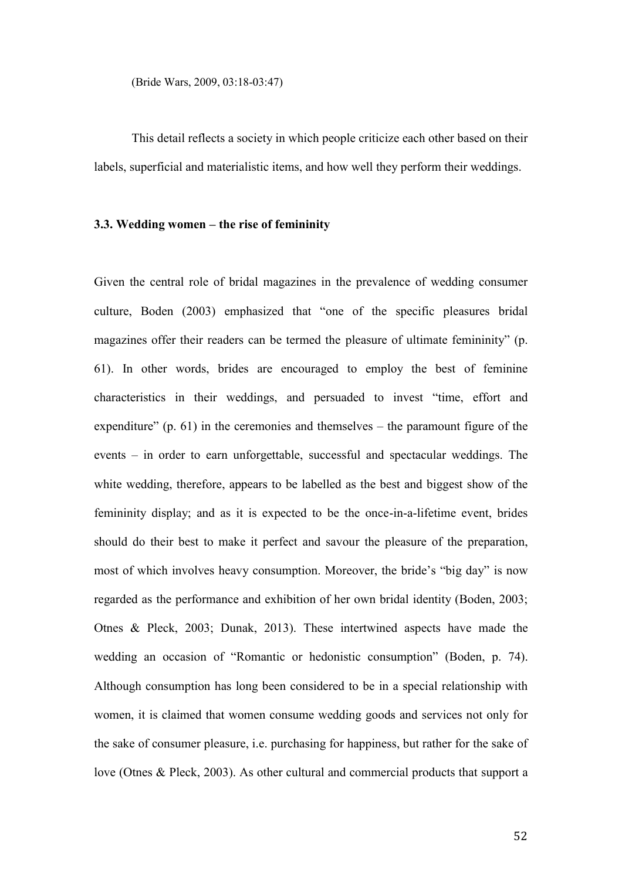(Bride Wars, 2009, 03:18-03:47)

This detail reflects a society in which people criticize each other based on their labels, superficial and materialistic items, and how well they perform their weddings.

### 3.3. Wedding women – the rise of femininity

Given the central role of bridal magazines in the prevalence of wedding consumer culture, Boden (2003) emphasized that "one of the specific pleasures bridal magazines offer their readers can be termed the pleasure of ultimate femininity" (p. 61). In other words, brides are encouraged to employ the best of feminine characteristics in their weddings, and persuaded to invest "time, effort and expenditure" (p. 61) in the ceremonies and themselves – the paramount figure of the events – in order to earn unforgettable, successful and spectacular weddings. The white wedding, therefore, appears to be labelled as the best and biggest show of the femininity display; and as it is expected to be the once-in-a-lifetime event, brides should do their best to make it perfect and savour the pleasure of the preparation, most of which involves heavy consumption. Moreover, the bride's "big day" is now regarded as the performance and exhibition of her own bridal identity (Boden, 2003; Otnes & Pleck, 2003; Dunak, 2013). These intertwined aspects have made the wedding an occasion of "Romantic or hedonistic consumption" (Boden, p. 74). Although consumption has long been considered to be in a special relationship with women, it is claimed that women consume wedding goods and services not only for the sake of consumer pleasure, i.e. purchasing for happiness, but rather for the sake of love (Otnes & Pleck, 2003). As other cultural and commercial products that support a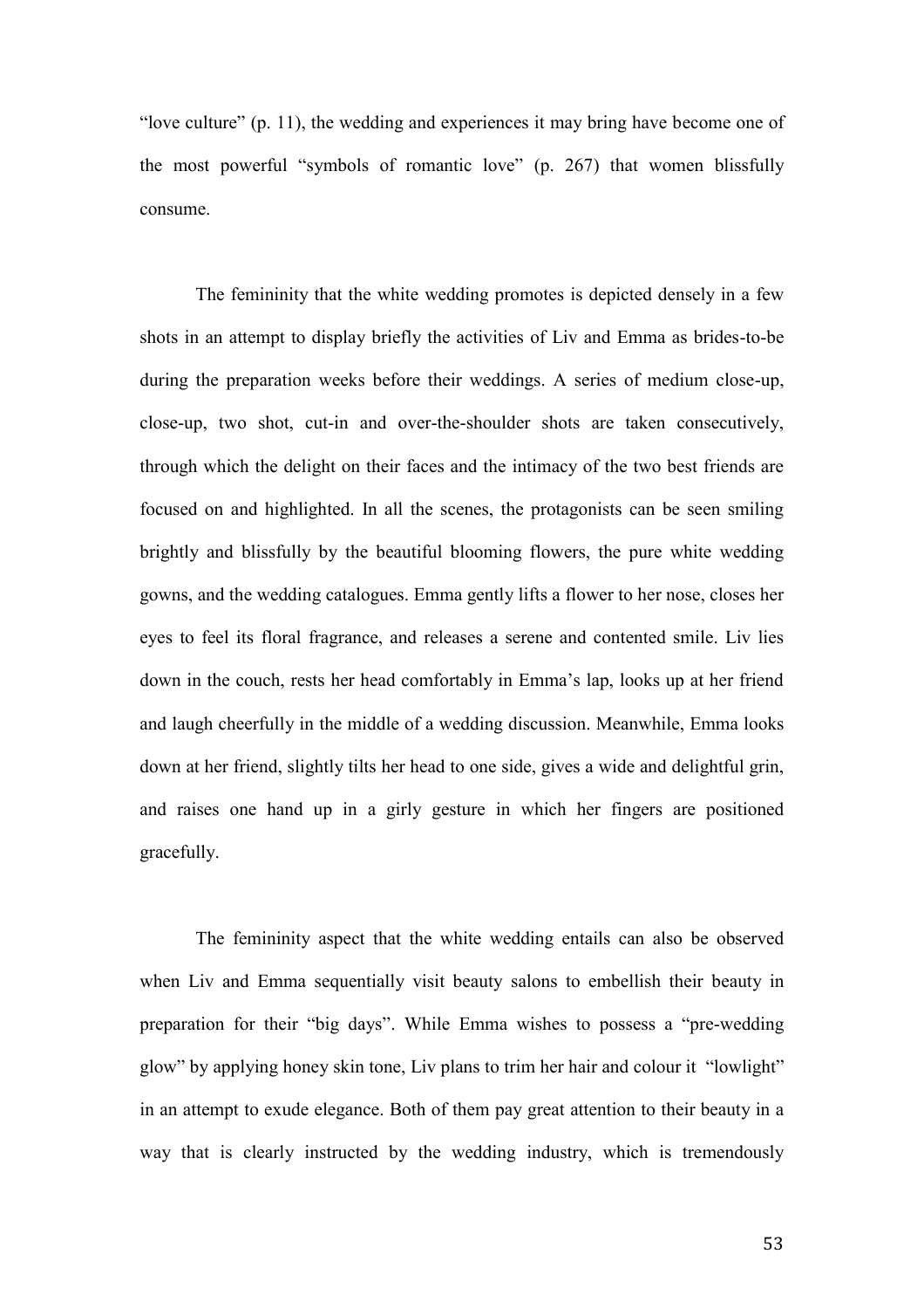"love culture" (p. 11), the wedding and experiences it may bring have become one of the most powerful "symbols of romantic love" (p. 267) that women blissfully consume.

The femininity that the white wedding promotes is depicted densely in a few shots in an attempt to display briefly the activities of Liv and Emma as brides-to-be during the preparation weeks before their weddings. A series of medium close-up, close-up, two shot, cut-in and over-the-shoulder shots are taken consecutively, through which the delight on their faces and the intimacy of the two best friends are focused on and highlighted. In all the scenes, the protagonists can be seen smiling brightly and blissfully by the beautiful blooming flowers, the pure white wedding gowns, and the wedding catalogues. Emma gently lifts a flower to her nose, closes her eyes to feel its floral fragrance, and releases a serene and contented smile. Liv lies down in the couch, rests her head comfortably in Emma's lap, looks up at her friend and laugh cheerfully in the middle of a wedding discussion. Meanwhile, Emma looks down at her friend, slightly tilts her head to one side, gives a wide and delightful grin, and raises one hand up in a girly gesture in which her fingers are positioned gracefully.

The femininity aspect that the white wedding entails can also be observed when Liv and Emma sequentially visit beauty salons to embellish their beauty in preparation for their "big days". While Emma wishes to possess a "pre-wedding glow" by applying honey skin tone, Liv plans to trim her hair and colour it "lowlight" in an attempt to exude elegance. Both of them pay great attention to their beauty in a way that is clearly instructed by the wedding industry, which is tremendously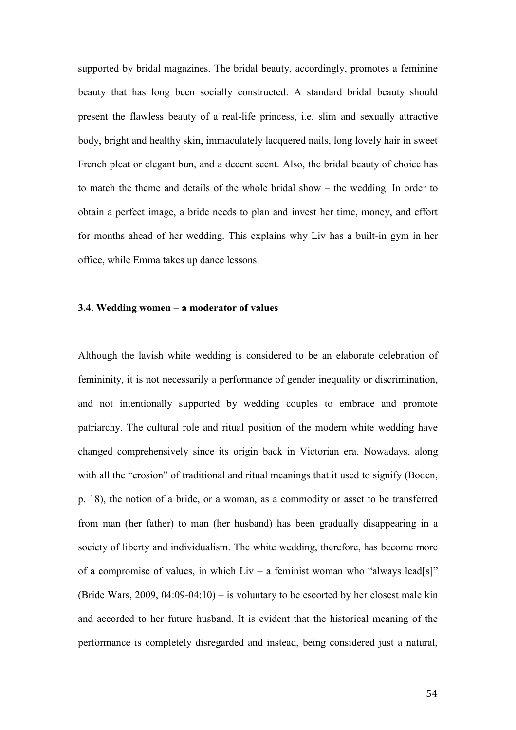supported by bridal magazines. The bridal beauty, accordingly, promotes a feminine beauty that has long been socially constructed. A standard bridal beauty should present the flawless beauty of a real-life princess, i.e. slim and sexually attractive body, bright and healthy skin, immaculately lacquered nails, long lovely hair in sweet French pleat or elegant bun, and a decent scent. Also, the bridal beauty of choice has to match the theme and details of the whole bridal show – the wedding. In order to obtain a perfect image, a bride needs to plan and invest her time, money, and effort for months ahead of her wedding. This explains why Liv has a built-in gym in her office, while Emma takes up dance lessons.

### 3.4. Wedding women – a moderator of values

Although the lavish white wedding is considered to be an elaborate celebration of femininity, it is not necessarily a performance of gender inequality or discrimination, and not intentionally supported by wedding couples to embrace and promote patriarchy. The cultural role and ritual position of the modern white wedding have changed comprehensively since its origin back in Victorian era. Nowadays, along with all the "erosion" of traditional and ritual meanings that it used to signify (Boden, p. 18), the notion of a bride, or a woman, as a commodity or asset to be transferred from man (her father) to man (her husband) has been gradually disappearing in a society of liberty and individualism. The white wedding, therefore, has become more of a compromise of values, in which Liv – a feminist woman who "always lead[s]" (Bride Wars, 2009, 04:09-04:10) – is voluntary to be escorted by her closest male kin and accorded to her future husband. It is evident that the historical meaning of the performance is completely disregarded and instead, being considered just a natural,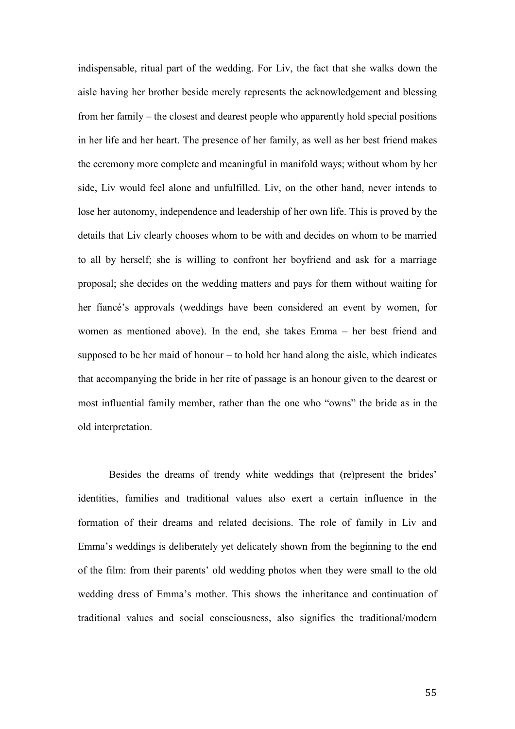indispensable, ritual part of the wedding. For Liv, the fact that she walks down the aisle having her brother beside merely represents the acknowledgement and blessing from her family – the closest and dearest people who apparently hold special positions in her life and her heart. The presence of her family, as well as her best friend makes the ceremony more complete and meaningful in manifold ways; without whom by her side, Liv would feel alone and unfulfilled. Liv, on the other hand, never intends to lose her autonomy, independence and leadership of her own life. This is proved by the details that Liv clearly chooses whom to be with and decides on whom to be married to all by herself; she is willing to confront her boyfriend and ask for a marriage proposal; she decides on the wedding matters and pays for them without waiting for her fiancé's approvals (weddings have been considered an event by women, for women as mentioned above). In the end, she takes Emma – her best friend and supposed to be her maid of honour – to hold her hand along the aisle, which indicates that accompanying the bride in her rite of passage is an honour given to the dearest or most influential family member, rather than the one who "owns" the bride as in the old interpretation.

Besides the dreams of trendy white weddings that (re)present the brides' identities, families and traditional values also exert a certain influence in the formation of their dreams and related decisions. The role of family in Liv and Emma's weddings is deliberately yet delicately shown from the beginning to the end of the film: from their parents' old wedding photos when they were small to the old wedding dress of Emma's mother. This shows the inheritance and continuation of traditional values and social consciousness, also signifies the traditional/modern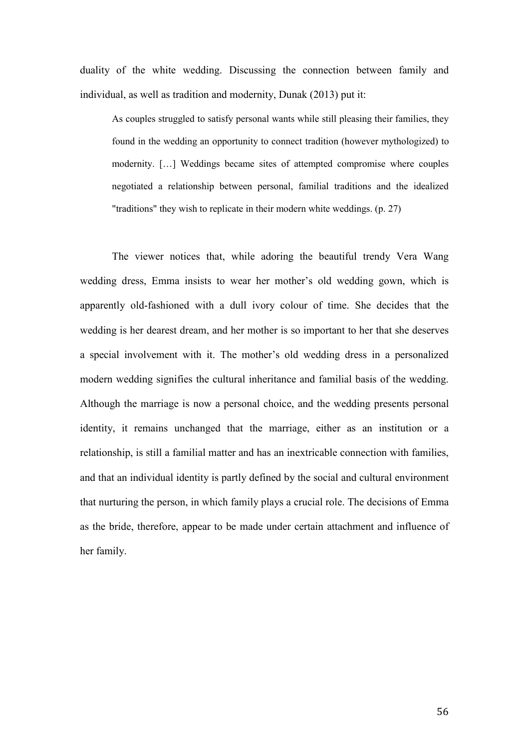duality of the white wedding. Discussing the connection between family and individual, as well as tradition and modernity, Dunak (2013) put it:

> As couples struggled to satisfy personal wants while still pleasing their families, they found in the wedding an opportunity to connect tradition (however mythologized) to modernity. […] Weddings became sites of attempted compromise where couples negotiated a relationship between personal, familial traditions and the idealized "traditions" they wish to replicate in their modern white weddings. (p. 27)

The viewer notices that, while adoring the beautiful trendy Vera Wang wedding dress, Emma insists to wear her mother's old wedding gown, which is apparently old-fashioned with a dull ivory colour of time. She decides that the wedding is her dearest dream, and her mother is so important to her that she deserves a special involvement with it. The mother's old wedding dress in a personalized modern wedding signifies the cultural inheritance and familial basis of the wedding. Although the marriage is now a personal choice, and the wedding presents personal identity, it remains unchanged that the marriage, either as an institution or a relationship, is still a familial matter and has an inextricable connection with families, and that an individual identity is partly defined by the social and cultural environment that nurturing the person, in which family plays a crucial role. The decisions of Emma as the bride, therefore, appear to be made under certain attachment and influence of her family.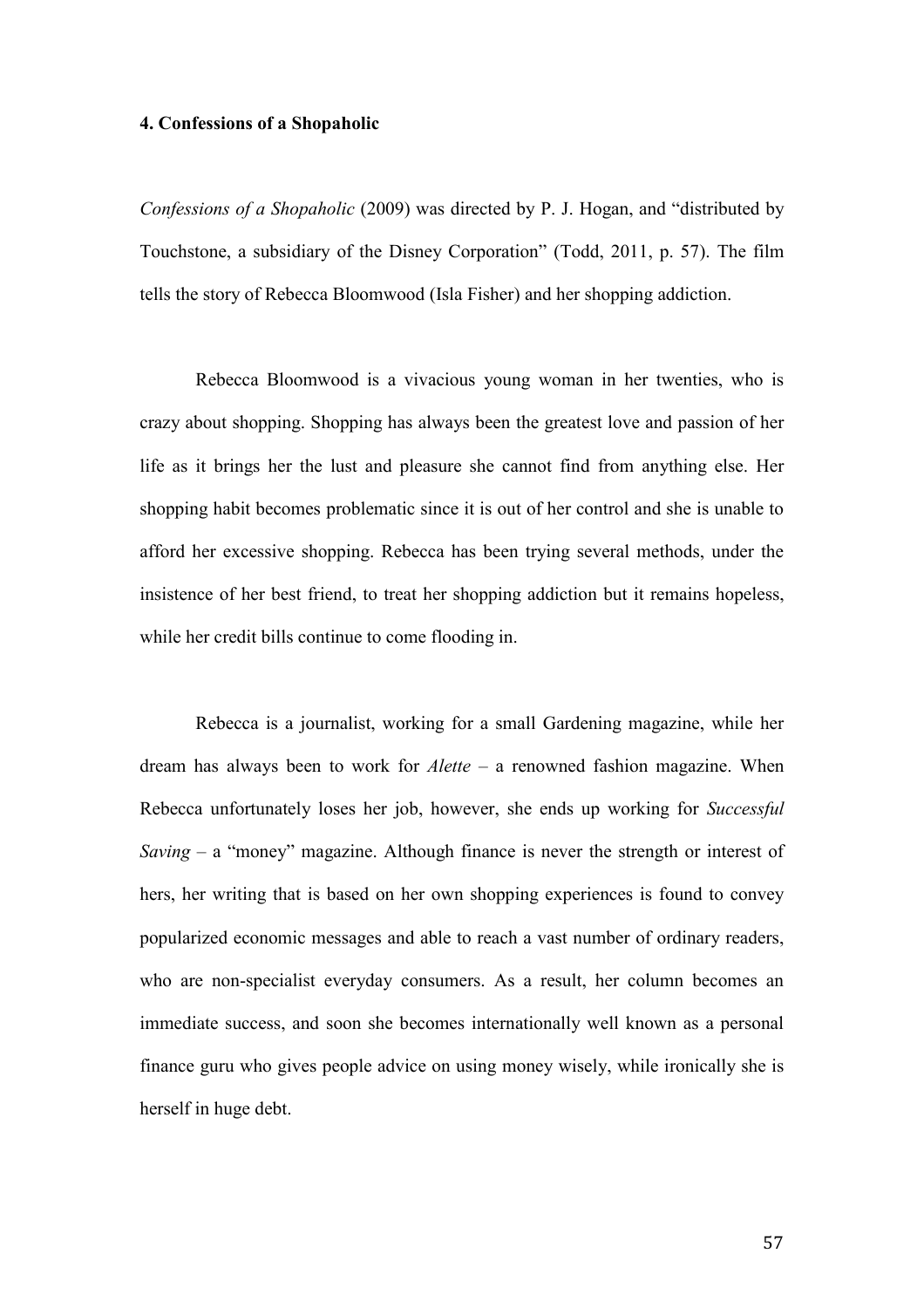**4. Confessions of a Shopaholic**

*Confessions of a Shopaholic* (2009) was directed by P. J. Hogan, and "distributed by Touchstone, a subsidiary of the Disney Corporation" (Todd, 2011, p. 57). The film tells the story of Rebecca Bloomwood (Isla Fisher) and her shopping addiction.

Rebecca Bloomwood is a vivacious young woman in her twenties, who is crazy about shopping. Shopping has always been the greatest love and passion of her life as it brings her the lust and pleasure she cannot find from anything else. Her shopping habit becomes problematic since it is out of her control and she is unable to afford her excessive shopping. Rebecca has been trying several methods, under the insistence of her best friend, to treat her shopping addiction but it remains hopeless, while her credit bills continue to come flooding in.

Rebecca is a journalist, working for a small Gardening magazine, while her dream has always been to work for *Alette* – a renowned fashion magazine. When Rebecca unfortunately loses her job, however, she ends up working for *Successful Saving* – a "money" magazine. Although finance is never the strength or interest of hers, her writing that is based on her own shopping experiences is found to convey popularized economic messages and able to reach a vast number of ordinary readers, who are non-specialist everyday consumers. As a result, her column becomes an immediate success, and soon she becomes internationally well known as a personal finance guru who gives people advice on using money wisely, while ironically she is herself in huge debt.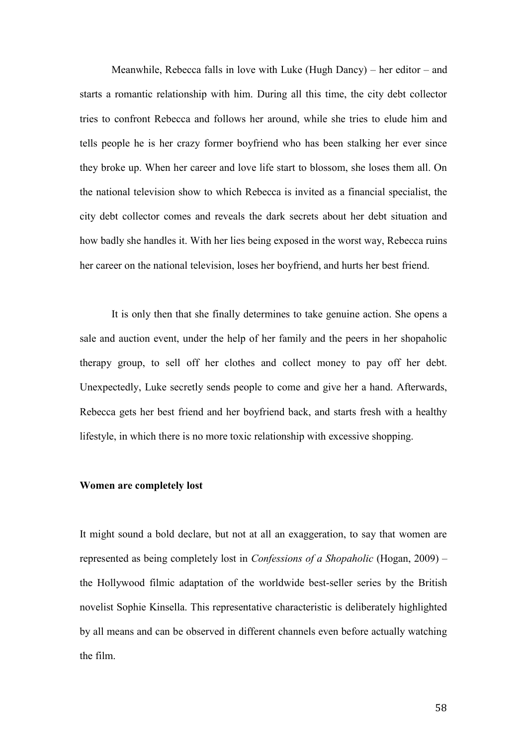Meanwhile, Rebecca falls in love with Luke (Hugh Dancy) – her editor – and starts a romantic relationship with him. During all this time, the city debt collector tries to confront Rebecca and follows her around, while she tries to elude him and tells people he is her crazy former boyfriend who has been stalking her ever since they broke up. When her career and love life start to blossom, she loses them all. On the national television show to which Rebecca is invited as a financial specialist, the city debt collector comes and reveals the dark secrets about her debt situation and how badly she handles it. With her lies being exposed in the worst way, Rebecca ruins her career on the national television, loses her boyfriend, and hurts her best friend.

It is only then that she finally determines to take genuine action. She opens a sale and auction event, under the help of her family and the peers in her shopaholic therapy group, to sell off her clothes and collect money to pay off her debt. Unexpectedly, Luke secretly sends people to come and give her a hand. Afterwards, Rebecca gets her best friend and her boyfriend back, and starts fresh with a healthy lifestyle, in which there is no more toxic relationship with excessive shopping.

**Women are completely lost**

It might sound a bold declare, but not at all an exaggeration, to say that women are represented as being completely lost in *Confessions of a Shopaholic* (Hogan, 2009) – the Hollywood filmic adaptation of the worldwide best-seller series by the British novelist Sophie Kinsella. This representative characteristic is deliberately highlighted by all means and can be observed in different channels even before actually watching the film.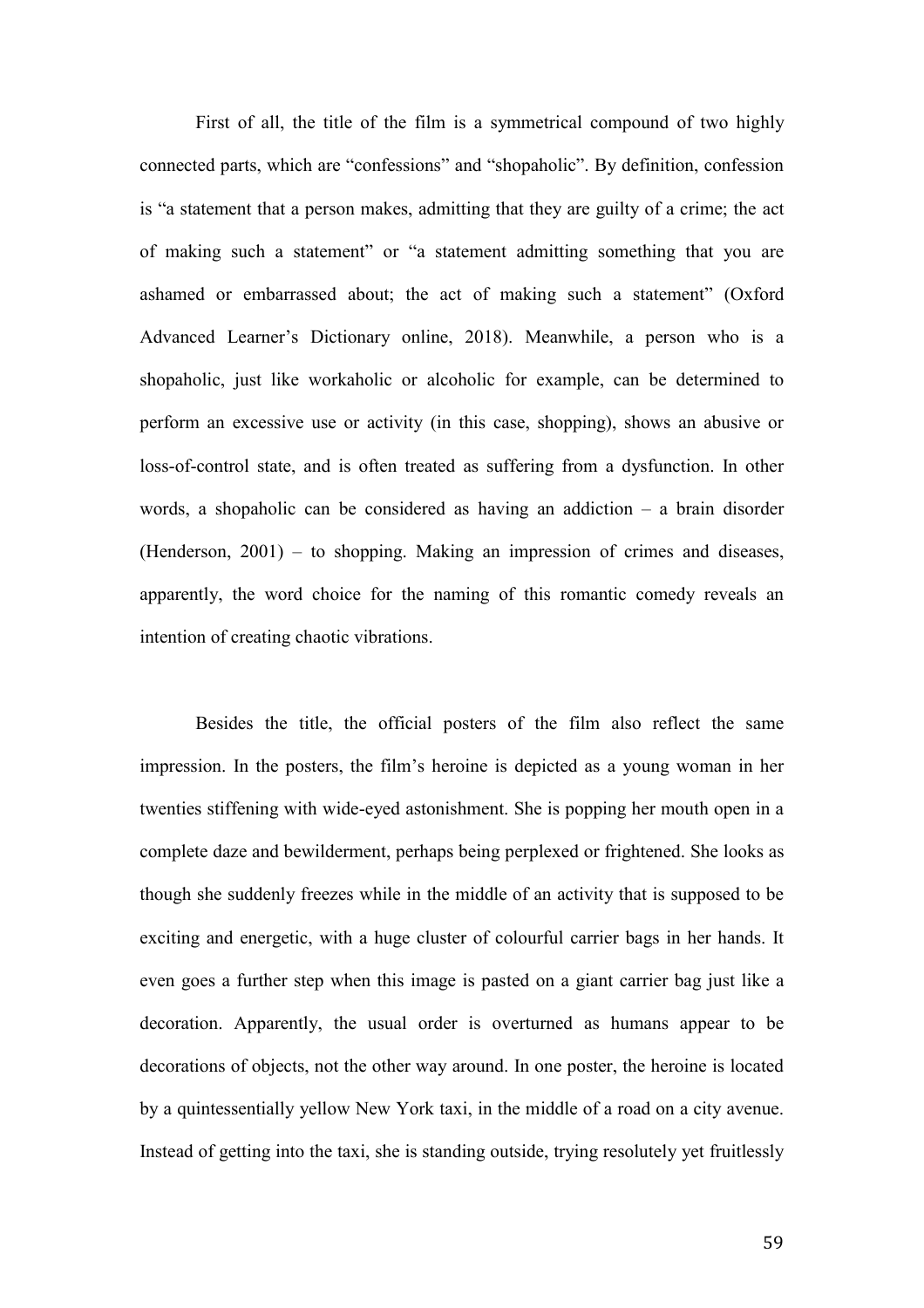First of all, the title of the film is a symmetrical compound of two highly connected parts, which are "confessions" and "shopaholic". By definition, confession is "a statement that a person makes, admitting that they are guilty of a crime; the act of making such a statement" or "a statement admitting something that you are ashamed or embarrassed about; the act of making such a statement" (Oxford Advanced Learner's Dictionary online, 2018). Meanwhile, a person who is a shopaholic, just like workaholic or alcoholic for example, can be determined to perform an excessive use or activity (in this case, shopping), shows an abusive or loss-of-control state, and is often treated as suffering from a dysfunction. In other words, a shopaholic can be considered as having an addiction – a brain disorder (Henderson, 2001) – to shopping. Making an impression of crimes and diseases, apparently, the word choice for the naming of this romantic comedy reveals an intention of creating chaotic vibrations.

Besides the title, the official posters of the film also reflect the same impression. In the posters, the film's heroine is depicted as a young woman in her twenties stiffening with wide-eyed astonishment. She is popping her mouth open in a complete daze and bewilderment, perhaps being perplexed or frightened. She looks as though she suddenly freezes while in the middle of an activity that is supposed to be exciting and energetic, with a huge cluster of colourful carrier bags in her hands. It even goes a further step when this image is pasted on a giant carrier bag just like a decoration. Apparently, the usual order is overturned as humans appear to be decorations of objects, not the other way around. In one poster, the heroine is located by a quintessentially yellow New York taxi, in the middle of a road on a city avenue. Instead of getting into the taxi, she is standing outside, trying resolutely yet fruitlessly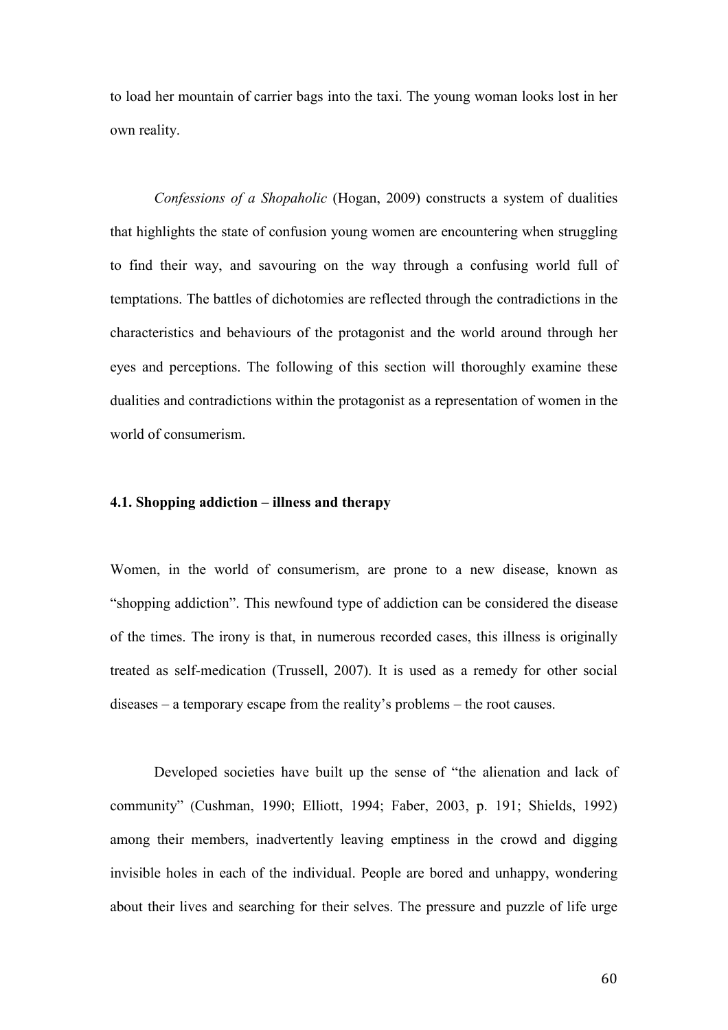to load her mountain of carrier bags into the taxi. The young woman looks lost in her own reality.

*Confessions of a Shopaholic* (Hogan, 2009) constructs a system of dualities that highlights the state of confusion young women are encountering when struggling to find their way, and savouring on the way through a confusing world full of temptations. The battles of dichotomies are reflected through the contradictions in the characteristics and behaviours of the protagonist and the world around through her eyes and perceptions. The following of this section will thoroughly examine these dualities and contradictions within the protagonist as a representation of women in the world of consumerism.

### 4.1. Shopping addiction – illness and therapy

Women, in the world of consumerism, are prone to a new disease, known as "shopping addiction". This newfound type of addiction can be considered the disease of the times. The irony is that, in numerous recorded cases, this illness is originally treated as self-medication (Trussell, 2007). It is used as a remedy for other social diseases – a temporary escape from the reality's problems – the root causes.

Developed societies have built up the sense of "the alienation and lack of community" (Cushman, 1990; Elliott, 1994; Faber, 2003, p. 191; Shields, 1992) among their members, inadvertently leaving emptiness in the crowd and digging invisible holes in each of the individual. People are bored and unhappy, wondering about their lives and searching for their selves. The pressure and puzzle of life urge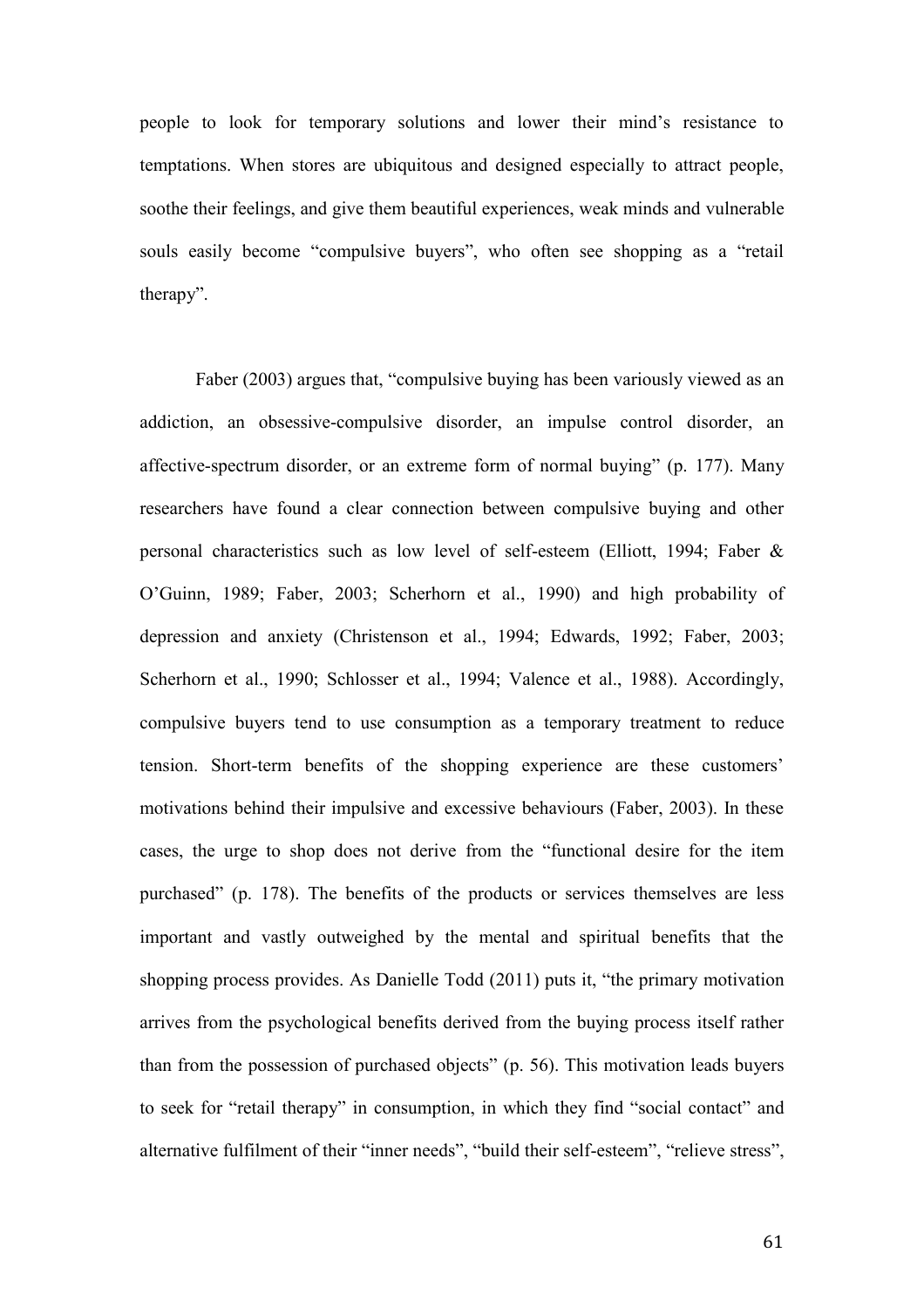people to look for temporary solutions and lower their mind's resistance to temptations. When stores are ubiquitous and designed especially to attract people, soothe their feelings, and give them beautiful experiences, weak minds and vulnerable souls easily become "compulsive buyers", who often see shopping as a "retail therapy".

Faber (2003) argues that, "compulsive buying has been variously viewed as an addiction, an obsessive-compulsive disorder, an impulse control disorder, an affective-spectrum disorder, or an extreme form of normal buying" (p. 177). Many researchers have found a clear connection between compulsive buying and other personal characteristics such as low level of self-esteem (Elliott, 1994; Faber & O'Guinn, 1989; Faber, 2003; Scherhorn et al., 1990) and high probability of depression and anxiety (Christenson et al., 1994; Edwards, 1992; Faber, 2003; Scherhorn et al., 1990; Schlosser et al., 1994; Valence et al., 1988). Accordingly, compulsive buyers tend to use consumption as a temporary treatment to reduce tension. Short-term benefits of the shopping experience are these customers' motivations behind their impulsive and excessive behaviours (Faber, 2003). In these cases, the urge to shop does not derive from the "functional desire for the item purchased" (p. 178). The benefits of the products or services themselves are less important and vastly outweighed by the mental and spiritual benefits that the shopping process provides. As Danielle Todd (2011) puts it, "the primary motivation arrives from the psychological benefits derived from the buying process itself rather than from the possession of purchased objects" (p. 56). This motivation leads buyers to seek for "retail therapy" in consumption, in which they find "social contact" and alternative fulfilment of their "inner needs", "build their self-esteem", "relieve stress",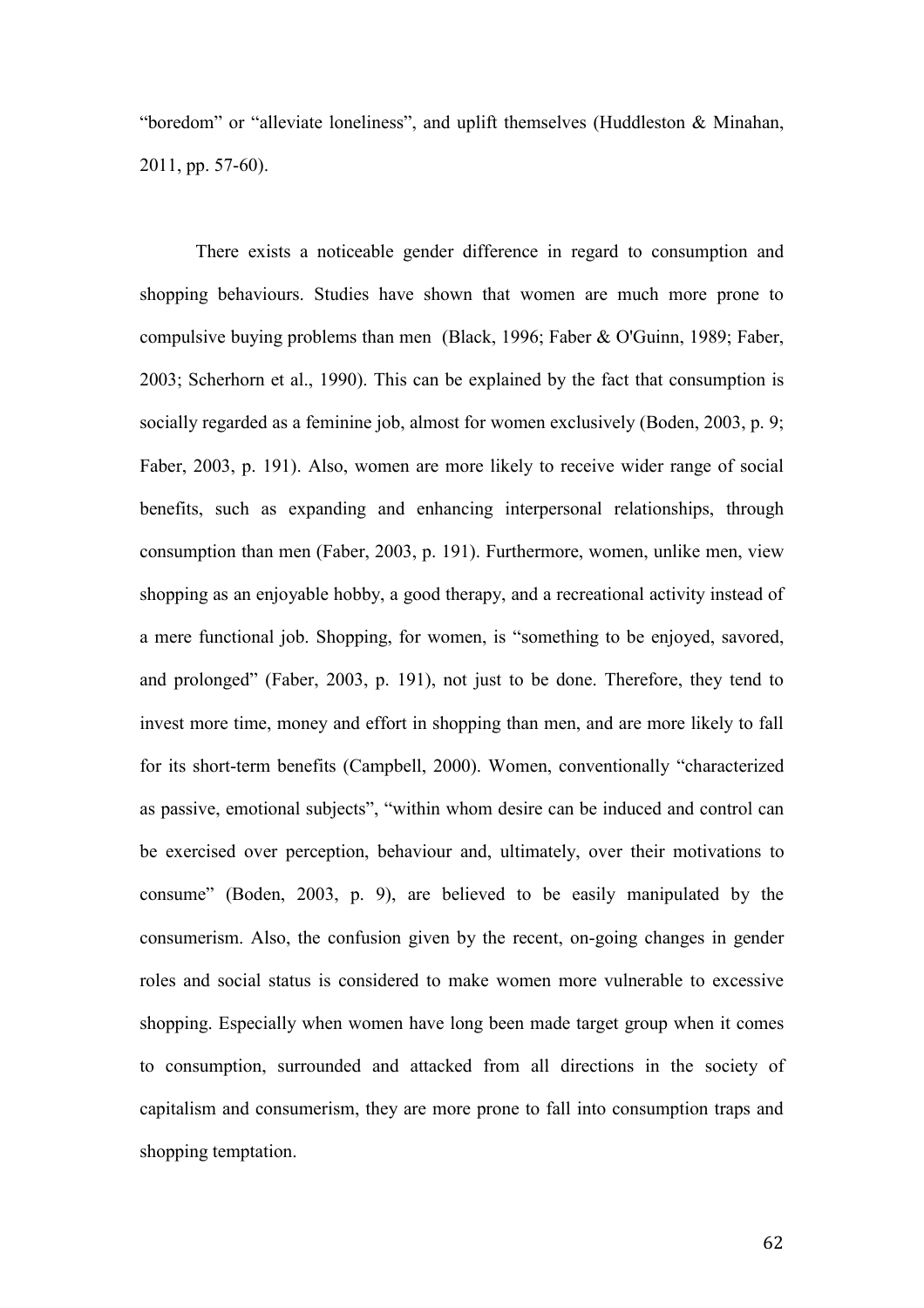"boredom" or "alleviate loneliness", and uplift themselves (Huddleston & Minahan, 2011, pp. 57-60).

There exists a noticeable gender difference in regard to consumption and shopping behaviours. Studies have shown that women are much more prone to compulsive buying problems than men (Black, 1996; Faber & O'Guinn, 1989; Faber, 2003; Scherhorn et al., 1990). This can be explained by the fact that consumption is socially regarded as a feminine job, almost for women exclusively (Boden, 2003, p. 9; Faber, 2003, p. 191). Also, women are more likely to receive wider range of social benefits, such as expanding and enhancing interpersonal relationships, through consumption than men (Faber, 2003, p. 191). Furthermore, women, unlike men, view shopping as an enjoyable hobby, a good therapy, and a recreational activity instead of a mere functional job. Shopping, for women, is "something to be enjoyed, savored, and prolonged" (Faber, 2003, p. 191), not just to be done. Therefore, they tend to invest more time, money and effort in shopping than men, and are more likely to fall for its short-term benefits (Campbell, 2000). Women, conventionally "characterized as passive, emotional subjects", "within whom desire can be induced and control can be exercised over perception, behaviour and, ultimately, over their motivations to consume" (Boden, 2003, p. 9), are believed to be easily manipulated by the consumerism. Also, the confusion given by the recent, on-going changes in gender roles and social status is considered to make women more vulnerable to excessive shopping. Especially when women have long been made target group when it comes to consumption, surrounded and attacked from all directions in the society of capitalism and consumerism, they are more prone to fall into consumption traps and shopping temptation.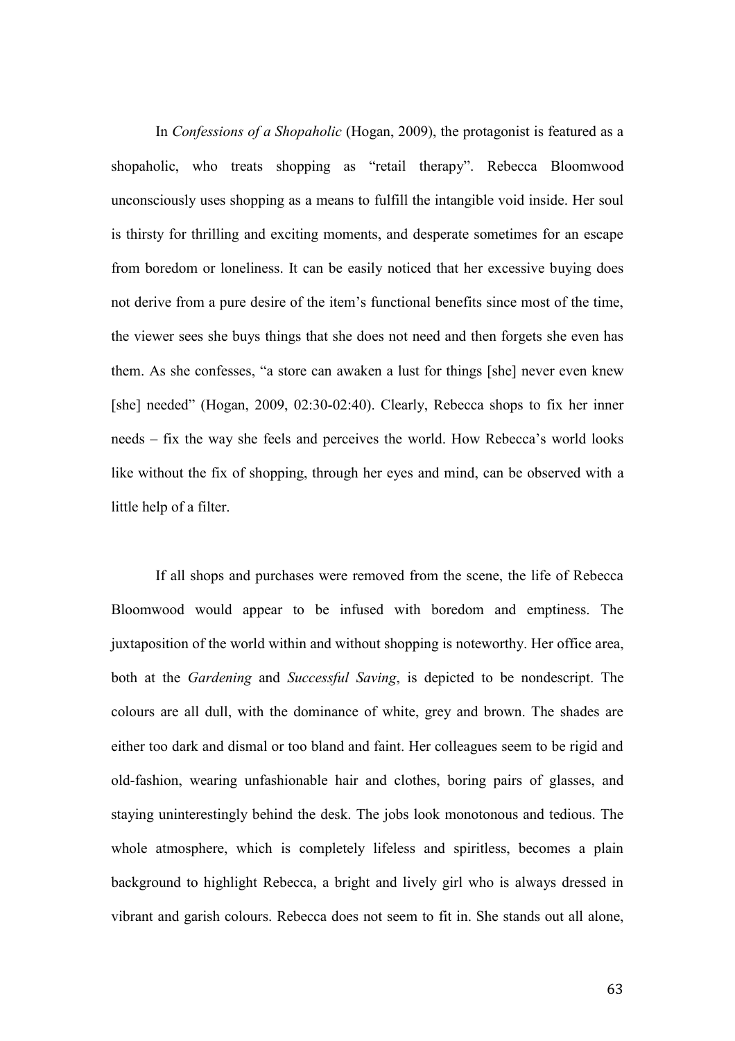In *Confessions of a Shopaholic* (Hogan, 2009), the protagonist is featured as a shopaholic, who treats shopping as "retail therapy". Rebecca Bloomwood unconsciously uses shopping as a means to fulfill the intangible void inside. Her soul is thirsty for thrilling and exciting moments, and desperate sometimes for an escape from boredom or loneliness. It can be easily noticed that her excessive buying does not derive from a pure desire of the item's functional benefits since most of the time, the viewer sees she buys things that she does not need and then forgets she even has them. As she confesses, "a store can awaken a lust for things [she] never even knew [she] needed" (Hogan, 2009, 02:30-02:40). Clearly, Rebecca shops to fix her inner needs – fix the way she feels and perceives the world. How Rebecca's world looks like without the fix of shopping, through her eyes and mind, can be observed with a little help of a filter.

If all shops and purchases were removed from the scene, the life of Rebecca Bloomwood would appear to be infused with boredom and emptiness. The juxtaposition of the world within and without shopping is noteworthy. Her office area, both at the *Gardening* and *Successful Saving*, is depicted to be nondescript. The colours are all dull, with the dominance of white, grey and brown. The shades are either too dark and dismal or too bland and faint. Her colleagues seem to be rigid and old-fashion, wearing unfashionable hair and clothes, boring pairs of glasses, and staying uninterestingly behind the desk. The jobs look monotonous and tedious. The whole atmosphere, which is completely lifeless and spiritless, becomes a plain background to highlight Rebecca, a bright and lively girl who is always dressed in vibrant and garish colours. Rebecca does not seem to fit in. She stands out all alone,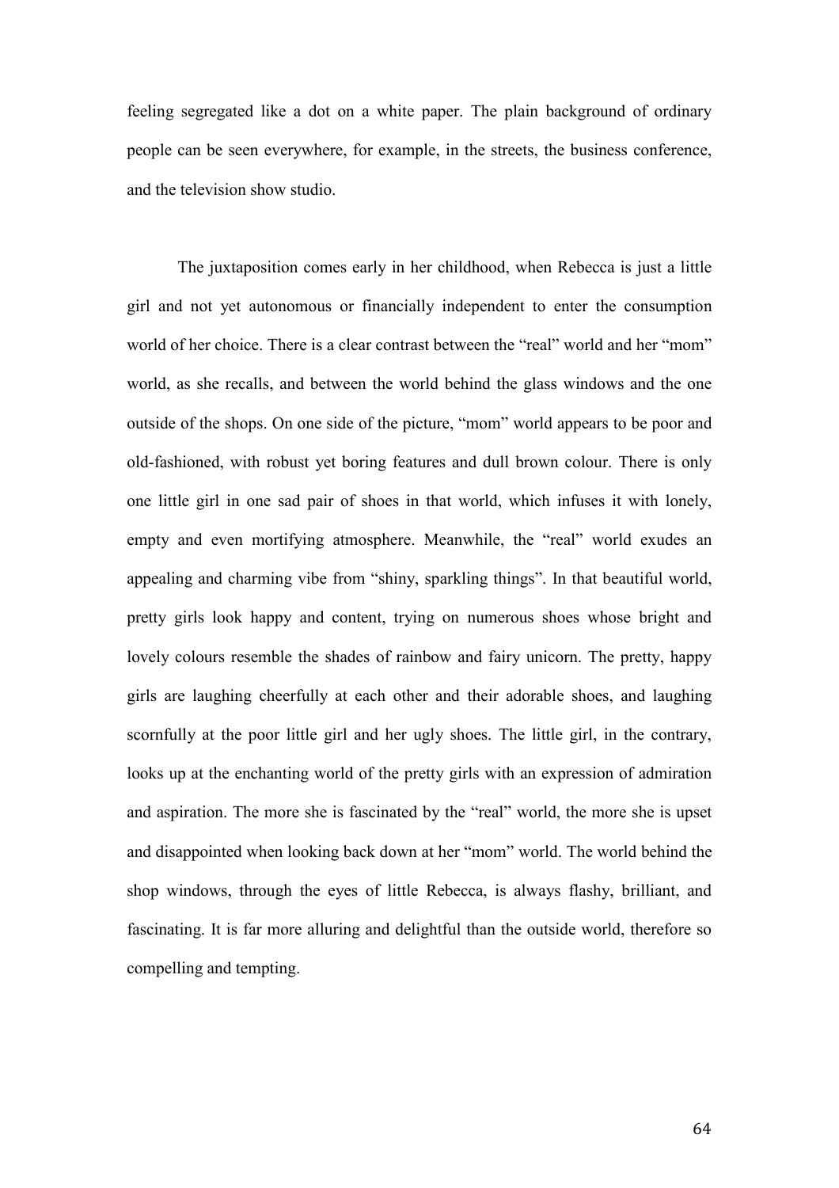feeling segregated like a dot on a white paper. The plain background of ordinary people can be seen everywhere, for example, in the streets, the business conference, and the television show studio.

The juxtaposition comes early in her childhood, when Rebecca is just a little girl and not yet autonomous or financially independent to enter the consumption world of her choice. There is a clear contrast between the "real" world and her "mom" world, as she recalls, and between the world behind the glass windows and the one outside of the shops. On one side of the picture, "mom" world appears to be poor and old-fashioned, with robust yet boring features and dull brown colour. There is only one little girl in one sad pair of shoes in that world, which infuses it with lonely, empty and even mortifying atmosphere. Meanwhile, the "real" world exudes an appealing and charming vibe from "shiny, sparkling things". In that beautiful world, pretty girls look happy and content, trying on numerous shoes whose bright and lovely colours resemble the shades of rainbow and fairy unicorn. The pretty, happy girls are laughing cheerfully at each other and their adorable shoes, and laughing scornfully at the poor little girl and her ugly shoes. The little girl, in the contrary, looks up at the enchanting world of the pretty girls with an expression of admiration and aspiration. The more she is fascinated by the "real" world, the more she is upset and disappointed when looking back down at her "mom" world. The world behind the shop windows, through the eyes of little Rebecca, is always flashy, brilliant, and fascinating. It is far more alluring and delightful than the outside world, therefore so compelling and tempting.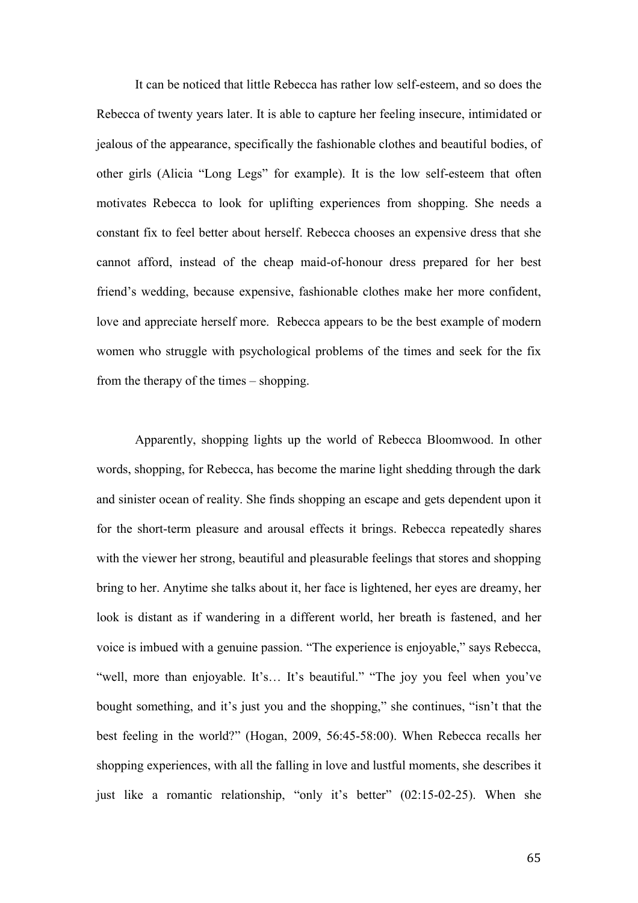It can be noticed that little Rebecca has rather low self-esteem, and so does the Rebecca of twenty years later. It is able to capture her feeling insecure, intimidated or jealous of the appearance, specifically the fashionable clothes and beautiful bodies, of other girls (Alicia "Long Legs" for example). It is the low self-esteem that often motivates Rebecca to look for uplifting experiences from shopping. She needs a constant fix to feel better about herself. Rebecca chooses an expensive dress that she cannot afford, instead of the cheap maid-of-honour dress prepared for her best friend's wedding, because expensive, fashionable clothes make her more confident, love and appreciate herself more. Rebecca appears to be the best example of modern women who struggle with psychological problems of the times and seek for the fix from the therapy of the times – shopping.

Apparently, shopping lights up the world of Rebecca Bloomwood. In other words, shopping, for Rebecca, has become the marine light shedding through the dark and sinister ocean of reality. She finds shopping an escape and gets dependent upon it for the short-term pleasure and arousal effects it brings. Rebecca repeatedly shares with the viewer her strong, beautiful and pleasurable feelings that stores and shopping bring to her. Anytime she talks about it, her face is lightened, her eyes are dreamy, her look is distant as if wandering in a different world, her breath is fastened, and her voice is imbued with a genuine passion. "The experience is enjoyable," says Rebecca, "well, more than enjoyable. It's… It's beautiful." "The joy you feel when you've bought something, and it's just you and the shopping," she continues, "isn't that the best feeling in the world?" (Hogan, 2009, 56:45-58:00). When Rebecca recalls her shopping experiences, with all the falling in love and lustful moments, she describes it just like a romantic relationship, "only it's better" (02:15-02-25). When she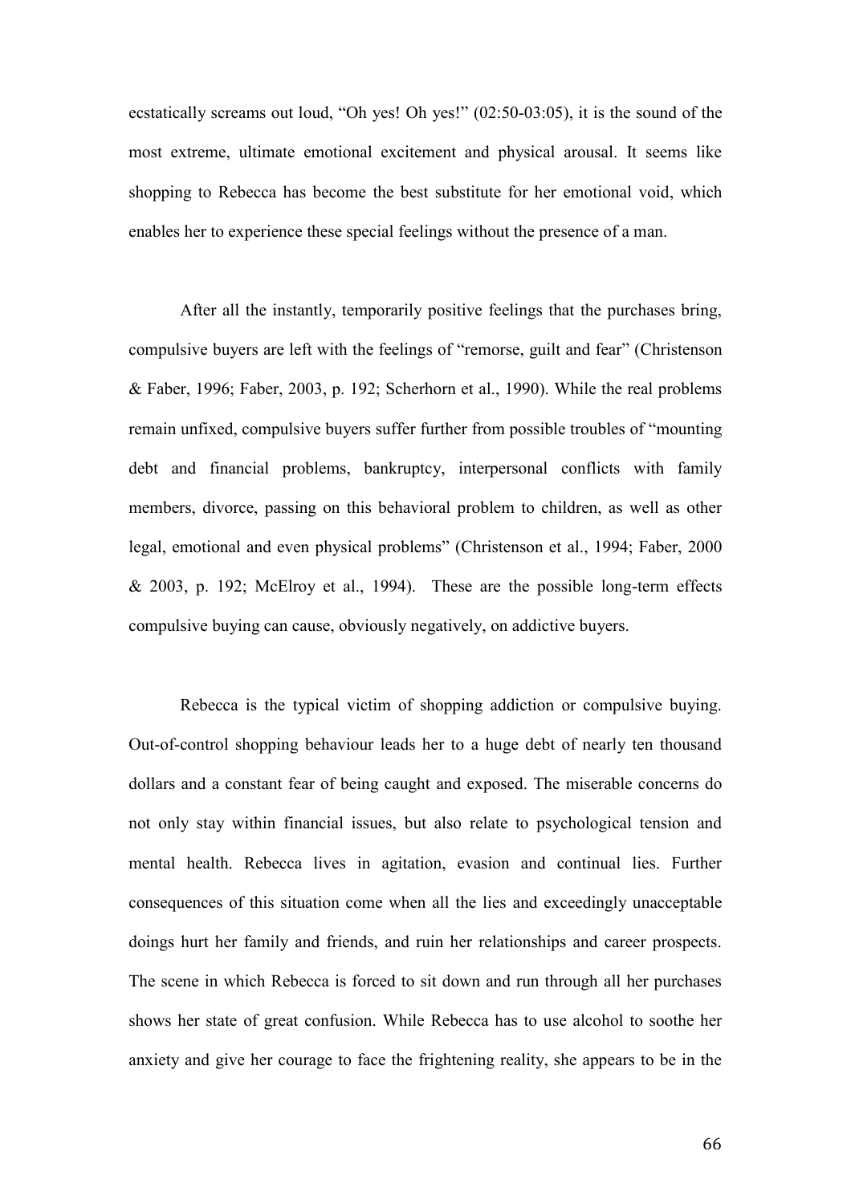ecstatically screams out loud, "Oh yes! Oh yes!" (02:50-03:05), it is the sound of the most extreme, ultimate emotional excitement and physical arousal. It seems like shopping to Rebecca has become the best substitute for her emotional void, which enables her to experience these special feelings without the presence of a man.

After all the instantly, temporarily positive feelings that the purchases bring, compulsive buyers are left with the feelings of "remorse, guilt and fear" (Christenson & Faber, 1996; Faber, 2003, p. 192; Scherhorn et al., 1990). While the real problems remain unfixed, compulsive buyers suffer further from possible troubles of "mounting debt and financial problems, bankruptcy, interpersonal conflicts with family members, divorce, passing on this behavioral problem to children, as well as other legal, emotional and even physical problems" (Christenson et al., 1994; Faber, 2000 & 2003, p. 192; McElroy et al., 1994). These are the possible long-term effects compulsive buying can cause, obviously negatively, on addictive buyers.

Rebecca is the typical victim of shopping addiction or compulsive buying. Out-of-control shopping behaviour leads her to a huge debt of nearly ten thousand dollars and a constant fear of being caught and exposed. The miserable concerns do not only stay within financial issues, but also relate to psychological tension and mental health. Rebecca lives in agitation, evasion and continual lies. Further consequences of this situation come when all the lies and exceedingly unacceptable doings hurt her family and friends, and ruin her relationships and career prospects. The scene in which Rebecca is forced to sit down and run through all her purchases shows her state of great confusion. While Rebecca has to use alcohol to soothe her anxiety and give her courage to face the frightening reality, she appears to be in the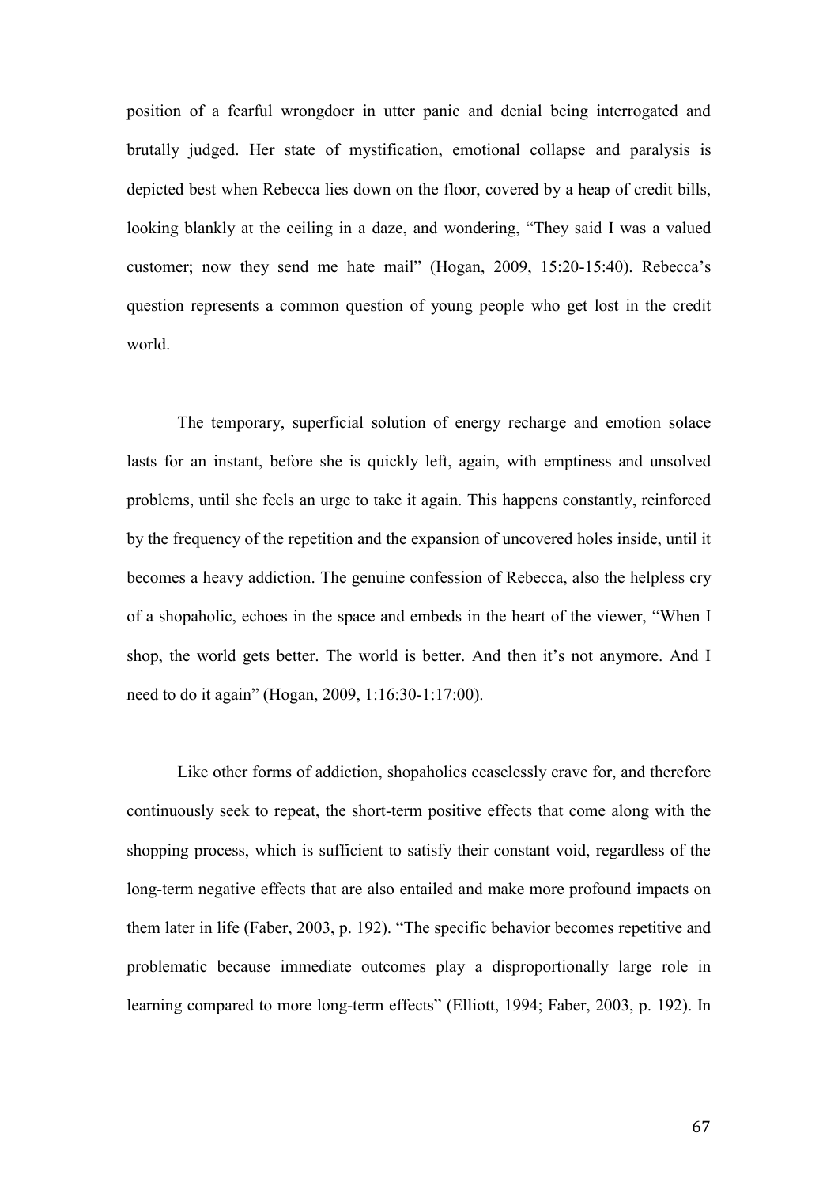position of a fearful wrongdoer in utter panic and denial being interrogated and brutally judged. Her state of mystification, emotional collapse and paralysis is depicted best when Rebecca lies down on the floor, covered by a heap of credit bills, looking blankly at the ceiling in a daze, and wondering, "They said I was a valued customer; now they send me hate mail" (Hogan, 2009, 15:20-15:40). Rebecca's question represents a common question of young people who get lost in the credit world.

The temporary, superficial solution of energy recharge and emotion solace lasts for an instant, before she is quickly left, again, with emptiness and unsolved problems, until she feels an urge to take it again. This happens constantly, reinforced by the frequency of the repetition and the expansion of uncovered holes inside, until it becomes a heavy addiction. The genuine confession of Rebecca, also the helpless cry of a shopaholic, echoes in the space and embeds in the heart of the viewer, "When I shop, the world gets better. The world is better. And then it's not anymore. And I need to do it again" (Hogan, 2009, 1:16:30-1:17:00).

Like other forms of addiction, shopaholics ceaselessly crave for, and therefore continuously seek to repeat, the short-term positive effects that come along with the shopping process, which is sufficient to satisfy their constant void, regardless of the long-term negative effects that are also entailed and make more profound impacts on them later in life (Faber, 2003, p. 192). "The specific behavior becomes repetitive and problematic because immediate outcomes play a disproportionally large role in learning compared to more long-term effects" (Elliott, 1994; Faber, 2003, p. 192). In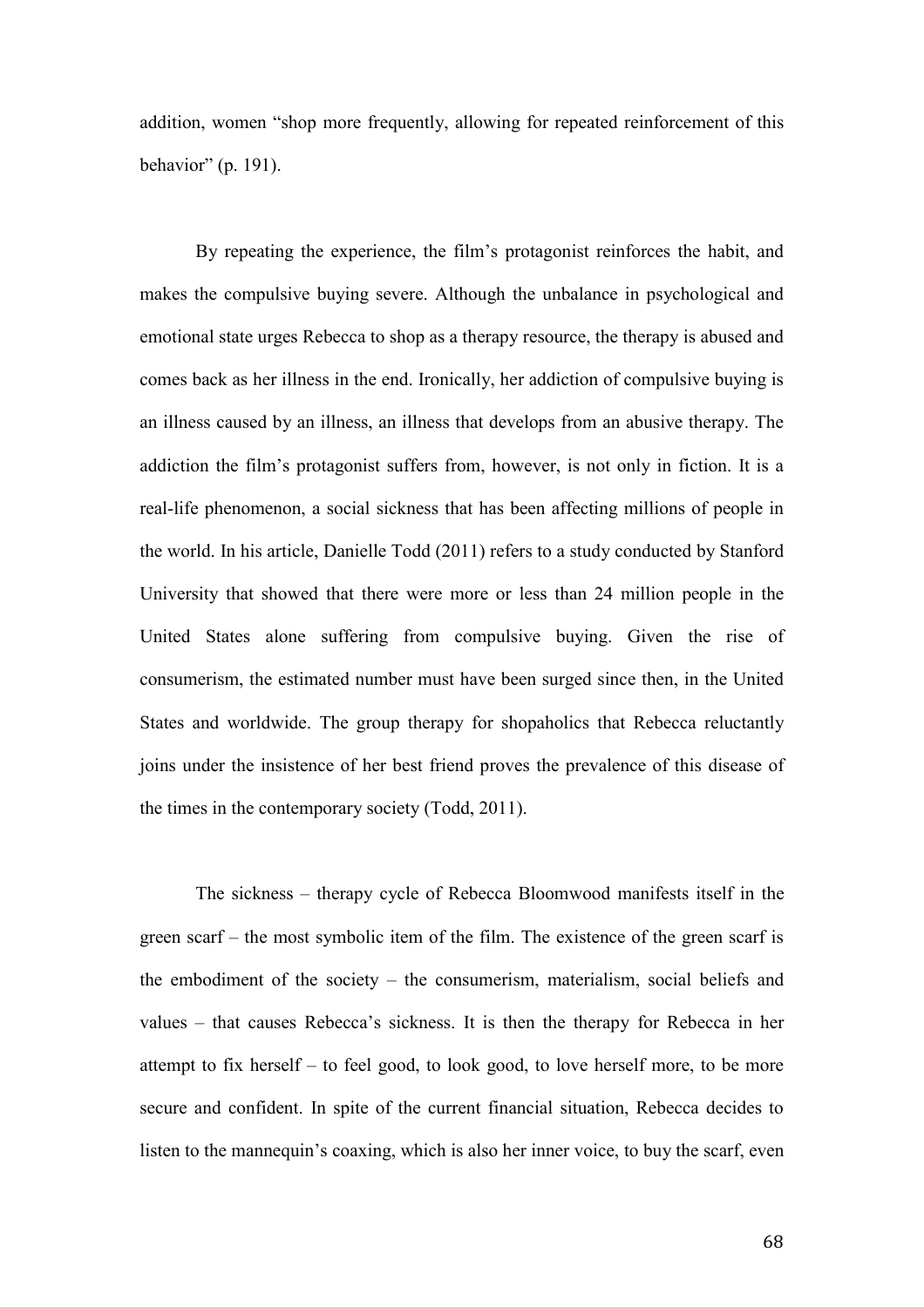addition, women "shop more frequently, allowing for repeated reinforcement of this behavior" (p. 191).

By repeating the experience, the film's protagonist reinforces the habit, and makes the compulsive buying severe. Although the unbalance in psychological and emotional state urges Rebecca to shop as a therapy resource, the therapy is abused and comes back as her illness in the end. Ironically, her addiction of compulsive buying is an illness caused by an illness, an illness that develops from an abusive therapy. The addiction the film's protagonist suffers from, however, is not only in fiction. It is a real-life phenomenon, a social sickness that has been affecting millions of people in the world. In his article, Danielle Todd (2011) refers to a study conducted by Stanford University that showed that there were more or less than 24 million people in the United States alone suffering from compulsive buying. Given the rise of consumerism, the estimated number must have been surged since then, in the United States and worldwide. The group therapy for shopaholics that Rebecca reluctantly joins under the insistence of her best friend proves the prevalence of this disease of the times in the contemporary society (Todd, 2011).

The sickness – therapy cycle of Rebecca Bloomwood manifests itself in the green scarf – the most symbolic item of the film. The existence of the green scarf is the embodiment of the society – the consumerism, materialism, social beliefs and values – that causes Rebecca's sickness. It is then the therapy for Rebecca in her attempt to fix herself – to feel good, to look good, to love herself more, to be more secure and confident. In spite of the current financial situation, Rebecca decides to listen to the mannequin's coaxing, which is also her inner voice, to buy the scarf, even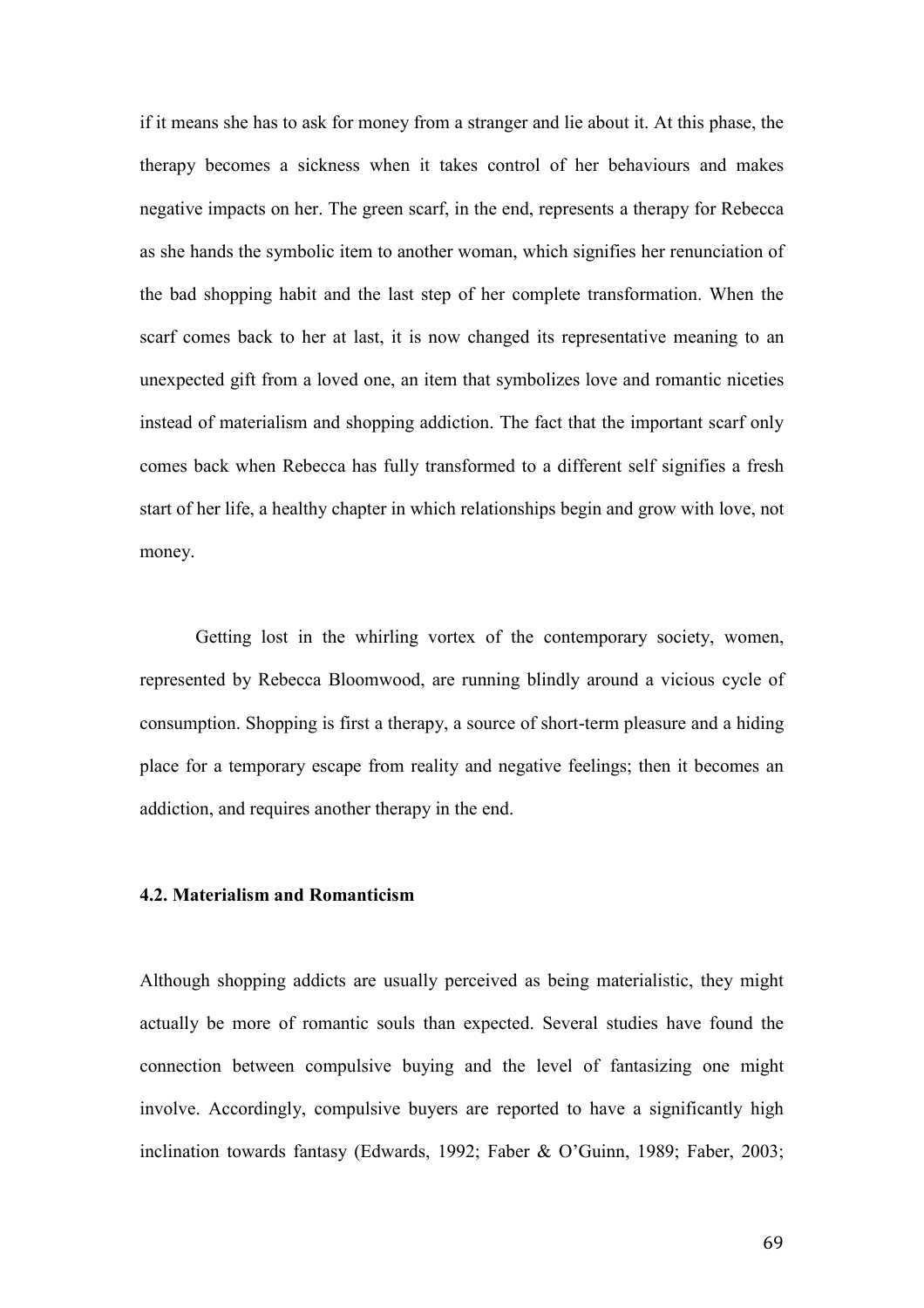if it means she has to ask for money from a stranger and lie about it. At this phase, the therapy becomes a sickness when it takes control of her behaviours and makes negative impacts on her. The green scarf, in the end, represents a therapy for Rebecca as she hands the symbolic item to another woman, which signifies her renunciation of the bad shopping habit and the last step of her complete transformation. When the scarf comes back to her at last, it is now changed its representative meaning to an unexpected gift from a loved one, an item that symbolizes love and romantic niceties instead of materialism and shopping addiction. The fact that the important scarf only comes back when Rebecca has fully transformed to a different self signifies a fresh start of her life, a healthy chapter in which relationships begin and grow with love, not money.

Getting lost in the whirling vortex of the contemporary society, women, represented by Rebecca Bloomwood, are running blindly around a vicious cycle of consumption. Shopping is first a therapy, a source of short-term pleasure and a hiding place for a temporary escape from reality and negative feelings; then it becomes an addiction, and requires another therapy in the end.

### 4.2. Materialism and Romanticism

Although shopping addicts are usually perceived as being materialistic, they might actually be more of romantic souls than expected. Several studies have found the connection between compulsive buying and the level of fantasizing one might involve. Accordingly, compulsive buyers are reported to have a significantly high inclination towards fantasy (Edwards, 1992; Faber & O'Guinn, 1989; Faber, 2003;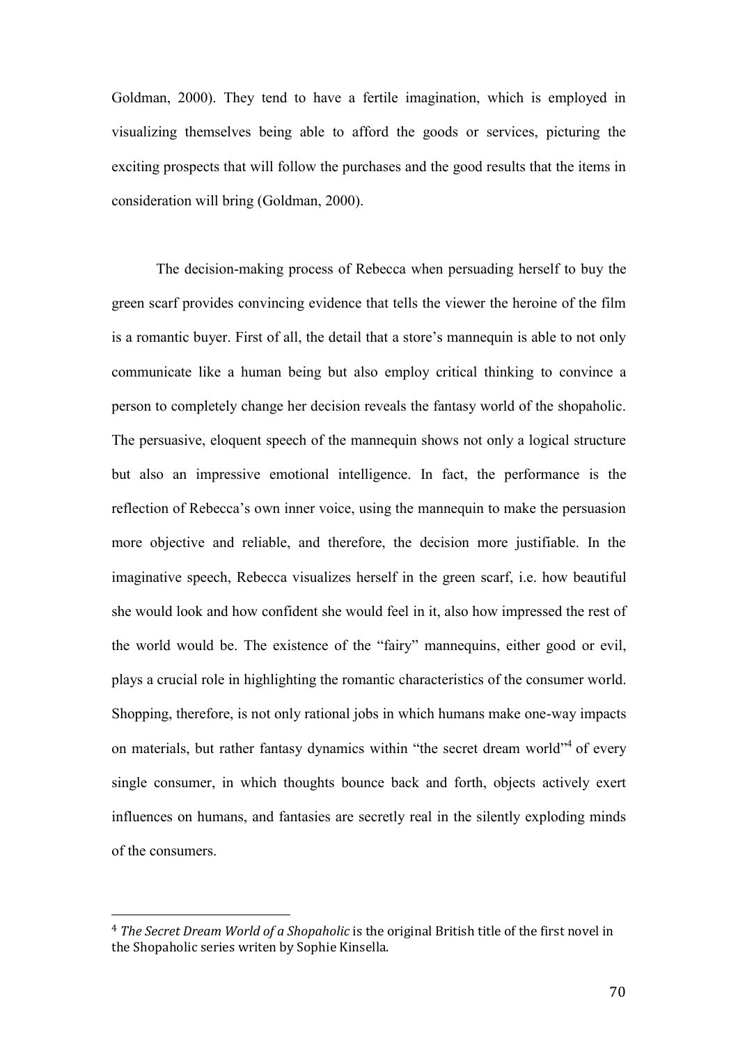Goldman, 2000). They tend to have a fertile imagination, which is employed in visualizing themselves being able to afford the goods or services, picturing the exciting prospects that will follow the purchases and the good results that the items in consideration will bring (Goldman, 2000).

The decision-making process of Rebecca when persuading herself to buy the green scarf provides convincing evidence that tells the viewer the heroine of the film is a romantic buyer. First of all, the detail that a store's mannequin is able to not only communicate like a human being but also employ critical thinking to convince a person to completely change her decision reveals the fantasy world of the shopaholic. The persuasive, eloquent speech of the mannequin shows not only a logical structure but also an impressive emotional intelligence. In fact, the performance is the reflection of Rebecca's own inner voice, using the mannequin to make the persuasion more objective and reliable, and therefore, the decision more justifiable. In the imaginative speech, Rebecca visualizes herself in the green scarf, i.e. how beautiful she would look and how confident she would feel in it, also how impressed the rest of the world would be. The existence of the "fairy" mannequins, either good or evil, plays a crucial role in highlighting the romantic characteristics of the consumer world. Shopping, therefore, is not only rational jobs in which humans make one-way impacts on materials, but rather fantasy dynamics within "the secret dream world"[4] of every single consumer, in which thoughts bounce back and forth, objects actively exert influences on humans, and fantasies are secretly real in the silently exploding minds of the consumers.

---

[4] *The Secret Dream World of a Shopaholic* is the original British title of the first novel in the Shopaholic series writen by Sophie Kinsella.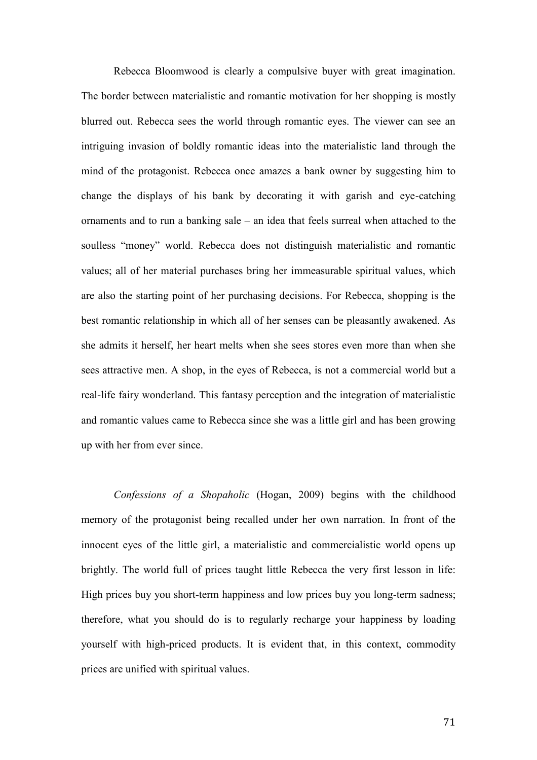Rebecca Bloomwood is clearly a compulsive buyer with great imagination. The border between materialistic and romantic motivation for her shopping is mostly blurred out. Rebecca sees the world through romantic eyes. The viewer can see an intriguing invasion of boldly romantic ideas into the materialistic land through the mind of the protagonist. Rebecca once amazes a bank owner by suggesting him to change the displays of his bank by decorating it with garish and eye-catching ornaments and to run a banking sale – an idea that feels surreal when attached to the soulless "money" world. Rebecca does not distinguish materialistic and romantic values; all of her material purchases bring her immeasurable spiritual values, which are also the starting point of her purchasing decisions. For Rebecca, shopping is the best romantic relationship in which all of her senses can be pleasantly awakened. As she admits it herself, her heart melts when she sees stores even more than when she sees attractive men. A shop, in the eyes of Rebecca, is not a commercial world but a real-life fairy wonderland. This fantasy perception and the integration of materialistic and romantic values came to Rebecca since she was a little girl and has been growing up with her from ever since.

*Confessions of a Shopaholic* (Hogan, 2009) begins with the childhood memory of the protagonist being recalled under her own narration. In front of the innocent eyes of the little girl, a materialistic and commercialistic world opens up brightly. The world full of prices taught little Rebecca the very first lesson in life: High prices buy you short-term happiness and low prices buy you long-term sadness; therefore, what you should do is to regularly recharge your happiness by loading yourself with high-priced products. It is evident that, in this context, commodity prices are unified with spiritual values.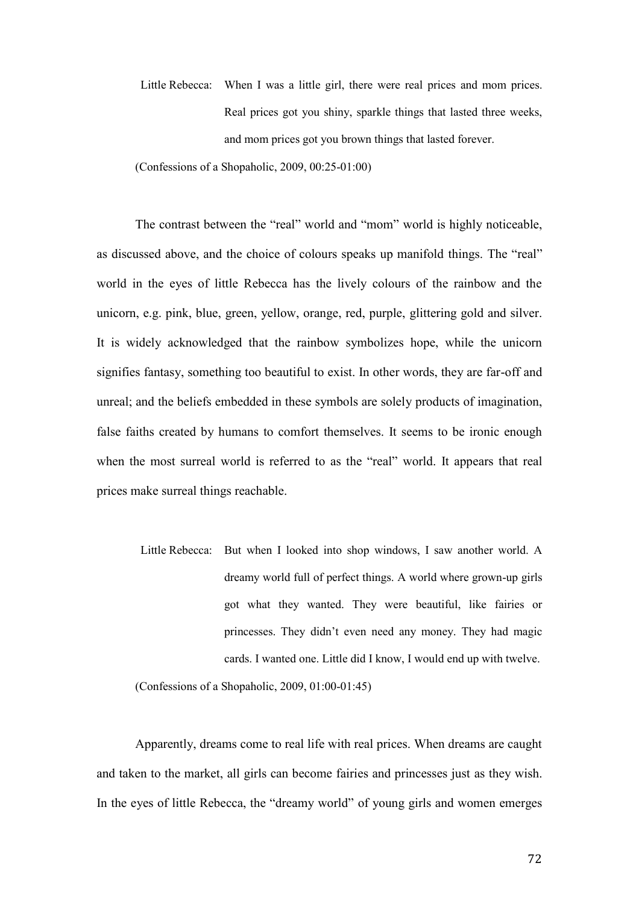> Little Rebecca: When I was a little girl, there were real prices and mom prices. Real prices got you shiny, sparkle things that lasted three weeks, and mom prices got you brown things that lasted forever.
>
> (Confessions of a Shopaholic, 2009, 00:25-01:00)

The contrast between the "real" world and "mom" world is highly noticeable, as discussed above, and the choice of colours speaks up manifold things. The "real" world in the eyes of little Rebecca has the lively colours of the rainbow and the unicorn, e.g. pink, blue, green, yellow, orange, red, purple, glittering gold and silver. It is widely acknowledged that the rainbow symbolizes hope, while the unicorn signifies fantasy, something too beautiful to exist. In other words, they are far-off and unreal; and the beliefs embedded in these symbols are solely products of imagination, false faiths created by humans to comfort themselves. It seems to be ironic enough when the most surreal world is referred to as the "real" world. It appears that real prices make surreal things reachable.

> Little Rebecca: But when I looked into shop windows, I saw another world. A dreamy world full of perfect things. A world where grown-up girls got what they wanted. They were beautiful, like fairies or princesses. They didn't even need any money. They had magic cards. I wanted one. Little did I know, I would end up with twelve.
>
> (Confessions of a Shopaholic, 2009, 01:00-01:45)

Apparently, dreams come to real life with real prices. When dreams are caught and taken to the market, all girls can become fairies and princesses just as they wish. In the eyes of little Rebecca, the "dreamy world" of young girls and women emerges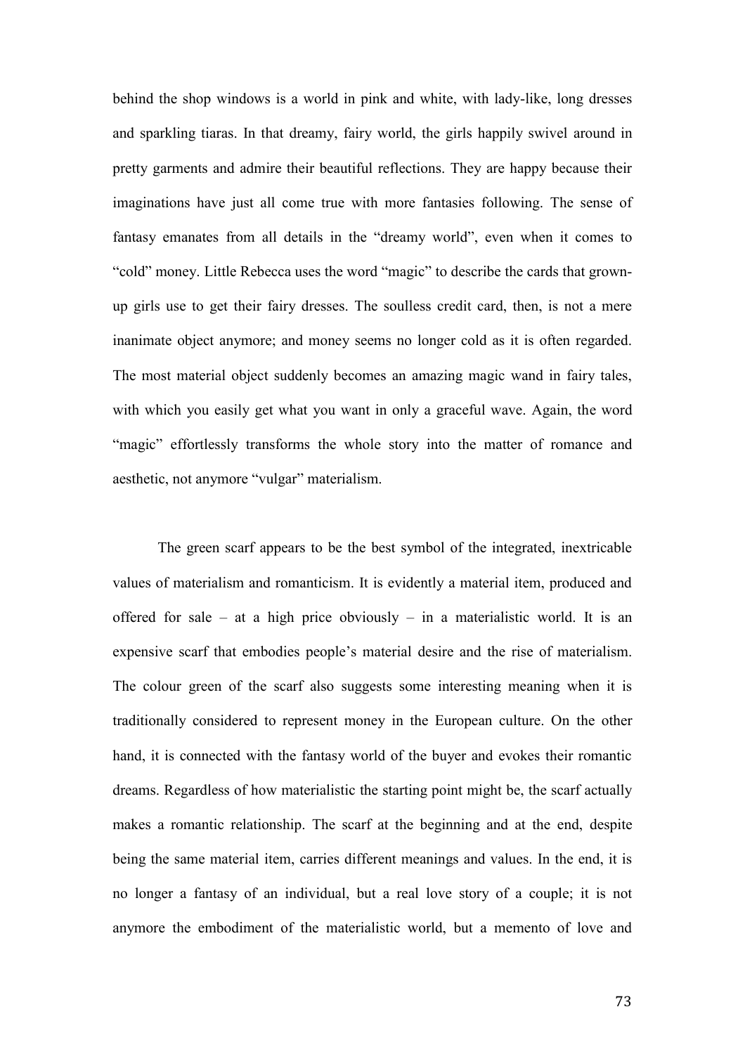behind the shop windows is a world in pink and white, with lady-like, long dresses and sparkling tiaras. In that dreamy, fairy world, the girls happily swivel around in pretty garments and admire their beautiful reflections. They are happy because their imaginations have just all come true with more fantasies following. The sense of fantasy emanates from all details in the "dreamy world", even when it comes to "cold" money. Little Rebecca uses the word "magic" to describe the cards that grown-up girls use to get their fairy dresses. The soulless credit card, then, is not a mere inanimate object anymore; and money seems no longer cold as it is often regarded. The most material object suddenly becomes an amazing magic wand in fairy tales, with which you easily get what you want in only a graceful wave. Again, the word "magic" effortlessly transforms the whole story into the matter of romance and aesthetic, not anymore "vulgar" materialism.

The green scarf appears to be the best symbol of the integrated, inextricable values of materialism and romanticism. It is evidently a material item, produced and offered for sale – at a high price obviously – in a materialistic world. It is an expensive scarf that embodies people's material desire and the rise of materialism. The colour green of the scarf also suggests some interesting meaning when it is traditionally considered to represent money in the European culture. On the other hand, it is connected with the fantasy world of the buyer and evokes their romantic dreams. Regardless of how materialistic the starting point might be, the scarf actually makes a romantic relationship. The scarf at the beginning and at the end, despite being the same material item, carries different meanings and values. In the end, it is no longer a fantasy of an individual, but a real love story of a couple; it is not anymore the embodiment of the materialistic world, but a memento of love and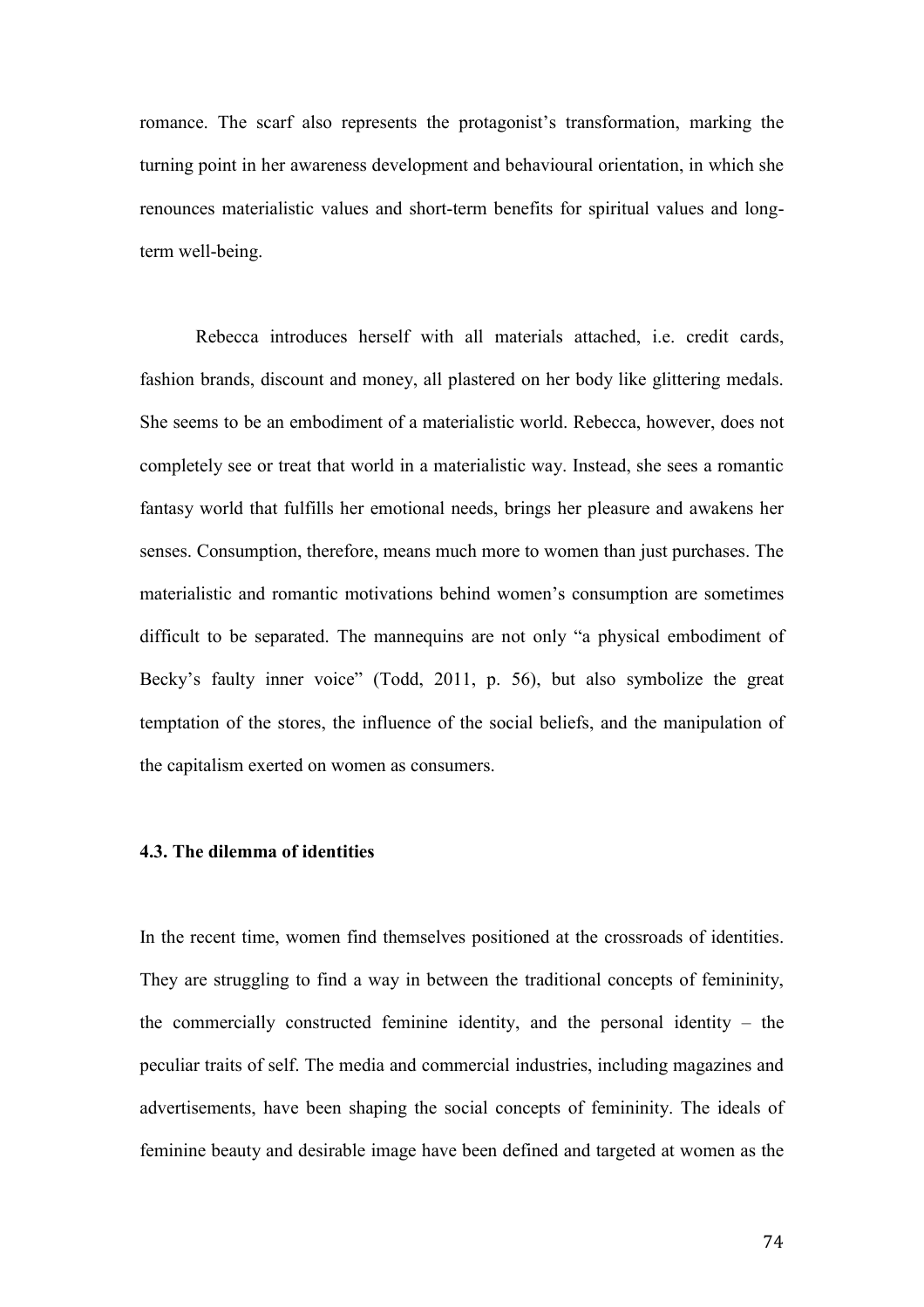romance. The scarf also represents the protagonist's transformation, marking the turning point in her awareness development and behavioural orientation, in which she renounces materialistic values and short-term benefits for spiritual values and long-term well-being.

Rebecca introduces herself with all materials attached, i.e. credit cards, fashion brands, discount and money, all plastered on her body like glittering medals. She seems to be an embodiment of a materialistic world. Rebecca, however, does not completely see or treat that world in a materialistic way. Instead, she sees a romantic fantasy world that fulfills her emotional needs, brings her pleasure and awakens her senses. Consumption, therefore, means much more to women than just purchases. The materialistic and romantic motivations behind women's consumption are sometimes difficult to be separated. The mannequins are not only "a physical embodiment of Becky's faulty inner voice" (Todd, 2011, p. 56), but also symbolize the great temptation of the stores, the influence of the social beliefs, and the manipulation of the capitalism exerted on women as consumers.

### 4.3. The dilemma of identities

In the recent time, women find themselves positioned at the crossroads of identities. They are struggling to find a way in between the traditional concepts of femininity, the commercially constructed feminine identity, and the personal identity – the peculiar traits of self. The media and commercial industries, including magazines and advertisements, have been shaping the social concepts of femininity. The ideals of feminine beauty and desirable image have been defined and targeted at women as the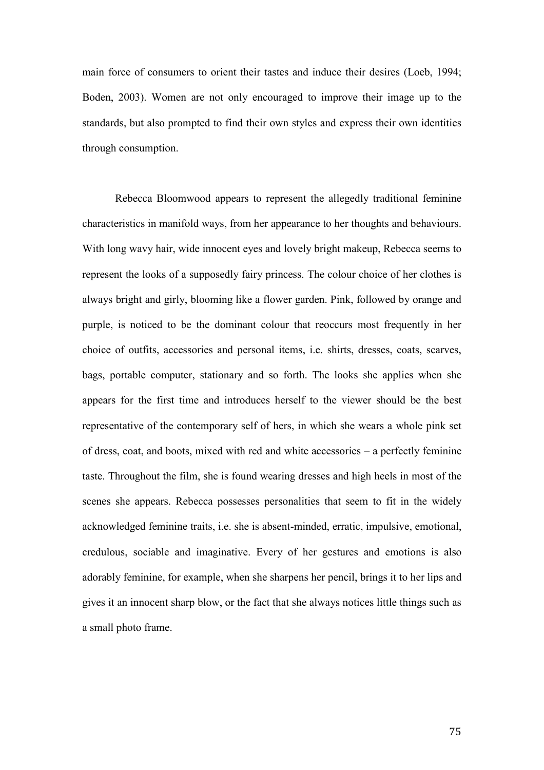main force of consumers to orient their tastes and induce their desires (Loeb, 1994; Boden, 2003). Women are not only encouraged to improve their image up to the standards, but also prompted to find their own styles and express their own identities through consumption.

Rebecca Bloomwood appears to represent the allegedly traditional feminine characteristics in manifold ways, from her appearance to her thoughts and behaviours. With long wavy hair, wide innocent eyes and lovely bright makeup, Rebecca seems to represent the looks of a supposedly fairy princess. The colour choice of her clothes is always bright and girly, blooming like a flower garden. Pink, followed by orange and purple, is noticed to be the dominant colour that reoccurs most frequently in her choice of outfits, accessories and personal items, i.e. shirts, dresses, coats, scarves, bags, portable computer, stationary and so forth. The looks she applies when she appears for the first time and introduces herself to the viewer should be the best representative of the contemporary self of hers, in which she wears a whole pink set of dress, coat, and boots, mixed with red and white accessories – a perfectly feminine taste. Throughout the film, she is found wearing dresses and high heels in most of the scenes she appears. Rebecca possesses personalities that seem to fit in the widely acknowledged feminine traits, i.e. she is absent-minded, erratic, impulsive, emotional, credulous, sociable and imaginative. Every of her gestures and emotions is also adorably feminine, for example, when she sharpens her pencil, brings it to her lips and gives it an innocent sharp blow, or the fact that she always notices little things such as a small photo frame.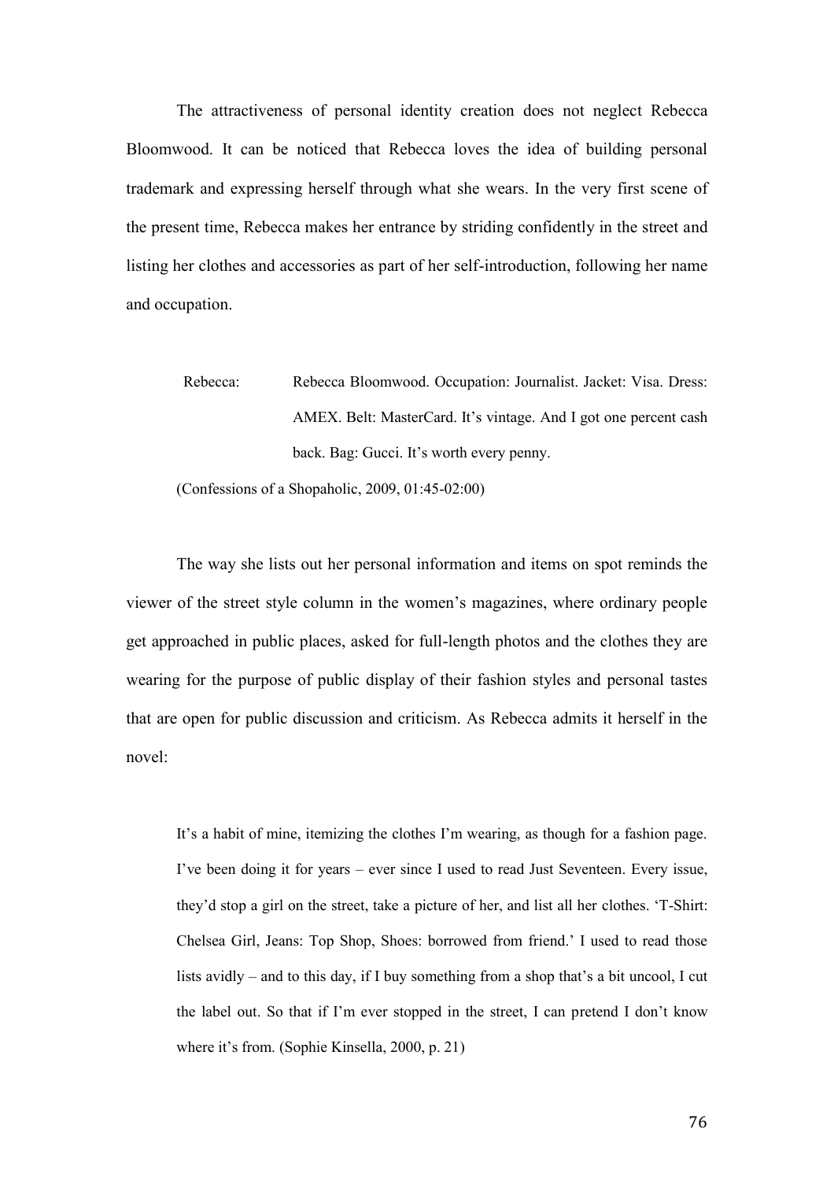The attractiveness of personal identity creation does not neglect Rebecca Bloomwood. It can be noticed that Rebecca loves the idea of building personal trademark and expressing herself through what she wears. In the very first scene of the present time, Rebecca makes her entrance by striding confidently in the street and listing her clothes and accessories as part of her self-introduction, following her name and occupation.

> Rebecca: Rebecca Bloomwood. Occupation: Journalist. Jacket: Visa. Dress: AMEX. Belt: MasterCard. It's vintage. And I got one percent cash back. Bag: Gucci. It's worth every penny.
>
> (Confessions of a Shopaholic, 2009, 01:45-02:00)

The way she lists out her personal information and items on spot reminds the viewer of the street style column in the women's magazines, where ordinary people get approached in public places, asked for full-length photos and the clothes they are wearing for the purpose of public display of their fashion styles and personal tastes that are open for public discussion and criticism. As Rebecca admits it herself in the novel:

> It's a habit of mine, itemizing the clothes I'm wearing, as though for a fashion page. I've been doing it for years – ever since I used to read Just Seventeen. Every issue, they'd stop a girl on the street, take a picture of her, and list all her clothes. 'T-Shirt: Chelsea Girl, Jeans: Top Shop, Shoes: borrowed from friend.' I used to read those lists avidly – and to this day, if I buy something from a shop that's a bit uncool, I cut the label out. So that if I'm ever stopped in the street, I can pretend I don't know where it's from. (Sophie Kinsella, 2000, p. 21)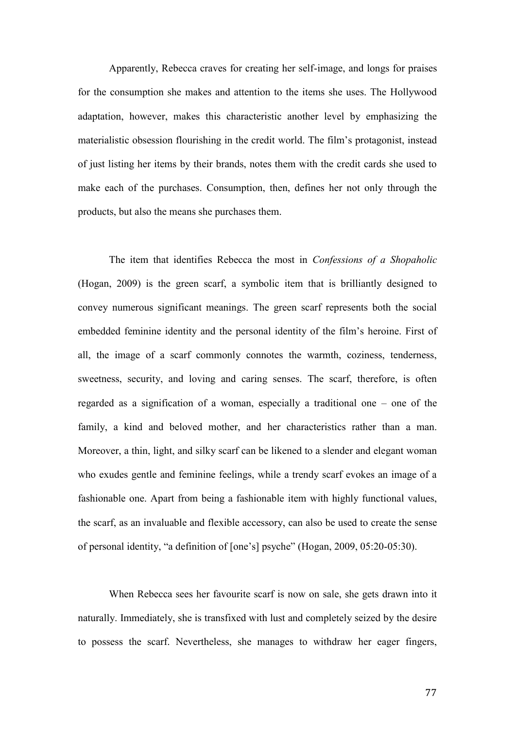Apparently, Rebecca craves for creating her self-image, and longs for praises for the consumption she makes and attention to the items she uses. The Hollywood adaptation, however, makes this characteristic another level by emphasizing the materialistic obsession flourishing in the credit world. The film's protagonist, instead of just listing her items by their brands, notes them with the credit cards she used to make each of the purchases. Consumption, then, defines her not only through the products, but also the means she purchases them.

The item that identifies Rebecca the most in *Confessions of a Shopaholic* (Hogan, 2009) is the green scarf, a symbolic item that is brilliantly designed to convey numerous significant meanings. The green scarf represents both the social embedded feminine identity and the personal identity of the film's heroine. First of all, the image of a scarf commonly connotes the warmth, coziness, tenderness, sweetness, security, and loving and caring senses. The scarf, therefore, is often regarded as a signification of a woman, especially a traditional one – one of the family, a kind and beloved mother, and her characteristics rather than a man. Moreover, a thin, light, and silky scarf can be likened to a slender and elegant woman who exudes gentle and feminine feelings, while a trendy scarf evokes an image of a fashionable one. Apart from being a fashionable item with highly functional values, the scarf, as an invaluable and flexible accessory, can also be used to create the sense of personal identity, "a definition of [one's] psyche" (Hogan, 2009, 05:20-05:30).

When Rebecca sees her favourite scarf is now on sale, she gets drawn into it naturally. Immediately, she is transfixed with lust and completely seized by the desire to possess the scarf. Nevertheless, she manages to withdraw her eager fingers,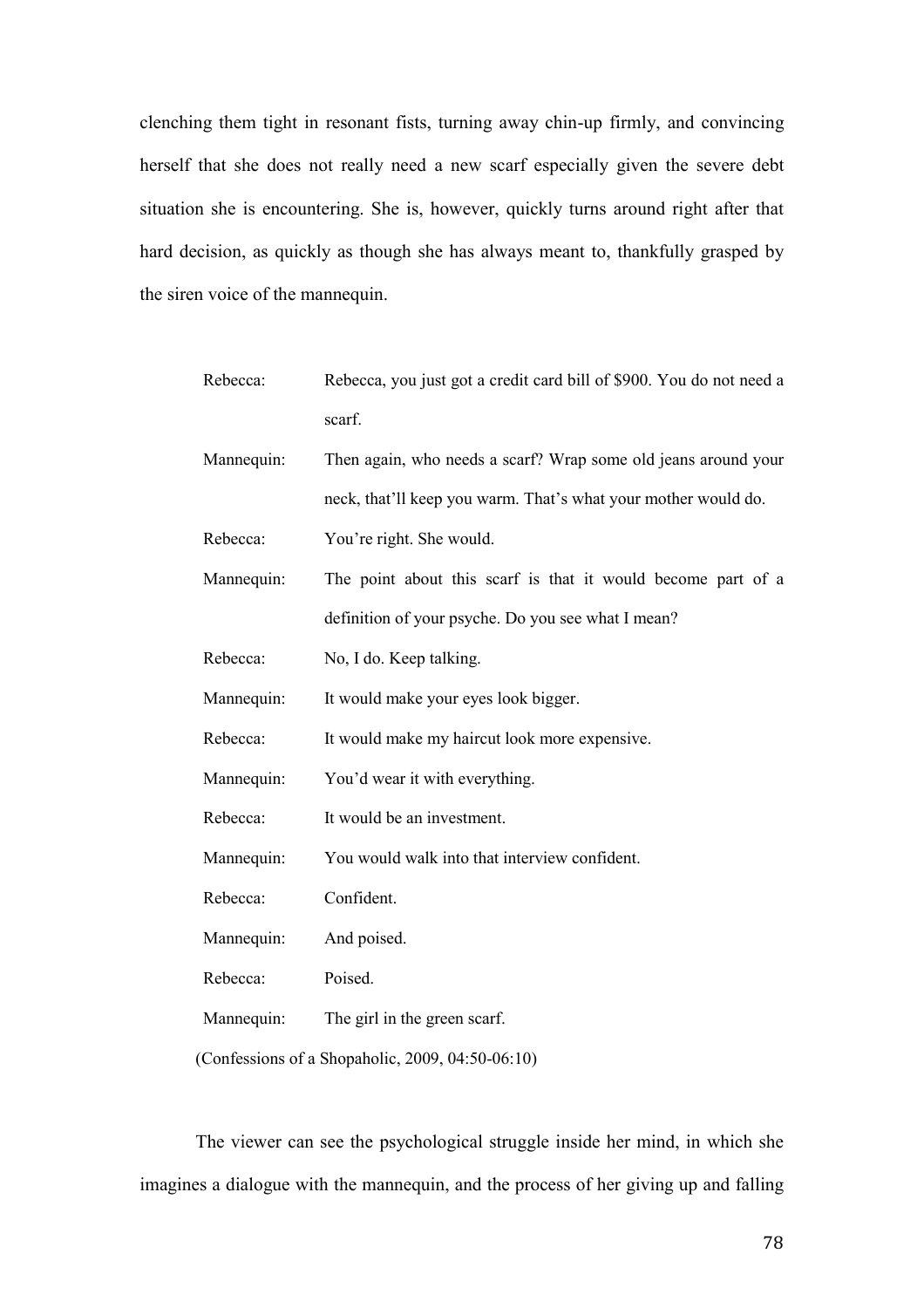clenching them tight in resonant fists, turning away chin-up firmly, and convincing herself that she does not really need a new scarf especially given the severe debt situation she is encountering. She is, however, quickly turns around right after that hard decision, as quickly as though she has always meant to, thankfully grasped by the siren voice of the mannequin.

| | |
|---|---|
| Rebecca: | Rebecca, you just got a credit card bill of $900. You do not need a scarf. |
| Mannequin: | Then again, who needs a scarf? Wrap some old jeans around your neck, that'll keep you warm. That's what your mother would do. |
| Rebecca: | You're right. She would. |
| Mannequin: | The point about this scarf is that it would become part of a definition of your psyche. Do you see what I mean? |
| Rebecca: | No, I do. Keep talking. |
| Mannequin: | It would make your eyes look bigger. |
| Rebecca: | It would make my haircut look more expensive. |
| Mannequin: | You'd wear it with everything. |
| Rebecca: | It would be an investment. |
| Mannequin: | You would walk into that interview confident. |
| Rebecca: | Confident. |
| Mannequin: | And poised. |
| Rebecca: | Poised. |
| Mannequin: | The girl in the green scarf. |

(Confessions of a Shopaholic, 2009, 04:50-06:10)

The viewer can see the psychological struggle inside her mind, in which she imagines a dialogue with the mannequin, and the process of her giving up and falling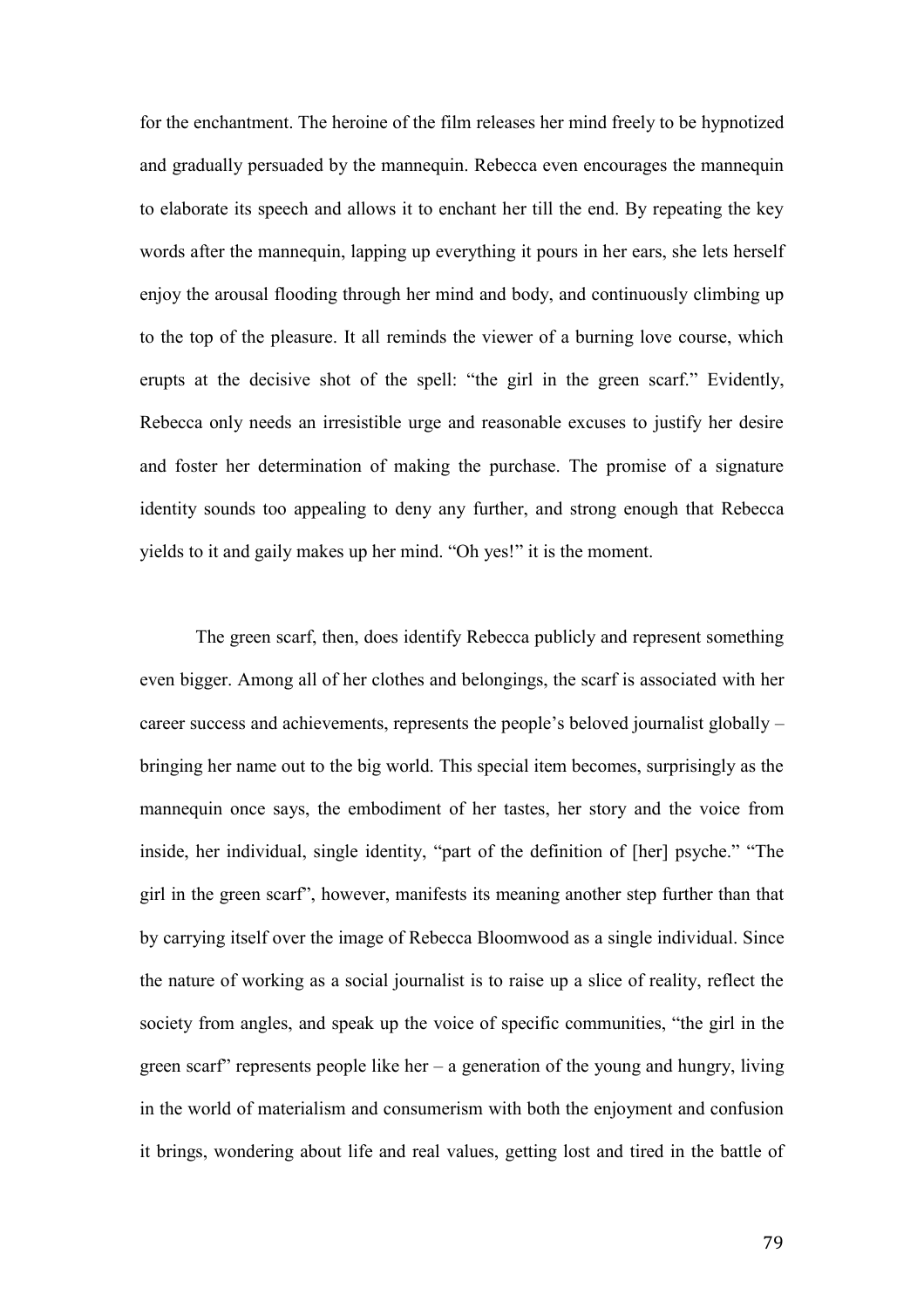for the enchantment. The heroine of the film releases her mind freely to be hypnotized and gradually persuaded by the mannequin. Rebecca even encourages the mannequin to elaborate its speech and allows it to enchant her till the end. By repeating the key words after the mannequin, lapping up everything it pours in her ears, she lets herself enjoy the arousal flooding through her mind and body, and continuously climbing up to the top of the pleasure. It all reminds the viewer of a burning love course, which erupts at the decisive shot of the spell: "the girl in the green scarf." Evidently, Rebecca only needs an irresistible urge and reasonable excuses to justify her desire and foster her determination of making the purchase. The promise of a signature identity sounds too appealing to deny any further, and strong enough that Rebecca yields to it and gaily makes up her mind. "Oh yes!" it is the moment.

The green scarf, then, does identify Rebecca publicly and represent something even bigger. Among all of her clothes and belongings, the scarf is associated with her career success and achievements, represents the people's beloved journalist globally – bringing her name out to the big world. This special item becomes, surprisingly as the mannequin once says, the embodiment of her tastes, her story and the voice from inside, her individual, single identity, "part of the definition of [her] psyche." "The girl in the green scarf", however, manifests its meaning another step further than that by carrying itself over the image of Rebecca Bloomwood as a single individual. Since the nature of working as a social journalist is to raise up a slice of reality, reflect the society from angles, and speak up the voice of specific communities, "the girl in the green scarf" represents people like her – a generation of the young and hungry, living in the world of materialism and consumerism with both the enjoyment and confusion it brings, wondering about life and real values, getting lost and tired in the battle of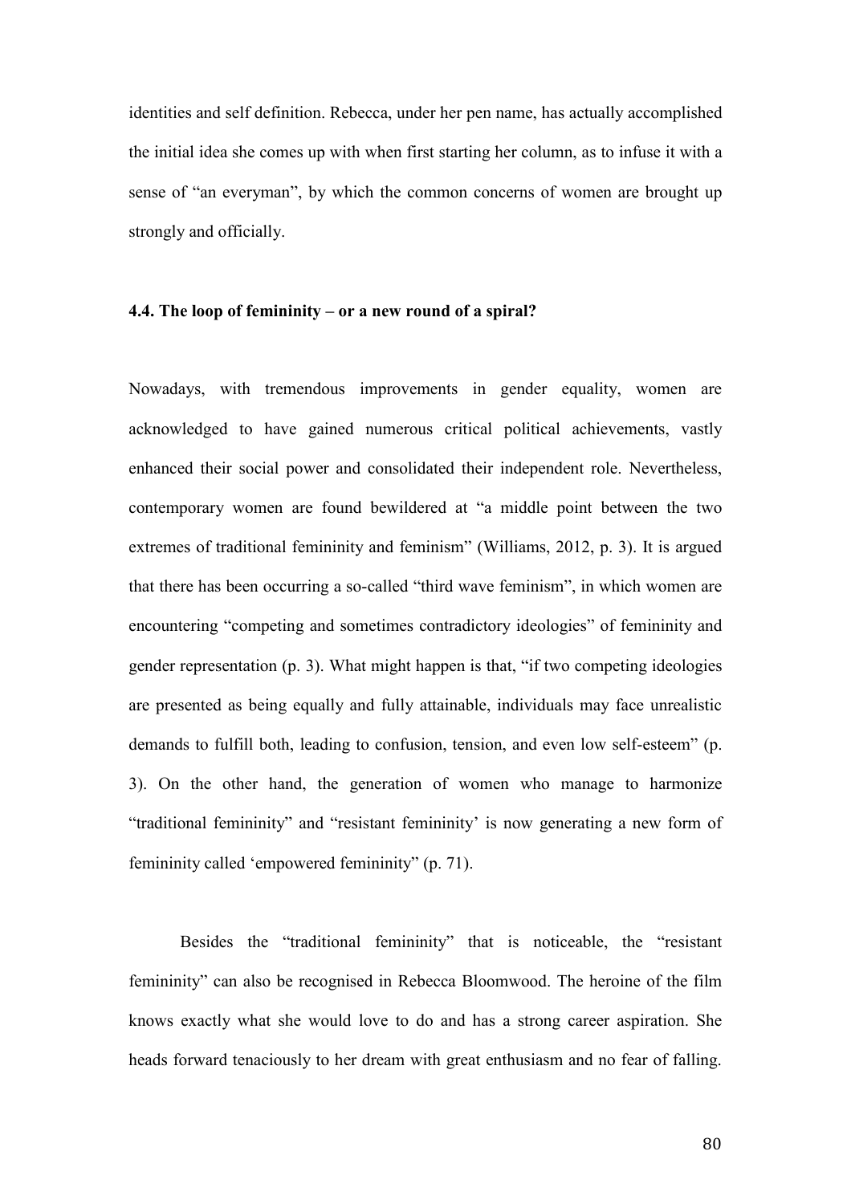identities and self definition. Rebecca, under her pen name, has actually accomplished the initial idea she comes up with when first starting her column, as to infuse it with a sense of "an everyman", by which the common concerns of women are brought up strongly and officially.

#### 4.4. The loop of femininity – or a new round of a spiral?

Nowadays, with tremendous improvements in gender equality, women are acknowledged to have gained numerous critical political achievements, vastly enhanced their social power and consolidated their independent role. Nevertheless, contemporary women are found bewildered at "a middle point between the two extremes of traditional femininity and feminism" (Williams, 2012, p. 3). It is argued that there has been occurring a so-called "third wave feminism", in which women are encountering "competing and sometimes contradictory ideologies" of femininity and gender representation (p. 3). What might happen is that, "if two competing ideologies are presented as being equally and fully attainable, individuals may face unrealistic demands to fulfill both, leading to confusion, tension, and even low self-esteem" (p. 3). On the other hand, the generation of women who manage to harmonize "traditional femininity" and "resistant femininity' is now generating a new form of femininity called 'empowered femininity" (p. 71).

Besides the "traditional femininity" that is noticeable, the "resistant femininity" can also be recognised in Rebecca Bloomwood. The heroine of the film knows exactly what she would love to do and has a strong career aspiration. She heads forward tenaciously to her dream with great enthusiasm and no fear of falling.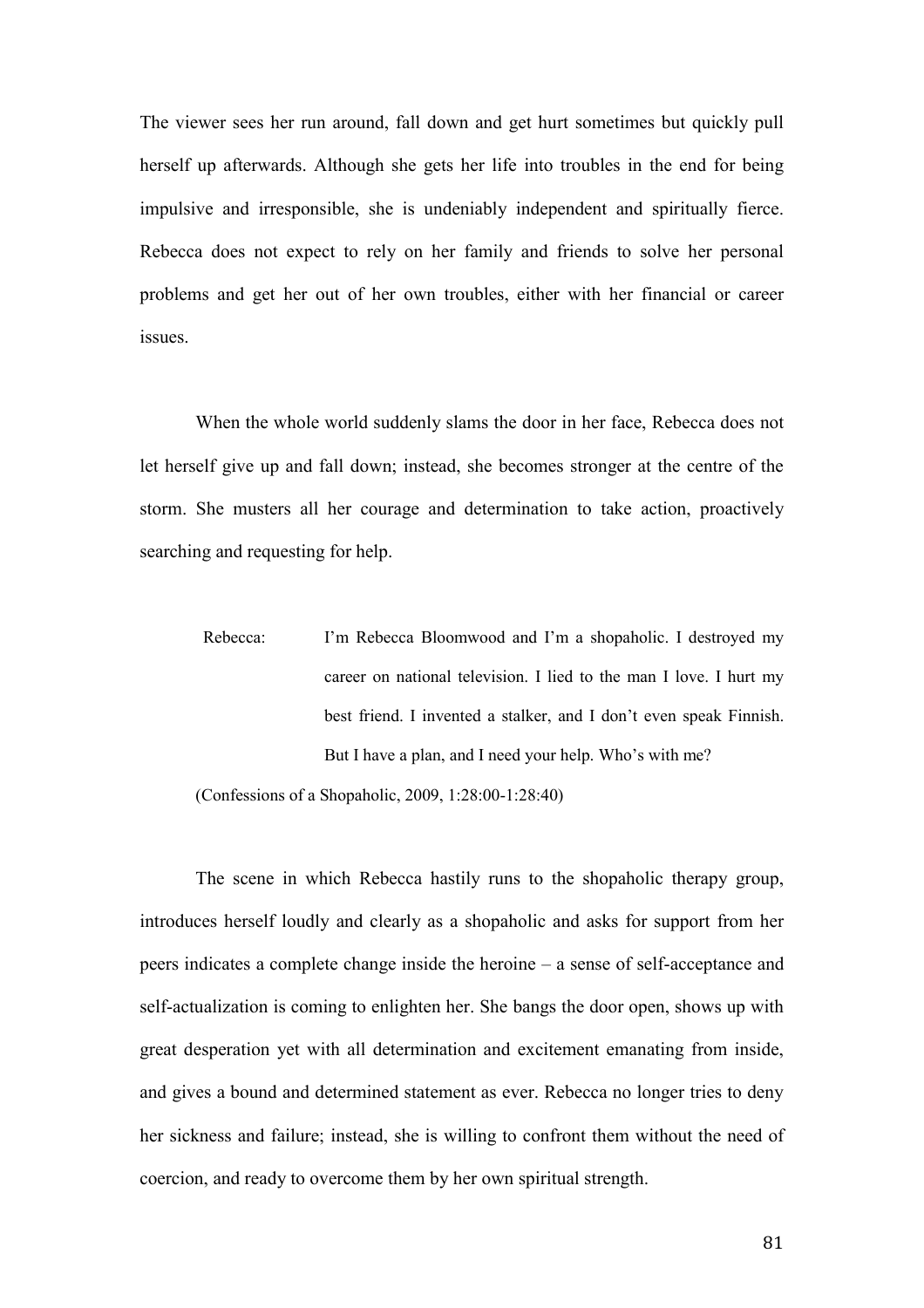The viewer sees her run around, fall down and get hurt sometimes but quickly pull herself up afterwards. Although she gets her life into troubles in the end for being impulsive and irresponsible, she is undeniably independent and spiritually fierce. Rebecca does not expect to rely on her family and friends to solve her personal problems and get her out of her own troubles, either with her financial or career issues.

When the whole world suddenly slams the door in her face, Rebecca does not let herself give up and fall down; instead, she becomes stronger at the centre of the storm. She musters all her courage and determination to take action, proactively searching and requesting for help.

> Rebecca: I'm Rebecca Bloomwood and I'm a shopaholic. I destroyed my career on national television. I lied to the man I love. I hurt my best friend. I invented a stalker, and I don't even speak Finnish. But I have a plan, and I need your help. Who's with me?
>
> (Confessions of a Shopaholic, 2009, 1:28:00-1:28:40)

The scene in which Rebecca hastily runs to the shopaholic therapy group, introduces herself loudly and clearly as a shopaholic and asks for support from her peers indicates a complete change inside the heroine – a sense of self-acceptance and self-actualization is coming to enlighten her. She bangs the door open, shows up with great desperation yet with all determination and excitement emanating from inside, and gives a bound and determined statement as ever. Rebecca no longer tries to deny her sickness and failure; instead, she is willing to confront them without the need of coercion, and ready to overcome them by her own spiritual strength.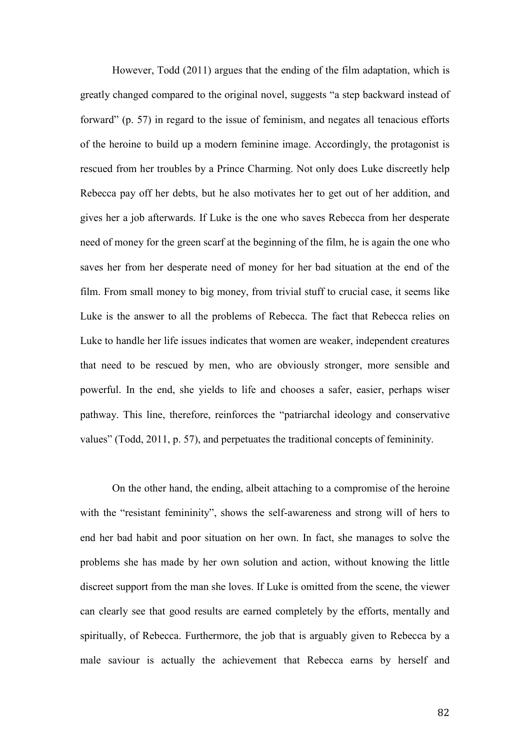However, Todd (2011) argues that the ending of the film adaptation, which is greatly changed compared to the original novel, suggests "a step backward instead of forward" (p. 57) in regard to the issue of feminism, and negates all tenacious efforts of the heroine to build up a modern feminine image. Accordingly, the protagonist is rescued from her troubles by a Prince Charming. Not only does Luke discreetly help Rebecca pay off her debts, but he also motivates her to get out of her addition, and gives her a job afterwards. If Luke is the one who saves Rebecca from her desperate need of money for the green scarf at the beginning of the film, he is again the one who saves her from her desperate need of money for her bad situation at the end of the film. From small money to big money, from trivial stuff to crucial case, it seems like Luke is the answer to all the problems of Rebecca. The fact that Rebecca relies on Luke to handle her life issues indicates that women are weaker, independent creatures that need to be rescued by men, who are obviously stronger, more sensible and powerful. In the end, she yields to life and chooses a safer, easier, perhaps wiser pathway. This line, therefore, reinforces the "patriarchal ideology and conservative values" (Todd, 2011, p. 57), and perpetuates the traditional concepts of femininity.

On the other hand, the ending, albeit attaching to a compromise of the heroine with the "resistant femininity", shows the self-awareness and strong will of hers to end her bad habit and poor situation on her own. In fact, she manages to solve the problems she has made by her own solution and action, without knowing the little discreet support from the man she loves. If Luke is omitted from the scene, the viewer can clearly see that good results are earned completely by the efforts, mentally and spiritually, of Rebecca. Furthermore, the job that is arguably given to Rebecca by a male saviour is actually the achievement that Rebecca earns by herself and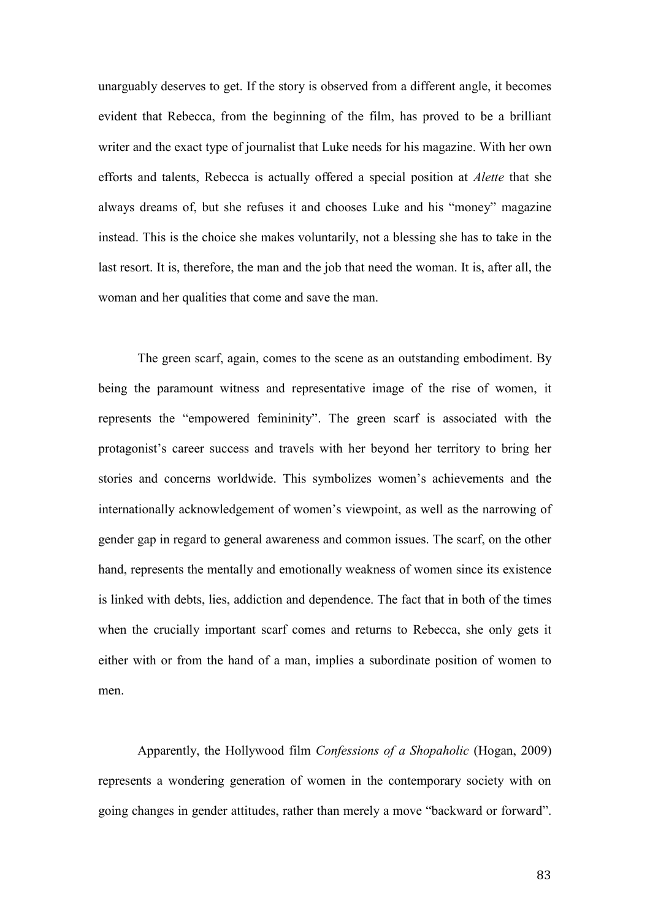unarguably deserves to get. If the story is observed from a different angle, it becomes evident that Rebecca, from the beginning of the film, has proved to be a brilliant writer and the exact type of journalist that Luke needs for his magazine. With her own efforts and talents, Rebecca is actually offered a special position at *Alette* that she always dreams of, but she refuses it and chooses Luke and his "money" magazine instead. This is the choice she makes voluntarily, not a blessing she has to take in the last resort. It is, therefore, the man and the job that need the woman. It is, after all, the woman and her qualities that come and save the man.

The green scarf, again, comes to the scene as an outstanding embodiment. By being the paramount witness and representative image of the rise of women, it represents the "empowered femininity". The green scarf is associated with the protagonist's career success and travels with her beyond her territory to bring her stories and concerns worldwide. This symbolizes women's achievements and the internationally acknowledgement of women's viewpoint, as well as the narrowing of gender gap in regard to general awareness and common issues. The scarf, on the other hand, represents the mentally and emotionally weakness of women since its existence is linked with debts, lies, addiction and dependence. The fact that in both of the times when the crucially important scarf comes and returns to Rebecca, she only gets it either with or from the hand of a man, implies a subordinate position of women to men.

Apparently, the Hollywood film *Confessions of a Shopaholic* (Hogan, 2009) represents a wondering generation of women in the contemporary society with on going changes in gender attitudes, rather than merely a move "backward or forward".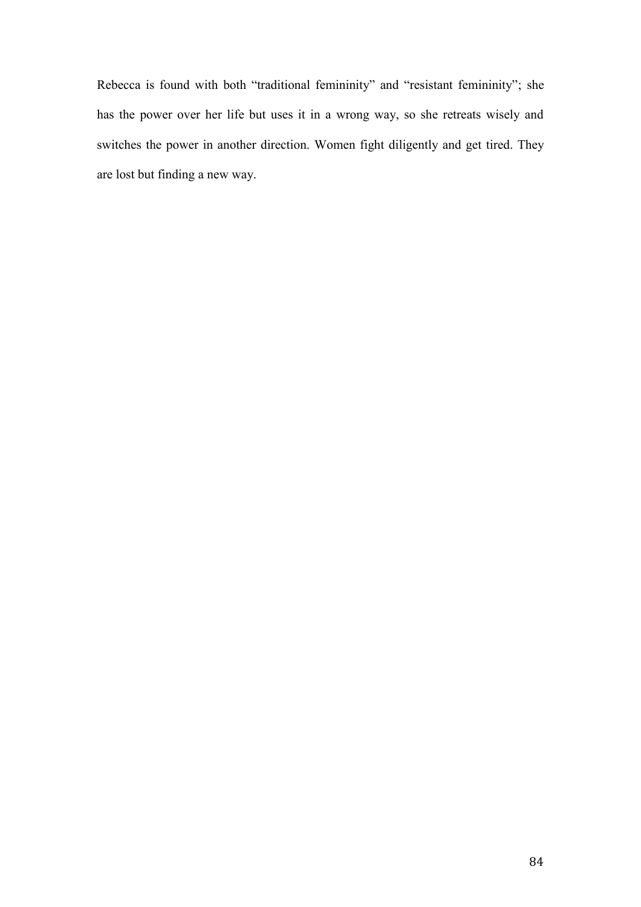Rebecca is found with both "traditional femininity" and "resistant femininity"; she has the power over her life but uses it in a wrong way, so she retreats wisely and switches the power in another direction. Women fight diligently and get tired. They are lost but finding a new way.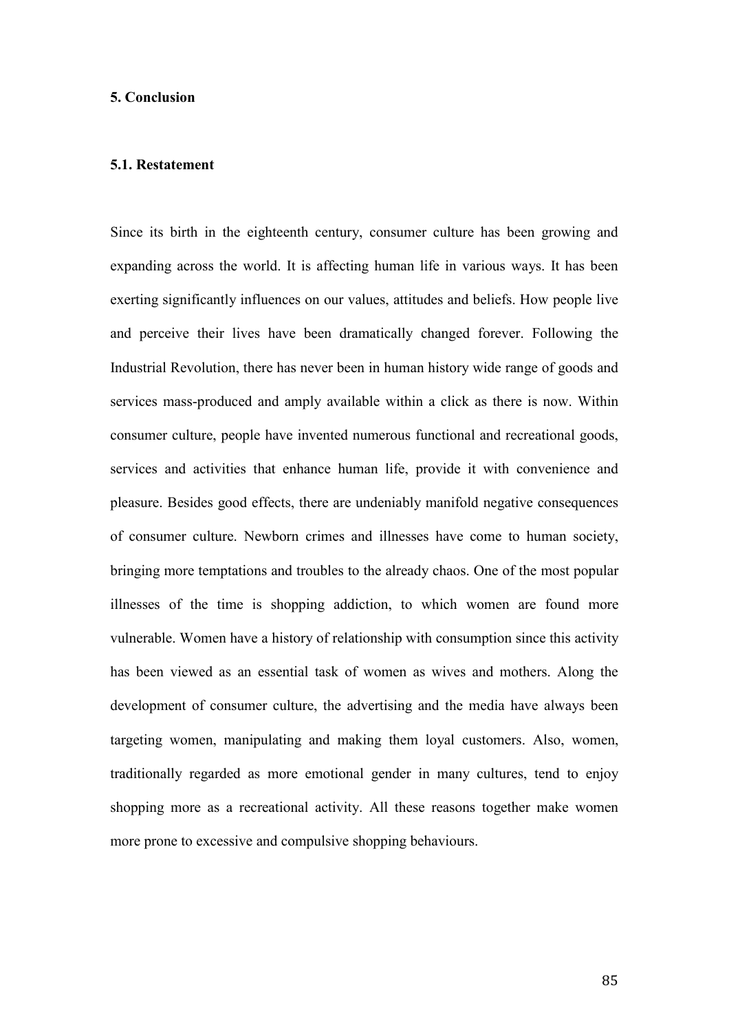## 5. Conclusion

### 5.1. Restatement

Since its birth in the eighteenth century, consumer culture has been growing and expanding across the world. It is affecting human life in various ways. It has been exerting significantly influences on our values, attitudes and beliefs. How people live and perceive their lives have been dramatically changed forever. Following the Industrial Revolution, there has never been in human history wide range of goods and services mass-produced and amply available within a click as there is now. Within consumer culture, people have invented numerous functional and recreational goods, services and activities that enhance human life, provide it with convenience and pleasure. Besides good effects, there are undeniably manifold negative consequences of consumer culture. Newborn crimes and illnesses have come to human society, bringing more temptations and troubles to the already chaos. One of the most popular illnesses of the time is shopping addiction, to which women are found more vulnerable. Women have a history of relationship with consumption since this activity has been viewed as an essential task of women as wives and mothers. Along the development of consumer culture, the advertising and the media have always been targeting women, manipulating and making them loyal customers. Also, women, traditionally regarded as more emotional gender in many cultures, tend to enjoy shopping more as a recreational activity. All these reasons together make women more prone to excessive and compulsive shopping behaviours.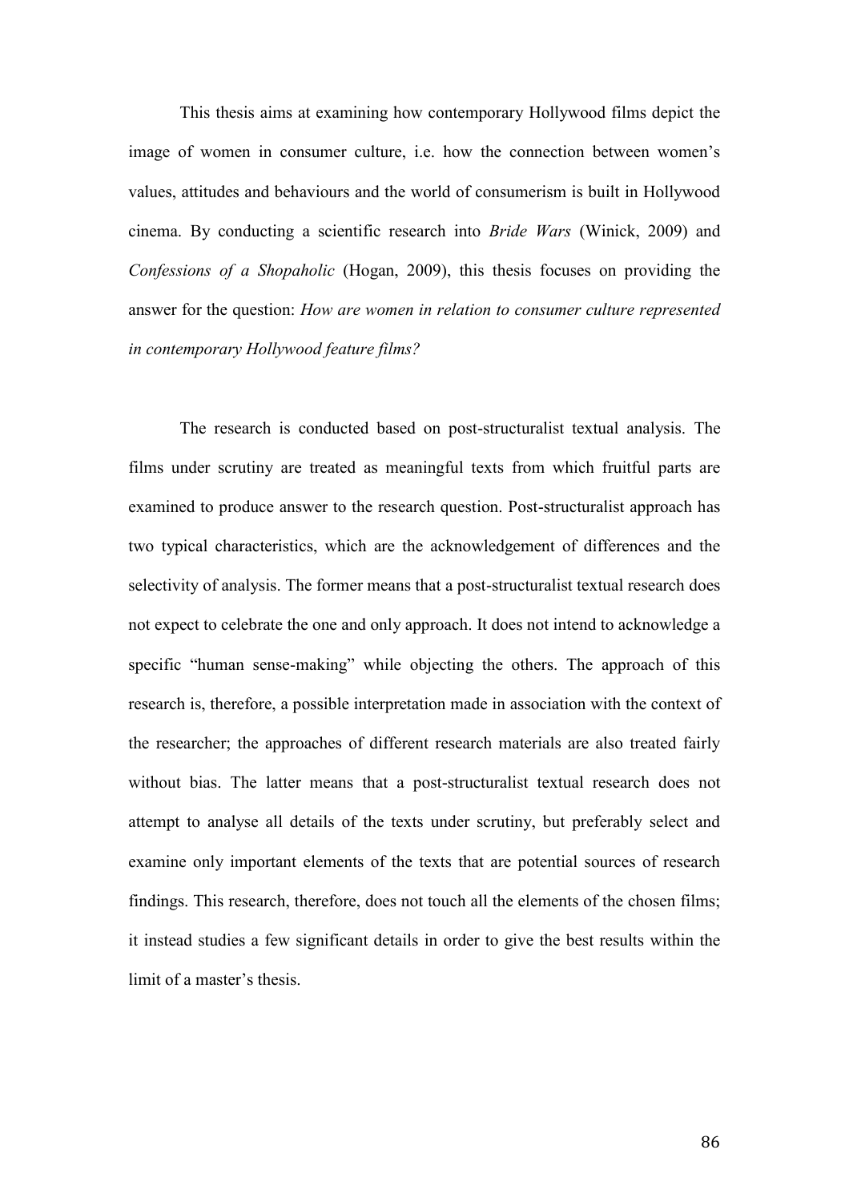This thesis aims at examining how contemporary Hollywood films depict the image of women in consumer culture, i.e. how the connection between women's values, attitudes and behaviours and the world of consumerism is built in Hollywood cinema. By conducting a scientific research into *Bride Wars* (Winick, 2009) and *Confessions of a Shopaholic* (Hogan, 2009), this thesis focuses on providing the answer for the question: *How are women in relation to consumer culture represented in contemporary Hollywood feature films?*

The research is conducted based on post-structuralist textual analysis. The films under scrutiny are treated as meaningful texts from which fruitful parts are examined to produce answer to the research question. Post-structuralist approach has two typical characteristics, which are the acknowledgement of differences and the selectivity of analysis. The former means that a post-structuralist textual research does not expect to celebrate the one and only approach. It does not intend to acknowledge a specific "human sense-making" while objecting the others. The approach of this research is, therefore, a possible interpretation made in association with the context of the researcher; the approaches of different research materials are also treated fairly without bias. The latter means that a post-structuralist textual research does not attempt to analyse all details of the texts under scrutiny, but preferably select and examine only important elements of the texts that are potential sources of research findings. This research, therefore, does not touch all the elements of the chosen films; it instead studies a few significant details in order to give the best results within the limit of a master's thesis.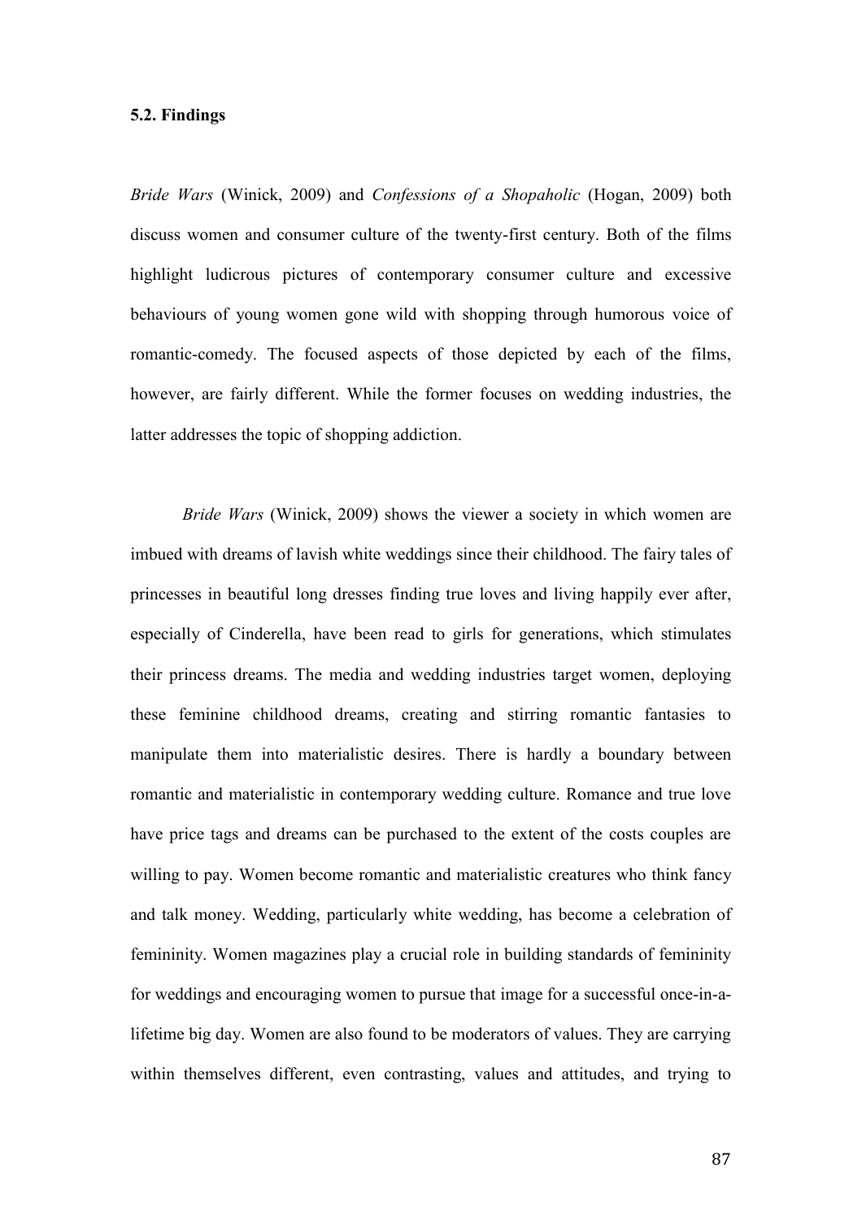### 5.2. Findings

*Bride Wars* (Winick, 2009) and *Confessions of a Shopaholic* (Hogan, 2009) both discuss women and consumer culture of the twenty-first century. Both of the films highlight ludicrous pictures of contemporary consumer culture and excessive behaviours of young women gone wild with shopping through humorous voice of romantic-comedy. The focused aspects of those depicted by each of the films, however, are fairly different. While the former focuses on wedding industries, the latter addresses the topic of shopping addiction.

*Bride Wars* (Winick, 2009) shows the viewer a society in which women are imbued with dreams of lavish white weddings since their childhood. The fairy tales of princesses in beautiful long dresses finding true loves and living happily ever after, especially of Cinderella, have been read to girls for generations, which stimulates their princess dreams. The media and wedding industries target women, deploying these feminine childhood dreams, creating and stirring romantic fantasies to manipulate them into materialistic desires. There is hardly a boundary between romantic and materialistic in contemporary wedding culture. Romance and true love have price tags and dreams can be purchased to the extent of the costs couples are willing to pay. Women become romantic and materialistic creatures who think fancy and talk money. Wedding, particularly white wedding, has become a celebration of femininity. Women magazines play a crucial role in building standards of femininity for weddings and encouraging women to pursue that image for a successful once-in-a-lifetime big day. Women are also found to be moderators of values. They are carrying within themselves different, even contrasting, values and attitudes, and trying to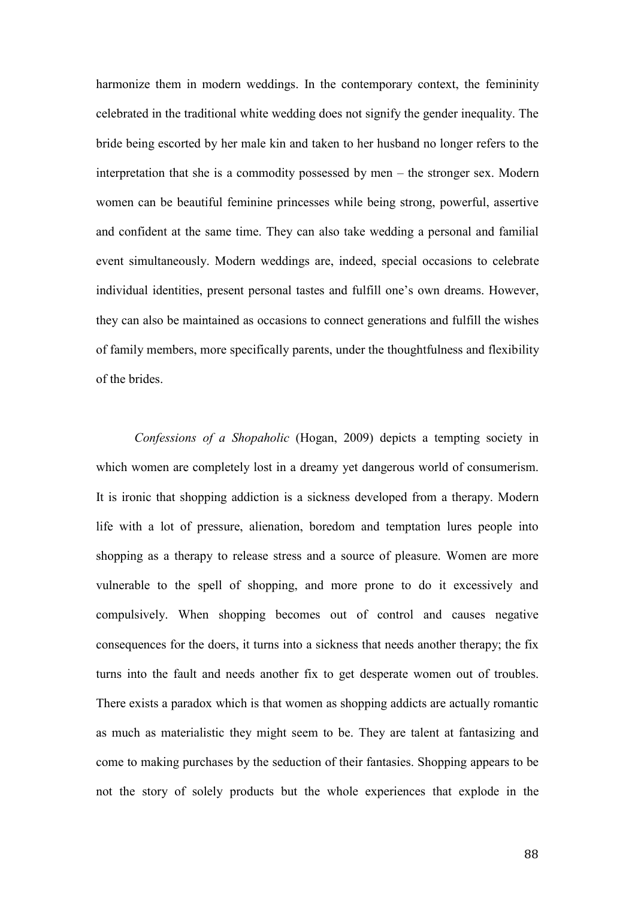harmonize them in modern weddings. In the contemporary context, the femininity celebrated in the traditional white wedding does not signify the gender inequality. The bride being escorted by her male kin and taken to her husband no longer refers to the interpretation that she is a commodity possessed by men – the stronger sex. Modern women can be beautiful feminine princesses while being strong, powerful, assertive and confident at the same time. They can also take wedding a personal and familial event simultaneously. Modern weddings are, indeed, special occasions to celebrate individual identities, present personal tastes and fulfill one's own dreams. However, they can also be maintained as occasions to connect generations and fulfill the wishes of family members, more specifically parents, under the thoughtfulness and flexibility of the brides.

*Confessions of a Shopaholic* (Hogan, 2009) depicts a tempting society in which women are completely lost in a dreamy yet dangerous world of consumerism. It is ironic that shopping addiction is a sickness developed from a therapy. Modern life with a lot of pressure, alienation, boredom and temptation lures people into shopping as a therapy to release stress and a source of pleasure. Women are more vulnerable to the spell of shopping, and more prone to do it excessively and compulsively. When shopping becomes out of control and causes negative consequences for the doers, it turns into a sickness that needs another therapy; the fix turns into the fault and needs another fix to get desperate women out of troubles. There exists a paradox which is that women as shopping addicts are actually romantic as much as materialistic they might seem to be. They are talent at fantasizing and come to making purchases by the seduction of their fantasies. Shopping appears to be not the story of solely products but the whole experiences that explode in the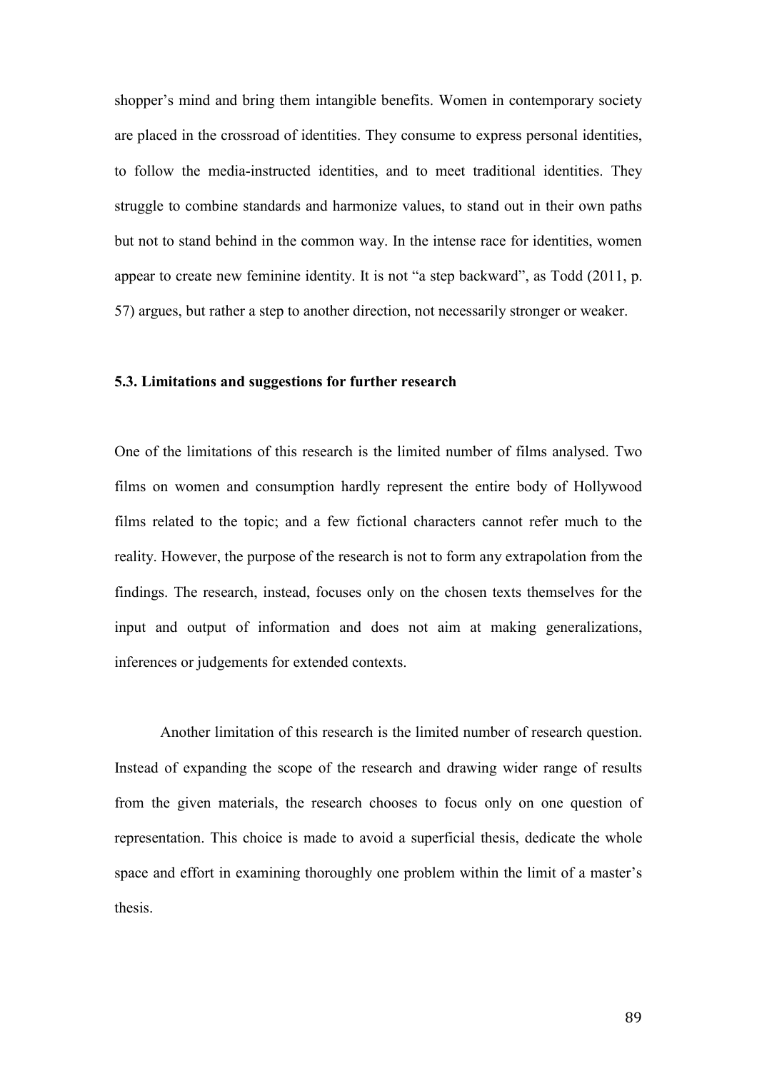shopper's mind and bring them intangible benefits. Women in contemporary society are placed in the crossroad of identities. They consume to express personal identities, to follow the media-instructed identities, and to meet traditional identities. They struggle to combine standards and harmonize values, to stand out in their own paths but not to stand behind in the common way. In the intense race for identities, women appear to create new feminine identity. It is not "a step backward", as Todd (2011, p. 57) argues, but rather a step to another direction, not necessarily stronger or weaker.

### 5.3. Limitations and suggestions for further research

One of the limitations of this research is the limited number of films analysed. Two films on women and consumption hardly represent the entire body of Hollywood films related to the topic; and a few fictional characters cannot refer much to the reality. However, the purpose of the research is not to form any extrapolation from the findings. The research, instead, focuses only on the chosen texts themselves for the input and output of information and does not aim at making generalizations, inferences or judgements for extended contexts.

Another limitation of this research is the limited number of research question. Instead of expanding the scope of the research and drawing wider range of results from the given materials, the research chooses to focus only on one question of representation. This choice is made to avoid a superficial thesis, dedicate the whole space and effort in examining thoroughly one problem within the limit of a master's thesis.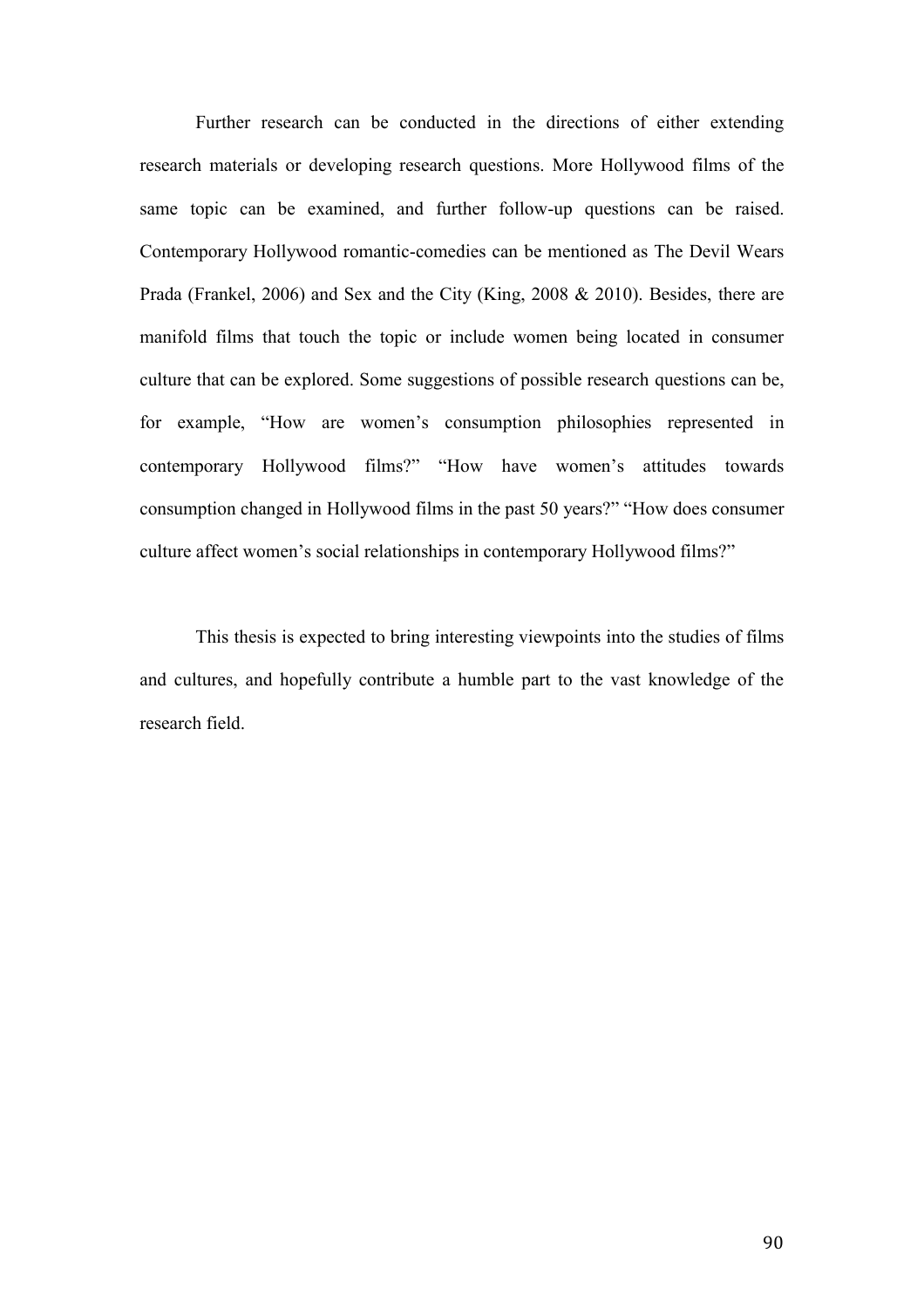Further research can be conducted in the directions of either extending research materials or developing research questions. More Hollywood films of the same topic can be examined, and further follow-up questions can be raised. Contemporary Hollywood romantic-comedies can be mentioned as The Devil Wears Prada (Frankel, 2006) and Sex and the City (King, 2008 & 2010). Besides, there are manifold films that touch the topic or include women being located in consumer culture that can be explored. Some suggestions of possible research questions can be, for example, "How are women's consumption philosophies represented in contemporary Hollywood films?" "How have women's attitudes towards consumption changed in Hollywood films in the past 50 years?" "How does consumer culture affect women's social relationships in contemporary Hollywood films?"

This thesis is expected to bring interesting viewpoints into the studies of films and cultures, and hopefully contribute a humble part to the vast knowledge of the research field.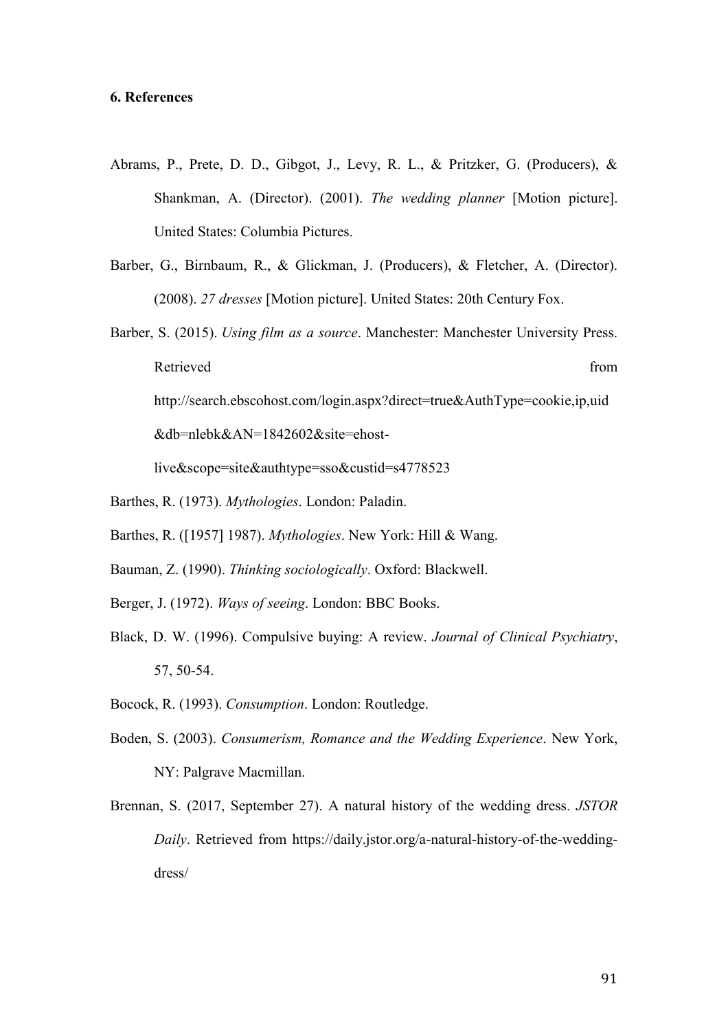## 6. References

Abrams, P., Prete, D. D., Gibgot, J., Levy, R. L., & Pritzker, G. (Producers), & Shankman, A. (Director). (2001). *The wedding planner* [Motion picture]. United States: Columbia Pictures.

Barber, G., Birnbaum, R., & Glickman, J. (Producers), & Fletcher, A. (Director). (2008). *27 dresses* [Motion picture]. United States: 20th Century Fox.

Barber, S. (2015). *Using film as a source*. Manchester: Manchester University Press. Retrieved from http://search.ebscohost.com/login.aspx?direct=true&AuthType=cookie,ip,uid&db=nlebk&AN=1842602&site=ehost-live&scope=site&authtype=sso&custid=s4778523

Barthes, R. (1973). *Mythologies*. London: Paladin.

Barthes, R. ([1957] 1987). *Mythologies*. New York: Hill & Wang.

Bauman, Z. (1990). *Thinking sociologically*. Oxford: Blackwell.

Berger, J. (1972). *Ways of seeing*. London: BBC Books.

Black, D. W. (1996). Compulsive buying: A review. *Journal of Clinical Psychiatry*, 57, 50-54.

Bocock, R. (1993). *Consumption*. London: Routledge.

Boden, S. (2003). *Consumerism, Romance and the Wedding Experience*. New York, NY: Palgrave Macmillan.

Brennan, S. (2017, September 27). A natural history of the wedding dress. *JSTOR Daily*. Retrieved from https://daily.jstor.org/a-natural-history-of-the-wedding-dress/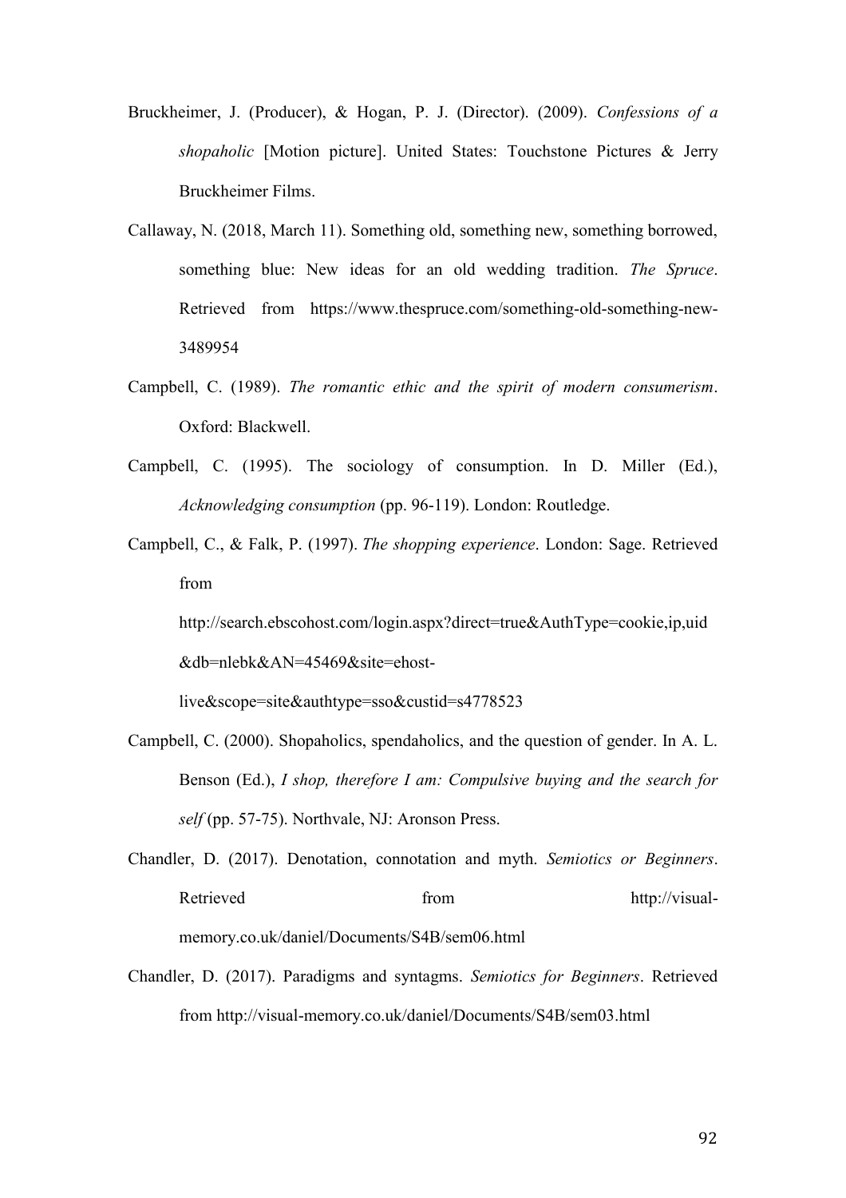Bruckheimer, J. (Producer), & Hogan, P. J. (Director). (2009). *Confessions of a shopaholic* [Motion picture]. United States: Touchstone Pictures & Jerry Bruckheimer Films.

Callaway, N. (2018, March 11). Something old, something new, something borrowed, something blue: New ideas for an old wedding tradition. *The Spruce*. Retrieved from https://www.thespruce.com/something-old-something-new-3489954

Campbell, C. (1989). *The romantic ethic and the spirit of modern consumerism*. Oxford: Blackwell.

Campbell, C. (1995). The sociology of consumption. In D. Miller (Ed.), *Acknowledging consumption* (pp. 96-119). London: Routledge.

Campbell, C., & Falk, P. (1997). *The shopping experience*. London: Sage. Retrieved from http://search.ebscohost.com/login.aspx?direct=true&AuthType=cookie,ip,uid&db=nlebk&AN=45469&site=ehost-live&scope=site&authtype=sso&custid=s4778523

Campbell, C. (2000). Shopaholics, spendaholics, and the question of gender. In A. L. Benson (Ed.), *I shop, therefore I am: Compulsive buying and the search for self* (pp. 57-75). Northvale, NJ: Aronson Press.

Chandler, D. (2017). Denotation, connotation and myth. *Semiotics or Beginners*. Retrieved from http://visual-memory.co.uk/daniel/Documents/S4B/sem06.html

Chandler, D. (2017). Paradigms and syntagms. *Semiotics for Beginners*. Retrieved from http://visual-memory.co.uk/daniel/Documents/S4B/sem03.html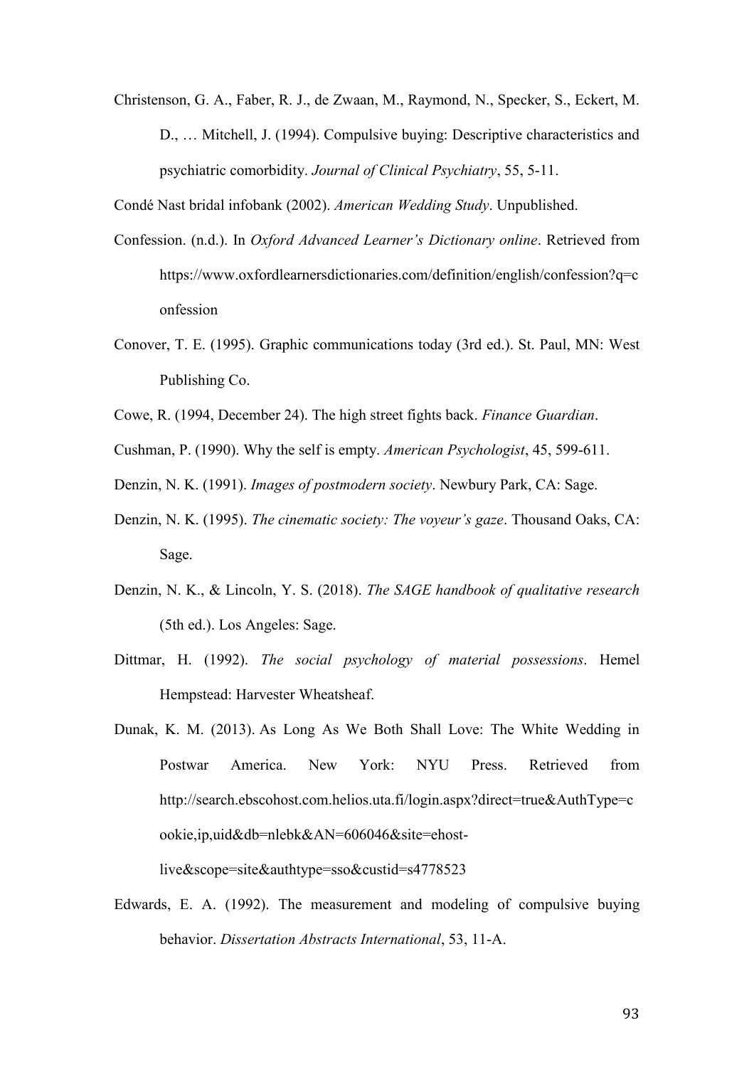Christenson, G. A., Faber, R. J., de Zwaan, M., Raymond, N., Specker, S., Eckert, M. D., … Mitchell, J. (1994). Compulsive buying: Descriptive characteristics and psychiatric comorbidity. *Journal of Clinical Psychiatry*, 55, 5-11.

Condé Nast bridal infobank (2002). *American Wedding Study*. Unpublished.

Confession. (n.d.). In *Oxford Advanced Learner's Dictionary online*. Retrieved from https://www.oxfordlearnersdictionaries.com/definition/english/confession?q=confession

Conover, T. E. (1995). Graphic communications today (3rd ed.). St. Paul, MN: West Publishing Co.

Cowe, R. (1994, December 24). The high street fights back. *Finance Guardian*.

Cushman, P. (1990). Why the self is empty. *American Psychologist*, 45, 599-611.

Denzin, N. K. (1991). *Images of postmodern society*. Newbury Park, CA: Sage.

Denzin, N. K. (1995). *The cinematic society: The voyeur's gaze*. Thousand Oaks, CA: Sage.

Denzin, N. K., & Lincoln, Y. S. (2018). *The SAGE handbook of qualitative research* (5th ed.). Los Angeles: Sage.

Dittmar, H. (1992). *The social psychology of material possessions*. Hemel Hempstead: Harvester Wheatsheaf.

Dunak, K. M. (2013). As Long As We Both Shall Love: The White Wedding in Postwar America. New York: NYU Press. Retrieved from http://search.ebscohost.com.helios.uta.fi/login.aspx?direct=true&AuthType=cookie,ip,uid&db=nlebk&AN=606046&site=ehost-live&scope=site&authtype=sso&custid=s4778523

Edwards, E. A. (1992). The measurement and modeling of compulsive buying behavior. *Dissertation Abstracts International*, 53, 11-A.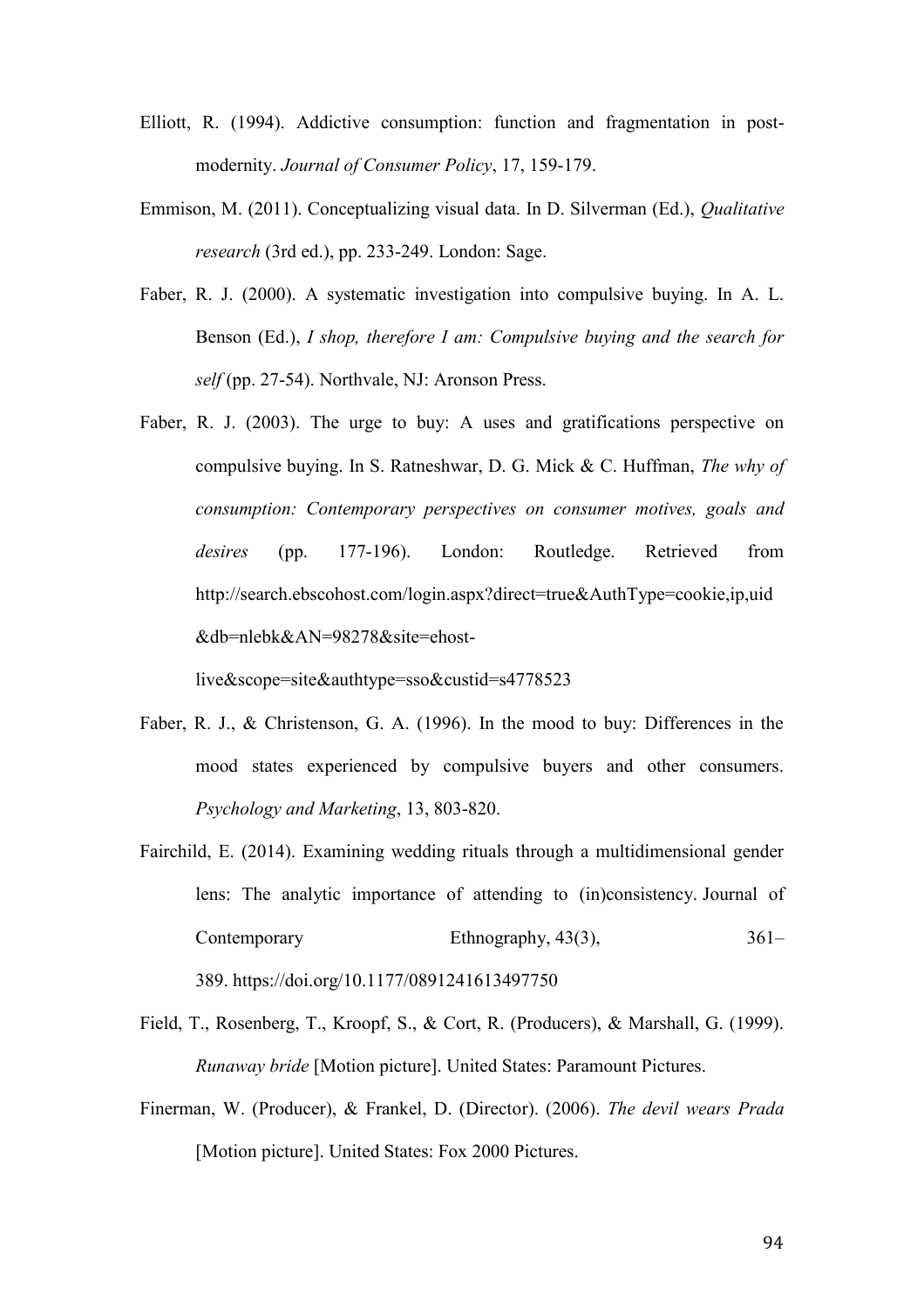Elliott, R. (1994). Addictive consumption: function and fragmentation in post-modernity. *Journal of Consumer Policy*, 17, 159-179.

Emmison, M. (2011). Conceptualizing visual data. In D. Silverman (Ed.), *Qualitative research* (3rd ed.), pp. 233-249. London: Sage.

Faber, R. J. (2000). A systematic investigation into compulsive buying. In A. L. Benson (Ed.), *I shop, therefore I am: Compulsive buying and the search for self* (pp. 27-54). Northvale, NJ: Aronson Press.

Faber, R. J. (2003). The urge to buy: A uses and gratifications perspective on compulsive buying. In S. Ratneshwar, D. G. Mick & C. Huffman, *The why of consumption: Contemporary perspectives on consumer motives, goals and desires* (pp. 177-196). London: Routledge. Retrieved from http://search.ebscohost.com/login.aspx?direct=true&AuthType=cookie,ip,uid&db=nlebk&AN=98278&site=ehost-live&scope=site&authtype=sso&custid=s4778523

Faber, R. J., & Christenson, G. A. (1996). In the mood to buy: Differences in the mood states experienced by compulsive buyers and other consumers. *Psychology and Marketing*, 13, 803-820.

Fairchild, E. (2014). Examining wedding rituals through a multidimensional gender lens: The analytic importance of attending to (in)consistency. Journal of Contemporary Ethnography, 43(3), 361–389. https://doi.org/10.1177/0891241613497750

Field, T., Rosenberg, T., Kroopf, S., & Cort, R. (Producers), & Marshall, G. (1999). *Runaway bride* [Motion picture]. United States: Paramount Pictures.

Finerman, W. (Producer), & Frankel, D. (Director). (2006). *The devil wears Prada* [Motion picture]. United States: Fox 2000 Pictures.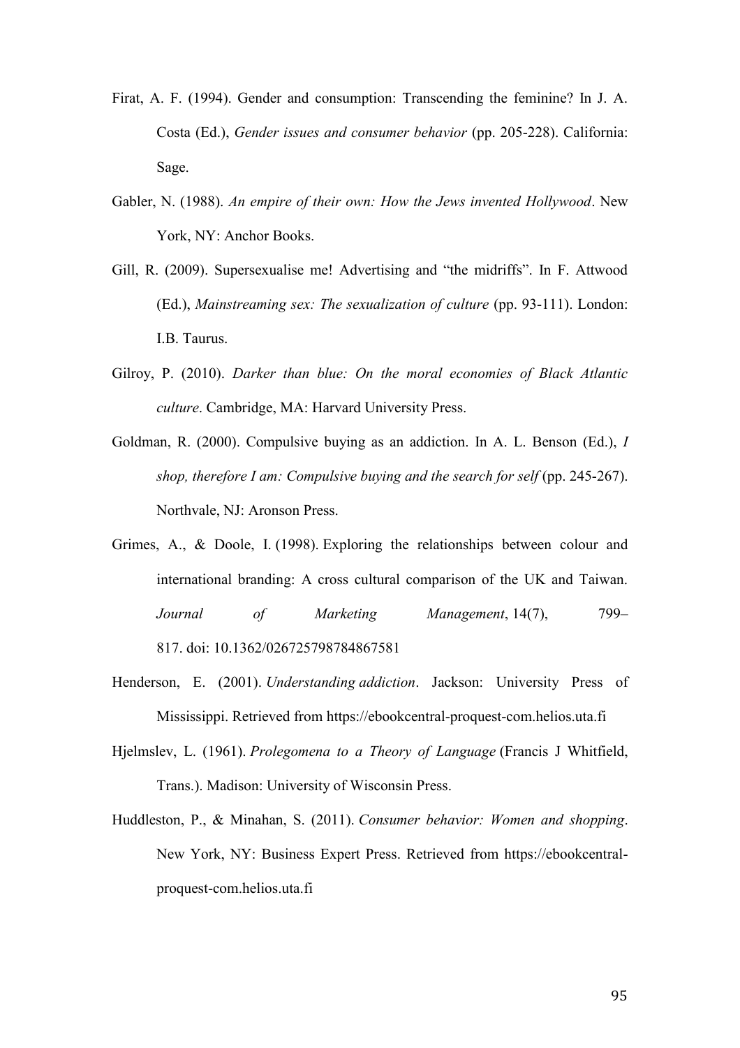Firat, A. F. (1994). Gender and consumption: Transcending the feminine? In J. A. Costa (Ed.), *Gender issues and consumer behavior* (pp. 205-228). California: Sage.

Gabler, N. (1988). *An empire of their own: How the Jews invented Hollywood*. New York, NY: Anchor Books.

Gill, R. (2009). Supersexualise me! Advertising and "the midriffs". In F. Attwood (Ed.), *Mainstreaming sex: The sexualization of culture* (pp. 93-111). London: I.B. Taurus.

Gilroy, P. (2010). *Darker than blue: On the moral economies of Black Atlantic culture*. Cambridge, MA: Harvard University Press.

Goldman, R. (2000). Compulsive buying as an addiction. In A. L. Benson (Ed.), *I shop, therefore I am: Compulsive buying and the search for self* (pp. 245-267). Northvale, NJ: Aronson Press.

Grimes, A., & Doole, I. (1998). Exploring the relationships between colour and international branding: A cross cultural comparison of the UK and Taiwan. *Journal of Marketing Management*, 14(7), 799–817. doi: 10.1362/026725798784867581

Henderson, E. (2001). *Understanding addiction*. Jackson: University Press of Mississippi. Retrieved from https://ebookcentral-proquest-com.helios.uta.fi

Hjelmslev, L. (1961). *Prolegomena to a Theory of Language* (Francis J Whitfield, Trans.). Madison: University of Wisconsin Press.

Huddleston, P., & Minahan, S. (2011). *Consumer behavior: Women and shopping*. New York, NY: Business Expert Press. Retrieved from https://ebookcentral-proquest-com.helios.uta.fi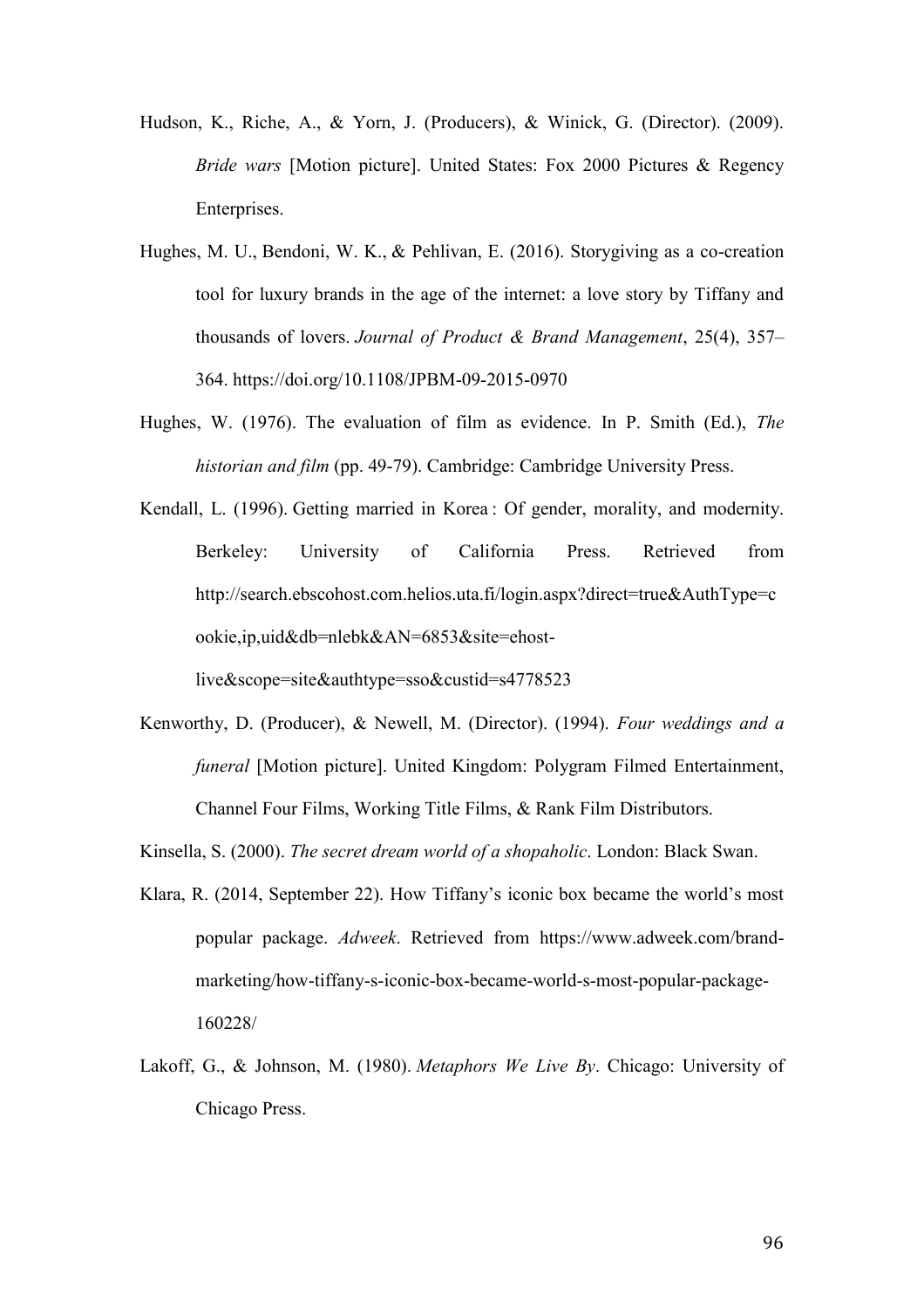Hudson, K., Riche, A., & Yorn, J. (Producers), & Winick, G. (Director). (2009). *Bride wars* [Motion picture]. United States: Fox 2000 Pictures & Regency Enterprises.

Hughes, M. U., Bendoni, W. K., & Pehlivan, E. (2016). Storygiving as a co-creation tool for luxury brands in the age of the internet: a love story by Tiffany and thousands of lovers. *Journal of Product & Brand Management*, 25(4), 357–364. https://doi.org/10.1108/JPBM-09-2015-0970

Hughes, W. (1976). The evaluation of film as evidence. In P. Smith (Ed.), *The historian and film* (pp. 49-79). Cambridge: Cambridge University Press.

Kendall, L. (1996). Getting married in Korea : Of gender, morality, and modernity. Berkeley: University of California Press. Retrieved from http://search.ebscohost.com.helios.uta.fi/login.aspx?direct=true&AuthType=cookie,ip,uid&db=nlebk&AN=6853&site=ehost-live&scope=site&authtype=sso&custid=s4778523

Kenworthy, D. (Producer), & Newell, M. (Director). (1994). *Four weddings and a funeral* [Motion picture]. United Kingdom: Polygram Filmed Entertainment, Channel Four Films, Working Title Films, & Rank Film Distributors.

Kinsella, S. (2000). *The secret dream world of a shopaholic*. London: Black Swan.

Klara, R. (2014, September 22). How Tiffany's iconic box became the world's most popular package. *Adweek*. Retrieved from https://www.adweek.com/brand-marketing/how-tiffany-s-iconic-box-became-world-s-most-popular-package-160228/

Lakoff, G., & Johnson, M. (1980). *Metaphors We Live By*. Chicago: University of Chicago Press.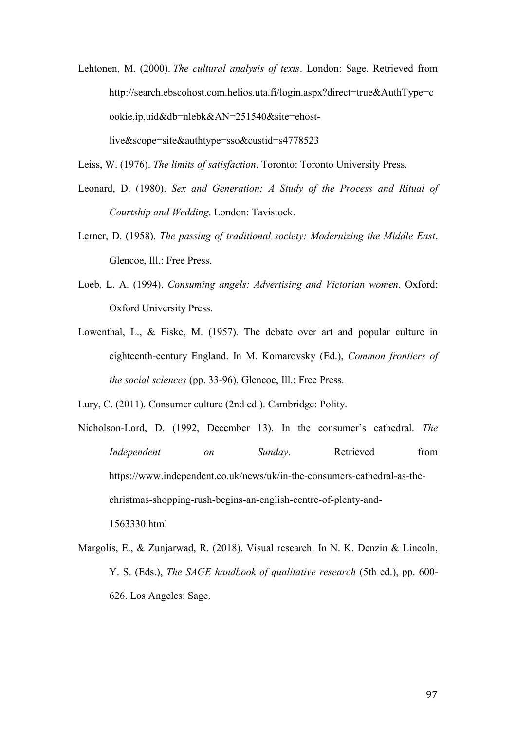Lehtonen, M. (2000). *The cultural analysis of texts*. London: Sage. Retrieved from http://search.ebscohost.com.helios.uta.fi/login.aspx?direct=true&AuthType=cookie,ip,uid&db=nlebk&AN=251540&site=ehost-live&scope=site&authtype=sso&custid=s4778523

Leiss, W. (1976). *The limits of satisfaction*. Toronto: Toronto University Press.

Leonard, D. (1980). *Sex and Generation: A Study of the Process and Ritual of Courtship and Wedding*. London: Tavistock.

Lerner, D. (1958). *The passing of traditional society: Modernizing the Middle East*. Glencoe, Ill.: Free Press.

Loeb, L. A. (1994). *Consuming angels: Advertising and Victorian women*. Oxford: Oxford University Press.

Lowenthal, L., & Fiske, M. (1957). The debate over art and popular culture in eighteenth-century England. In M. Komarovsky (Ed.), *Common frontiers of the social sciences* (pp. 33-96). Glencoe, Ill.: Free Press.

Lury, C. (2011). Consumer culture (2nd ed.). Cambridge: Polity.

Nicholson-Lord, D. (1992, December 13). In the consumer's cathedral. *The Independent on Sunday*. Retrieved from https://www.independent.co.uk/news/uk/in-the-consumers-cathedral-as-the-christmas-shopping-rush-begins-an-english-centre-of-plenty-and-1563330.html

Margolis, E., & Zunjarwad, R. (2018). Visual research. In N. K. Denzin & Lincoln, Y. S. (Eds.), *The SAGE handbook of qualitative research* (5th ed.), pp. 600-626. Los Angeles: Sage.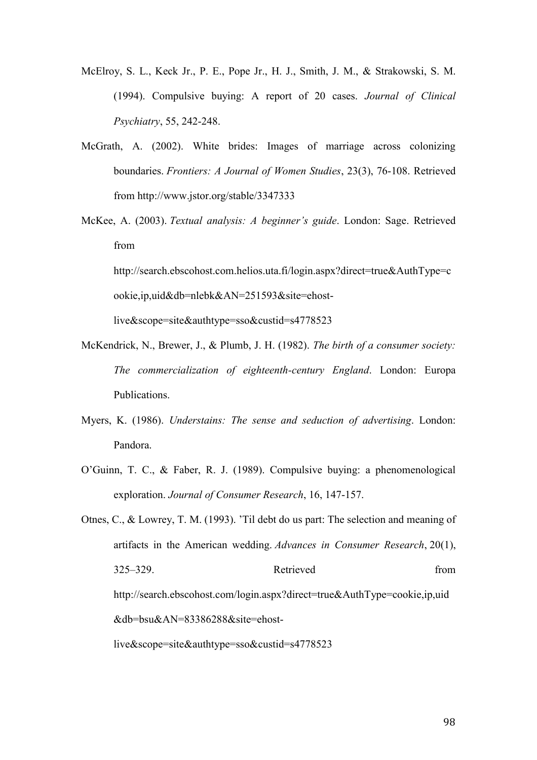McElroy, S. L., Keck Jr., P. E., Pope Jr., H. J., Smith, J. M., & Strakowski, S. M. (1994). Compulsive buying: A report of 20 cases. *Journal of Clinical Psychiatry*, 55, 242-248.

McGrath, A. (2002). White brides: Images of marriage across colonizing boundaries. *Frontiers: A Journal of Women Studies*, 23(3), 76-108. Retrieved from http://www.jstor.org/stable/3347333

McKee, A. (2003). *Textual analysis: A beginner's guide*. London: Sage. Retrieved from http://search.ebscohost.com.helios.uta.fi/login.aspx?direct=true&AuthType=cookie,ip,uid&db=nlebk&AN=251593&site=ehost-live&scope=site&authtype=sso&custid=s4778523

McKendrick, N., Brewer, J., & Plumb, J. H. (1982). *The birth of a consumer society: The commercialization of eighteenth-century England*. London: Europa Publications.

Myers, K. (1986). *Understains: The sense and seduction of advertising*. London: Pandora.

O'Guinn, T. C., & Faber, R. J. (1989). Compulsive buying: a phenomenological exploration. *Journal of Consumer Research*, 16, 147-157.

Otnes, C., & Lowrey, T. M. (1993). 'Til debt do us part: The selection and meaning of artifacts in the American wedding. *Advances in Consumer Research*, 20(1), 325–329. Retrieved from http://search.ebscohost.com/login.aspx?direct=true&AuthType=cookie,ip,uid&db=bsu&AN=83386288&site=ehost-live&scope=site&authtype=sso&custid=s4778523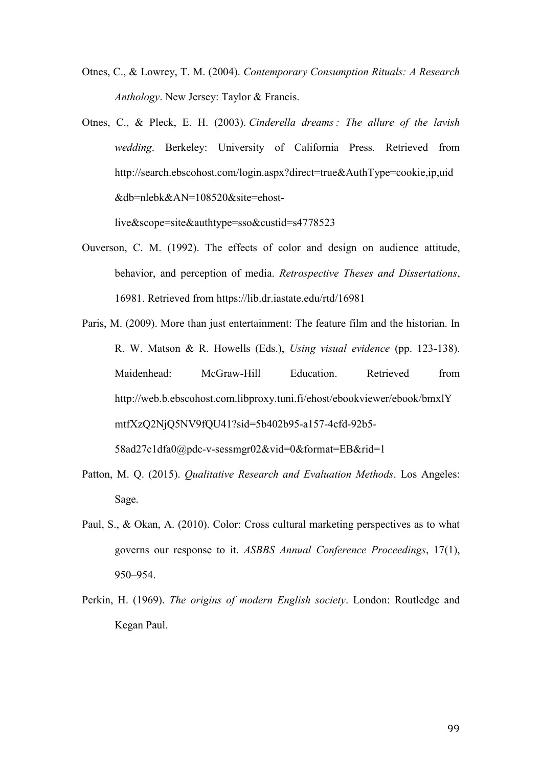Otnes, C., & Lowrey, T. M. (2004). *Contemporary Consumption Rituals: A Research Anthology*. New Jersey: Taylor & Francis.

Otnes, C., & Pleck, E. H. (2003). *Cinderella dreams : The allure of the lavish wedding*. Berkeley: University of California Press. Retrieved from http://search.ebscohost.com/login.aspx?direct=true&AuthType=cookie,ip,uid&db=nlebk&AN=108520&site=ehost-live&scope=site&authtype=sso&custid=s4778523

Ouverson, C. M. (1992). The effects of color and design on audience attitude, behavior, and perception of media. *Retrospective Theses and Dissertations*, 16981. Retrieved from https://lib.dr.iastate.edu/rtd/16981

Paris, M. (2009). More than just entertainment: The feature film and the historian. In R. W. Matson & R. Howells (Eds.), *Using visual evidence* (pp. 123-138). Maidenhead: McGraw-Hill Education. Retrieved from http://web.b.ebscohost.com.libproxy.tuni.fi/ehost/ebookviewer/ebook/bmxlYmtfXzQ2NjQ5NV9fQU41?sid=5b402b95-a157-4cfd-92b5-58ad27c1dfa0@pdc-v-sessmgr02&vid=0&format=EB&rid=1

Patton, M. Q. (2015). *Qualitative Research and Evaluation Methods*. Los Angeles: Sage.

Paul, S., & Okan, A. (2010). Color: Cross cultural marketing perspectives as to what governs our response to it. *ASBBS Annual Conference Proceedings*, 17(1), 950–954.

Perkin, H. (1969). *The origins of modern English society*. London: Routledge and Kegan Paul.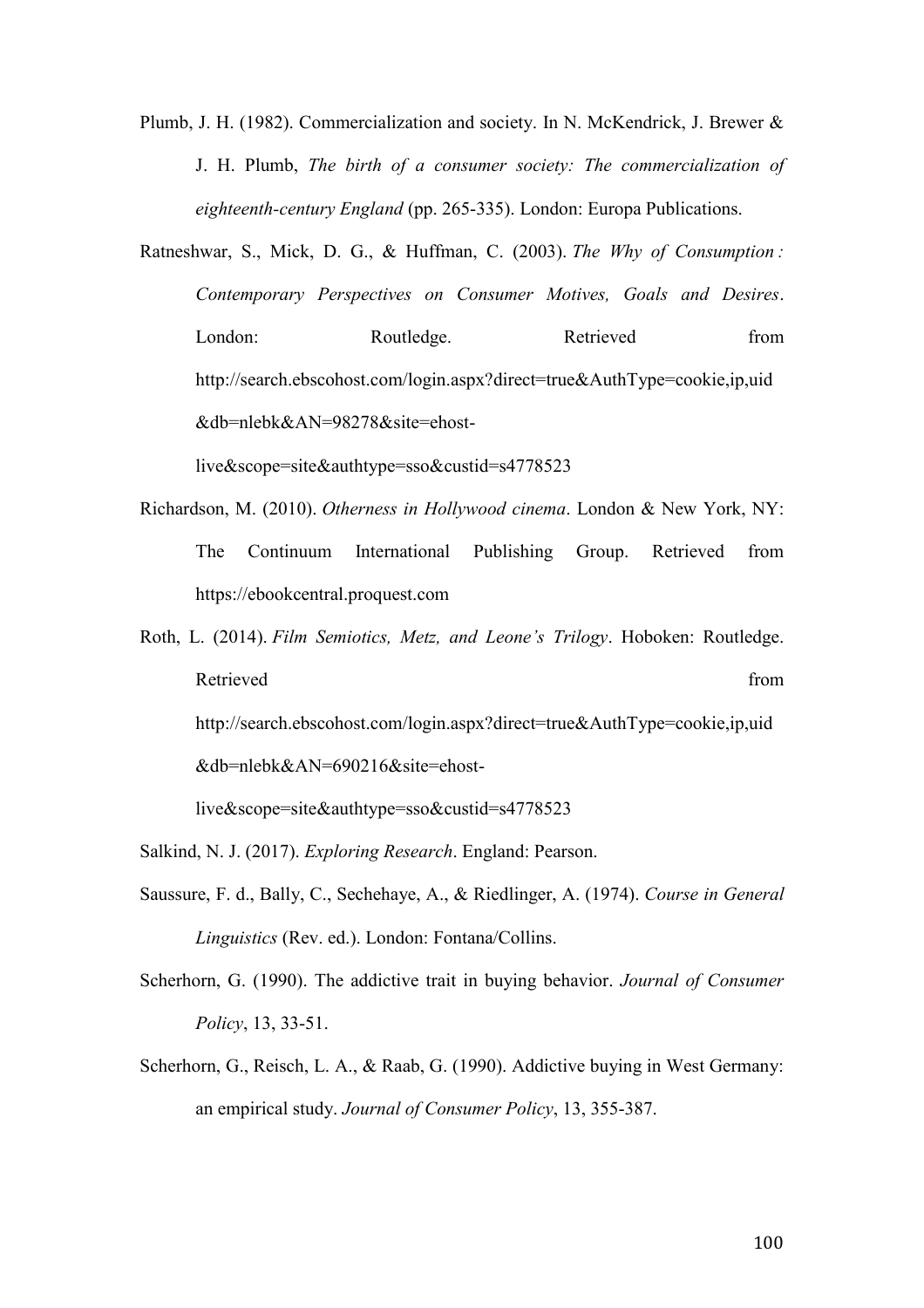Plumb, J. H. (1982). Commercialization and society. In N. McKendrick, J. Brewer & J. H. Plumb, *The birth of a consumer society: The commercialization of eighteenth-century England* (pp. 265-335). London: Europa Publications.

Ratneshwar, S., Mick, D. G., & Huffman, C. (2003). *The Why of Consumption : Contemporary Perspectives on Consumer Motives, Goals and Desires*. London: Routledge. Retrieved from http://search.ebscohost.com/login.aspx?direct=true&AuthType=cookie,ip,uid&db=nlebk&AN=98278&site=ehost-live&scope=site&authtype=sso&custid=s4778523

Richardson, M. (2010). *Otherness in Hollywood cinema*. London & New York, NY: The Continuum International Publishing Group. Retrieved from https://ebookcentral.proquest.com

Roth, L. (2014). *Film Semiotics, Metz, and Leone's Trilogy*. Hoboken: Routledge. Retrieved from http://search.ebscohost.com/login.aspx?direct=true&AuthType=cookie,ip,uid&db=nlebk&AN=690216&site=ehost-live&scope=site&authtype=sso&custid=s4778523

Salkind, N. J. (2017). *Exploring Research*. England: Pearson.

Saussure, F. d., Bally, C., Sechehaye, A., & Riedlinger, A. (1974). *Course in General Linguistics* (Rev. ed.). London: Fontana/Collins.

Scherhorn, G. (1990). The addictive trait in buying behavior. *Journal of Consumer Policy*, 13, 33-51.

Scherhorn, G., Reisch, L. A., & Raab, G. (1990). Addictive buying in West Germany: an empirical study. *Journal of Consumer Policy*, 13, 355-387.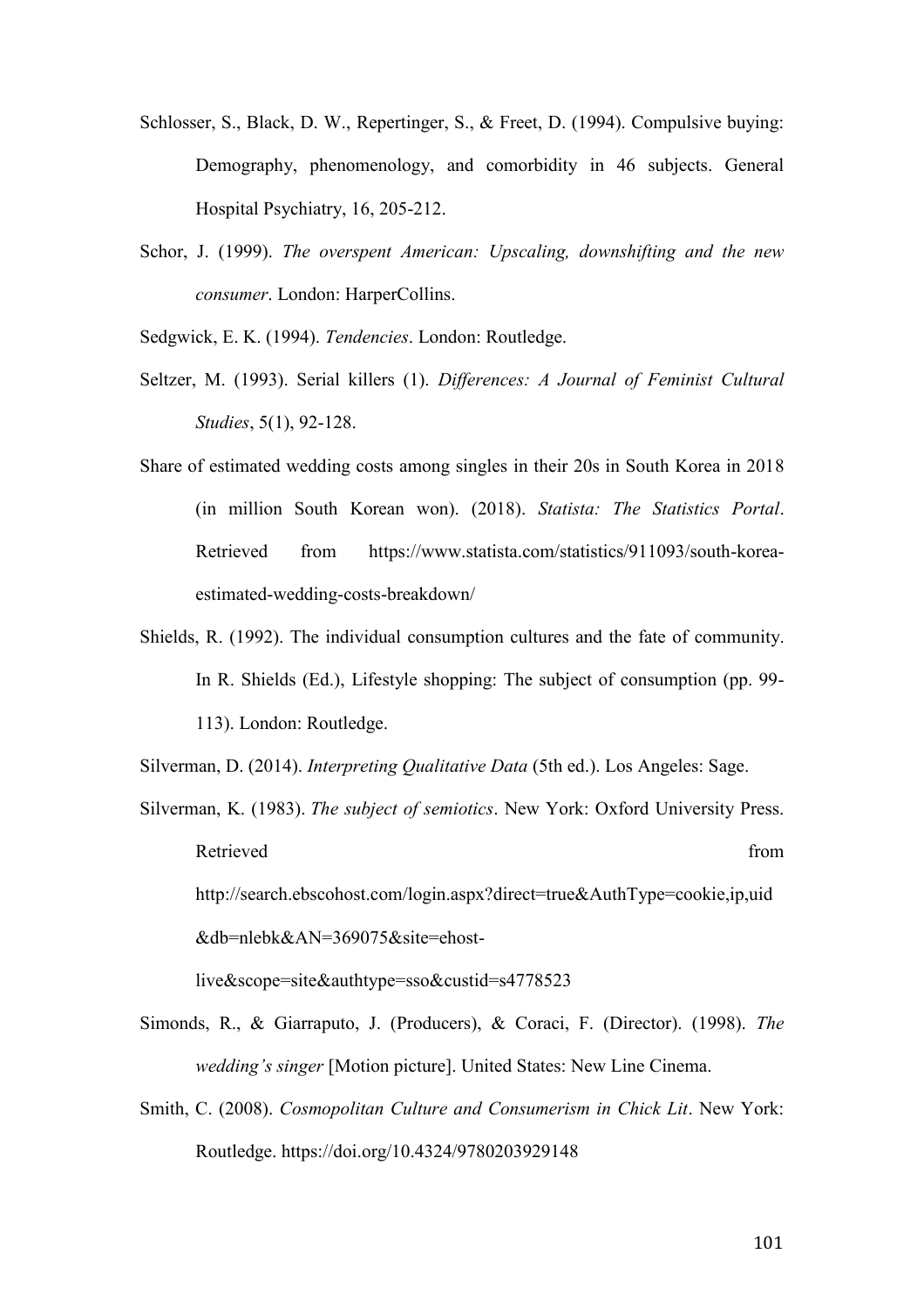Schlosser, S., Black, D. W., Repertinger, S., & Freet, D. (1994). Compulsive buying: Demography, phenomenology, and comorbidity in 46 subjects. General Hospital Psychiatry, 16, 205-212.

Schor, J. (1999). *The overspent American: Upscaling, downshifting and the new consumer*. London: HarperCollins.

Sedgwick, E. K. (1994). *Tendencies*. London: Routledge.

Seltzer, M. (1993). Serial killers (1). *Differences: A Journal of Feminist Cultural Studies*, 5(1), 92-128.

Share of estimated wedding costs among singles in their 20s in South Korea in 2018 (in million South Korean won). (2018). *Statista: The Statistics Portal*. Retrieved from https://www.statista.com/statistics/911093/south-korea-estimated-wedding-costs-breakdown/

Shields, R. (1992). The individual consumption cultures and the fate of community. In R. Shields (Ed.), Lifestyle shopping: The subject of consumption (pp. 99-113). London: Routledge.

Silverman, D. (2014). *Interpreting Qualitative Data* (5th ed.). Los Angeles: Sage.

Silverman, K. (1983). *The subject of semiotics*. New York: Oxford University Press. Retrieved from http://search.ebscohost.com/login.aspx?direct=true&AuthType=cookie,ip,uid&db=nlebk&AN=369075&site=ehost-live&scope=site&authtype=sso&custid=s4778523

Simonds, R., & Giarraputo, J. (Producers), & Coraci, F. (Director). (1998). *The wedding's singer* [Motion picture]. United States: New Line Cinema.

Smith, C. (2008). *Cosmopolitan Culture and Consumerism in Chick Lit*. New York: Routledge. https://doi.org/10.4324/9780203929148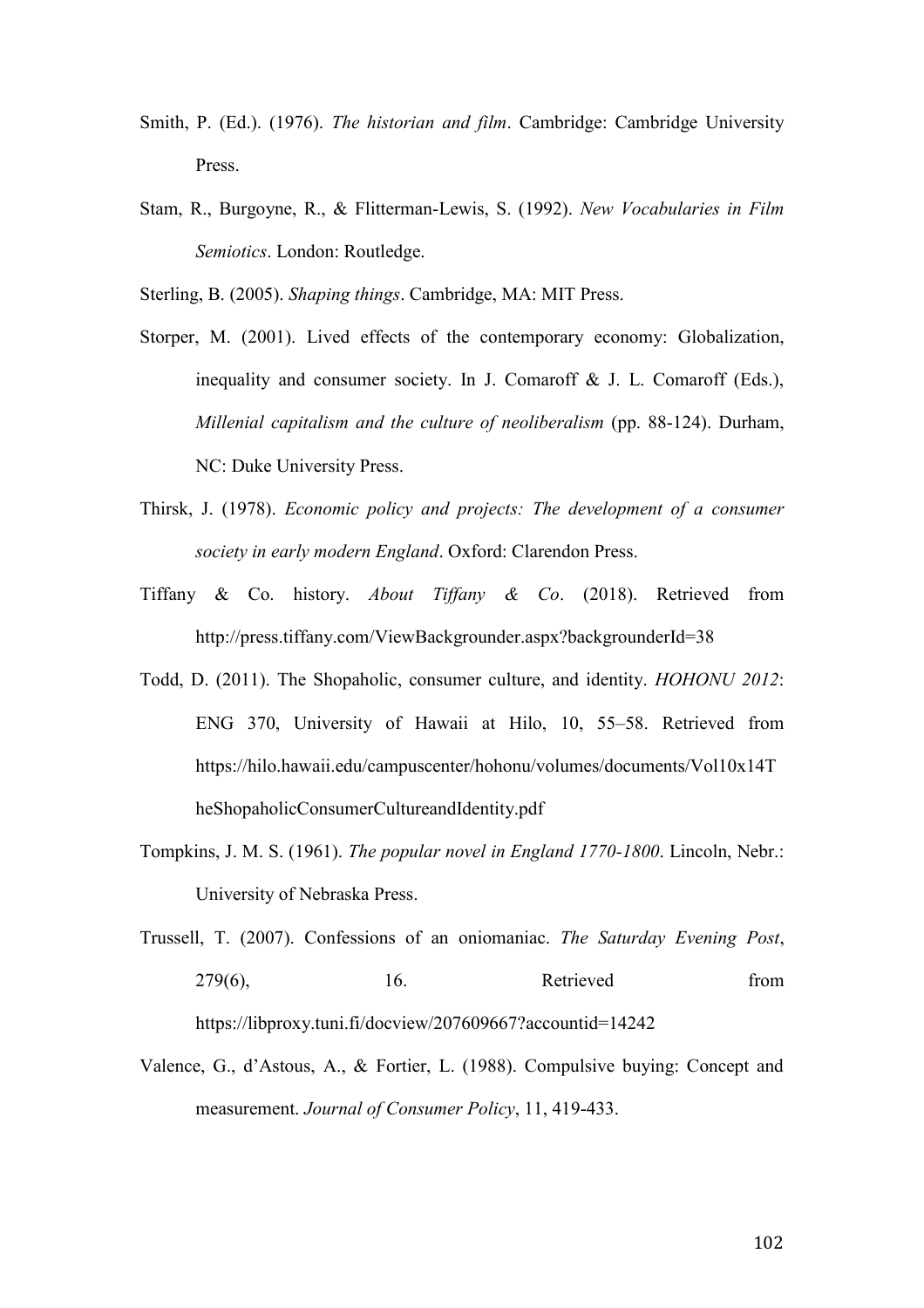Smith, P. (Ed.). (1976). *The historian and film*. Cambridge: Cambridge University Press.

Stam, R., Burgoyne, R., & Flitterman-Lewis, S. (1992). *New Vocabularies in Film Semiotics*. London: Routledge.

Sterling, B. (2005). *Shaping things*. Cambridge, MA: MIT Press.

Storper, M. (2001). Lived effects of the contemporary economy: Globalization, inequality and consumer society. In J. Comaroff & J. L. Comaroff (Eds.), *Millenial capitalism and the culture of neoliberalism* (pp. 88-124). Durham, NC: Duke University Press.

Thirsk, J. (1978). *Economic policy and projects: The development of a consumer society in early modern England*. Oxford: Clarendon Press.

Tiffany & Co. history. *About Tiffany & Co*. (2018). Retrieved from http://press.tiffany.com/ViewBackgrounder.aspx?backgrounderId=38

Todd, D. (2011). The Shopaholic, consumer culture, and identity. *HOHONU 2012*: ENG 370, University of Hawaii at Hilo, 10, 55–58. Retrieved from https://hilo.hawaii.edu/campuscenter/hohonu/volumes/documents/Vol10x14TheShopaholicConsumerCultureandIdentity.pdf

Tompkins, J. M. S. (1961). *The popular novel in England 1770-1800*. Lincoln, Nebr.: University of Nebraska Press.

Trussell, T. (2007). Confessions of an oniomaniac. *The Saturday Evening Post*, 279(6), 16. Retrieved from https://libproxy.tuni.fi/docview/207609667?accountid=14242

Valence, G., d'Astous, A., & Fortier, L. (1988). Compulsive buying: Concept and measurement. *Journal of Consumer Policy*, 11, 419-433.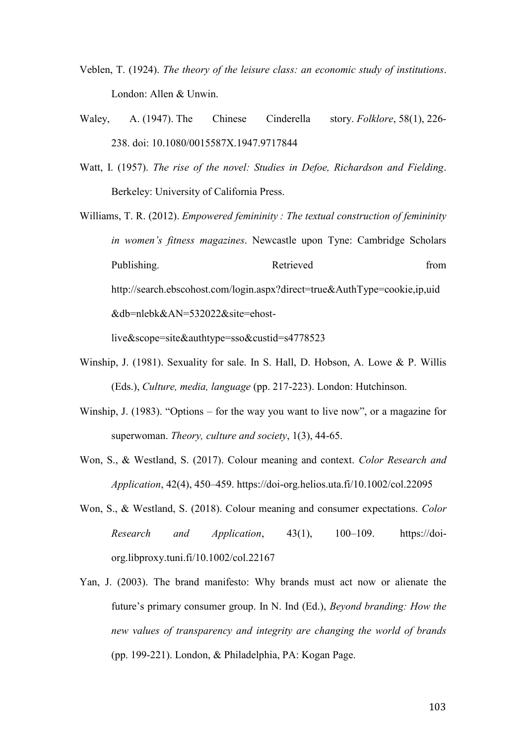Veblen, T. (1924). *The theory of the leisure class: an economic study of institutions*. London: Allen & Unwin.

Waley, A. (1947). The Chinese Cinderella story. *Folklore*, 58(1), 226-238. doi: 10.1080/0015587X.1947.9717844

Watt, I. (1957). *The rise of the novel: Studies in Defoe, Richardson and Fielding*. Berkeley: University of California Press.

Williams, T. R. (2012). *Empowered femininity : The textual construction of femininity in women's fitness magazines*. Newcastle upon Tyne: Cambridge Scholars Publishing. Retrieved from http://search.ebscohost.com/login.aspx?direct=true&AuthType=cookie,ip,uid&db=nlebk&AN=532022&site=ehost-live&scope=site&authtype=sso&custid=s4778523

Winship, J. (1981). Sexuality for sale. In S. Hall, D. Hobson, A. Lowe & P. Willis (Eds.), *Culture, media, language* (pp. 217-223). London: Hutchinson.

Winship, J. (1983). "Options – for the way you want to live now", or a magazine for superwoman. *Theory, culture and society*, 1(3), 44-65.

Won, S., & Westland, S. (2017). Colour meaning and context. *Color Research and Application*, 42(4), 450–459. https://doi-org.helios.uta.fi/10.1002/col.22095

Won, S., & Westland, S. (2018). Colour meaning and consumer expectations. *Color Research and Application*, 43(1), 100–109. https://doi-org.libproxy.tuni.fi/10.1002/col.22167

Yan, J. (2003). The brand manifesto: Why brands must act now or alienate the future's primary consumer group. In N. Ind (Ed.), *Beyond branding: How the new values of transparency and integrity are changing the world of brands* (pp. 199-221). London, & Philadelphia, PA: Kogan Page.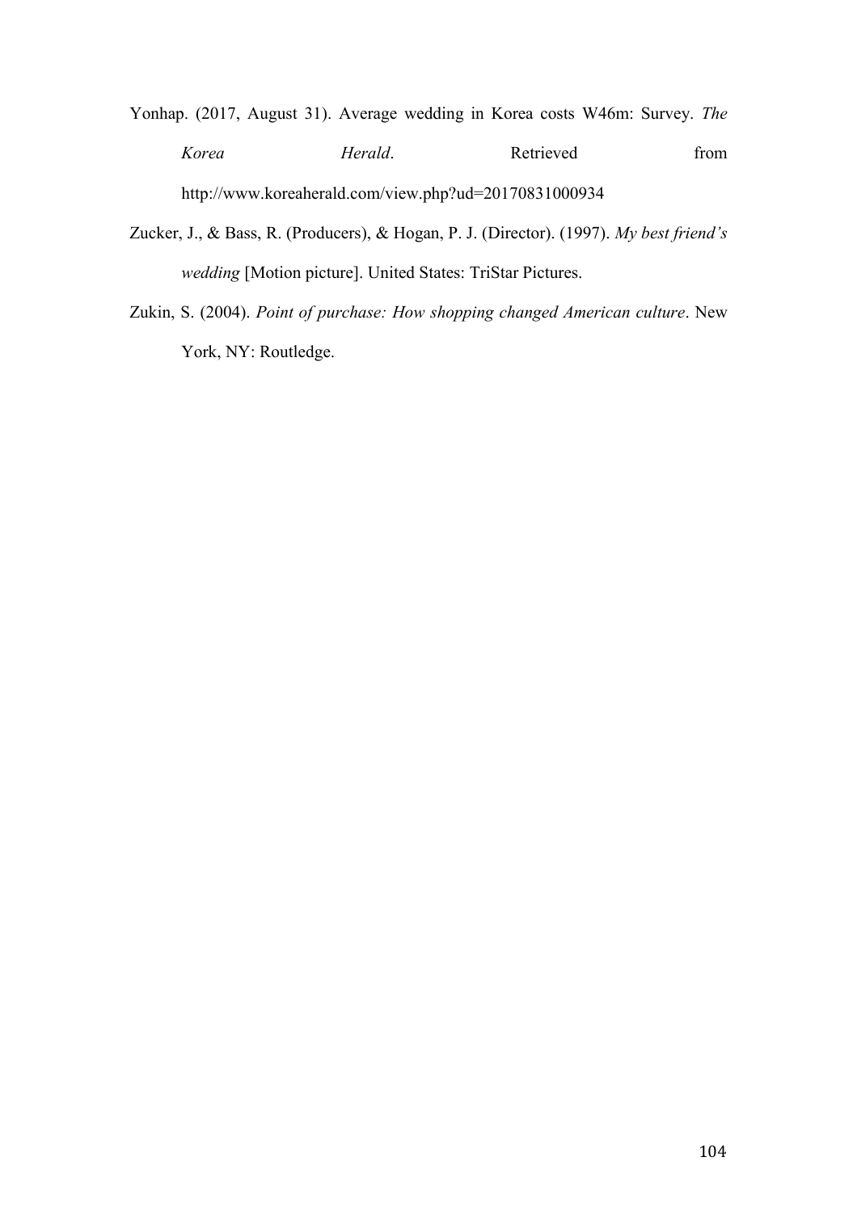Yonhap. (2017, August 31). Average wedding in Korea costs W46m: Survey. *The Korea Herald*. Retrieved from http://www.koreaherald.com/view.php?ud=20170831000934

Zucker, J., & Bass, R. (Producers), & Hogan, P. J. (Director). (1997). *My best friend's wedding* [Motion picture]. United States: TriStar Pictures.

Zukin, S. (2004). *Point of purchase: How shopping changed American culture*. New York, NY: Routledge.